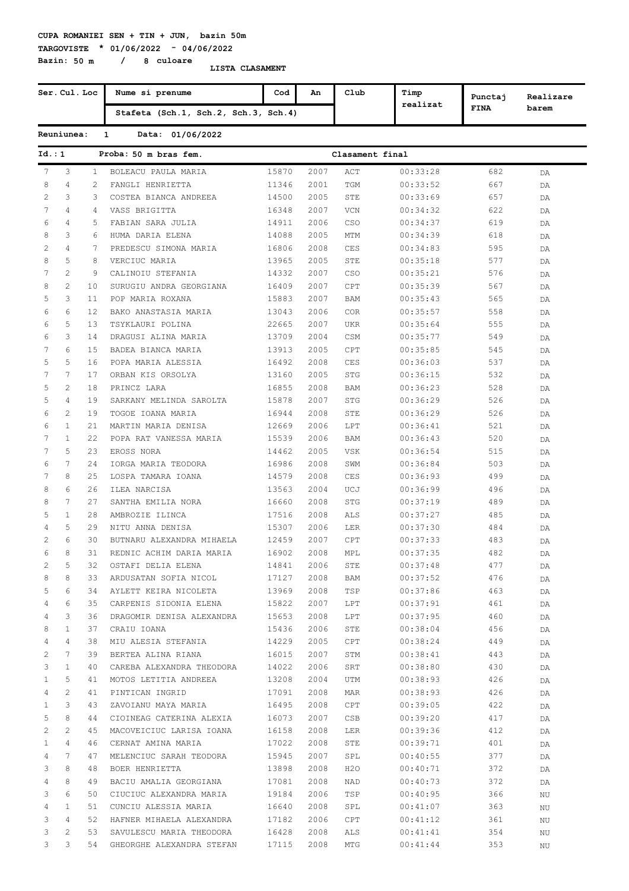**CUPA ROMANIEI SEN + TIN + JUN, bazin 50m**

**TARGOVISTE * 01/06/2022 - 04/06/2022**

**Bazin: 50 m / 8 culoare**

**LISTA CLASAMENT**

| Ser. | Cul. | Loc | Nume si prenume / Stafeta (Sch.1, Sch.2, Sch.3, Sch.4) | Cod | An | Club | Timp realizat | Punctaj FINA | Realizare barem |
|---|---|---|---|---|---|---|---|---|---|

**Reuniunea: 1 Data: 01/06/2022**

**Id.: 1 Proba: 50 m bras fem. Clasament final**

| Ser. | Cul. | Loc | Nume si prenume | Cod | An | Club | Timp realizat | Punctaj FINA | Realizare barem |
|---|---|---|---|---|---|---|---|---|---|
| 7 | 3 | 1 | BOLEACU PAULA MARIA | 15870 | 2007 | ACT | 00:33:28 | 682 | DA |
| 8 | 4 | 2 | FANGLI HENRIETTA | 11346 | 2001 | TGM | 00:33:52 | 667 | DA |
| 2 | 3 | 3 | COSTEA BIANCA ANDREEA | 14500 | 2005 | STE | 00:33:69 | 657 | DA |
| 7 | 4 | 4 | VASS BRIGITTA | 16348 | 2007 | VCN | 00:34:32 | 622 | DA |
| 6 | 4 | 5 | FABIAN SARA JULIA | 14911 | 2006 | CSO | 00:34:37 | 619 | DA |
| 8 | 3 | 6 | HUMA DARIA ELENA | 14088 | 2005 | MTM | 00:34:39 | 618 | DA |
| 2 | 4 | 7 | PREDESCU SIMONA MARIA | 16806 | 2008 | CES | 00:34:83 | 595 | DA |
| 8 | 5 | 8 | VERCIUC MARIA | 13965 | 2005 | STE | 00:35:18 | 577 | DA |
| 7 | 2 | 9 | CALINOIU STEFANIA | 14332 | 2007 | CSO | 00:35:21 | 576 | DA |
| 8 | 2 | 10 | SURUGIU ANDRA GEORGIANA | 16409 | 2007 | CPT | 00:35:39 | 567 | DA |
| 5 | 3 | 11 | POP MARIA ROXANA | 15883 | 2007 | BAM | 00:35:43 | 565 | DA |
| 6 | 6 | 12 | BAKO ANASTASIA MARIA | 13043 | 2006 | COR | 00:35:57 | 558 | DA |
| 6 | 5 | 13 | TSYKLAURI POLINA | 22665 | 2007 | UKR | 00:35:64 | 555 | DA |
| 6 | 3 | 14 | DRAGUSI ALINA MARIA | 13709 | 2004 | CSM | 00:35:77 | 549 | DA |
| 7 | 6 | 15 | BADEA BIANCA MARIA | 13913 | 2005 | CPT | 00:35:85 | 545 | DA |
| 5 | 5 | 16 | POPA MARIA ALESSIA | 16492 | 2008 | CES | 00:36:03 | 537 | DA |
| 7 | 7 | 17 | ORBAN KIS ORSOLYA | 13160 | 2005 | STG | 00:36:15 | 532 | DA |
| 5 | 2 | 18 | PRINCZ LARA | 16855 | 2008 | BAM | 00:36:23 | 528 | DA |
| 5 | 4 | 19 | SARKANY MELINDA SAROLTA | 15878 | 2007 | STG | 00:36:29 | 526 | DA |
| 6 | 2 | 19 | TOGOE IOANA MARIA | 16944 | 2008 | STE | 00:36:29 | 526 | DA |
| 6 | 1 | 21 | MARTIN MARIA DENISA | 12669 | 2006 | LPT | 00:36:41 | 521 | DA |
| 7 | 1 | 22 | POPA RAT VANESSA MARIA | 15539 | 2006 | BAM | 00:36:43 | 520 | DA |
| 7 | 5 | 23 | EROSS NORA | 14462 | 2005 | VSK | 00:36:54 | 515 | DA |
| 6 | 7 | 24 | IORGA MARIA TEODORA | 16986 | 2008 | SWM | 00:36:84 | 503 | DA |
| 7 | 8 | 25 | LOSPA TAMARA IOANA | 14579 | 2008 | CES | 00:36:93 | 499 | DA |
| 8 | 6 | 26 | ILEA NARCISA | 13563 | 2004 | UCJ | 00:36:99 | 496 | DA |
| 8 | 7 | 27 | SANTHA EMILIA NORA | 16660 | 2008 | STG | 00:37:19 | 489 | DA |
| 5 | 1 | 28 | AMBROZIE ILINCA | 17516 | 2008 | ALS | 00:37:27 | 485 | DA |
| 4 | 5 | 29 | NITU ANNA DENISA | 15307 | 2006 | LER | 00:37:30 | 484 | DA |
| 2 | 6 | 30 | BUTNARU ALEXANDRA MIHAELA | 12459 | 2007 | CPT | 00:37:33 | 483 | DA |
| 6 | 8 | 31 | REDNIC ACHIM DARIA MARIA | 16902 | 2008 | MPL | 00:37:35 | 482 | DA |
| 2 | 5 | 32 | OSTAFI DELIA ELENA | 14841 | 2006 | STE | 00:37:48 | 477 | DA |
| 8 | 8 | 33 | ARDUSATAN SOFIA NICOL | 17127 | 2008 | BAM | 00:37:52 | 476 | DA |
| 5 | 6 | 34 | AYLETT KEIRA NICOLETA | 13969 | 2008 | TSP | 00:37:86 | 463 | DA |
| 4 | 6 | 35 | CARPENIS SIDONIA ELENA | 15822 | 2007 | LPT | 00:37:91 | 461 | DA |
| 4 | 3 | 36 | DRAGOMIR DENISA ALEXANDRA | 15653 | 2008 | LPT | 00:37:95 | 460 | DA |
| 8 | 1 | 37 | CRAIU IOANA | 15436 | 2006 | STE | 00:38:04 | 456 | DA |
| 4 | 4 | 38 | MIU ALESIA STEFANIA | 14229 | 2005 | CPT | 00:38:24 | 449 | DA |
| 2 | 7 | 39 | BERTEA ALINA RIANA | 16015 | 2007 | STM | 00:38:41 | 443 | DA |
| 3 | 1 | 40 | CAREBA ALEXANDRA THEODORA | 14022 | 2006 | SRT | 00:38:80 | 430 | DA |
| 1 | 5 | 41 | MOTOS LETITIA ANDREEA | 13208 | 2004 | UTM | 00:38:93 | 426 | DA |
| 4 | 2 | 41 | PINTICAN INGRID | 17091 | 2008 | MAR | 00:38:93 | 426 | DA |
| 1 | 3 | 43 | ZAVOIANU MAYA MARIA | 16495 | 2008 | CPT | 00:39:05 | 422 | DA |
| 5 | 8 | 44 | CIOINEAG CATERINA ALEXIA | 16073 | 2007 | CSB | 00:39:20 | 417 | DA |
| 2 | 2 | 45 | MACOVEICIUC LARISA IOANA | 16158 | 2008 | LER | 00:39:36 | 412 | DA |
| 1 | 4 | 46 | CERNAT AMINA MARIA | 17022 | 2008 | STE | 00:39:71 | 401 | DA |
| 4 | 7 | 47 | MELENCIUC SARAH TEODORA | 15945 | 2007 | SPL | 00:40:55 | 377 | DA |
| 3 | 8 | 48 | BOER HENRIETTA | 13898 | 2008 | H2O | 00:40:71 | 372 | DA |
| 4 | 8 | 49 | BACIU AMALIA GEORGIANA | 17081 | 2008 | NAD | 00:40:73 | 372 | DA |
| 3 | 6 | 50 | CIUCIUC ALEXANDRA MARIA | 19184 | 2006 | TSP | 00:40:95 | 366 | NU |
| 4 | 1 | 51 | CUNCIU ALESSIA MARIA | 16640 | 2008 | SPL | 00:41:07 | 363 | NU |
| 3 | 4 | 52 | HAFNER MIHAELA ALEXANDRA | 17182 | 2006 | CPT | 00:41:12 | 361 | NU |
| 3 | 2 | 53 | SAVULESCU MARIA THEODORA | 16428 | 2008 | ALS | 00:41:41 | 354 | NU |
| 3 | 3 | 54 | GHEORGHE ALEXANDRA STEFAN | 17115 | 2008 | MTG | 00:41:44 | 353 | NU |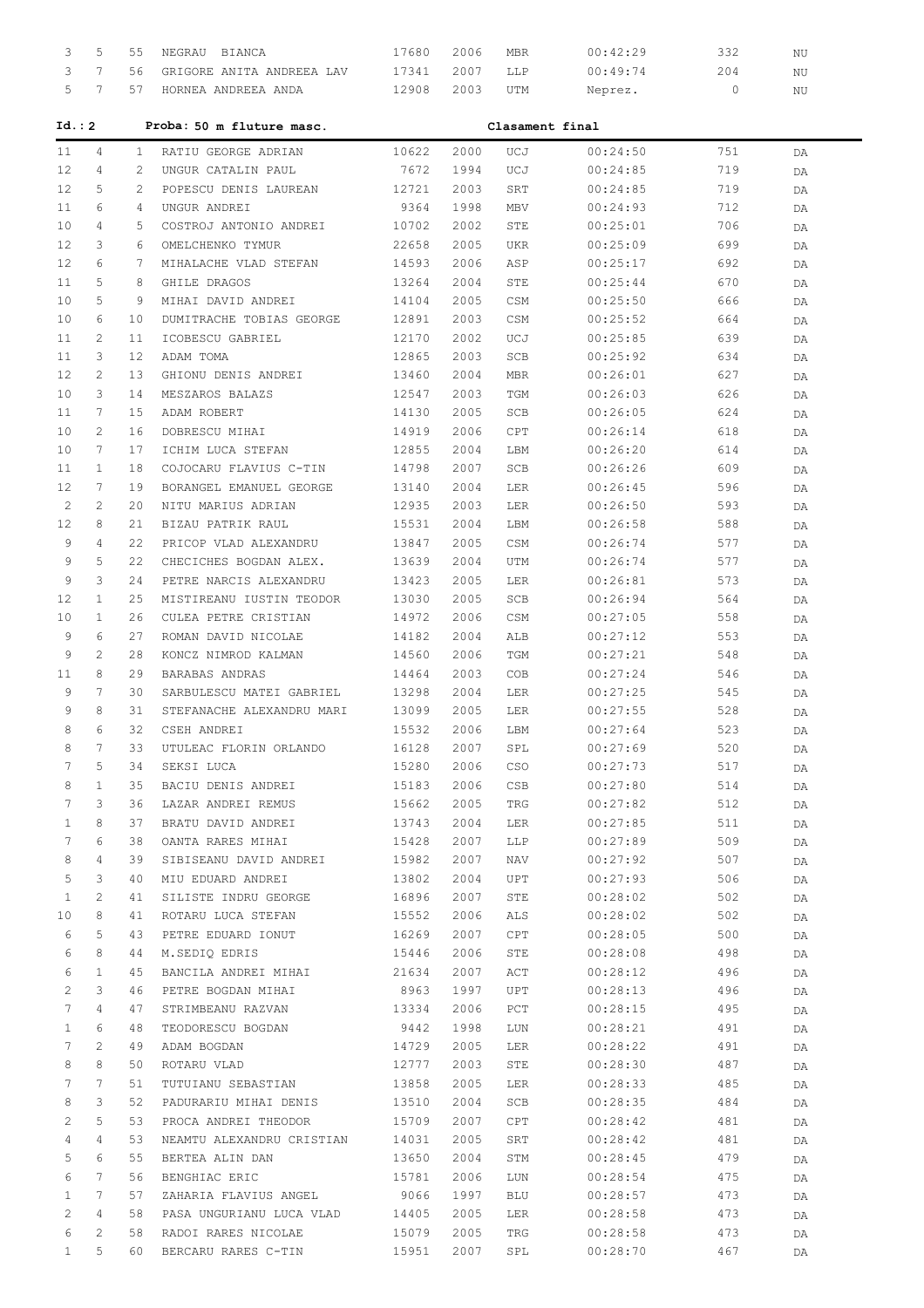| | | | | | | | | | |
|---|---|---|---|---|---|---|---|---|---|
| 3 | 5 | 55 | NEGRAU BIANCA | 17680 | 2006 | MBR | 00:42:29 | 332 | NU |
| 3 | 7 | 56 | GRIGORE ANITA ANDREEA LAV | 17341 | 2007 | LLP | 00:49:74 | 204 | NU |
| 5 | 7 | 57 | HORNEA ANDREEA ANDA | 12908 | 2003 | UTM | Neprez. | 0 | NU |

**Id.: 2 Proba: 50 m fluture masc. Clasament final**

| | | | | | | | | | |
|---|---|---|---|---|---|---|---|---|---|
| 11 | 4 | 1 | RATIU GEORGE ADRIAN | 10622 | 2000 | UCJ | 00:24:50 | 751 | DA |
| 12 | 4 | 2 | UNGUR CATALIN PAUL | 7672 | 1994 | UCJ | 00:24:85 | 719 | DA |
| 12 | 5 | 2 | POPESCU DENIS LAUREAN | 12721 | 2003 | SRT | 00:24:85 | 719 | DA |
| 11 | 6 | 4 | UNGUR ANDREI | 9364 | 1998 | MBV | 00:24:93 | 712 | DA |
| 10 | 4 | 5 | COSTROJ ANTONIO ANDREI | 10702 | 2002 | STE | 00:25:01 | 706 | DA |
| 12 | 3 | 6 | OMELCHENKO TYMUR | 22658 | 2005 | UKR | 00:25:09 | 699 | DA |
| 12 | 6 | 7 | MIHALACHE VLAD STEFAN | 14593 | 2006 | ASP | 00:25:17 | 692 | DA |
| 11 | 5 | 8 | GHILE DRAGOS | 13264 | 2004 | STE | 00:25:44 | 670 | DA |
| 10 | 5 | 9 | MIHAI DAVID ANDREI | 14104 | 2005 | CSM | 00:25:50 | 666 | DA |
| 10 | 6 | 10 | DUMITRACHE TOBIAS GEORGE | 12891 | 2003 | CSM | 00:25:52 | 664 | DA |
| 11 | 2 | 11 | ICOBESCU GABRIEL | 12170 | 2002 | UCJ | 00:25:85 | 639 | DA |
| 11 | 3 | 12 | ADAM TOMA | 12865 | 2003 | SCB | 00:25:92 | 634 | DA |
| 12 | 2 | 13 | GHIONU DENIS ANDREI | 13460 | 2004 | MBR | 00:26:01 | 627 | DA |
| 10 | 3 | 14 | MESZAROS BALAZS | 12547 | 2003 | TGM | 00:26:03 | 626 | DA |
| 11 | 7 | 15 | ADAM ROBERT | 14130 | 2005 | SCB | 00:26:05 | 624 | DA |
| 10 | 2 | 16 | DOBRESCU MIHAI | 14919 | 2006 | CPT | 00:26:14 | 618 | DA |
| 10 | 7 | 17 | ICHIM LUCA STEFAN | 12855 | 2004 | LBM | 00:26:20 | 614 | DA |
| 11 | 1 | 18 | COJOCARU FLAVIUS C-TIN | 14798 | 2007 | SCB | 00:26:26 | 609 | DA |
| 12 | 7 | 19 | BORANGEL EMANUEL GEORGE | 13140 | 2004 | LER | 00:26:45 | 596 | DA |
| 2 | 2 | 20 | NITU MARIUS ADRIAN | 12935 | 2003 | LER | 00:26:50 | 593 | DA |
| 12 | 8 | 21 | BIZAU PATRIK RAUL | 15531 | 2004 | LBM | 00:26:58 | 588 | DA |
| 9 | 4 | 22 | PRICOP VLAD ALEXANDRU | 13847 | 2005 | CSM | 00:26:74 | 577 | DA |
| 9 | 5 | 22 | CHECICHES BOGDAN ALEX. | 13639 | 2004 | UTM | 00:26:74 | 577 | DA |
| 9 | 3 | 24 | PETRE NARCIS ALEXANDRU | 13423 | 2005 | LER | 00:26:81 | 573 | DA |
| 12 | 1 | 25 | MISTIREANU IUSTIN TEODOR | 13030 | 2005 | SCB | 00:26:94 | 564 | DA |
| 10 | 1 | 26 | CULEA PETRE CRISTIAN | 14972 | 2006 | CSM | 00:27:05 | 558 | DA |
| 9 | 6 | 27 | ROMAN DAVID NICOLAE | 14182 | 2004 | ALB | 00:27:12 | 553 | DA |
| 9 | 2 | 28 | KONCZ NIMROD KALMAN | 14560 | 2006 | TGM | 00:27:21 | 548 | DA |
| 11 | 8 | 29 | BARABAS ANDRAS | 14464 | 2003 | COB | 00:27:24 | 546 | DA |
| 9 | 7 | 30 | SARBULESCU MATEI GABRIEL | 13298 | 2004 | LER | 00:27:25 | 545 | DA |
| 9 | 8 | 31 | STEFANACHE ALEXANDRU MARI | 13099 | 2005 | LER | 00:27:55 | 528 | DA |
| 8 | 6 | 32 | CSEH ANDREI | 15532 | 2006 | LBM | 00:27:64 | 523 | DA |
| 8 | 7 | 33 | UTULEAC FLORIN ORLANDO | 16128 | 2007 | SPL | 00:27:69 | 520 | DA |
| 7 | 5 | 34 | SEKSI LUCA | 15280 | 2006 | CSO | 00:27:73 | 517 | DA |
| 8 | 1 | 35 | BACIU DENIS ANDREI | 15183 | 2006 | CSB | 00:27:80 | 514 | DA |
| 7 | 3 | 36 | LAZAR ANDREI REMUS | 15662 | 2005 | TRG | 00:27:82 | 512 | DA |
| 1 | 8 | 37 | BRATU DAVID ANDREI | 13743 | 2004 | LER | 00:27:85 | 511 | DA |
| 7 | 6 | 38 | OANTA RARES MIHAI | 15428 | 2007 | LLP | 00:27:89 | 509 | DA |
| 8 | 4 | 39 | SIBISEANU DAVID ANDREI | 15982 | 2007 | NAV | 00:27:92 | 507 | DA |
| 5 | 3 | 40 | MIU EDUARD ANDREI | 13802 | 2004 | UPT | 00:27:93 | 506 | DA |
| 1 | 2 | 41 | SILISTE INDRU GEORGE | 16896 | 2007 | STE | 00:28:02 | 502 | DA |
| 10 | 8 | 41 | ROTARU LUCA STEFAN | 15552 | 2006 | ALS | 00:28:02 | 502 | DA |
| 6 | 5 | 43 | PETRE EDUARD IONUT | 16269 | 2007 | CPT | 00:28:05 | 500 | DA |
| 6 | 8 | 44 | M.SEDIQ EDRIS | 15446 | 2006 | STE | 00:28:08 | 498 | DA |
| 6 | 1 | 45 | BANCILA ANDREI MIHAI | 21634 | 2007 | ACT | 00:28:12 | 496 | DA |
| 2 | 3 | 46 | PETRE BOGDAN MIHAI | 8963 | 1997 | UPT | 00:28:13 | 496 | DA |
| 7 | 4 | 47 | STRIMBEANU RAZVAN | 13334 | 2006 | PCT | 00:28:15 | 495 | DA |
| 1 | 6 | 48 | TEODORESCU BOGDAN | 9442 | 1998 | LUN | 00:28:21 | 491 | DA |
| 7 | 2 | 49 | ADAM BOGDAN | 14729 | 2005 | LER | 00:28:22 | 491 | DA |
| 8 | 8 | 50 | ROTARU VLAD | 12777 | 2003 | STE | 00:28:30 | 487 | DA |
| 7 | 7 | 51 | TUTUIANU SEBASTIAN | 13858 | 2005 | LER | 00:28:33 | 485 | DA |
| 8 | 3 | 52 | PADURARIU MIHAI DENIS | 13510 | 2004 | SCB | 00:28:35 | 484 | DA |
| 2 | 5 | 53 | PROCA ANDREI THEODOR | 15709 | 2007 | CPT | 00:28:42 | 481 | DA |
| 4 | 4 | 53 | NEAMTU ALEXANDRU CRISTIAN | 14031 | 2005 | SRT | 00:28:42 | 481 | DA |
| 5 | 6 | 55 | BERTEA ALIN DAN | 13650 | 2004 | STM | 00:28:45 | 479 | DA |
| 6 | 7 | 56 | BENGHIAC ERIC | 15781 | 2006 | LUN | 00:28:54 | 475 | DA |
| 1 | 7 | 57 | ZAHARIA FLAVIUS ANGEL | 9066 | 1997 | BLU | 00:28:57 | 473 | DA |
| 2 | 4 | 58 | PASA UNGURIANU LUCA VLAD | 14405 | 2005 | LER | 00:28:58 | 473 | DA |
| 6 | 2 | 58 | RADOI RARES NICOLAE | 15079 | 2005 | TRG | 00:28:58 | 473 | DA |
| 1 | 5 | 60 | BERCARU RARES C-TIN | 15951 | 2007 | SPL | 00:28:70 | 467 | DA |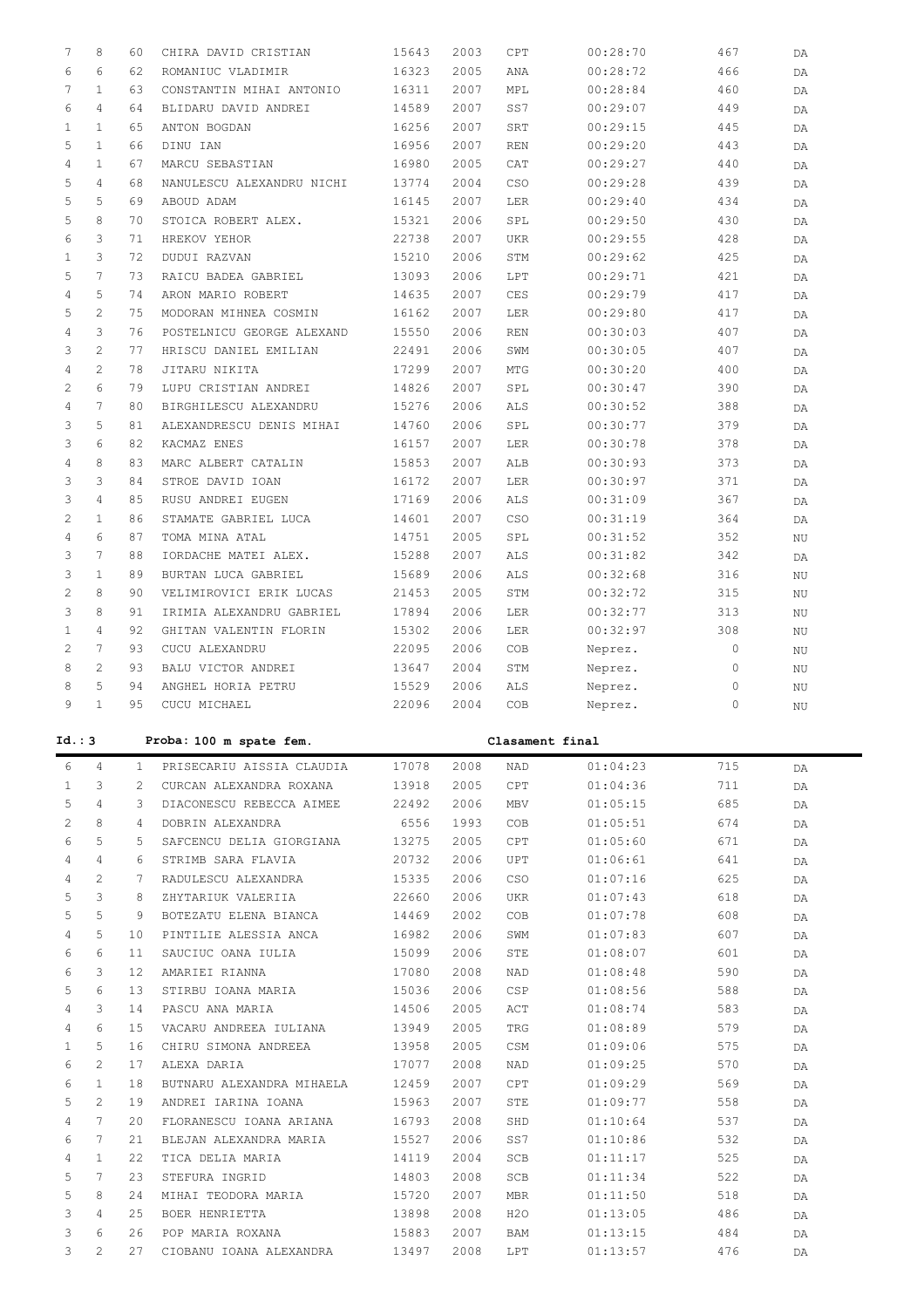| | | | | | | | | | |
|---|---|---|---|---|---|---|---|---|---|
| 7 | 8 | 60 | CHIRA DAVID CRISTIAN | 15643 | 2003 | CPT | 00:28:70 | 467 | DA |
| 6 | 6 | 62 | ROMANIUC VLADIMIR | 16323 | 2005 | ANA | 00:28:72 | 466 | DA |
| 7 | 1 | 63 | CONSTANTIN MIHAI ANTONIO | 16311 | 2007 | MPL | 00:28:84 | 460 | DA |
| 6 | 4 | 64 | BLIDARU DAVID ANDREI | 14589 | 2007 | SS7 | 00:29:07 | 449 | DA |
| 1 | 1 | 65 | ANTON BOGDAN | 16256 | 2007 | SRT | 00:29:15 | 445 | DA |
| 5 | 1 | 66 | DINU IAN | 16956 | 2007 | REN | 00:29:20 | 443 | DA |
| 4 | 1 | 67 | MARCU SEBASTIAN | 16980 | 2005 | CAT | 00:29:27 | 440 | DA |
| 5 | 4 | 68 | NANULESCU ALEXANDRU NICHI | 13774 | 2004 | CSO | 00:29:28 | 439 | DA |
| 5 | 5 | 69 | ABOUD ADAM | 16145 | 2007 | LER | 00:29:40 | 434 | DA |
| 5 | 8 | 70 | STOICA ROBERT ALEX. | 15321 | 2006 | SPL | 00:29:50 | 430 | DA |
| 6 | 3 | 71 | HREKOV YEHOR | 22738 | 2007 | UKR | 00:29:55 | 428 | DA |
| 1 | 3 | 72 | DUDUI RAZVAN | 15210 | 2006 | STM | 00:29:62 | 425 | DA |
| 5 | 7 | 73 | RAICU BADEA GABRIEL | 13093 | 2006 | LPT | 00:29:71 | 421 | DA |
| 4 | 5 | 74 | ARON MARIO ROBERT | 14635 | 2007 | CES | 00:29:79 | 417 | DA |
| 5 | 2 | 75 | MODORAN MIHNEA COSMIN | 16162 | 2007 | LER | 00:29:80 | 417 | DA |
| 4 | 3 | 76 | POSTELNICU GEORGE ALEXAND | 15550 | 2006 | REN | 00:30:03 | 407 | DA |
| 3 | 2 | 77 | HRISCU DANIEL EMILIAN | 22491 | 2006 | SWM | 00:30:05 | 407 | DA |
| 4 | 2 | 78 | JITARU NIKITA | 17299 | 2007 | MTG | 00:30:20 | 400 | DA |
| 2 | 6 | 79 | LUPU CRISTIAN ANDREI | 14826 | 2007 | SPL | 00:30:47 | 390 | DA |
| 4 | 7 | 80 | BIRGHILESCU ALEXANDRU | 15276 | 2006 | ALS | 00:30:52 | 388 | DA |
| 3 | 5 | 81 | ALEXANDRESCU DENIS MIHAI | 14760 | 2006 | SPL | 00:30:77 | 379 | DA |
| 3 | 6 | 82 | KACMAZ ENES | 16157 | 2007 | LER | 00:30:78 | 378 | DA |
| 4 | 8 | 83 | MARC ALBERT CATALIN | 15853 | 2007 | ALB | 00:30:93 | 373 | DA |
| 3 | 3 | 84 | STROE DAVID IOAN | 16172 | 2007 | LER | 00:30:97 | 371 | DA |
| 3 | 4 | 85 | RUSU ANDREI EUGEN | 17169 | 2006 | ALS | 00:31:09 | 367 | DA |
| 2 | 1 | 86 | STAMATE GABRIEL LUCA | 14601 | 2007 | CSO | 00:31:19 | 364 | DA |
| 4 | 6 | 87 | TOMA MINA ATAL | 14751 | 2005 | SPL | 00:31:52 | 352 | NU |
| 3 | 7 | 88 | IORDACHE MATEI ALEX. | 15288 | 2007 | ALS | 00:31:82 | 342 | DA |
| 3 | 1 | 89 | BURTAN LUCA GABRIEL | 15689 | 2006 | ALS | 00:32:68 | 316 | NU |
| 2 | 8 | 90 | VELIMIROVICI ERIK LUCAS | 21453 | 2005 | STM | 00:32:72 | 315 | NU |
| 3 | 8 | 91 | IRIMIA ALEXANDRU GABRIEL | 17894 | 2006 | LER | 00:32:77 | 313 | NU |
| 1 | 4 | 92 | GHITAN VALENTIN FLORIN | 15302 | 2006 | LER | 00:32:97 | 308 | NU |
| 2 | 7 | 93 | CUCU ALEXANDRU | 22095 | 2006 | COB | Neprez. | 0 | NU |
| 8 | 2 | 93 | BALU VICTOR ANDREI | 13647 | 2004 | STM | Neprez. | 0 | NU |
| 8 | 5 | 94 | ANGHEL HORIA PETRU | 15529 | 2006 | ALS | Neprez. | 0 | NU |
| 9 | 1 | 95 | CUCU MICHAEL | 22096 | 2004 | COB | Neprez. | 0 | NU |

**Id.: 3 Proba: 100 m spate fem. Clasament final**

| | | | | | | | | | |
|---|---|---|---|---|---|---|---|---|---|
| 6 | 4 | 1 | PRISECARIU AISSIA CLAUDIA | 17078 | 2008 | NAD | 01:04:23 | 715 | DA |
| 1 | 3 | 2 | CURCAN ALEXANDRA ROXANA | 13918 | 2005 | CPT | 01:04:36 | 711 | DA |
| 5 | 4 | 3 | DIACONESCU REBECCA AIMEE | 22492 | 2006 | MBV | 01:05:15 | 685 | DA |
| 2 | 8 | 4 | DOBRIN ALEXANDRA | 6556 | 1993 | COB | 01:05:51 | 674 | DA |
| 6 | 5 | 5 | SAFCENCU DELIA GIORGIANA | 13275 | 2005 | CPT | 01:05:60 | 671 | DA |
| 4 | 4 | 6 | STRIMB SARA FLAVIA | 20732 | 2006 | UPT | 01:06:61 | 641 | DA |
| 4 | 2 | 7 | RADULESCU ALEXANDRA | 15335 | 2006 | CSO | 01:07:16 | 625 | DA |
| 5 | 3 | 8 | ZHYTARIUK VALERIIA | 22660 | 2006 | UKR | 01:07:43 | 618 | DA |
| 5 | 5 | 9 | BOTEZATU ELENA BIANCA | 14469 | 2002 | COB | 01:07:78 | 608 | DA |
| 4 | 5 | 10 | PINTILIE ALESSIA ANCA | 16982 | 2006 | SWM | 01:07:83 | 607 | DA |
| 6 | 6 | 11 | SAUCIUC OANA IULIA | 15099 | 2006 | STE | 01:08:07 | 601 | DA |
| 6 | 3 | 12 | AMARIEI RIANNA | 17080 | 2008 | NAD | 01:08:48 | 590 | DA |
| 5 | 6 | 13 | STIRBU IOANA MARIA | 15036 | 2006 | CSP | 01:08:56 | 588 | DA |
| 4 | 3 | 14 | PASCU ANA MARIA | 14506 | 2005 | ACT | 01:08:74 | 583 | DA |
| 4 | 6 | 15 | VACARU ANDREEA IULIANA | 13949 | 2005 | TRG | 01:08:89 | 579 | DA |
| 1 | 5 | 16 | CHIRU SIMONA ANDREEA | 13958 | 2005 | CSM | 01:09:06 | 575 | DA |
| 6 | 2 | 17 | ALEXA DARIA | 17077 | 2008 | NAD | 01:09:25 | 570 | DA |
| 6 | 1 | 18 | BUTNARU ALEXANDRA MIHAELA | 12459 | 2007 | CPT | 01:09:29 | 569 | DA |
| 5 | 2 | 19 | ANDREI IARINA IOANA | 15963 | 2007 | STE | 01:09:77 | 558 | DA |
| 4 | 7 | 20 | FLORANESCU IOANA ARIANA | 16793 | 2008 | SHD | 01:10:64 | 537 | DA |
| 6 | 7 | 21 | BLEJAN ALEXANDRA MARIA | 15527 | 2006 | SS7 | 01:10:86 | 532 | DA |
| 4 | 1 | 22 | TICA DELIA MARIA | 14119 | 2004 | SCB | 01:11:17 | 525 | DA |
| 5 | 7 | 23 | STEFURA INGRID | 14803 | 2008 | SCB | 01:11:34 | 522 | DA |
| 5 | 8 | 24 | MIHAI TEODORA MARIA | 15720 | 2007 | MBR | 01:11:50 | 518 | DA |
| 3 | 4 | 25 | BOER HENRIETTA | 13898 | 2008 | H2O | 01:13:05 | 486 | DA |
| 3 | 6 | 26 | POP MARIA ROXANA | 15883 | 2007 | BAM | 01:13:15 | 484 | DA |
| 3 | 2 | 27 | CIOBANU IOANA ALEXANDRA | 13497 | 2008 | LPT | 01:13:57 | 476 | DA |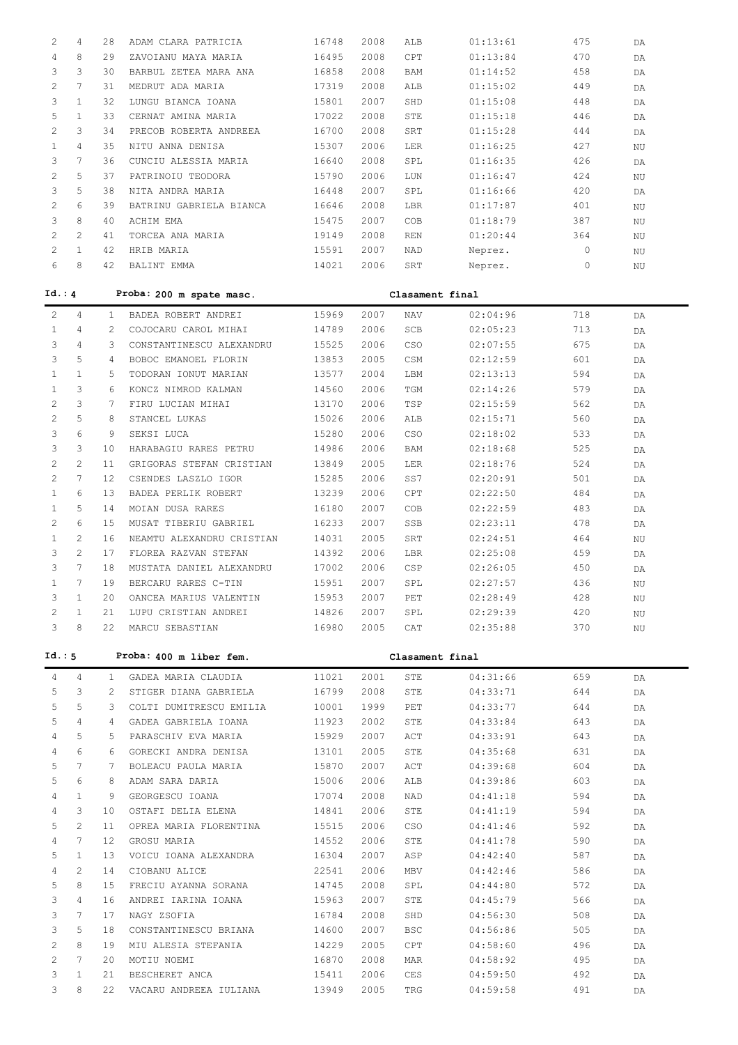| | | | | | | | | | |
|---|---|---|---|---|---|---|---|---|---|
| 2 | 4 | 28 | ADAM CLARA PATRICIA | 16748 | 2008 | ALB | 01:13:61 | 475 | DA |
| 4 | 8 | 29 | ZAVOIANU MAYA MARIA | 16495 | 2008 | CPT | 01:13:84 | 470 | DA |
| 3 | 3 | 30 | BARBUL ZETEA MARA ANA | 16858 | 2008 | BAM | 01:14:52 | 458 | DA |
| 2 | 7 | 31 | MEDRUT ADA MARIA | 17319 | 2008 | ALB | 01:15:02 | 449 | DA |
| 3 | 1 | 32 | LUNGU BIANCA IOANA | 15801 | 2007 | SHD | 01:15:08 | 448 | DA |
| 5 | 1 | 33 | CERNAT AMINA MARIA | 17022 | 2008 | STE | 01:15:18 | 446 | DA |
| 2 | 3 | 34 | PRECOB ROBERTA ANDREEA | 16700 | 2008 | SRT | 01:15:28 | 444 | DA |
| 1 | 4 | 35 | NITU ANNA DENISA | 15307 | 2006 | LER | 01:16:25 | 427 | NU |
| 3 | 7 | 36 | CUNCIU ALESSIA MARIA | 16640 | 2008 | SPL | 01:16:35 | 426 | DA |
| 2 | 5 | 37 | PATRINOIU TEODORA | 15790 | 2006 | LUN | 01:16:47 | 424 | NU |
| 3 | 5 | 38 | NITA ANDRA MARIA | 16448 | 2007 | SPL | 01:16:66 | 420 | DA |
| 2 | 6 | 39 | BATRINU GABRIELA BIANCA | 16646 | 2008 | LBR | 01:17:87 | 401 | NU |
| 3 | 8 | 40 | ACHIM EMA | 15475 | 2007 | COB | 01:18:79 | 387 | NU |
| 2 | 2 | 41 | TORCEA ANA MARIA | 19149 | 2008 | REN | 01:20:44 | 364 | NU |
| 2 | 1 | 42 | HRIB MARIA | 15591 | 2007 | NAD | Neprez. | 0 | NU |
| 6 | 8 | 42 | BALINT EMMA | 14021 | 2006 | SRT | Neprez. | 0 | NU |

**Id.: 4** **Proba: 200 m spate masc.** **Clasament final**

| | | | | | | | | | |
|---|---|---|---|---|---|---|---|---|---|
| 2 | 4 | 1 | BADEA ROBERT ANDREI | 15969 | 2007 | NAV | 02:04:96 | 718 | DA |
| 1 | 4 | 2 | COJOCARU CAROL MIHAI | 14789 | 2006 | SCB | 02:05:23 | 713 | DA |
| 3 | 4 | 3 | CONSTANTINESCU ALEXANDRU | 15525 | 2006 | CSO | 02:07:55 | 675 | DA |
| 3 | 5 | 4 | BOBOC EMANOEL FLORIN | 13853 | 2005 | CSM | 02:12:59 | 601 | DA |
| 1 | 1 | 5 | TODORAN IONUT MARIAN | 13577 | 2004 | LBM | 02:13:13 | 594 | DA |
| 1 | 3 | 6 | KONCZ NIMROD KALMAN | 14560 | 2006 | TGM | 02:14:26 | 579 | DA |
| 2 | 3 | 7 | FIRU LUCIAN MIHAI | 13170 | 2006 | TSP | 02:15:59 | 562 | DA |
| 2 | 5 | 8 | STANCEL LUKAS | 15026 | 2006 | ALB | 02:15:71 | 560 | DA |
| 3 | 6 | 9 | SEKSI LUCA | 15280 | 2006 | CSO | 02:18:02 | 533 | DA |
| 3 | 3 | 10 | HARABAGIU RARES PETRU | 14986 | 2006 | BAM | 02:18:68 | 525 | DA |
| 2 | 2 | 11 | GRIGORAS STEFAN CRISTIAN | 13849 | 2005 | LER | 02:18:76 | 524 | DA |
| 2 | 7 | 12 | CSENDES LASZLO IGOR | 15285 | 2006 | SS7 | 02:20:91 | 501 | DA |
| 1 | 6 | 13 | BADEA PERLIK ROBERT | 13239 | 2006 | CPT | 02:22:50 | 484 | DA |
| 1 | 5 | 14 | MOIAN DUSA RARES | 16180 | 2007 | COB | 02:22:59 | 483 | DA |
| 2 | 6 | 15 | MUSAT TIBERIU GABRIEL | 16233 | 2007 | SSB | 02:23:11 | 478 | DA |
| 1 | 2 | 16 | NEAMTU ALEXANDRU CRISTIAN | 14031 | 2005 | SRT | 02:24:51 | 464 | NU |
| 3 | 2 | 17 | FLOREA RAZVAN STEFAN | 14392 | 2006 | LBR | 02:25:08 | 459 | DA |
| 3 | 7 | 18 | MUSTATA DANIEL ALEXANDRU | 17002 | 2006 | CSP | 02:26:05 | 450 | DA |
| 1 | 7 | 19 | BERCARU RARES C-TIN | 15951 | 2007 | SPL | 02:27:57 | 436 | NU |
| 3 | 1 | 20 | OANCEA MARIUS VALENTIN | 15953 | 2007 | PET | 02:28:49 | 428 | NU |
| 2 | 1 | 21 | LUPU CRISTIAN ANDREI | 14826 | 2007 | SPL | 02:29:39 | 420 | NU |
| 3 | 8 | 22 | MARCU SEBASTIAN | 16980 | 2005 | CAT | 02:35:88 | 370 | NU |

**Id.: 5** **Proba: 400 m liber fem.** **Clasament final**

| | | | | | | | | | |
|---|---|---|---|---|---|---|---|---|---|
| 4 | 4 | 1 | GADEA MARIA CLAUDIA | 11021 | 2001 | STE | 04:31:66 | 659 | DA |
| 5 | 3 | 2 | STIGER DIANA GABRIELA | 16799 | 2008 | STE | 04:33:71 | 644 | DA |
| 5 | 5 | 3 | COLTI DUMITRESCU EMILIA | 10001 | 1999 | PET | 04:33:77 | 644 | DA |
| 5 | 4 | 4 | GADEA GABRIELA IOANA | 11923 | 2002 | STE | 04:33:84 | 643 | DA |
| 4 | 5 | 5 | PARASCHIV EVA MARIA | 15929 | 2007 | ACT | 04:33:91 | 643 | DA |
| 4 | 6 | 6 | GORECKI ANDRA DENISA | 13101 | 2005 | STE | 04:35:68 | 631 | DA |
| 5 | 7 | 7 | BOLEACU PAULA MARIA | 15870 | 2007 | ACT | 04:39:68 | 604 | DA |
| 5 | 6 | 8 | ADAM SARA DARIA | 15006 | 2006 | ALB | 04:39:86 | 603 | DA |
| 4 | 1 | 9 | GEORGESCU IOANA | 17074 | 2008 | NAD | 04:41:18 | 594 | DA |
| 4 | 3 | 10 | OSTAFI DELIA ELENA | 14841 | 2006 | STE | 04:41:19 | 594 | DA |
| 5 | 2 | 11 | OPREA MARIA FLORENTINA | 15515 | 2006 | CSO | 04:41:46 | 592 | DA |
| 4 | 7 | 12 | GROSU MARIA | 14552 | 2006 | STE | 04:41:78 | 590 | DA |
| 5 | 1 | 13 | VOICU IOANA ALEXANDRA | 16304 | 2007 | ASP | 04:42:40 | 587 | DA |
| 4 | 2 | 14 | CIOBANU ALICE | 22541 | 2006 | MBV | 04:42:46 | 586 | DA |
| 5 | 8 | 15 | FRECIU AYANNA SORANA | 14745 | 2008 | SPL | 04:44:80 | 572 | DA |
| 3 | 4 | 16 | ANDREI IARINA IOANA | 15963 | 2007 | STE | 04:45:79 | 566 | DA |
| 3 | 7 | 17 | NAGY ZSOFIA | 16784 | 2008 | SHD | 04:56:30 | 508 | DA |
| 3 | 5 | 18 | CONSTANTINESCU BRIANA | 14600 | 2007 | BSC | 04:56:86 | 505 | DA |
| 2 | 8 | 19 | MIU ALESIA STEFANIA | 14229 | 2005 | CPT | 04:58:60 | 496 | DA |
| 2 | 7 | 20 | MOTIU NOEMI | 16870 | 2008 | MAR | 04:58:92 | 495 | DA |
| 3 | 1 | 21 | BESCHERET ANCA | 15411 | 2006 | CES | 04:59:50 | 492 | DA |
| 3 | 8 | 22 | VACARU ANDREEA IULIANA | 13949 | 2005 | TRG | 04:59:58 | 491 | DA |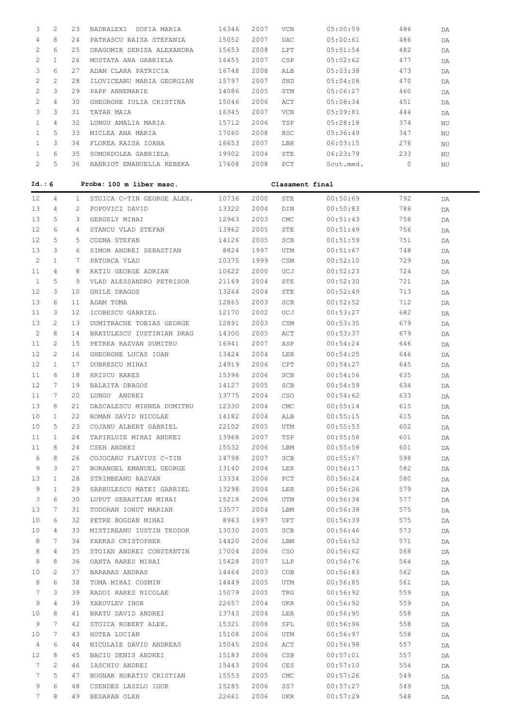| | | | | | | | | | |
|---|---|---|---|---|---|---|---|---|---|
| 3 | 2 | 23 | BADRALEXI SOFIA MARIA | 16346 | 2007 | VCN | 05:00:59 | 486 | DA |
| 4 | 8 | 24 | PATRASCU RAISA STEFANIA | 15052 | 2007 | DAC | 05:00:61 | 486 | DA |
| 2 | 6 | 25 | DRAGOMIR DENISA ALEXANDRA | 15653 | 2008 | LPT | 05:01:54 | 482 | DA |
| 2 | 1 | 26 | MUSTATA ANA GABRIELA | 16455 | 2007 | CSP | 05:02:62 | 477 | DA |
| 3 | 6 | 27 | ADAM CLARA PATRICIA | 16748 | 2008 | ALB | 05:03:38 | 473 | DA |
| 2 | 2 | 28 | ILOVICEANU MARIA GEORGIAN | 15797 | 2007 | SHD | 05:04:08 | 470 | DA |
| 2 | 3 | 29 | PAPP ANNEMARIE | 14086 | 2005 | STM | 05:06:27 | 460 | DA |
| 2 | 4 | 30 | GHEORGHE IULIA CRISTINA | 15046 | 2006 | ACT | 05:08:34 | 451 | DA |
| 3 | 3 | 31 | TATAR MAIA | 16345 | 2007 | VCN | 05:09:81 | 444 | DA |
| 1 | 4 | 32 | LUNGU AMALIA MARIA | 15712 | 2006 | TSP | 05:28:18 | 374 | NU |
| 1 | 5 | 33 | MICLEA ANA MARIA | 17060 | 2008 | BSC | 05:36:49 | 347 | NU |
| 1 | 3 | 34 | FLOREA RAISA IOANA | 16653 | 2007 | LBR | 06:03:15 | 276 | NU |
| 1 | 6 | 35 | SOMORDOLEA GABRIELA | 19902 | 2004 | STE | 06:23:79 | 233 | NU |
| 2 | 5 | 36 | HANRIOT EMANUELLA REBEKA | 17608 | 2008 | PCT | Scut.med. | 0 | NU |

**Id.: 6 Proba: 100 m liber masc. Clasament final**

| | | | | | | | | | |
|---|---|---|---|---|---|---|---|---|---|
| 12 | 4 | 1 | STOICA C-TIN GEORGE ALEX. | 10736 | 2000 | STE | 00:50:69 | 792 | DA |
| 13 | 4 | 2 | POPOVICI DAVID | 13322 | 2004 | DIN | 00:50:83 | 786 | DA |
| 13 | 5 | 3 | GERGELY MIHAI | 12963 | 2003 | CMC | 00:51:43 | 758 | DA |
| 12 | 6 | 4 | STANCU VLAD STEFAN | 13962 | 2005 | STE | 00:51:49 | 756 | DA |
| 12 | 5 | 5 | COZMA STEFAN | 14126 | 2005 | SCB | 00:51:59 | 751 | DA |
| 13 | 3 | 6 | SIMON ANDREI SEBASTIAN | 8824 | 1997 | UTM | 00:51:67 | 748 | DA |
| 2 | 1 | 7 | PATURCA VLAD | 10375 | 1999 | CSM | 00:52:10 | 729 | DA |
| 11 | 4 | 8 | RATIU GEORGE ADRIAN | 10622 | 2000 | UCJ | 00:52:23 | 724 | DA |
| 1 | 5 | 9 | VLAD ALESSANDRO PETRISOR | 21169 | 2004 | STE | 00:52:30 | 721 | DA |
| 12 | 3 | 10 | GHILE DRAGOS | 13264 | 2004 | STE | 00:52:49 | 713 | DA |
| 13 | 6 | 11 | ADAM TOMA | 12865 | 2003 | SCB | 00:52:52 | 712 | DA |
| 11 | 3 | 12 | ICOBESCU GABRIEL | 12170 | 2002 | UCJ | 00:53:27 | 682 | DA |
| 13 | 2 | 13 | DUMITRACHE TOBIAS GEORGE | 12891 | 2003 | CSM | 00:53:35 | 679 | DA |
| 2 | 8 | 14 | BRATULESCU IUSTINIAN DRAG | 14300 | 2005 | ACT | 00:53:37 | 679 | DA |
| 11 | 2 | 15 | PETREA RAZVAN DUMITRU | 16941 | 2007 | ASP | 00:54:24 | 646 | DA |
| 12 | 2 | 16 | GHEORGHE LUCAS IOAN | 13424 | 2004 | LER | 00:54:25 | 646 | DA |
| 12 | 1 | 17 | DOBRESCU MIHAI | 14919 | 2006 | CPT | 00:54:27 | 645 | DA |
| 11 | 6 | 18 | HRISCU RARES | 15396 | 2006 | SCB | 00:54:56 | 635 | DA |
| 12 | 7 | 19 | BALAITA DRAGOS | 14127 | 2005 | SCB | 00:54:59 | 634 | DA |
| 11 | 7 | 20 | LUNGU ANDREI | 13775 | 2004 | CSO | 00:54:62 | 633 | DA |
| 13 | 8 | 21 | DASCALESCU MIHNEA DUMITRU | 12330 | 2004 | CMC | 00:55:14 | 615 | DA |
| 10 | 1 | 22 | ROMAN DAVID NICOLAE | 14182 | 2004 | ALB | 00:55:15 | 615 | DA |
| 10 | 5 | 23 | COJANU ALBERT GABRIEL | 22102 | 2005 | UTM | 00:55:53 | 602 | DA |
| 11 | 1 | 24 | TAPIRLUIE MIHAI ANDREI | 13968 | 2007 | TSP | 00:55:58 | 601 | DA |
| 11 | 8 | 24 | CSEH ANDREI | 15532 | 2006 | LBM | 00:55:58 | 601 | DA |
| 6 | 8 | 26 | COJOCARU FLAVIUS C-TIN | 14798 | 2007 | SCB | 00:55:67 | 598 | DA |
| 9 | 3 | 27 | BORANGEL EMANUEL GEORGE | 13140 | 2004 | LER | 00:56:17 | 582 | DA |
| 13 | 1 | 28 | STRIMBEANU RAZVAN | 13334 | 2006 | PCT | 00:56:24 | 580 | DA |
| 9 | 1 | 29 | SARBULESCU MATEI GABRIEL | 13298 | 2004 | LER | 00:56:26 | 579 | DA |
| 3 | 6 | 30 | LUPUT SEBASTIAN MIHAI | 15218 | 2006 | UTM | 00:56:34 | 577 | DA |
| 13 | 7 | 31 | TODORAN IONUT MARIAN | 13577 | 2004 | LBM | 00:56:38 | 575 | DA |
| 10 | 6 | 32 | PETRE BOGDAN MIHAI | 8963 | 1997 | UPT | 00:56:39 | 575 | DA |
| 10 | 4 | 33 | MISTIREANU IUSTIN TEODOR | 13030 | 2005 | SCB | 00:56:46 | 573 | DA |
| 8 | 7 | 34 | FARKAS CRISTOPHER | 14420 | 2006 | LBM | 00:56:52 | 571 | DA |
| 8 | 4 | 35 | STOIAN ANDREI CONSTANTIN | 17004 | 2006 | CSO | 00:56:62 | 568 | DA |
| 8 | 8 | 36 | OANTA RARES MIHAI | 15428 | 2007 | LLP | 00:56:76 | 564 | DA |
| 10 | 2 | 37 | BARABAS ANDRAS | 14464 | 2003 | COB | 00:56:83 | 562 | DA |
| 8 | 6 | 38 | TOMA MIHAI COSMIN | 14449 | 2005 | UTM | 00:56:85 | 561 | DA |
| 7 | 3 | 39 | RADOI RARES NICOLAE | 15079 | 2005 | TRG | 00:56:92 | 559 | DA |
| 9 | 4 | 39 | YAKOVLEV IHOR | 22657 | 2004 | UKR | 00:56:92 | 559 | DA |
| 10 | 8 | 41 | BRATU DAVID ANDREI | 13743 | 2004 | LER | 00:56:95 | 558 | DA |
| 9 | 7 | 42 | STOICA ROBERT ALEX. | 15321 | 2006 | SPL | 00:56:96 | 558 | DA |
| 10 | 7 | 43 | HOTEA LUCIAN | 15108 | 2006 | UTM | 00:56:97 | 558 | DA |
| 4 | 6 | 44 | NICULAIE DAVID ANDREAS | 15045 | 2006 | ACT | 00:56:98 | 557 | DA |
| 12 | 8 | 45 | BACIU DENIS ANDREI | 15183 | 2006 | CSB | 00:57:01 | 557 | DA |
| 7 | 2 | 46 | IASCHIU ANDREI | 15443 | 2006 | CES | 00:57:10 | 554 | DA |
| 7 | 5 | 47 | BUGNAR HORATIU CRISTIAN | 15553 | 2005 | CMC | 00:57:26 | 549 | DA |
| 9 | 6 | 48 | CSENDES LASZLO IGOR | 15285 | 2006 | SS7 | 00:57:27 | 549 | DA |
| 7 | 8 | 49 | BESARAB OLEH | 22661 | 2006 | UKR | 00:57:29 | 548 | DA |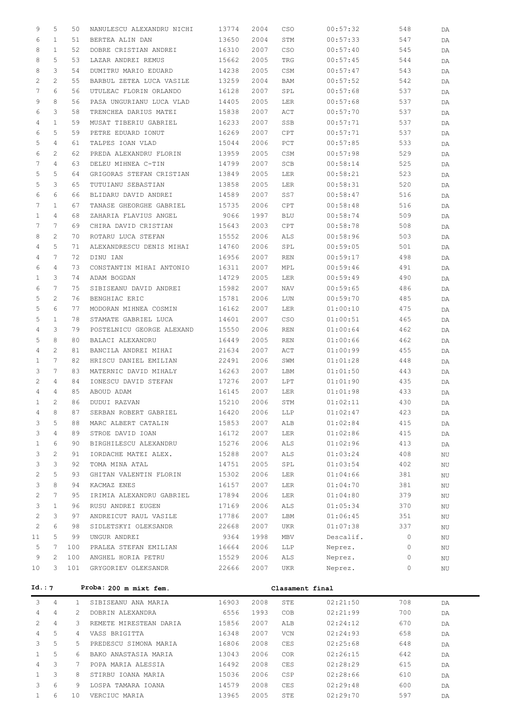| | | | | | | | | | |
|---|---|---|---|---|---|---|---|---|---|
| 9 | 5 | 50 | NANULESCU ALEXANDRU NICHI | 13774 | 2004 | CSO | 00:57:32 | 548 | DA |
| 6 | 1 | 51 | BERTEA ALIN DAN | 13650 | 2004 | STM | 00:57:33 | 547 | DA |
| 8 | 1 | 52 | DOBRE CRISTIAN ANDREI | 16310 | 2007 | CSO | 00:57:40 | 545 | DA |
| 8 | 5 | 53 | LAZAR ANDREI REMUS | 15662 | 2005 | TRG | 00:57:45 | 544 | DA |
| 8 | 3 | 54 | DUMITRU MARIO EDUARD | 14238 | 2005 | CSM | 00:57:47 | 543 | DA |
| 2 | 2 | 55 | BARBUL ZETEA LUCA VASILE | 13259 | 2004 | BAM | 00:57:52 | 542 | DA |
| 7 | 6 | 56 | UTULEAC FLORIN ORLANDO | 16128 | 2007 | SPL | 00:57:68 | 537 | DA |
| 9 | 8 | 56 | PASA UNGURIANU LUCA VLAD | 14405 | 2005 | LER | 00:57:68 | 537 | DA |
| 6 | 3 | 58 | TRENCHEA DARIUS MATEI | 15838 | 2007 | ACT | 00:57:70 | 537 | DA |
| 4 | 1 | 59 | MUSAT TIBERIU GABRIEL | 16233 | 2007 | SSB | 00:57:71 | 537 | DA |
| 6 | 5 | 59 | PETRE EDUARD IONUT | 16269 | 2007 | CPT | 00:57:71 | 537 | DA |
| 5 | 4 | 61 | TALPES IOAN VLAD | 15044 | 2006 | PCT | 00:57:85 | 533 | DA |
| 6 | 2 | 62 | PREDA ALEXANDRU FLORIN | 13959 | 2005 | CSM | 00:57:98 | 529 | DA |
| 7 | 4 | 63 | DELEU MIHNEA C-TIN | 14799 | 2007 | SCB | 00:58:14 | 525 | DA |
| 5 | 5 | 64 | GRIGORAS STEFAN CRISTIAN | 13849 | 2005 | LER | 00:58:21 | 523 | DA |
| 5 | 3 | 65 | TUTUIANU SEBASTIAN | 13858 | 2005 | LER | 00:58:31 | 520 | DA |
| 6 | 6 | 66 | BLIDARU DAVID ANDREI | 14589 | 2007 | SS7 | 00:58:47 | 516 | DA |
| 7 | 1 | 67 | TANASE GHEORGHE GABRIEL | 15735 | 2006 | CPT | 00:58:48 | 516 | DA |
| 1 | 4 | 68 | ZAHARIA FLAVIUS ANGEL | 9066 | 1997 | BLU | 00:58:74 | 509 | DA |
| 7 | 7 | 69 | CHIRA DAVID CRISTIAN | 15643 | 2003 | CPT | 00:58:78 | 508 | DA |
| 8 | 2 | 70 | ROTARU LUCA STEFAN | 15552 | 2006 | ALS | 00:58:96 | 503 | DA |
| 4 | 5 | 71 | ALEXANDRESCU DENIS MIHAI | 14760 | 2006 | SPL | 00:59:05 | 501 | DA |
| 4 | 7 | 72 | DINU IAN | 16956 | 2007 | REN | 00:59:17 | 498 | DA |
| 6 | 4 | 73 | CONSTANTIN MIHAI ANTONIO | 16311 | 2007 | MPL | 00:59:46 | 491 | DA |
| 1 | 3 | 74 | ADAM BOGDAN | 14729 | 2005 | LER | 00:59:49 | 490 | DA |
| 6 | 7 | 75 | SIBISEANU DAVID ANDREI | 15982 | 2007 | NAV | 00:59:65 | 486 | DA |
| 5 | 2 | 76 | BENGHIAC ERIC | 15781 | 2006 | LUN | 00:59:70 | 485 | DA |
| 5 | 6 | 77 | MODORAN MIHNEA COSMIN | 16162 | 2007 | LER | 01:00:10 | 475 | DA |
| 5 | 1 | 78 | STAMATE GABRIEL LUCA | 14601 | 2007 | CSO | 01:00:51 | 465 | DA |
| 4 | 3 | 79 | POSTELNICU GEORGE ALEXAND | 15550 | 2006 | REN | 01:00:64 | 462 | DA |
| 5 | 8 | 80 | BALACI ALEXANDRU | 16449 | 2005 | REN | 01:00:66 | 462 | DA |
| 4 | 2 | 81 | BANCILA ANDREI MIHAI | 21634 | 2007 | ACT | 01:00:99 | 455 | DA |
| 1 | 7 | 82 | HRISCU DANIEL EMILIAN | 22491 | 2006 | SWM | 01:01:28 | 448 | DA |
| 3 | 7 | 83 | MATERNIC DAVID MIHALY | 16263 | 2007 | LBM | 01:01:50 | 443 | DA |
| 2 | 4 | 84 | IONESCU DAVID STEFAN | 17276 | 2007 | LPT | 01:01:90 | 435 | DA |
| 4 | 4 | 85 | ABOUD ADAM | 16145 | 2007 | LER | 01:01:98 | 433 | DA |
| 1 | 2 | 86 | DUDUI RAZVAN | 15210 | 2006 | STM | 01:02:11 | 430 | DA |
| 4 | 8 | 87 | SERBAN ROBERT GABRIEL | 16420 | 2006 | LLP | 01:02:47 | 423 | DA |
| 3 | 5 | 88 | MARC ALBERT CATALIN | 15853 | 2007 | ALB | 01:02:84 | 415 | DA |
| 3 | 4 | 89 | STROE DAVID IOAN | 16172 | 2007 | LER | 01:02:86 | 415 | DA |
| 1 | 6 | 90 | BIRGHILESCU ALEXANDRU | 15276 | 2006 | ALS | 01:02:96 | 413 | DA |
| 3 | 2 | 91 | IORDACHE MATEI ALEX. | 15288 | 2007 | ALS | 01:03:24 | 408 | NU |
| 3 | 3 | 92 | TOMA MINA ATAL | 14751 | 2005 | SPL | 01:03:54 | 402 | NU |
| 2 | 5 | 93 | GHITAN VALENTIN FLORIN | 15302 | 2006 | LER | 01:04:66 | 381 | NU |
| 3 | 8 | 94 | KACMAZ ENES | 16157 | 2007 | LER | 01:04:70 | 381 | NU |
| 2 | 7 | 95 | IRIMIA ALEXANDRU GABRIEL | 17894 | 2006 | LER | 01:04:80 | 379 | NU |
| 3 | 1 | 96 | RUSU ANDREI EUGEN | 17169 | 2006 | ALS | 01:05:34 | 370 | NU |
| 2 | 3 | 97 | ANDREICUT RAUL VASILE | 17786 | 2007 | LBM | 01:06:45 | 351 | NU |
| 2 | 6 | 98 | SIDLETSKYI OLEKSANDR | 22668 | 2007 | UKR | 01:07:38 | 337 | NU |
| 11 | 5 | 99 | UNGUR ANDREI | 9364 | 1998 | MBV | Descalif. | 0 | NU |
| 5 | 7 | 100 | PRALEA STEFAN EMILIAN | 16664 | 2006 | LLP | Neprez. | 0 | NU |
| 9 | 2 | 100 | ANGHEL HORIA PETRU | 15529 | 2006 | ALS | Neprez. | 0 | NU |
| 10 | 3 | 101 | GRYGORIEV OLEKSANDR | 22666 | 2007 | UKR | Neprez. | 0 | NU |

**Id.: 7** **Proba: 200 m mixt fem.** **Clasament final**

| | | | | | | | | | |
|---|---|---|---|---|---|---|---|---|---|
| 3 | 4 | 1 | SIBISEANU ANA MARIA | 16903 | 2008 | STE | 02:21:50 | 708 | DA |
| 4 | 4 | 2 | DOBRIN ALEXANDRA | 6556 | 1993 | COB | 02:21:99 | 700 | DA |
| 2 | 4 | 3 | REMETE MIRESTEAN DARIA | 15856 | 2007 | ALB | 02:24:12 | 670 | DA |
| 4 | 5 | 4 | VASS BRIGITTA | 16348 | 2007 | VCN | 02:24:93 | 658 | DA |
| 3 | 5 | 5 | PREDESCU SIMONA MARIA | 16806 | 2008 | CES | 02:25:68 | 648 | DA |
| 1 | 5 | 6 | BAKO ANASTASIA MARIA | 13043 | 2006 | COR | 02:26:15 | 642 | DA |
| 4 | 3 | 7 | POPA MARIA ALESSIA | 16492 | 2008 | CES | 02:28:29 | 615 | DA |
| 1 | 3 | 8 | STIRBU IOANA MARIA | 15036 | 2006 | CSP | 02:28:66 | 610 | DA |
| 3 | 6 | 9 | LOSPA TAMARA IOANA | 14579 | 2008 | CES | 02:29:48 | 600 | DA |
| 1 | 6 | 10 | VERCIUC MARIA | 13965 | 2005 | STE | 02:29:70 | 597 | DA |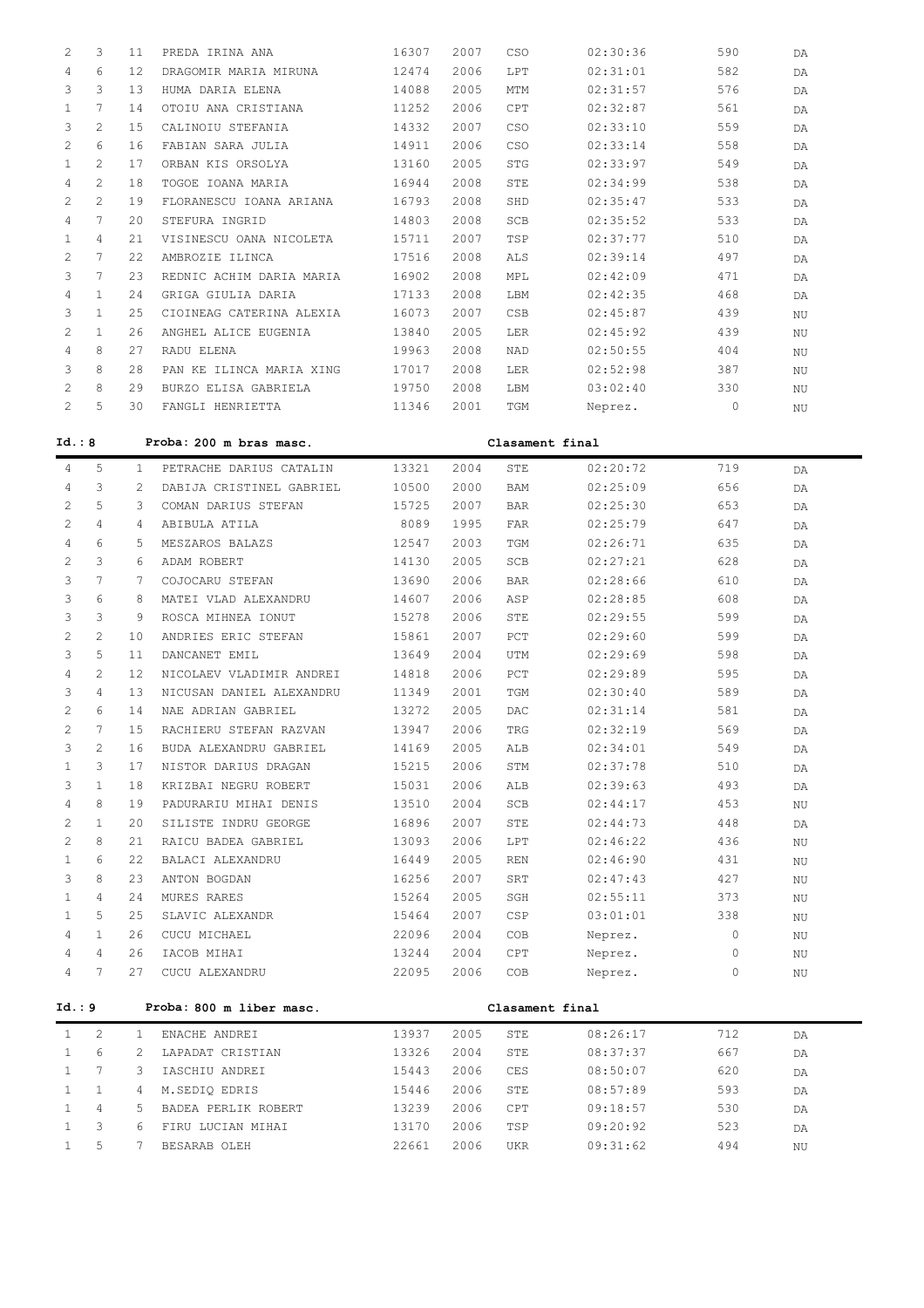| | | | | | | | | | |
|---|---|---|---|---|---|---|---|---|---|
| 2 | 3 | 11 | PREDA IRINA ANA | 16307 | 2007 | CSO | 02:30:36 | 590 | DA |
| 4 | 6 | 12 | DRAGOMIR MARIA MIRUNA | 12474 | 2006 | LPT | 02:31:01 | 582 | DA |
| 3 | 3 | 13 | HUMA DARIA ELENA | 14088 | 2005 | MTM | 02:31:57 | 576 | DA |
| 1 | 7 | 14 | OTOIU ANA CRISTIANA | 11252 | 2006 | CPT | 02:32:87 | 561 | DA |
| 3 | 2 | 15 | CALINOIU STEFANIA | 14332 | 2007 | CSO | 02:33:10 | 559 | DA |
| 2 | 6 | 16 | FABIAN SARA JULIA | 14911 | 2006 | CSO | 02:33:14 | 558 | DA |
| 1 | 2 | 17 | ORBAN KIS ORSOLYA | 13160 | 2005 | STG | 02:33:97 | 549 | DA |
| 4 | 2 | 18 | TOGOE IOANA MARIA | 16944 | 2008 | STE | 02:34:99 | 538 | DA |
| 2 | 2 | 19 | FLORANESCU IOANA ARIANA | 16793 | 2008 | SHD | 02:35:47 | 533 | DA |
| 4 | 7 | 20 | STEFURA INGRID | 14803 | 2008 | SCB | 02:35:52 | 533 | DA |
| 1 | 4 | 21 | VISINESCU OANA NICOLETA | 15711 | 2007 | TSP | 02:37:77 | 510 | DA |
| 2 | 7 | 22 | AMBROZIE ILINCA | 17516 | 2008 | ALS | 02:39:14 | 497 | DA |
| 3 | 7 | 23 | REDNIC ACHIM DARIA MARIA | 16902 | 2008 | MPL | 02:42:09 | 471 | DA |
| 4 | 1 | 24 | GRIGA GIULIA DARIA | 17133 | 2008 | LBM | 02:42:35 | 468 | DA |
| 3 | 1 | 25 | CIOINEAG CATERINA ALEXIA | 16073 | 2007 | CSB | 02:45:87 | 439 | NU |
| 2 | 1 | 26 | ANGHEL ALICE EUGENIA | 13840 | 2005 | LER | 02:45:92 | 439 | NU |
| 4 | 8 | 27 | RADU ELENA | 19963 | 2008 | NAD | 02:50:55 | 404 | NU |
| 3 | 8 | 28 | PAN KE ILINCA MARIA XING | 17017 | 2008 | LER | 02:52:98 | 387 | NU |
| 2 | 8 | 29 | BURZO ELISA GABRIELA | 19750 | 2008 | LBM | 03:02:40 | 330 | NU |
| 2 | 5 | 30 | FANGLI HENRIETTA | 11346 | 2001 | TGM | Neprez. | 0 | NU |

**Id.: 8 Proba: 200 m bras masc. Clasament final**

| | | | | | | | | | |
|---|---|---|---|---|---|---|---|---|---|
| 4 | 5 | 1 | PETRACHE DARIUS CATALIN | 13321 | 2004 | STE | 02:20:72 | 719 | DA |
| 4 | 3 | 2 | DABIJA CRISTINEL GABRIEL | 10500 | 2000 | BAM | 02:25:09 | 656 | DA |
| 2 | 5 | 3 | COMAN DARIUS STEFAN | 15725 | 2007 | BAR | 02:25:30 | 653 | DA |
| 2 | 4 | 4 | ABIBULA ATILA | 8089 | 1995 | FAR | 02:25:79 | 647 | DA |
| 4 | 6 | 5 | MESZAROS BALAZS | 12547 | 2003 | TGM | 02:26:71 | 635 | DA |
| 2 | 3 | 6 | ADAM ROBERT | 14130 | 2005 | SCB | 02:27:21 | 628 | DA |
| 3 | 7 | 7 | COJOCARU STEFAN | 13690 | 2006 | BAR | 02:28:66 | 610 | DA |
| 3 | 6 | 8 | MATEI VLAD ALEXANDRU | 14607 | 2006 | ASP | 02:28:85 | 608 | DA |
| 3 | 3 | 9 | ROSCA MIHNEA IONUT | 15278 | 2006 | STE | 02:29:55 | 599 | DA |
| 2 | 2 | 10 | ANDRIES ERIC STEFAN | 15861 | 2007 | PCT | 02:29:60 | 599 | DA |
| 3 | 5 | 11 | DANCANET EMIL | 13649 | 2004 | UTM | 02:29:69 | 598 | DA |
| 4 | 2 | 12 | NICOLAEV VLADIMIR ANDREI | 14818 | 2006 | PCT | 02:29:89 | 595 | DA |
| 3 | 4 | 13 | NICUSAN DANIEL ALEXANDRU | 11349 | 2001 | TGM | 02:30:40 | 589 | DA |
| 2 | 6 | 14 | NAE ADRIAN GABRIEL | 13272 | 2005 | DAC | 02:31:14 | 581 | DA |
| 2 | 7 | 15 | RACHIERU STEFAN RAZVAN | 13947 | 2006 | TRG | 02:32:19 | 569 | DA |
| 3 | 2 | 16 | BUDA ALEXANDRU GABRIEL | 14169 | 2005 | ALB | 02:34:01 | 549 | DA |
| 1 | 3 | 17 | NISTOR DARIUS DRAGAN | 15215 | 2006 | STM | 02:37:78 | 510 | DA |
| 3 | 1 | 18 | KRIZBAI NEGRU ROBERT | 15031 | 2006 | ALB | 02:39:63 | 493 | DA |
| 4 | 8 | 19 | PADURARIU MIHAI DENIS | 13510 | 2004 | SCB | 02:44:17 | 453 | NU |
| 2 | 1 | 20 | SILISTE INDRU GEORGE | 16896 | 2007 | STE | 02:44:73 | 448 | DA |
| 2 | 8 | 21 | RAICU BADEA GABRIEL | 13093 | 2006 | LPT | 02:46:22 | 436 | NU |
| 1 | 6 | 22 | BALACI ALEXANDRU | 16449 | 2005 | REN | 02:46:90 | 431 | NU |
| 3 | 8 | 23 | ANTON BOGDAN | 16256 | 2007 | SRT | 02:47:43 | 427 | NU |
| 1 | 4 | 24 | MURES RARES | 15264 | 2005 | SGH | 02:55:11 | 373 | NU |
| 1 | 5 | 25 | SLAVIC ALEXANDR | 15464 | 2007 | CSP | 03:01:01 | 338 | NU |
| 4 | 1 | 26 | CUCU MICHAEL | 22096 | 2004 | COB | Neprez. | 0 | NU |
| 4 | 4 | 26 | IACOB MIHAI | 13244 | 2004 | CPT | Neprez. | 0 | NU |
| 4 | 7 | 27 | CUCU ALEXANDRU | 22095 | 2006 | COB | Neprez. | 0 | NU |

**Id.: 9 Proba: 800 m liber masc. Clasament final**

| | | | | | | | | | |
|---|---|---|---|---|---|---|---|---|---|
| 1 | 2 | 1 | ENACHE ANDREI | 13937 | 2005 | STE | 08:26:17 | 712 | DA |
| 1 | 6 | 2 | LAPADAT CRISTIAN | 13326 | 2004 | STE | 08:37:37 | 667 | DA |
| 1 | 7 | 3 | IASCHIU ANDREI | 15443 | 2006 | CES | 08:50:07 | 620 | DA |
| 1 | 1 | 4 | M.SEDIQ EDRIS | 15446 | 2006 | STE | 08:57:89 | 593 | DA |
| 1 | 4 | 5 | BADEA PERLIK ROBERT | 13239 | 2006 | CPT | 09:18:57 | 530 | DA |
| 1 | 3 | 6 | FIRU LUCIAN MIHAI | 13170 | 2006 | TSP | 09:20:92 | 523 | DA |
| 1 | 5 | 7 | BESARAB OLEH | 22661 | 2006 | UKR | 09:31:62 | 494 | NU |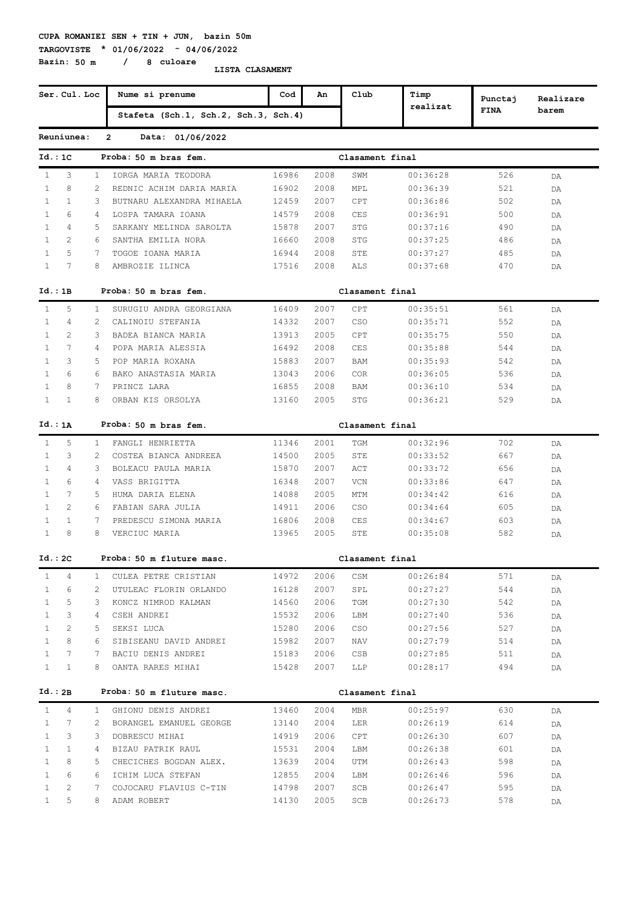**CUPA ROMANIEI SEN + TIN + JUN, bazin 50m**

**TARGOVISTE * 01/06/2022 - 04/06/2022**

**Bazin: 50 m / 8 culoare**

**LISTA CLASAMENT**

| Ser. | Cul. | Loc | Nume si prenume / Stafeta (Sch.1, Sch.2, Sch.3, Sch.4) | Cod | An | Club | Timp realizat | Punctaj FINA | Realizare barem |
|---|---|---|---|---|---|---|---|---|---|

**Reuniunea: 2 Data: 01/06/2022**

**Id.: 1C Proba: 50 m bras fem. Clasament final**

| Ser. | Cul. | Loc | Nume si prenume | Cod | An | Club | Timp realizat | Punctaj FINA | Realizare barem |
|---|---|---|---|---|---|---|---|---|---|
| 1 | 3 | 1 | IORGA MARIA TEODORA | 16986 | 2008 | SWM | 00:36:28 | 526 | DA |
| 1 | 8 | 2 | REDNIC ACHIM DARIA MARIA | 16902 | 2008 | MPL | 00:36:39 | 521 | DA |
| 1 | 1 | 3 | BUTNARU ALEXANDRA MIHAELA | 12459 | 2007 | CPT | 00:36:86 | 502 | DA |
| 1 | 6 | 4 | LOSPA TAMARA IOANA | 14579 | 2008 | CES | 00:36:91 | 500 | DA |
| 1 | 4 | 5 | SARKANY MELINDA SAROLTA | 15878 | 2007 | STG | 00:37:16 | 490 | DA |
| 1 | 2 | 6 | SANTHA EMILIA NORA | 16660 | 2008 | STG | 00:37:25 | 486 | DA |
| 1 | 5 | 7 | TOGOE IOANA MARIA | 16944 | 2008 | STE | 00:37:27 | 485 | DA |
| 1 | 7 | 8 | AMBROZIE ILINCA | 17516 | 2008 | ALS | 00:37:68 | 470 | DA |

**Id.: 1B Proba: 50 m bras fem. Clasament final**

| Ser. | Cul. | Loc | Nume si prenume | Cod | An | Club | Timp realizat | Punctaj FINA | Realizare barem |
|---|---|---|---|---|---|---|---|---|---|
| 1 | 5 | 1 | SURUGIU ANDRA GEORGIANA | 16409 | 2007 | CPT | 00:35:51 | 561 | DA |
| 1 | 4 | 2 | CALINOIU STEFANIA | 14332 | 2007 | CSO | 00:35:71 | 552 | DA |
| 1 | 2 | 3 | BADEA BIANCA MARIA | 13913 | 2005 | CPT | 00:35:75 | 550 | DA |
| 1 | 7 | 4 | POPA MARIA ALESSIA | 16492 | 2008 | CES | 00:35:88 | 544 | DA |
| 1 | 3 | 5 | POP MARIA ROXANA | 15883 | 2007 | BAM | 00:35:93 | 542 | DA |
| 1 | 6 | 6 | BAKO ANASTASIA MARIA | 13043 | 2006 | COR | 00:36:05 | 536 | DA |
| 1 | 8 | 7 | PRINCZ LARA | 16855 | 2008 | BAM | 00:36:10 | 534 | DA |
| 1 | 1 | 8 | ORBAN KIS ORSOLYA | 13160 | 2005 | STG | 00:36:21 | 529 | DA |

**Id.: 1A Proba: 50 m bras fem. Clasament final**

| Ser. | Cul. | Loc | Nume si prenume | Cod | An | Club | Timp realizat | Punctaj FINA | Realizare barem |
|---|---|---|---|---|---|---|---|---|---|
| 1 | 5 | 1 | FANGLI HENRIETTA | 11346 | 2001 | TGM | 00:32:96 | 702 | DA |
| 1 | 3 | 2 | COSTEA BIANCA ANDREEA | 14500 | 2005 | STE | 00:33:52 | 667 | DA |
| 1 | 4 | 3 | BOLEACU PAULA MARIA | 15870 | 2007 | ACT | 00:33:72 | 656 | DA |
| 1 | 6 | 4 | VASS BRIGITTA | 16348 | 2007 | VCN | 00:33:86 | 647 | DA |
| 1 | 7 | 5 | HUMA DARIA ELENA | 14088 | 2005 | MTM | 00:34:42 | 616 | DA |
| 1 | 2 | 6 | FABIAN SARA JULIA | 14911 | 2006 | CSO | 00:34:64 | 605 | DA |
| 1 | 1 | 7 | PREDESCU SIMONA MARIA | 16806 | 2008 | CES | 00:34:67 | 603 | DA |
| 1 | 8 | 8 | VERCIUC MARIA | 13965 | 2005 | STE | 00:35:08 | 582 | DA |

**Id.: 2C Proba: 50 m fluture masc. Clasament final**

| Ser. | Cul. | Loc | Nume si prenume | Cod | An | Club | Timp realizat | Punctaj FINA | Realizare barem |
|---|---|---|---|---|---|---|---|---|---|
| 1 | 4 | 1 | CULEA PETRE CRISTIAN | 14972 | 2006 | CSM | 00:26:84 | 571 | DA |
| 1 | 6 | 2 | UTULEAC FLORIN ORLANDO | 16128 | 2007 | SPL | 00:27:27 | 544 | DA |
| 1 | 5 | 3 | KONCZ NIMROD KALMAN | 14560 | 2006 | TGM | 00:27:30 | 542 | DA |
| 1 | 3 | 4 | CSEH ANDREI | 15532 | 2006 | LBM | 00:27:40 | 536 | DA |
| 1 | 2 | 5 | SEKSI LUCA | 15280 | 2006 | CSO | 00:27:56 | 527 | DA |
| 1 | 8 | 6 | SIBISEANU DAVID ANDREI | 15982 | 2007 | NAV | 00:27:79 | 514 | DA |
| 1 | 7 | 7 | BACIU DENIS ANDREI | 15183 | 2006 | CSB | 00:27:85 | 511 | DA |
| 1 | 1 | 8 | OANTA RARES MIHAI | 15428 | 2007 | LLP | 00:28:17 | 494 | DA |

**Id.: 2B Proba: 50 m fluture masc. Clasament final**

| Ser. | Cul. | Loc | Nume si prenume | Cod | An | Club | Timp realizat | Punctaj FINA | Realizare barem |
|---|---|---|---|---|---|---|---|---|---|
| 1 | 4 | 1 | GHIONU DENIS ANDREI | 13460 | 2004 | MBR | 00:25:97 | 630 | DA |
| 1 | 7 | 2 | BORANGEL EMANUEL GEORGE | 13140 | 2004 | LER | 00:26:19 | 614 | DA |
| 1 | 3 | 3 | DOBRESCU MIHAI | 14919 | 2006 | CPT | 00:26:30 | 607 | DA |
| 1 | 1 | 4 | BIZAU PATRIK RAUL | 15531 | 2004 | LBM | 00:26:38 | 601 | DA |
| 1 | 8 | 5 | CHECICHES BOGDAN ALEX. | 13639 | 2004 | UTM | 00:26:43 | 598 | DA |
| 1 | 6 | 6 | ICHIM LUCA STEFAN | 12855 | 2004 | LBM | 00:26:46 | 596 | DA |
| 1 | 2 | 7 | COJOCARU FLAVIUS C-TIN | 14798 | 2007 | SCB | 00:26:47 | 595 | DA |
| 1 | 5 | 8 | ADAM ROBERT | 14130 | 2005 | SCB | 00:26:73 | 578 | DA |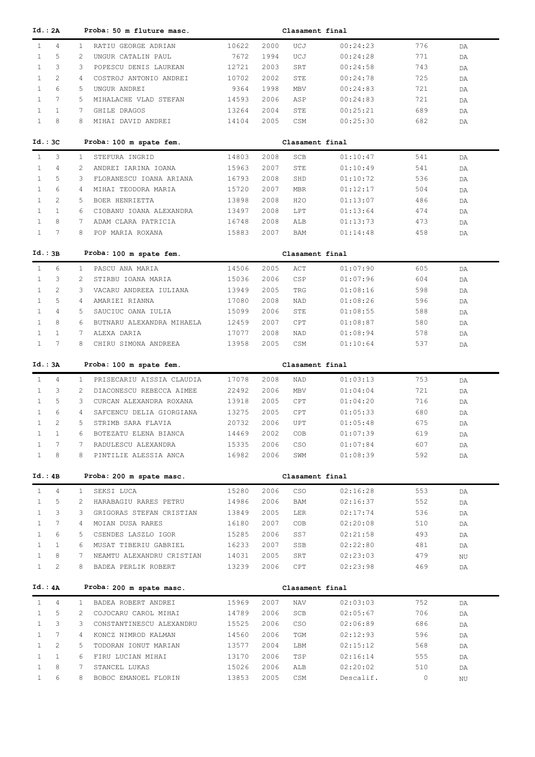**Id.: 2A** **Proba: 50 m fluture masc.** **Clasament final**

| | | | | | | | | | |
|---|---|---|---|---|---|---|---|---|---|
| 1 | 4 | 1 | RATIU GEORGE ADRIAN | 10622 | 2000 | UCJ | 00:24:23 | 776 | DA |
| 1 | 5 | 2 | UNGUR CATALIN PAUL | 7672 | 1994 | UCJ | 00:24:28 | 771 | DA |
| 1 | 3 | 3 | POPESCU DENIS LAUREAN | 12721 | 2003 | SRT | 00:24:58 | 743 | DA |
| 1 | 2 | 4 | COSTROJ ANTONIO ANDREI | 10702 | 2002 | STE | 00:24:78 | 725 | DA |
| 1 | 6 | 5 | UNGUR ANDREI | 9364 | 1998 | MBV | 00:24:83 | 721 | DA |
| 1 | 7 | 5 | MIHALACHE VLAD STEFAN | 14593 | 2006 | ASP | 00:24:83 | 721 | DA |
| 1 | 1 | 7 | GHILE DRAGOS | 13264 | 2004 | STE | 00:25:21 | 689 | DA |
| 1 | 8 | 8 | MIHAI DAVID ANDREI | 14104 | 2005 | CSM | 00:25:30 | 682 | DA |

**Id.: 3C** **Proba: 100 m spate fem.** **Clasament final**

| | | | | | | | | | |
|---|---|---|---|---|---|---|---|---|---|
| 1 | 3 | 1 | STEFURA INGRID | 14803 | 2008 | SCB | 01:10:47 | 541 | DA |
| 1 | 4 | 2 | ANDREI IARINA IOANA | 15963 | 2007 | STE | 01:10:49 | 541 | DA |
| 1 | 5 | 3 | FLORANESCU IOANA ARIANA | 16793 | 2008 | SHD | 01:10:72 | 536 | DA |
| 1 | 6 | 4 | MIHAI TEODORA MARIA | 15720 | 2007 | MBR | 01:12:17 | 504 | DA |
| 1 | 2 | 5 | BOER HENRIETTA | 13898 | 2008 | H2O | 01:13:07 | 486 | DA |
| 1 | 1 | 6 | CIOBANU IOANA ALEXANDRA | 13497 | 2008 | LPT | 01:13:64 | 474 | DA |
| 1 | 8 | 7 | ADAM CLARA PATRICIA | 16748 | 2008 | ALB | 01:13:73 | 473 | DA |
| 1 | 7 | 8 | POP MARIA ROXANA | 15883 | 2007 | BAM | 01:14:48 | 458 | DA |

**Id.: 3B** **Proba: 100 m spate fem.** **Clasament final**

| | | | | | | | | | |
|---|---|---|---|---|---|---|---|---|---|
| 1 | 6 | 1 | PASCU ANA MARIA | 14506 | 2005 | ACT | 01:07:90 | 605 | DA |
| 1 | 3 | 2 | STIRBU IOANA MARIA | 15036 | 2006 | CSP | 01:07:96 | 604 | DA |
| 1 | 2 | 3 | VACARU ANDREEA IULIANA | 13949 | 2005 | TRG | 01:08:16 | 598 | DA |
| 1 | 5 | 4 | AMARIEI RIANNA | 17080 | 2008 | NAD | 01:08:26 | 596 | DA |
| 1 | 4 | 5 | SAUCIUC OANA IULIA | 15099 | 2006 | STE | 01:08:55 | 588 | DA |
| 1 | 8 | 6 | BUTNARU ALEXANDRA MIHAELA | 12459 | 2007 | CPT | 01:08:87 | 580 | DA |
| 1 | 1 | 7 | ALEXA DARIA | 17077 | 2008 | NAD | 01:08:94 | 578 | DA |
| 1 | 7 | 8 | CHIRU SIMONA ANDREEA | 13958 | 2005 | CSM | 01:10:64 | 537 | DA |

**Id.: 3A** **Proba: 100 m spate fem.** **Clasament final**

| | | | | | | | | | |
|---|---|---|---|---|---|---|---|---|---|
| 1 | 4 | 1 | PRISECARIU AISSIA CLAUDIA | 17078 | 2008 | NAD | 01:03:13 | 753 | DA |
| 1 | 3 | 2 | DIACONESCU REBECCA AIMEE | 22492 | 2006 | MBV | 01:04:04 | 721 | DA |
| 1 | 5 | 3 | CURCAN ALEXANDRA ROXANA | 13918 | 2005 | CPT | 01:04:20 | 716 | DA |
| 1 | 6 | 4 | SAFCENCU DELIA GIORGIANA | 13275 | 2005 | CPT | 01:05:33 | 680 | DA |
| 1 | 2 | 5 | STRIMB SARA FLAVIA | 20732 | 2006 | UPT | 01:05:48 | 675 | DA |
| 1 | 1 | 6 | BOTEZATU ELENA BIANCA | 14469 | 2002 | COB | 01:07:39 | 619 | DA |
| 1 | 7 | 7 | RADULESCU ALEXANDRA | 15335 | 2006 | CSO | 01:07:84 | 607 | DA |
| 1 | 8 | 8 | PINTILIE ALESSIA ANCA | 16982 | 2006 | SWM | 01:08:39 | 592 | DA |

**Id.: 4B** **Proba: 200 m spate masc.** **Clasament final**

| | | | | | | | | | |
|---|---|---|---|---|---|---|---|---|---|
| 1 | 4 | 1 | SEKSI LUCA | 15280 | 2006 | CSO | 02:16:28 | 553 | DA |
| 1 | 5 | 2 | HARABAGIU RARES PETRU | 14986 | 2006 | BAM | 02:16:37 | 552 | DA |
| 1 | 3 | 3 | GRIGORAS STEFAN CRISTIAN | 13849 | 2005 | LER | 02:17:74 | 536 | DA |
| 1 | 7 | 4 | MOIAN DUSA RARES | 16180 | 2007 | COB | 02:20:08 | 510 | DA |
| 1 | 6 | 5 | CSENDES LASZLO IGOR | 15285 | 2006 | SS7 | 02:21:58 | 493 | DA |
| 1 | 1 | 6 | MUSAT TIBERIU GABRIEL | 16233 | 2007 | SSB | 02:22:80 | 481 | DA |
| 1 | 8 | 7 | NEAMTU ALEXANDRU CRISTIAN | 14031 | 2005 | SRT | 02:23:03 | 479 | NU |
| 1 | 2 | 8 | BADEA PERLIK ROBERT | 13239 | 2006 | CPT | 02:23:98 | 469 | DA |

**Id.: 4A** **Proba: 200 m spate masc.** **Clasament final**

| | | | | | | | | | |
|---|---|---|---|---|---|---|---|---|---|
| 1 | 4 | 1 | BADEA ROBERT ANDREI | 15969 | 2007 | NAV | 02:03:03 | 752 | DA |
| 1 | 5 | 2 | COJOCARU CAROL MIHAI | 14789 | 2006 | SCB | 02:05:67 | 706 | DA |
| 1 | 3 | 3 | CONSTANTINESCU ALEXANDRU | 15525 | 2006 | CSO | 02:06:89 | 686 | DA |
| 1 | 7 | 4 | KONCZ NIMROD KALMAN | 14560 | 2006 | TGM | 02:12:93 | 596 | DA |
| 1 | 2 | 5 | TODORAN IONUT MARIAN | 13577 | 2004 | LBM | 02:15:12 | 568 | DA |
| 1 | 1 | 6 | FIRU LUCIAN MIHAI | 13170 | 2006 | TSP | 02:16:14 | 555 | DA |
| 1 | 8 | 7 | STANCEL LUKAS | 15026 | 2006 | ALB | 02:20:02 | 510 | DA |
| 1 | 6 | 8 | BOBOC EMANOEL FLORIN | 13853 | 2005 | CSM | Descalif. | 0 | NU |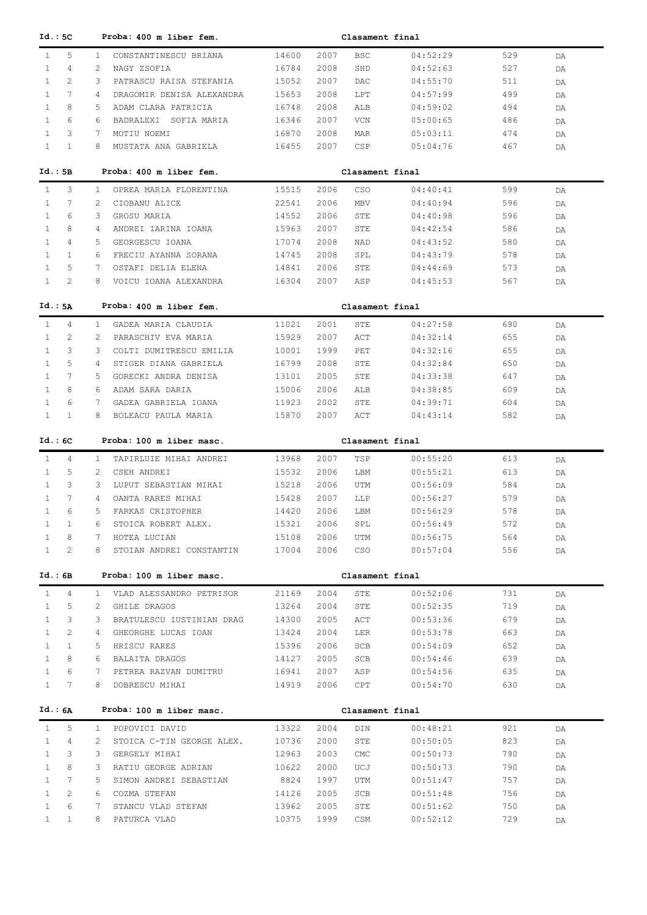**Id.: 5C** **Proba: 400 m liber fem.** **Clasament final**

| | | | | | | | | | |
|---|---|---|---|---|---|---|---|---|---|
| 1 | 5 | 1 | CONSTANTINESCU BRIANA | 14600 | 2007 | BSC | 04:52:29 | 529 | DA |
| 1 | 4 | 2 | NAGY ZSOFIA | 16784 | 2008 | SHD | 04:52:63 | 527 | DA |
| 1 | 2 | 3 | PATRASCU RAISA STEFANIA | 15052 | 2007 | DAC | 04:55:70 | 511 | DA |
| 1 | 7 | 4 | DRAGOMIR DENISA ALEXANDRA | 15653 | 2008 | LPT | 04:57:99 | 499 | DA |
| 1 | 8 | 5 | ADAM CLARA PATRICIA | 16748 | 2008 | ALB | 04:59:02 | 494 | DA |
| 1 | 6 | 6 | BADRALEXI SOFIA MARIA | 16346 | 2007 | VCN | 05:00:65 | 486 | DA |
| 1 | 3 | 7 | MOTIU NOEMI | 16870 | 2008 | MAR | 05:03:11 | 474 | DA |
| 1 | 1 | 8 | MUSTATA ANA GABRIELA | 16455 | 2007 | CSP | 05:04:76 | 467 | DA |

**Id.: 5B** **Proba: 400 m liber fem.** **Clasament final**

| | | | | | | | | | |
|---|---|---|---|---|---|---|---|---|---|
| 1 | 3 | 1 | OPREA MARIA FLORENTINA | 15515 | 2006 | CSO | 04:40:41 | 599 | DA |
| 1 | 7 | 2 | CIOBANU ALICE | 22541 | 2006 | MBV | 04:40:94 | 596 | DA |
| 1 | 6 | 3 | GROSU MARIA | 14552 | 2006 | STE | 04:40:98 | 596 | DA |
| 1 | 8 | 4 | ANDREI IARINA IOANA | 15963 | 2007 | STE | 04:42:54 | 586 | DA |
| 1 | 4 | 5 | GEORGESCU IOANA | 17074 | 2008 | NAD | 04:43:52 | 580 | DA |
| 1 | 1 | 6 | FRECIU AYANNA SORANA | 14745 | 2008 | SPL | 04:43:79 | 578 | DA |
| 1 | 5 | 7 | OSTAFI DELIA ELENA | 14841 | 2006 | STE | 04:44:69 | 573 | DA |
| 1 | 2 | 8 | VOICU IOANA ALEXANDRA | 16304 | 2007 | ASP | 04:45:53 | 567 | DA |

**Id.: 5A** **Proba: 400 m liber fem.** **Clasament final**

| | | | | | | | | | |
|---|---|---|---|---|---|---|---|---|---|
| 1 | 4 | 1 | GADEA MARIA CLAUDIA | 11021 | 2001 | STE | 04:27:58 | 690 | DA |
| 1 | 2 | 2 | PARASCHIV EVA MARIA | 15929 | 2007 | ACT | 04:32:14 | 655 | DA |
| 1 | 3 | 3 | COLTI DUMITRESCU EMILIA | 10001 | 1999 | PET | 04:32:16 | 655 | DA |
| 1 | 5 | 4 | STIGER DIANA GABRIELA | 16799 | 2008 | STE | 04:32:84 | 650 | DA |
| 1 | 7 | 5 | GORECKI ANDRA DENISA | 13101 | 2005 | STE | 04:33:38 | 647 | DA |
| 1 | 8 | 6 | ADAM SARA DARIA | 15006 | 2006 | ALB | 04:38:85 | 609 | DA |
| 1 | 6 | 7 | GADEA GABRIELA IOANA | 11923 | 2002 | STE | 04:39:71 | 604 | DA |
| 1 | 1 | 8 | BOLEACU PAULA MARIA | 15870 | 2007 | ACT | 04:43:14 | 582 | DA |

**Id.: 6C** **Proba: 100 m liber masc.** **Clasament final**

| | | | | | | | | | |
|---|---|---|---|---|---|---|---|---|---|
| 1 | 4 | 1 | TAPIRLUIE MIHAI ANDREI | 13968 | 2007 | TSP | 00:55:20 | 613 | DA |
| 1 | 5 | 2 | CSEH ANDREI | 15532 | 2006 | LBM | 00:55:21 | 613 | DA |
| 1 | 3 | 3 | LUPUT SEBASTIAN MIHAI | 15218 | 2006 | UTM | 00:56:09 | 584 | DA |
| 1 | 7 | 4 | OANTA RARES MIHAI | 15428 | 2007 | LLP | 00:56:27 | 579 | DA |
| 1 | 6 | 5 | FARKAS CRISTOPHER | 14420 | 2006 | LBM | 00:56:29 | 578 | DA |
| 1 | 1 | 6 | STOICA ROBERT ALEX. | 15321 | 2006 | SPL | 00:56:49 | 572 | DA |
| 1 | 8 | 7 | HOTEA LUCIAN | 15108 | 2006 | UTM | 00:56:75 | 564 | DA |
| 1 | 2 | 8 | STOIAN ANDREI CONSTANTIN | 17004 | 2006 | CSO | 00:57:04 | 556 | DA |

**Id.: 6B** **Proba: 100 m liber masc.** **Clasament final**

| | | | | | | | | | |
|---|---|---|---|---|---|---|---|---|---|
| 1 | 4 | 1 | VLAD ALESSANDRO PETRISOR | 21169 | 2004 | STE | 00:52:06 | 731 | DA |
| 1 | 5 | 2 | GHILE DRAGOS | 13264 | 2004 | STE | 00:52:35 | 719 | DA |
| 1 | 3 | 3 | BRATULESCU IUSTINIAN DRAG | 14300 | 2005 | ACT | 00:53:36 | 679 | DA |
| 1 | 2 | 4 | GHEORGHE LUCAS IOAN | 13424 | 2004 | LER | 00:53:78 | 663 | DA |
| 1 | 1 | 5 | HRISCU RARES | 15396 | 2006 | SCB | 00:54:09 | 652 | DA |
| 1 | 8 | 6 | BALAITA DRAGOS | 14127 | 2005 | SCB | 00:54:46 | 639 | DA |
| 1 | 6 | 7 | PETREA RAZVAN DUMITRU | 16941 | 2007 | ASP | 00:54:56 | 635 | DA |
| 1 | 7 | 8 | DOBRESCU MIHAI | 14919 | 2006 | CPT | 00:54:70 | 630 | DA |

**Id.: 6A** **Proba: 100 m liber masc.** **Clasament final**

| | | | | | | | | | |
|---|---|---|---|---|---|---|---|---|---|
| 1 | 5 | 1 | POPOVICI DAVID | 13322 | 2004 | DIN | 00:48:21 | 921 | DA |
| 1 | 4 | 2 | STOICA C-TIN GEORGE ALEX. | 10736 | 2000 | STE | 00:50:05 | 823 | DA |
| 1 | 3 | 3 | GERGELY MIHAI | 12963 | 2003 | CMC | 00:50:73 | 790 | DA |
| 1 | 8 | 3 | RATIU GEORGE ADRIAN | 10622 | 2000 | UCJ | 00:50:73 | 790 | DA |
| 1 | 7 | 5 | SIMON ANDREI SEBASTIAN | 8824 | 1997 | UTM | 00:51:47 | 757 | DA |
| 1 | 2 | 6 | COZMA STEFAN | 14126 | 2005 | SCB | 00:51:48 | 756 | DA |
| 1 | 6 | 7 | STANCU VLAD STEFAN | 13962 | 2005 | STE | 00:51:62 | 750 | DA |
| 1 | 1 | 8 | PATURCA VLAD | 10375 | 1999 | CSM | 00:52:12 | 729 | DA |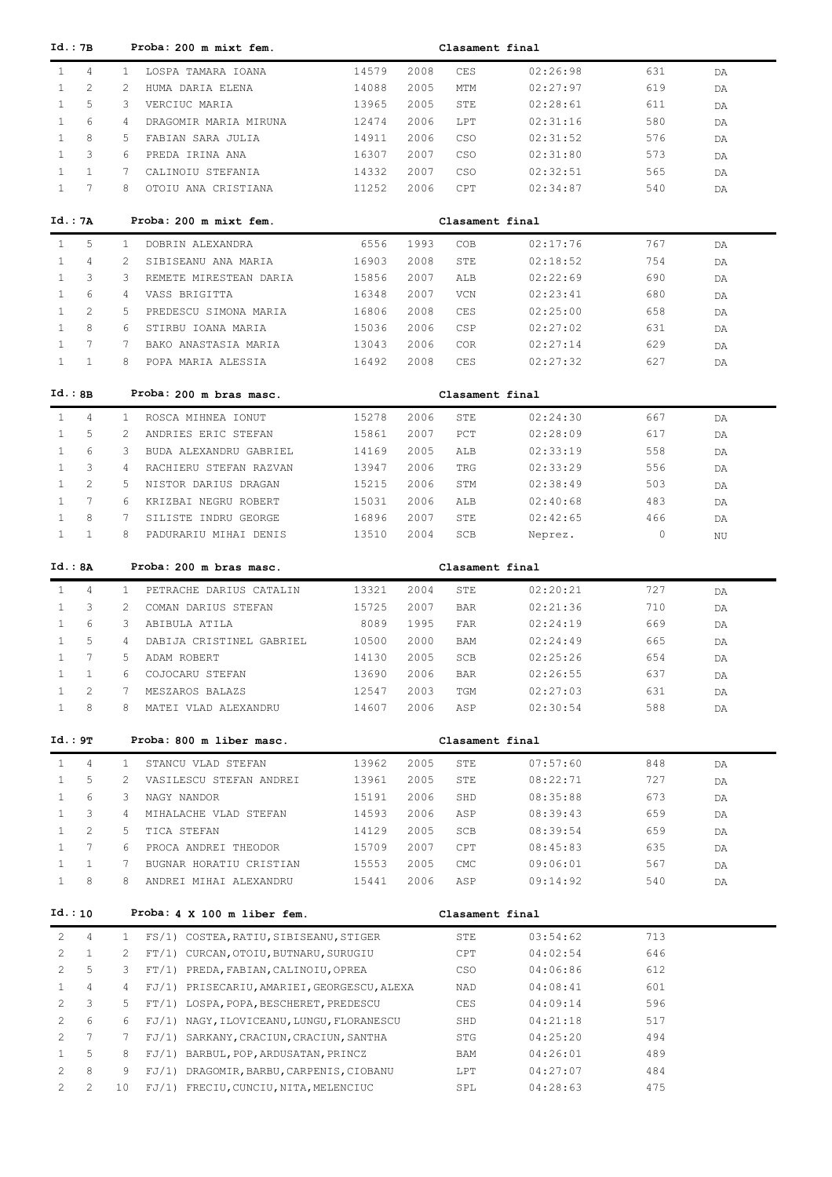**Id.: 7B** **Proba: 200 m mixt fem.** **Clasament final**

| | | | | | | | | | |
|---|---|---|---|---|---|---|---|---|---|
| 1 | 4 | 1 | LOSPA TAMARA IOANA | 14579 | 2008 | CES | 02:26:98 | 631 | DA |
| 1 | 2 | 2 | HUMA DARIA ELENA | 14088 | 2005 | MTM | 02:27:97 | 619 | DA |
| 1 | 5 | 3 | VERCIUC MARIA | 13965 | 2005 | STE | 02:28:61 | 611 | DA |
| 1 | 6 | 4 | DRAGOMIR MARIA MIRUNA | 12474 | 2006 | LPT | 02:31:16 | 580 | DA |
| 1 | 8 | 5 | FABIAN SARA JULIA | 14911 | 2006 | CSO | 02:31:52 | 576 | DA |
| 1 | 3 | 6 | PREDA IRINA ANA | 16307 | 2007 | CSO | 02:31:80 | 573 | DA |
| 1 | 1 | 7 | CALINOIU STEFANIA | 14332 | 2007 | CSO | 02:32:51 | 565 | DA |
| 1 | 7 | 8 | OTOIU ANA CRISTIANA | 11252 | 2006 | CPT | 02:34:87 | 540 | DA |

**Id.: 7A** **Proba: 200 m mixt fem.** **Clasament final**

| | | | | | | | | | |
|---|---|---|---|---|---|---|---|---|---|
| 1 | 5 | 1 | DOBRIN ALEXANDRA | 6556 | 1993 | COB | 02:17:76 | 767 | DA |
| 1 | 4 | 2 | SIBISEANU ANA MARIA | 16903 | 2008 | STE | 02:18:52 | 754 | DA |
| 1 | 3 | 3 | REMETE MIRESTEAN DARIA | 15856 | 2007 | ALB | 02:22:69 | 690 | DA |
| 1 | 6 | 4 | VASS BRIGITTA | 16348 | 2007 | VCN | 02:23:41 | 680 | DA |
| 1 | 2 | 5 | PREDESCU SIMONA MARIA | 16806 | 2008 | CES | 02:25:00 | 658 | DA |
| 1 | 8 | 6 | STIRBU IOANA MARIA | 15036 | 2006 | CSP | 02:27:02 | 631 | DA |
| 1 | 7 | 7 | BAKO ANASTASIA MARIA | 13043 | 2006 | COR | 02:27:14 | 629 | DA |
| 1 | 1 | 8 | POPA MARIA ALESSIA | 16492 | 2008 | CES | 02:27:32 | 627 | DA |

**Id.: 8B** **Proba: 200 m bras masc.** **Clasament final**

| | | | | | | | | | |
|---|---|---|---|---|---|---|---|---|---|
| 1 | 4 | 1 | ROSCA MIHNEA IONUT | 15278 | 2006 | STE | 02:24:30 | 667 | DA |
| 1 | 5 | 2 | ANDRIES ERIC STEFAN | 15861 | 2007 | PCT | 02:28:09 | 617 | DA |
| 1 | 6 | 3 | BUDA ALEXANDRU GABRIEL | 14169 | 2005 | ALB | 02:33:19 | 558 | DA |
| 1 | 3 | 4 | RACHIERU STEFAN RAZVAN | 13947 | 2006 | TRG | 02:33:29 | 556 | DA |
| 1 | 2 | 5 | NISTOR DARIUS DRAGAN | 15215 | 2006 | STM | 02:38:49 | 503 | DA |
| 1 | 7 | 6 | KRIZBAI NEGRU ROBERT | 15031 | 2006 | ALB | 02:40:68 | 483 | DA |
| 1 | 8 | 7 | SILISTE INDRU GEORGE | 16896 | 2007 | STE | 02:42:65 | 466 | DA |
| 1 | 1 | 8 | PADURARIU MIHAI DENIS | 13510 | 2004 | SCB | Neprez. | 0 | NU |

**Id.: 8A** **Proba: 200 m bras masc.** **Clasament final**

| | | | | | | | | | |
|---|---|---|---|---|---|---|---|---|---|
| 1 | 4 | 1 | PETRACHE DARIUS CATALIN | 13321 | 2004 | STE | 02:20:21 | 727 | DA |
| 1 | 3 | 2 | COMAN DARIUS STEFAN | 15725 | 2007 | BAR | 02:21:36 | 710 | DA |
| 1 | 6 | 3 | ABIBULA ATILA | 8089 | 1995 | FAR | 02:24:19 | 669 | DA |
| 1 | 5 | 4 | DABIJA CRISTINEL GABRIEL | 10500 | 2000 | BAM | 02:24:49 | 665 | DA |
| 1 | 7 | 5 | ADAM ROBERT | 14130 | 2005 | SCB | 02:25:26 | 654 | DA |
| 1 | 1 | 6 | COJOCARU STEFAN | 13690 | 2006 | BAR | 02:26:55 | 637 | DA |
| 1 | 2 | 7 | MESZAROS BALAZS | 12547 | 2003 | TGM | 02:27:03 | 631 | DA |
| 1 | 8 | 8 | MATEI VLAD ALEXANDRU | 14607 | 2006 | ASP | 02:30:54 | 588 | DA |

**Id.: 9T** **Proba: 800 m liber masc.** **Clasament final**

| | | | | | | | | | |
|---|---|---|---|---|---|---|---|---|---|
| 1 | 4 | 1 | STANCU VLAD STEFAN | 13962 | 2005 | STE | 07:57:60 | 848 | DA |
| 1 | 5 | 2 | VASILESCU STEFAN ANDREI | 13961 | 2005 | STE | 08:22:71 | 727 | DA |
| 1 | 6 | 3 | NAGY NANDOR | 15191 | 2006 | SHD | 08:35:88 | 673 | DA |
| 1 | 3 | 4 | MIHALACHE VLAD STEFAN | 14593 | 2006 | ASP | 08:39:43 | 659 | DA |
| 1 | 2 | 5 | TICA STEFAN | 14129 | 2005 | SCB | 08:39:54 | 659 | DA |
| 1 | 7 | 6 | PROCA ANDREI THEODOR | 15709 | 2007 | CPT | 08:45:83 | 635 | DA |
| 1 | 1 | 7 | BUGNAR HORATIU CRISTIAN | 15553 | 2005 | CMC | 09:06:01 | 567 | DA |
| 1 | 8 | 8 | ANDREI MIHAI ALEXANDRU | 15441 | 2006 | ASP | 09:14:92 | 540 | DA |

**Id.: 10** **Proba: 4 X 100 m liber fem.** **Clasament final**

| | | | | | | |
|---|---|---|---|---|---|---|
| 2 | 4 | 1 | FS/1) COSTEA,RATIU,SIBISEANU,STIGER | STE | 03:54:62 | 713 |
| 2 | 1 | 2 | FT/1) CURCAN,OTOIU,BUTNARU,SURUGIU | CPT | 04:02:54 | 646 |
| 2 | 5 | 3 | FT/1) PREDA,FABIAN,CALINOIU,OPREA | CSO | 04:06:86 | 612 |
| 1 | 4 | 4 | FJ/1) PRISECARIU,AMARIEI,GEORGESCU,ALEXA | NAD | 04:08:41 | 601 |
| 2 | 3 | 5 | FT/1) LOSPA,POPA,BESCHERET,PREDESCU | CES | 04:09:14 | 596 |
| 2 | 6 | 6 | FJ/1) NAGY,ILOVICEANU,LUNGU,FLORANESCU | SHD | 04:21:18 | 517 |
| 2 | 7 | 7 | FJ/1) SARKANY,CRACIUN,CRACIUN,SANTHA | STG | 04:25:20 | 494 |
| 1 | 5 | 8 | FJ/1) BARBUL,POP,ARDUSATAN,PRINCZ | BAM | 04:26:01 | 489 |
| 2 | 8 | 9 | FJ/1) DRAGOMIR,BARBU,CARPENIS,CIOBANU | LPT | 04:27:07 | 484 |
| 2 | 2 | 10 | FJ/1) FRECIU,CUNCIU,NITA,MELENCIUC | SPL | 04:28:63 | 475 |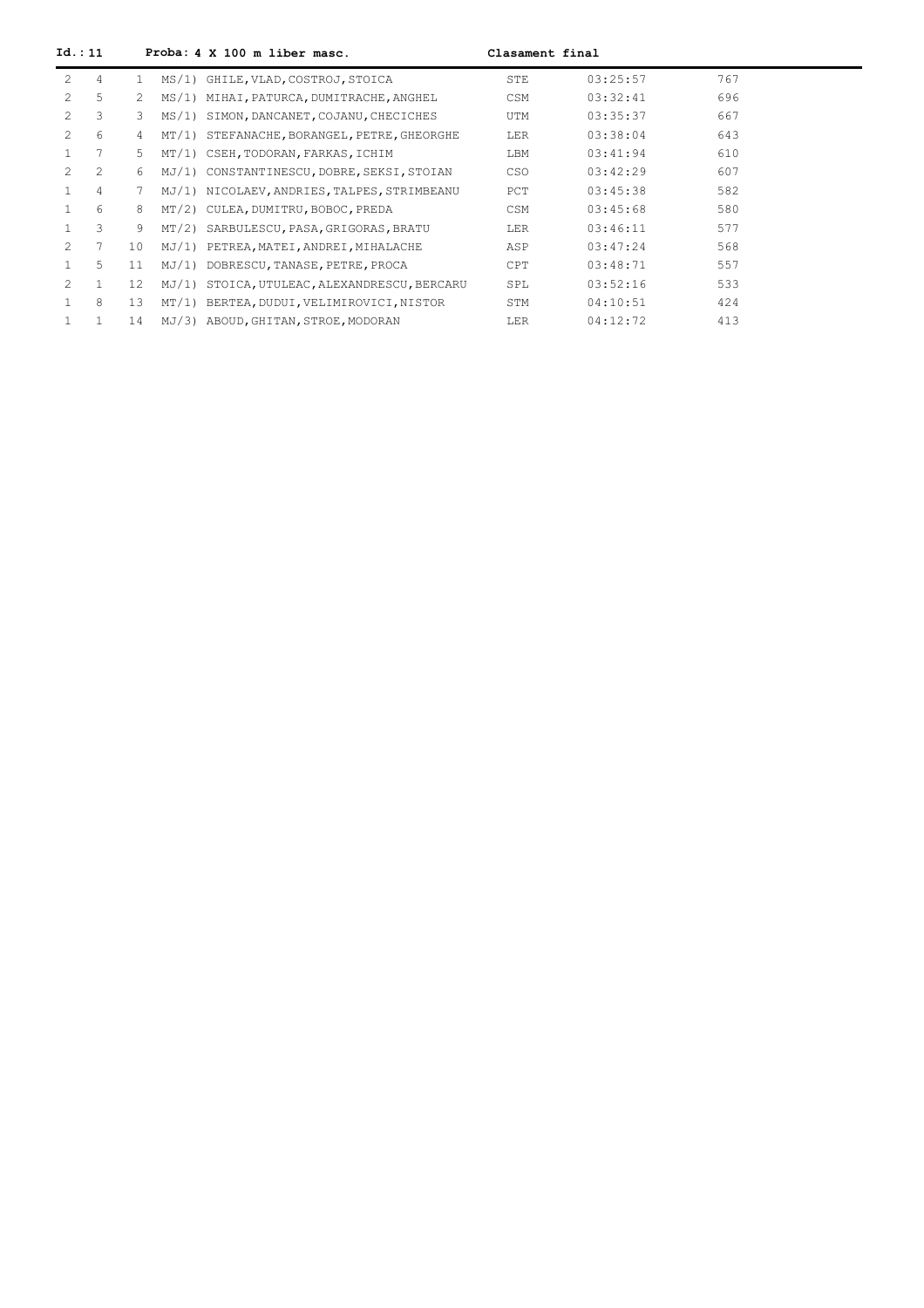**Id.: 11** **Proba: 4 X 100 m liber masc.** **Clasament final**

| | | | | | | | |
|---|---|---|---|---|---|---|---|
| 2 | 4 | 1 | MS/1) | GHILE, VLAD, COSTROJ, STOICA | STE | 03:25:57 | 767 |
| 2 | 5 | 2 | MS/1) | MIHAI, PATURCA, DUMITRACHE, ANGHEL | CSM | 03:32:41 | 696 |
| 2 | 3 | 3 | MS/1) | SIMON, DANCANET, COJANU, CHECICHES | UTM | 03:35:37 | 667 |
| 2 | 6 | 4 | MT/1) | STEFANACHE, BORANGEL, PETRE, GHEORGHE | LER | 03:38:04 | 643 |
| 1 | 7 | 5 | MT/1) | CSEH, TODORAN, FARKAS, ICHIM | LBM | 03:41:94 | 610 |
| 2 | 2 | 6 | MJ/1) | CONSTANTINESCU, DOBRE, SEKSI, STOIAN | CSO | 03:42:29 | 607 |
| 1 | 4 | 7 | MJ/1) | NICOLAEV, ANDRIES, TALPES, STRIMBEANU | PCT | 03:45:38 | 582 |
| 1 | 6 | 8 | MT/2) | CULEA, DUMITRU, BOBOC, PREDA | CSM | 03:45:68 | 580 |
| 1 | 3 | 9 | MT/2) | SARBULESCU, PASA, GRIGORAS, BRATU | LER | 03:46:11 | 577 |
| 2 | 7 | 10 | MJ/1) | PETREA, MATEI, ANDREI, MIHALACHE | ASP | 03:47:24 | 568 |
| 1 | 5 | 11 | MJ/1) | DOBRESCU, TANASE, PETRE, PROCA | CPT | 03:48:71 | 557 |
| 2 | 1 | 12 | MJ/1) | STOICA, UTULEAC, ALEXANDRESCU, BERCARU | SPL | 03:52:16 | 533 |
| 1 | 8 | 13 | MT/1) | BERTEA, DUDUI, VELIMIROVICI, NISTOR | STM | 04:10:51 | 424 |
| 1 | 1 | 14 | MJ/3) | ABOUD, GHITAN, STROE, MODORAN | LER | 04:12:72 | 413 |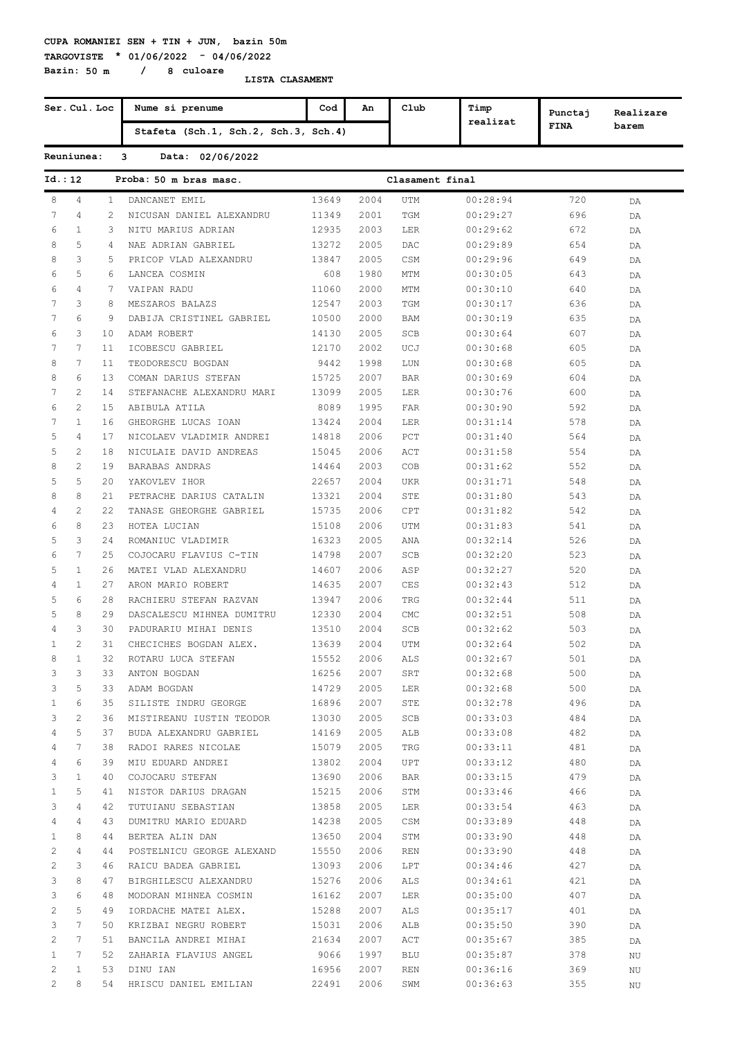**CUPA ROMANIEI SEN + TIN + JUN, bazin 50m**

**TARGOVISTE * 01/06/2022 - 04/06/2022**

**Bazin: 50 m / 8 culoare**

**LISTA CLASAMENT**

| Ser. | Cul. | Loc | Nume si prenume / Stafeta (Sch.1, Sch.2, Sch.3, Sch.4) | Cod | An | Club | Timp realizat | Punctaj FINA | Realizare barem |
|---|---|---|---|---|---|---|---|---|---|

**Reuniunea: 3 Data: 02/06/2022**

**Id.: 12 Proba: 50 m bras masc. Clasament final**

| Ser. | Cul. | Loc | Nume si prenume | Cod | An | Club | Timp realizat | Punctaj FINA | Realizare barem |
|---|---|---|---|---|---|---|---|---|---|
| 8 | 4 | 1 | DANCANET EMIL | 13649 | 2004 | UTM | 00:28:94 | 720 | DA |
| 7 | 4 | 2 | NICUSAN DANIEL ALEXANDRU | 11349 | 2001 | TGM | 00:29:27 | 696 | DA |
| 6 | 1 | 3 | NITU MARIUS ADRIAN | 12935 | 2003 | LER | 00:29:62 | 672 | DA |
| 8 | 5 | 4 | NAE ADRIAN GABRIEL | 13272 | 2005 | DAC | 00:29:89 | 654 | DA |
| 8 | 3 | 5 | PRICOP VLAD ALEXANDRU | 13847 | 2005 | CSM | 00:29:96 | 649 | DA |
| 6 | 5 | 6 | LANCEA COSMIN | 608 | 1980 | MTM | 00:30:05 | 643 | DA |
| 6 | 4 | 7 | VAIPAN RADU | 11060 | 2000 | MTM | 00:30:10 | 640 | DA |
| 7 | 3 | 8 | MESZAROS BALAZS | 12547 | 2003 | TGM | 00:30:17 | 636 | DA |
| 7 | 6 | 9 | DABIJA CRISTINEL GABRIEL | 10500 | 2000 | BAM | 00:30:19 | 635 | DA |
| 6 | 3 | 10 | ADAM ROBERT | 14130 | 2005 | SCB | 00:30:64 | 607 | DA |
| 7 | 7 | 11 | ICOBESCU GABRIEL | 12170 | 2002 | UCJ | 00:30:68 | 605 | DA |
| 8 | 7 | 11 | TEODORESCU BOGDAN | 9442 | 1998 | LUN | 00:30:68 | 605 | DA |
| 8 | 6 | 13 | COMAN DARIUS STEFAN | 15725 | 2007 | BAR | 00:30:69 | 604 | DA |
| 7 | 2 | 14 | STEFANACHE ALEXANDRU MARI | 13099 | 2005 | LER | 00:30:76 | 600 | DA |
| 6 | 2 | 15 | ABIBULA ATILA | 8089 | 1995 | FAR | 00:30:90 | 592 | DA |
| 7 | 1 | 16 | GHEORGHE LUCAS IOAN | 13424 | 2004 | LER | 00:31:14 | 578 | DA |
| 5 | 4 | 17 | NICOLAEV VLADIMIR ANDREI | 14818 | 2006 | PCT | 00:31:40 | 564 | DA |
| 5 | 2 | 18 | NICULAIE DAVID ANDREAS | 15045 | 2006 | ACT | 00:31:58 | 554 | DA |
| 8 | 2 | 19 | BARABAS ANDRAS | 14464 | 2003 | COB | 00:31:62 | 552 | DA |
| 5 | 5 | 20 | YAKOVLEV IHOR | 22657 | 2004 | UKR | 00:31:71 | 548 | DA |
| 8 | 8 | 21 | PETRACHE DARIUS CATALIN | 13321 | 2004 | STE | 00:31:80 | 543 | DA |
| 4 | 2 | 22 | TANASE GHEORGHE GABRIEL | 15735 | 2006 | CPT | 00:31:82 | 542 | DA |
| 6 | 8 | 23 | HOTEA LUCIAN | 15108 | 2006 | UTM | 00:31:83 | 541 | DA |
| 5 | 3 | 24 | ROMANIUC VLADIMIR | 16323 | 2005 | ANA | 00:32:14 | 526 | DA |
| 6 | 7 | 25 | COJOCARU FLAVIUS C-TIN | 14798 | 2007 | SCB | 00:32:20 | 523 | DA |
| 5 | 1 | 26 | MATEI VLAD ALEXANDRU | 14607 | 2006 | ASP | 00:32:27 | 520 | DA |
| 4 | 1 | 27 | ARON MARIO ROBERT | 14635 | 2007 | CES | 00:32:43 | 512 | DA |
| 5 | 6 | 28 | RACHIERU STEFAN RAZVAN | 13947 | 2006 | TRG | 00:32:44 | 511 | DA |
| 5 | 8 | 29 | DASCALESCU MIHNEA DUMITRU | 12330 | 2004 | CMC | 00:32:51 | 508 | DA |
| 4 | 3 | 30 | PADURARIU MIHAI DENIS | 13510 | 2004 | SCB | 00:32:62 | 503 | DA |
| 1 | 2 | 31 | CHECICHES BOGDAN ALEX. | 13639 | 2004 | UTM | 00:32:64 | 502 | DA |
| 8 | 1 | 32 | ROTARU LUCA STEFAN | 15552 | 2006 | ALS | 00:32:67 | 501 | DA |
| 3 | 3 | 33 | ANTON BOGDAN | 16256 | 2007 | SRT | 00:32:68 | 500 | DA |
| 3 | 5 | 33 | ADAM BOGDAN | 14729 | 2005 | LER | 00:32:68 | 500 | DA |
| 1 | 6 | 35 | SILISTE INDRU GEORGE | 16896 | 2007 | STE | 00:32:78 | 496 | DA |
| 3 | 2 | 36 | MISTIREANU IUSTIN TEODOR | 13030 | 2005 | SCB | 00:33:03 | 484 | DA |
| 4 | 5 | 37 | BUDA ALEXANDRU GABRIEL | 14169 | 2005 | ALB | 00:33:08 | 482 | DA |
| 4 | 7 | 38 | RADOI RARES NICOLAE | 15079 | 2005 | TRG | 00:33:11 | 481 | DA |
| 4 | 6 | 39 | MIU EDUARD ANDREI | 13802 | 2004 | UPT | 00:33:12 | 480 | DA |
| 3 | 1 | 40 | COJOCARU STEFAN | 13690 | 2006 | BAR | 00:33:15 | 479 | DA |
| 1 | 5 | 41 | NISTOR DARIUS DRAGAN | 15215 | 2006 | STM | 00:33:46 | 466 | DA |
| 3 | 4 | 42 | TUTUIANU SEBASTIAN | 13858 | 2005 | LER | 00:33:54 | 463 | DA |
| 4 | 4 | 43 | DUMITRU MARIO EDUARD | 14238 | 2005 | CSM | 00:33:89 | 448 | DA |
| 1 | 8 | 44 | BERTEA ALIN DAN | 13650 | 2004 | STM | 00:33:90 | 448 | DA |
| 2 | 4 | 44 | POSTELNICU GEORGE ALEXAND | 15550 | 2006 | REN | 00:33:90 | 448 | DA |
| 2 | 3 | 46 | RAICU BADEA GABRIEL | 13093 | 2006 | LPT | 00:34:46 | 427 | DA |
| 3 | 8 | 47 | BIRGHILESCU ALEXANDRU | 15276 | 2006 | ALS | 00:34:61 | 421 | DA |
| 3 | 6 | 48 | MODORAN MIHNEA COSMIN | 16162 | 2007 | LER | 00:35:00 | 407 | DA |
| 2 | 5 | 49 | IORDACHE MATEI ALEX. | 15288 | 2007 | ALS | 00:35:17 | 401 | DA |
| 3 | 7 | 50 | KRIZBAI NEGRU ROBERT | 15031 | 2006 | ALB | 00:35:50 | 390 | DA |
| 2 | 7 | 51 | BANCILA ANDREI MIHAI | 21634 | 2007 | ACT | 00:35:67 | 385 | DA |
| 1 | 7 | 52 | ZAHARIA FLAVIUS ANGEL | 9066 | 1997 | BLU | 00:35:87 | 378 | NU |
| 2 | 1 | 53 | DINU IAN | 16956 | 2007 | REN | 00:36:16 | 369 | NU |
| 2 | 8 | 54 | HRISCU DANIEL EMILIAN | 22491 | 2006 | SWM | 00:36:63 | 355 | NU |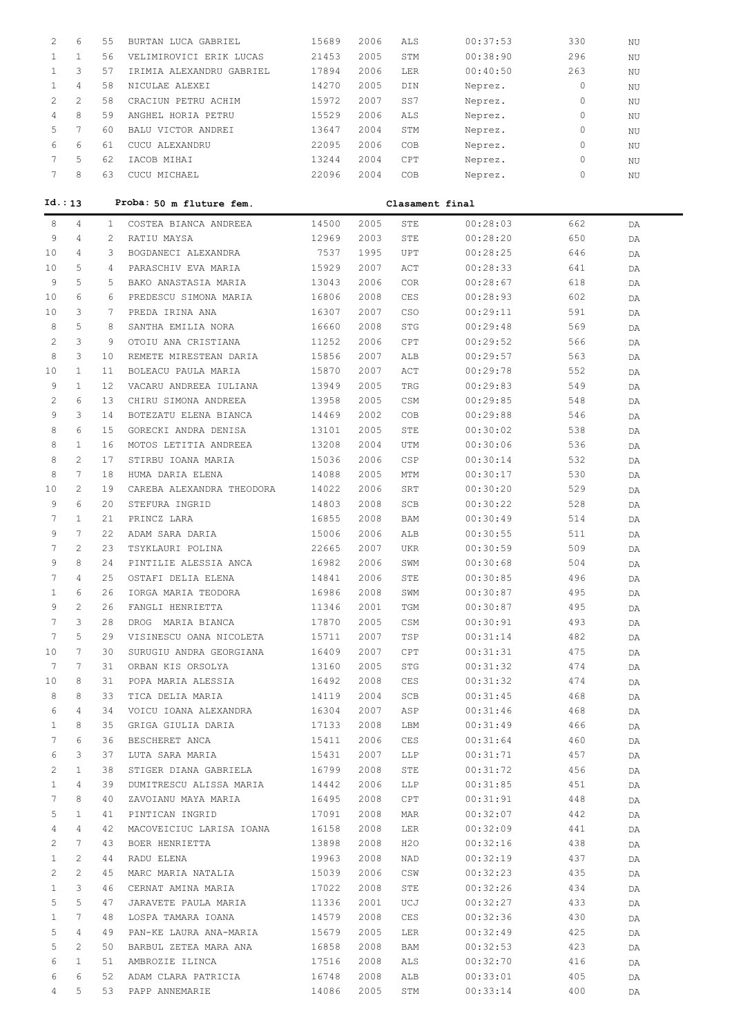| | | | | | | | | | |
|---|---|---|---|---|---|---|---|---|---|
| 2 | 6 | 55 | BURTAN LUCA GABRIEL | 15689 | 2006 | ALS | 00:37:53 | 330 | NU |
| 1 | 1 | 56 | VELIMIROVICI ERIK LUCAS | 21453 | 2005 | STM | 00:38:90 | 296 | NU |
| 1 | 3 | 57 | IRIMIA ALEXANDRU GABRIEL | 17894 | 2006 | LER | 00:40:50 | 263 | NU |
| 1 | 4 | 58 | NICULAE ALEXEI | 14270 | 2005 | DIN | Neprez. | 0 | NU |
| 2 | 2 | 58 | CRACIUN PETRU ACHIM | 15972 | 2007 | SS7 | Neprez. | 0 | NU |
| 4 | 8 | 59 | ANGHEL HORIA PETRU | 15529 | 2006 | ALS | Neprez. | 0 | NU |
| 5 | 7 | 60 | BALU VICTOR ANDREI | 13647 | 2004 | STM | Neprez. | 0 | NU |
| 6 | 6 | 61 | CUCU ALEXANDRU | 22095 | 2006 | COB | Neprez. | 0 | NU |
| 7 | 5 | 62 | IACOB MIHAI | 13244 | 2004 | CPT | Neprez. | 0 | NU |
| 7 | 8 | 63 | CUCU MICHAEL | 22096 | 2004 | COB | Neprez. | 0 | NU |

**Id.: 13** **Proba: 50 m fluture fem.** **Clasament final**

| | | | | | | | | | |
|---|---|---|---|---|---|---|---|---|---|
| 8 | 4 | 1 | COSTEA BIANCA ANDREEA | 14500 | 2005 | STE | 00:28:03 | 662 | DA |
| 9 | 4 | 2 | RATIU MAYSA | 12969 | 2003 | STE | 00:28:20 | 650 | DA |
| 10 | 4 | 3 | BOGDANECI ALEXANDRA | 7537 | 1995 | UPT | 00:28:25 | 646 | DA |
| 10 | 5 | 4 | PARASCHIV EVA MARIA | 15929 | 2007 | ACT | 00:28:33 | 641 | DA |
| 9 | 5 | 5 | BAKO ANASTASIA MARIA | 13043 | 2006 | COR | 00:28:67 | 618 | DA |
| 10 | 6 | 6 | PREDESCU SIMONA MARIA | 16806 | 2008 | CES | 00:28:93 | 602 | DA |
| 10 | 3 | 7 | PREDA IRINA ANA | 16307 | 2007 | CSO | 00:29:11 | 591 | DA |
| 8 | 5 | 8 | SANTHA EMILIA NORA | 16660 | 2008 | STG | 00:29:48 | 569 | DA |
| 2 | 3 | 9 | OTOIU ANA CRISTIANA | 11252 | 2006 | CPT | 00:29:52 | 566 | DA |
| 8 | 3 | 10 | REMETE MIRESTEAN DARIA | 15856 | 2007 | ALB | 00:29:57 | 563 | DA |
| 10 | 1 | 11 | BOLEACU PAULA MARIA | 15870 | 2007 | ACT | 00:29:78 | 552 | DA |
| 9 | 1 | 12 | VACARU ANDREEA IULIANA | 13949 | 2005 | TRG | 00:29:83 | 549 | DA |
| 2 | 6 | 13 | CHIRU SIMONA ANDREEA | 13958 | 2005 | CSM | 00:29:85 | 548 | DA |
| 9 | 3 | 14 | BOTEZATU ELENA BIANCA | 14469 | 2002 | COB | 00:29:88 | 546 | DA |
| 8 | 6 | 15 | GORECKI ANDRA DENISA | 13101 | 2005 | STE | 00:30:02 | 538 | DA |
| 8 | 1 | 16 | MOTOS LETITIA ANDREEA | 13208 | 2004 | UTM | 00:30:06 | 536 | DA |
| 8 | 2 | 17 | STIRBU IOANA MARIA | 15036 | 2006 | CSP | 00:30:14 | 532 | DA |
| 8 | 7 | 18 | HUMA DARIA ELENA | 14088 | 2005 | MTM | 00:30:17 | 530 | DA |
| 10 | 2 | 19 | CAREBA ALEXANDRA THEODORA | 14022 | 2006 | SRT | 00:30:20 | 529 | DA |
| 9 | 6 | 20 | STEFURA INGRID | 14803 | 2008 | SCB | 00:30:22 | 528 | DA |
| 7 | 1 | 21 | PRINCZ LARA | 16855 | 2008 | BAM | 00:30:49 | 514 | DA |
| 9 | 7 | 22 | ADAM SARA DARIA | 15006 | 2006 | ALB | 00:30:55 | 511 | DA |
| 7 | 2 | 23 | TSYKLAURI POLINA | 22665 | 2007 | UKR | 00:30:59 | 509 | DA |
| 9 | 8 | 24 | PINTILIE ALESSIA ANCA | 16982 | 2006 | SWM | 00:30:68 | 504 | DA |
| 7 | 4 | 25 | OSTAFI DELIA ELENA | 14841 | 2006 | STE | 00:30:85 | 496 | DA |
| 1 | 6 | 26 | IORGA MARIA TEODORA | 16986 | 2008 | SWM | 00:30:87 | 495 | DA |
| 9 | 2 | 26 | FANGLI HENRIETTA | 11346 | 2001 | TGM | 00:30:87 | 495 | DA |
| 7 | 3 | 28 | DROG MARIA BIANCA | 17870 | 2005 | CSM | 00:30:91 | 493 | DA |
| 7 | 5 | 29 | VISINESCU OANA NICOLETA | 15711 | 2007 | TSP | 00:31:14 | 482 | DA |
| 10 | 7 | 30 | SURUGIU ANDRA GEORGIANA | 16409 | 2007 | CPT | 00:31:31 | 475 | DA |
| 7 | 7 | 31 | ORBAN KIS ORSOLYA | 13160 | 2005 | STG | 00:31:32 | 474 | DA |
| 10 | 8 | 31 | POPA MARIA ALESSIA | 16492 | 2008 | CES | 00:31:32 | 474 | DA |
| 8 | 8 | 33 | TICA DELIA MARIA | 14119 | 2004 | SCB | 00:31:45 | 468 | DA |
| 6 | 4 | 34 | VOICU IOANA ALEXANDRA | 16304 | 2007 | ASP | 00:31:46 | 468 | DA |
| 1 | 8 | 35 | GRIGA GIULIA DARIA | 17133 | 2008 | LBM | 00:31:49 | 466 | DA |
| 7 | 6 | 36 | BESCHERET ANCA | 15411 | 2006 | CES | 00:31:64 | 460 | DA |
| 6 | 3 | 37 | LUTA SARA MARIA | 15431 | 2007 | LLP | 00:31:71 | 457 | DA |
| 2 | 1 | 38 | STIGER DIANA GABRIELA | 16799 | 2008 | STE | 00:31:72 | 456 | DA |
| 1 | 4 | 39 | DUMITRESCU ALISSA MARIA | 14442 | 2006 | LLP | 00:31:85 | 451 | DA |
| 7 | 8 | 40 | ZAVOIANU MAYA MARIA | 16495 | 2008 | CPT | 00:31:91 | 448 | DA |
| 5 | 1 | 41 | PINTICAN INGRID | 17091 | 2008 | MAR | 00:32:07 | 442 | DA |
| 4 | 4 | 42 | MACOVEICIUC LARISA IOANA | 16158 | 2008 | LER | 00:32:09 | 441 | DA |
| 2 | 7 | 43 | BOER HENRIETTA | 13898 | 2008 | H2O | 00:32:16 | 438 | DA |
| 1 | 2 | 44 | RADU ELENA | 19963 | 2008 | NAD | 00:32:19 | 437 | DA |
| 2 | 2 | 45 | MARC MARIA NATALIA | 15039 | 2006 | CSW | 00:32:23 | 435 | DA |
| 1 | 3 | 46 | CERNAT AMINA MARIA | 17022 | 2008 | STE | 00:32:26 | 434 | DA |
| 5 | 5 | 47 | JARAVETE PAULA MARIA | 11336 | 2001 | UCJ | 00:32:27 | 433 | DA |
| 1 | 7 | 48 | LOSPA TAMARA IOANA | 14579 | 2008 | CES | 00:32:36 | 430 | DA |
| 5 | 4 | 49 | PAN-KE LAURA ANA-MARIA | 15679 | 2005 | LER | 00:32:49 | 425 | DA |
| 5 | 2 | 50 | BARBUL ZETEA MARA ANA | 16858 | 2008 | BAM | 00:32:53 | 423 | DA |
| 6 | 1 | 51 | AMBROZIE ILINCA | 17516 | 2008 | ALS | 00:32:70 | 416 | DA |
| 6 | 6 | 52 | ADAM CLARA PATRICIA | 16748 | 2008 | ALB | 00:33:01 | 405 | DA |
| 4 | 5 | 53 | PAPP ANNEMARIE | 14086 | 2005 | STM | 00:33:14 | 400 | DA |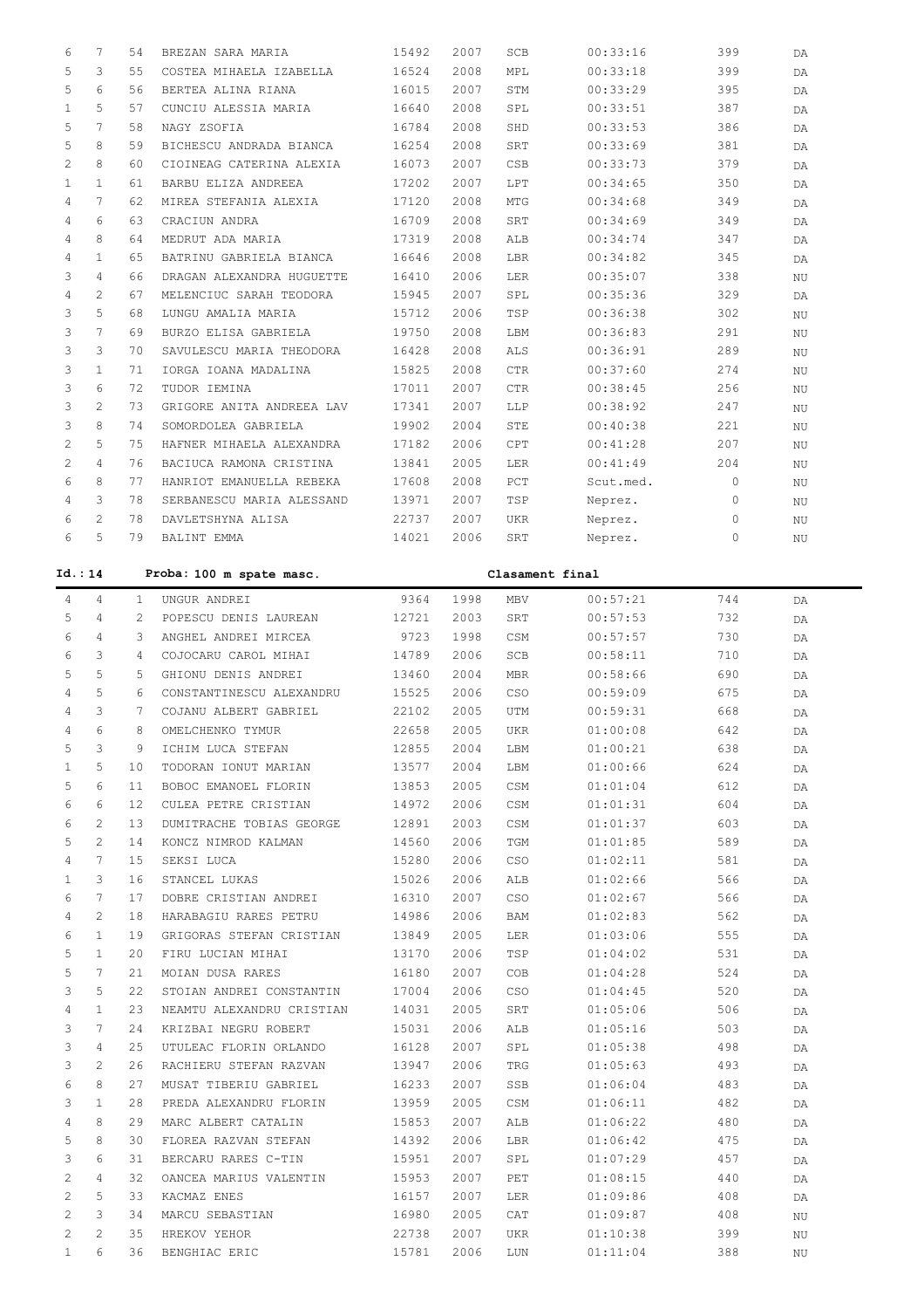| | | | | | | | | | |
|---|---|---|---|---|---|---|---|---|---|
| 6 | 7 | 54 | BREZAN SARA MARIA | 15492 | 2007 | SCB | 00:33:16 | 399 | DA |
| 5 | 3 | 55 | COSTEA MIHAELA IZABELLA | 16524 | 2008 | MPL | 00:33:18 | 399 | DA |
| 5 | 6 | 56 | BERTEA ALINA RIANA | 16015 | 2007 | STM | 00:33:29 | 395 | DA |
| 1 | 5 | 57 | CUNCIU ALESSIA MARIA | 16640 | 2008 | SPL | 00:33:51 | 387 | DA |
| 5 | 7 | 58 | NAGY ZSOFIA | 16784 | 2008 | SHD | 00:33:53 | 386 | DA |
| 5 | 8 | 59 | BICHESCU ANDRADA BIANCA | 16254 | 2008 | SRT | 00:33:69 | 381 | DA |
| 2 | 8 | 60 | CIOINEAG CATERINA ALEXIA | 16073 | 2007 | CSB | 00:33:73 | 379 | DA |
| 1 | 1 | 61 | BARBU ELIZA ANDREEA | 17202 | 2007 | LPT | 00:34:65 | 350 | DA |
| 4 | 7 | 62 | MIREA STEFANIA ALEXIA | 17120 | 2008 | MTG | 00:34:68 | 349 | DA |
| 4 | 6 | 63 | CRACIUN ANDRA | 16709 | 2008 | SRT | 00:34:69 | 349 | DA |
| 4 | 8 | 64 | MEDRUT ADA MARIA | 17319 | 2008 | ALB | 00:34:74 | 347 | DA |
| 4 | 1 | 65 | BATRINU GABRIELA BIANCA | 16646 | 2008 | LBR | 00:34:82 | 345 | DA |
| 3 | 4 | 66 | DRAGAN ALEXANDRA HUGUETTE | 16410 | 2006 | LER | 00:35:07 | 338 | NU |
| 4 | 2 | 67 | MELENCIUC SARAH TEODORA | 15945 | 2007 | SPL | 00:35:36 | 329 | DA |
| 3 | 5 | 68 | LUNGU AMALIA MARIA | 15712 | 2006 | TSP | 00:36:38 | 302 | NU |
| 3 | 7 | 69 | BURZO ELISA GABRIELA | 19750 | 2008 | LBM | 00:36:83 | 291 | NU |
| 3 | 3 | 70 | SAVULESCU MARIA THEODORA | 16428 | 2008 | ALS | 00:36:91 | 289 | NU |
| 3 | 1 | 71 | IORGA IOANA MADALINA | 15825 | 2008 | CTR | 00:37:60 | 274 | NU |
| 3 | 6 | 72 | TUDOR IEMINA | 17011 | 2007 | CTR | 00:38:45 | 256 | NU |
| 3 | 2 | 73 | GRIGORE ANITA ANDREEA LAV | 17341 | 2007 | LLP | 00:38:92 | 247 | NU |
| 3 | 8 | 74 | SOMORDOLEA GABRIELA | 19902 | 2004 | STE | 00:40:38 | 221 | NU |
| 2 | 5 | 75 | HAFNER MIHAELA ALEXANDRA | 17182 | 2006 | CPT | 00:41:28 | 207 | NU |
| 2 | 4 | 76 | BACIUCA RAMONA CRISTINA | 13841 | 2005 | LER | 00:41:49 | 204 | NU |
| 6 | 8 | 77 | HANRIOT EMANUELLA REBEKA | 17608 | 2008 | PCT | Scut.med. | 0 | NU |
| 4 | 3 | 78 | SERBANESCU MARIA ALESSAND | 13971 | 2007 | TSP | Neprez. | 0 | NU |
| 6 | 2 | 78 | DAVLETSHYNA ALISA | 22737 | 2007 | UKR | Neprez. | 0 | NU |
| 6 | 5 | 79 | BALINT EMMA | 14021 | 2006 | SRT | Neprez. | 0 | NU |

**Id.: 14 Proba: 100 m spate masc. Clasament final**

| | | | | | | | | | |
|---|---|---|---|---|---|---|---|---|---|
| 4 | 4 | 1 | UNGUR ANDREI | 9364 | 1998 | MBV | 00:57:21 | 744 | DA |
| 5 | 4 | 2 | POPESCU DENIS LAUREAN | 12721 | 2003 | SRT | 00:57:53 | 732 | DA |
| 6 | 4 | 3 | ANGHEL ANDREI MIRCEA | 9723 | 1998 | CSM | 00:57:57 | 730 | DA |
| 6 | 3 | 4 | COJOCARU CAROL MIHAI | 14789 | 2006 | SCB | 00:58:11 | 710 | DA |
| 5 | 5 | 5 | GHIONU DENIS ANDREI | 13460 | 2004 | MBR | 00:58:66 | 690 | DA |
| 4 | 5 | 6 | CONSTANTINESCU ALEXANDRU | 15525 | 2006 | CSO | 00:59:09 | 675 | DA |
| 4 | 3 | 7 | COJANU ALBERT GABRIEL | 22102 | 2005 | UTM | 00:59:31 | 668 | DA |
| 4 | 6 | 8 | OMELCHENKO TYMUR | 22658 | 2005 | UKR | 01:00:08 | 642 | DA |
| 5 | 3 | 9 | ICHIM LUCA STEFAN | 12855 | 2004 | LBM | 01:00:21 | 638 | DA |
| 1 | 5 | 10 | TODORAN IONUT MARIAN | 13577 | 2004 | LBM | 01:00:66 | 624 | DA |
| 5 | 6 | 11 | BOBOC EMANOEL FLORIN | 13853 | 2005 | CSM | 01:01:04 | 612 | DA |
| 6 | 6 | 12 | CULEA PETRE CRISTIAN | 14972 | 2006 | CSM | 01:01:31 | 604 | DA |
| 6 | 2 | 13 | DUMITRACHE TOBIAS GEORGE | 12891 | 2003 | CSM | 01:01:37 | 603 | DA |
| 5 | 2 | 14 | KONCZ NIMROD KALMAN | 14560 | 2006 | TGM | 01:01:85 | 589 | DA |
| 4 | 7 | 15 | SEKSI LUCA | 15280 | 2006 | CSO | 01:02:11 | 581 | DA |
| 1 | 3 | 16 | STANCEL LUKAS | 15026 | 2006 | ALB | 01:02:66 | 566 | DA |
| 6 | 7 | 17 | DOBRE CRISTIAN ANDREI | 16310 | 2007 | CSO | 01:02:67 | 566 | DA |
| 4 | 2 | 18 | HARABAGIU RARES PETRU | 14986 | 2006 | BAM | 01:02:83 | 562 | DA |
| 6 | 1 | 19 | GRIGORAS STEFAN CRISTIAN | 13849 | 2005 | LER | 01:03:06 | 555 | DA |
| 5 | 1 | 20 | FIRU LUCIAN MIHAI | 13170 | 2006 | TSP | 01:04:02 | 531 | DA |
| 5 | 7 | 21 | MOIAN DUSA RARES | 16180 | 2007 | COB | 01:04:28 | 524 | DA |
| 3 | 5 | 22 | STOIAN ANDREI CONSTANTIN | 17004 | 2006 | CSO | 01:04:45 | 520 | DA |
| 4 | 1 | 23 | NEAMTU ALEXANDRU CRISTIAN | 14031 | 2005 | SRT | 01:05:06 | 506 | DA |
| 3 | 7 | 24 | KRIZBAI NEGRU ROBERT | 15031 | 2006 | ALB | 01:05:16 | 503 | DA |
| 3 | 4 | 25 | UTULEAC FLORIN ORLANDO | 16128 | 2007 | SPL | 01:05:38 | 498 | DA |
| 3 | 2 | 26 | RACHIERU STEFAN RAZVAN | 13947 | 2006 | TRG | 01:05:63 | 493 | DA |
| 6 | 8 | 27 | MUSAT TIBERIU GABRIEL | 16233 | 2007 | SSB | 01:06:04 | 483 | DA |
| 3 | 1 | 28 | PREDA ALEXANDRU FLORIN | 13959 | 2005 | CSM | 01:06:11 | 482 | DA |
| 4 | 8 | 29 | MARC ALBERT CATALIN | 15853 | 2007 | ALB | 01:06:22 | 480 | DA |
| 5 | 8 | 30 | FLOREA RAZVAN STEFAN | 14392 | 2006 | LBR | 01:06:42 | 475 | DA |
| 3 | 6 | 31 | BERCARU RARES C-TIN | 15951 | 2007 | SPL | 01:07:29 | 457 | DA |
| 2 | 4 | 32 | OANCEA MARIUS VALENTIN | 15953 | 2007 | PET | 01:08:15 | 440 | DA |
| 2 | 5 | 33 | KACMAZ ENES | 16157 | 2007 | LER | 01:09:86 | 408 | DA |
| 2 | 3 | 34 | MARCU SEBASTIAN | 16980 | 2005 | CAT | 01:09:87 | 408 | NU |
| 2 | 2 | 35 | HREKOV YEHOR | 22738 | 2007 | UKR | 01:10:38 | 399 | NU |
| 1 | 6 | 36 | BENGHIAC ERIC | 15781 | 2006 | LUN | 01:11:04 | 388 | NU |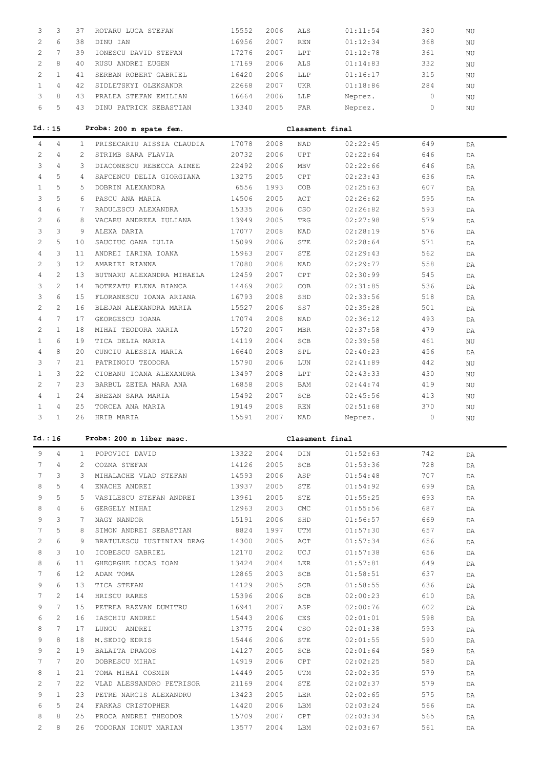| | | | | | | | | | |
|---|---|---|---|---|---|---|---|---|---|
| 3 | 3 | 37 | ROTARU LUCA STEFAN | 15552 | 2006 | ALS | 01:11:54 | 380 | NU |
| 2 | 6 | 38 | DINU IAN | 16956 | 2007 | REN | 01:12:34 | 368 | NU |
| 2 | 7 | 39 | IONESCU DAVID STEFAN | 17276 | 2007 | LPT | 01:12:78 | 361 | NU |
| 2 | 8 | 40 | RUSU ANDREI EUGEN | 17169 | 2006 | ALS | 01:14:83 | 332 | NU |
| 2 | 1 | 41 | SERBAN ROBERT GABRIEL | 16420 | 2006 | LLP | 01:16:17 | 315 | NU |
| 1 | 4 | 42 | SIDLETSKYI OLEKSANDR | 22668 | 2007 | UKR | 01:18:86 | 284 | NU |
| 3 | 8 | 43 | PRALEA STEFAN EMILIAN | 16664 | 2006 | LLP | Neprez. | 0 | NU |
| 6 | 5 | 43 | DINU PATRICK SEBASTIAN | 13340 | 2005 | FAR | Neprez. | 0 | NU |

**Id.:15** **Proba: 200 m spate fem.** **Clasament final**

| | | | | | | | | | |
|---|---|---|---|---|---|---|---|---|---|
| 4 | 4 | 1 | PRISECARIU AISSIA CLAUDIA | 17078 | 2008 | NAD | 02:22:45 | 649 | DA |
| 2 | 4 | 2 | STRIMB SARA FLAVIA | 20732 | 2006 | UPT | 02:22:64 | 646 | DA |
| 3 | 4 | 3 | DIACONESCU REBECCA AIMEE | 22492 | 2006 | MBV | 02:22:66 | 646 | DA |
| 4 | 5 | 4 | SAFCENCU DELIA GIORGIANA | 13275 | 2005 | CPT | 02:23:43 | 636 | DA |
| 1 | 5 | 5 | DOBRIN ALEXANDRA | 6556 | 1993 | COB | 02:25:63 | 607 | DA |
| 3 | 5 | 6 | PASCU ANA MARIA | 14506 | 2005 | ACT | 02:26:62 | 595 | DA |
| 4 | 6 | 7 | RADULESCU ALEXANDRA | 15335 | 2006 | CSO | 02:26:82 | 593 | DA |
| 2 | 6 | 8 | VACARU ANDREEA IULIANA | 13949 | 2005 | TRG | 02:27:98 | 579 | DA |
| 3 | 3 | 9 | ALEXA DARIA | 17077 | 2008 | NAD | 02:28:19 | 576 | DA |
| 2 | 5 | 10 | SAUCIUC OANA IULIA | 15099 | 2006 | STE | 02:28:64 | 571 | DA |
| 4 | 3 | 11 | ANDREI IARINA IOANA | 15963 | 2007 | STE | 02:29:43 | 562 | DA |
| 2 | 3 | 12 | AMARIEI RIANNA | 17080 | 2008 | NAD | 02:29:77 | 558 | DA |
| 4 | 2 | 13 | BUTNARU ALEXANDRA MIHAELA | 12459 | 2007 | CPT | 02:30:99 | 545 | DA |
| 3 | 2 | 14 | BOTEZATU ELENA BIANCA | 14469 | 2002 | COB | 02:31:85 | 536 | DA |
| 3 | 6 | 15 | FLORANESCU IOANA ARIANA | 16793 | 2008 | SHD | 02:33:56 | 518 | DA |
| 2 | 2 | 16 | BLEJAN ALEXANDRA MARIA | 15527 | 2006 | SS7 | 02:35:28 | 501 | DA |
| 4 | 7 | 17 | GEORGESCU IOANA | 17074 | 2008 | NAD | 02:36:12 | 493 | DA |
| 2 | 1 | 18 | MIHAI TEODORA MARIA | 15720 | 2007 | MBR | 02:37:58 | 479 | DA |
| 1 | 6 | 19 | TICA DELIA MARIA | 14119 | 2004 | SCB | 02:39:58 | 461 | NU |
| 4 | 8 | 20 | CUNCIU ALESSIA MARIA | 16640 | 2008 | SPL | 02:40:23 | 456 | DA |
| 3 | 7 | 21 | PATRINOIU TEODORA | 15790 | 2006 | LUN | 02:41:89 | 442 | NU |
| 1 | 3 | 22 | CIOBANU IOANA ALEXANDRA | 13497 | 2008 | LPT | 02:43:33 | 430 | NU |
| 2 | 7 | 23 | BARBUL ZETEA MARA ANA | 16858 | 2008 | BAM | 02:44:74 | 419 | NU |
| 4 | 1 | 24 | BREZAN SARA MARIA | 15492 | 2007 | SCB | 02:45:56 | 413 | NU |
| 1 | 4 | 25 | TORCEA ANA MARIA | 19149 | 2008 | REN | 02:51:68 | 370 | NU |
| 3 | 1 | 26 | HRIB MARIA | 15591 | 2007 | NAD | Neprez. | 0 | NU |

**Id.:16** **Proba: 200 m liber masc.** **Clasament final**

| | | | | | | | | | |
|---|---|---|---|---|---|---|---|---|---|
| 9 | 4 | 1 | POPOVICI DAVID | 13322 | 2004 | DIN | 01:52:63 | 742 | DA |
| 7 | 4 | 2 | COZMA STEFAN | 14126 | 2005 | SCB | 01:53:36 | 728 | DA |
| 7 | 3 | 3 | MIHALACHE VLAD STEFAN | 14593 | 2006 | ASP | 01:54:48 | 707 | DA |
| 8 | 5 | 4 | ENACHE ANDREI | 13937 | 2005 | STE | 01:54:92 | 699 | DA |
| 9 | 5 | 5 | VASILESCU STEFAN ANDREI | 13961 | 2005 | STE | 01:55:25 | 693 | DA |
| 8 | 4 | 6 | GERGELY MIHAI | 12963 | 2003 | CMC | 01:55:56 | 687 | DA |
| 9 | 3 | 7 | NAGY NANDOR | 15191 | 2006 | SHD | 01:56:57 | 669 | DA |
| 7 | 5 | 8 | SIMON ANDREI SEBASTIAN | 8824 | 1997 | UTM | 01:57:30 | 657 | DA |
| 2 | 6 | 9 | BRATULESCU IUSTINIAN DRAG | 14300 | 2005 | ACT | 01:57:34 | 656 | DA |
| 8 | 3 | 10 | ICOBESCU GABRIEL | 12170 | 2002 | UCJ | 01:57:38 | 656 | DA |
| 8 | 6 | 11 | GHEORGHE LUCAS IOAN | 13424 | 2004 | LER | 01:57:81 | 649 | DA |
| 7 | 6 | 12 | ADAM TOMA | 12865 | 2003 | SCB | 01:58:51 | 637 | DA |
| 9 | 6 | 13 | TICA STEFAN | 14129 | 2005 | SCB | 01:58:55 | 636 | DA |
| 7 | 2 | 14 | HRISCU RARES | 15396 | 2006 | SCB | 02:00:23 | 610 | DA |
| 9 | 7 | 15 | PETREA RAZVAN DUMITRU | 16941 | 2007 | ASP | 02:00:76 | 602 | DA |
| 6 | 2 | 16 | IASCHIU ANDREI | 15443 | 2006 | CES | 02:01:01 | 598 | DA |
| 8 | 7 | 17 | LUNGU ANDREI | 13775 | 2004 | CSO | 02:01:38 | 593 | DA |
| 9 | 8 | 18 | M.SEDIQ EDRIS | 15446 | 2006 | STE | 02:01:55 | 590 | DA |
| 9 | 2 | 19 | BALAITA DRAGOS | 14127 | 2005 | SCB | 02:01:64 | 589 | DA |
| 7 | 7 | 20 | DOBRESCU MIHAI | 14919 | 2006 | CPT | 02:02:25 | 580 | DA |
| 8 | 1 | 21 | TOMA MIHAI COSMIN | 14449 | 2005 | UTM | 02:02:35 | 579 | DA |
| 2 | 7 | 22 | VLAD ALESSANDRO PETRISOR | 21169 | 2004 | STE | 02:02:37 | 579 | DA |
| 9 | 1 | 23 | PETRE NARCIS ALEXANDRU | 13423 | 2005 | LER | 02:02:65 | 575 | DA |
| 6 | 5 | 24 | FARKAS CRISTOPHER | 14420 | 2006 | LBM | 02:03:24 | 566 | DA |
| 8 | 8 | 25 | PROCA ANDREI THEODOR | 15709 | 2007 | CPT | 02:03:34 | 565 | DA |
| 2 | 8 | 26 | TODORAN IONUT MARIAN | 13577 | 2004 | LBM | 02:03:67 | 561 | DA |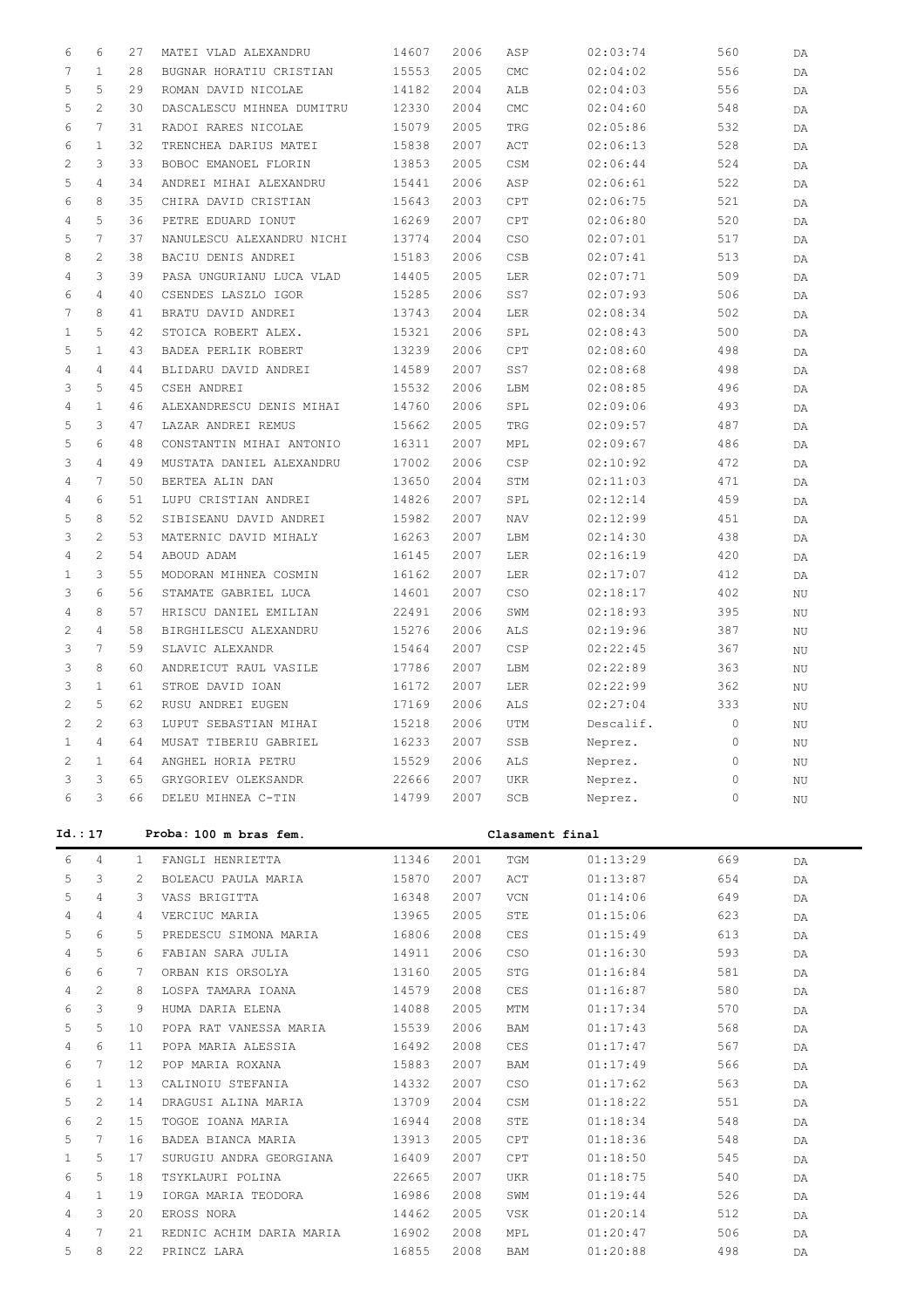| | | | | | | | | | |
|---|---|---|---|---|---|---|---|---|---|
| 6 | 6 | 27 | MATEI VLAD ALEXANDRU | 14607 | 2006 | ASP | 02:03:74 | 560 | DA |
| 7 | 1 | 28 | BUGNAR HORATIU CRISTIAN | 15553 | 2005 | CMC | 02:04:02 | 556 | DA |
| 5 | 5 | 29 | ROMAN DAVID NICOLAE | 14182 | 2004 | ALB | 02:04:03 | 556 | DA |
| 5 | 2 | 30 | DASCALESCU MIHNEA DUMITRU | 12330 | 2004 | CMC | 02:04:60 | 548 | DA |
| 6 | 7 | 31 | RADOI RARES NICOLAE | 15079 | 2005 | TRG | 02:05:86 | 532 | DA |
| 6 | 1 | 32 | TRENCHEA DARIUS MATEI | 15838 | 2007 | ACT | 02:06:13 | 528 | DA |
| 2 | 3 | 33 | BOBOC EMANOEL FLORIN | 13853 | 2005 | CSM | 02:06:44 | 524 | DA |
| 5 | 4 | 34 | ANDREI MIHAI ALEXANDRU | 15441 | 2006 | ASP | 02:06:61 | 522 | DA |
| 6 | 8 | 35 | CHIRA DAVID CRISTIAN | 15643 | 2003 | CPT | 02:06:75 | 521 | DA |
| 4 | 5 | 36 | PETRE EDUARD IONUT | 16269 | 2007 | CPT | 02:06:80 | 520 | DA |
| 5 | 7 | 37 | NANULESCU ALEXANDRU NICHI | 13774 | 2004 | CSO | 02:07:01 | 517 | DA |
| 8 | 2 | 38 | BACIU DENIS ANDREI | 15183 | 2006 | CSB | 02:07:41 | 513 | DA |
| 4 | 3 | 39 | PASA UNGURIANU LUCA VLAD | 14405 | 2005 | LER | 02:07:71 | 509 | DA |
| 6 | 4 | 40 | CSENDES LASZLO IGOR | 15285 | 2006 | SS7 | 02:07:93 | 506 | DA |
| 7 | 8 | 41 | BRATU DAVID ANDREI | 13743 | 2004 | LER | 02:08:34 | 502 | DA |
| 1 | 5 | 42 | STOICA ROBERT ALEX. | 15321 | 2006 | SPL | 02:08:43 | 500 | DA |
| 5 | 1 | 43 | BADEA PERLIK ROBERT | 13239 | 2006 | CPT | 02:08:60 | 498 | DA |
| 4 | 4 | 44 | BLIDARU DAVID ANDREI | 14589 | 2007 | SS7 | 02:08:68 | 498 | DA |
| 3 | 5 | 45 | CSEH ANDREI | 15532 | 2006 | LBM | 02:08:85 | 496 | DA |
| 4 | 1 | 46 | ALEXANDRESCU DENIS MIHAI | 14760 | 2006 | SPL | 02:09:06 | 493 | DA |
| 5 | 3 | 47 | LAZAR ANDREI REMUS | 15662 | 2005 | TRG | 02:09:57 | 487 | DA |
| 5 | 6 | 48 | CONSTANTIN MIHAI ANTONIO | 16311 | 2007 | MPL | 02:09:67 | 486 | DA |
| 3 | 4 | 49 | MUSTATA DANIEL ALEXANDRU | 17002 | 2006 | CSP | 02:10:92 | 472 | DA |
| 4 | 7 | 50 | BERTEA ALIN DAN | 13650 | 2004 | STM | 02:11:03 | 471 | DA |
| 4 | 6 | 51 | LUPU CRISTIAN ANDREI | 14826 | 2007 | SPL | 02:12:14 | 459 | DA |
| 5 | 8 | 52 | SIBISEANU DAVID ANDREI | 15982 | 2007 | NAV | 02:12:99 | 451 | DA |
| 3 | 2 | 53 | MATERNIC DAVID MIHALY | 16263 | 2007 | LBM | 02:14:30 | 438 | DA |
| 4 | 2 | 54 | ABOUD ADAM | 16145 | 2007 | LER | 02:16:19 | 420 | DA |
| 1 | 3 | 55 | MODORAN MIHNEA COSMIN | 16162 | 2007 | LER | 02:17:07 | 412 | DA |
| 3 | 6 | 56 | STAMATE GABRIEL LUCA | 14601 | 2007 | CSO | 02:18:17 | 402 | NU |
| 4 | 8 | 57 | HRISCU DANIEL EMILIAN | 22491 | 2006 | SWM | 02:18:93 | 395 | NU |
| 2 | 4 | 58 | BIRGHILESCU ALEXANDRU | 15276 | 2006 | ALS | 02:19:96 | 387 | NU |
| 3 | 7 | 59 | SLAVIC ALEXANDR | 15464 | 2007 | CSP | 02:22:45 | 367 | NU |
| 3 | 8 | 60 | ANDREICUT RAUL VASILE | 17786 | 2007 | LBM | 02:22:89 | 363 | NU |
| 3 | 1 | 61 | STROE DAVID IOAN | 16172 | 2007 | LER | 02:22:99 | 362 | NU |
| 2 | 5 | 62 | RUSU ANDREI EUGEN | 17169 | 2006 | ALS | 02:27:04 | 333 | NU |
| 2 | 2 | 63 | LUPUT SEBASTIAN MIHAI | 15218 | 2006 | UTM | Descalif. | 0 | NU |
| 1 | 4 | 64 | MUSAT TIBERIU GABRIEL | 16233 | 2007 | SSB | Neprez. | 0 | NU |
| 2 | 1 | 64 | ANGHEL HORIA PETRU | 15529 | 2006 | ALS | Neprez. | 0 | NU |
| 3 | 3 | 65 | GRYGORIEV OLEKSANDR | 22666 | 2007 | UKR | Neprez. | 0 | NU |
| 6 | 3 | 66 | DELEU MIHNEA C-TIN | 14799 | 2007 | SCB | Neprez. | 0 | NU |

**Id.:17** **Proba: 100 m bras fem.** **Clasament final**

| | | | | | | | | | |
|---|---|---|---|---|---|---|---|---|---|
| 6 | 4 | 1 | FANGLI HENRIETTA | 11346 | 2001 | TGM | 01:13:29 | 669 | DA |
| 5 | 3 | 2 | BOLEACU PAULA MARIA | 15870 | 2007 | ACT | 01:13:87 | 654 | DA |
| 5 | 4 | 3 | VASS BRIGITTA | 16348 | 2007 | VCN | 01:14:06 | 649 | DA |
| 4 | 4 | 4 | VERCIUC MARIA | 13965 | 2005 | STE | 01:15:06 | 623 | DA |
| 5 | 6 | 5 | PREDESCU SIMONA MARIA | 16806 | 2008 | CES | 01:15:49 | 613 | DA |
| 4 | 5 | 6 | FABIAN SARA JULIA | 14911 | 2006 | CSO | 01:16:30 | 593 | DA |
| 6 | 6 | 7 | ORBAN KIS ORSOLYA | 13160 | 2005 | STG | 01:16:84 | 581 | DA |
| 4 | 2 | 8 | LOSPA TAMARA IOANA | 14579 | 2008 | CES | 01:16:87 | 580 | DA |
| 6 | 3 | 9 | HUMA DARIA ELENA | 14088 | 2005 | MTM | 01:17:34 | 570 | DA |
| 5 | 5 | 10 | POPA RAT VANESSA MARIA | 15539 | 2006 | BAM | 01:17:43 | 568 | DA |
| 4 | 6 | 11 | POPA MARIA ALESSIA | 16492 | 2008 | CES | 01:17:47 | 567 | DA |
| 6 | 7 | 12 | POP MARIA ROXANA | 15883 | 2007 | BAM | 01:17:49 | 566 | DA |
| 6 | 1 | 13 | CALINOIU STEFANIA | 14332 | 2007 | CSO | 01:17:62 | 563 | DA |
| 5 | 2 | 14 | DRAGUSI ALINA MARIA | 13709 | 2004 | CSM | 01:18:22 | 551 | DA |
| 6 | 2 | 15 | TOGOE IOANA MARIA | 16944 | 2008 | STE | 01:18:34 | 548 | DA |
| 5 | 7 | 16 | BADEA BIANCA MARIA | 13913 | 2005 | CPT | 01:18:36 | 548 | DA |
| 1 | 5 | 17 | SURUGIU ANDRA GEORGIANA | 16409 | 2007 | CPT | 01:18:50 | 545 | DA |
| 6 | 5 | 18 | TSYKLAURI POLINA | 22665 | 2007 | UKR | 01:18:75 | 540 | DA |
| 4 | 1 | 19 | IORGA MARIA TEODORA | 16986 | 2008 | SWM | 01:19:44 | 526 | DA |
| 4 | 3 | 20 | EROSS NORA | 14462 | 2005 | VSK | 01:20:14 | 512 | DA |
| 4 | 7 | 21 | REDNIC ACHIM DARIA MARIA | 16902 | 2008 | MPL | 01:20:47 | 506 | DA |
| 5 | 8 | 22 | PRINCZ LARA | 16855 | 2008 | BAM | 01:20:88 | 498 | DA |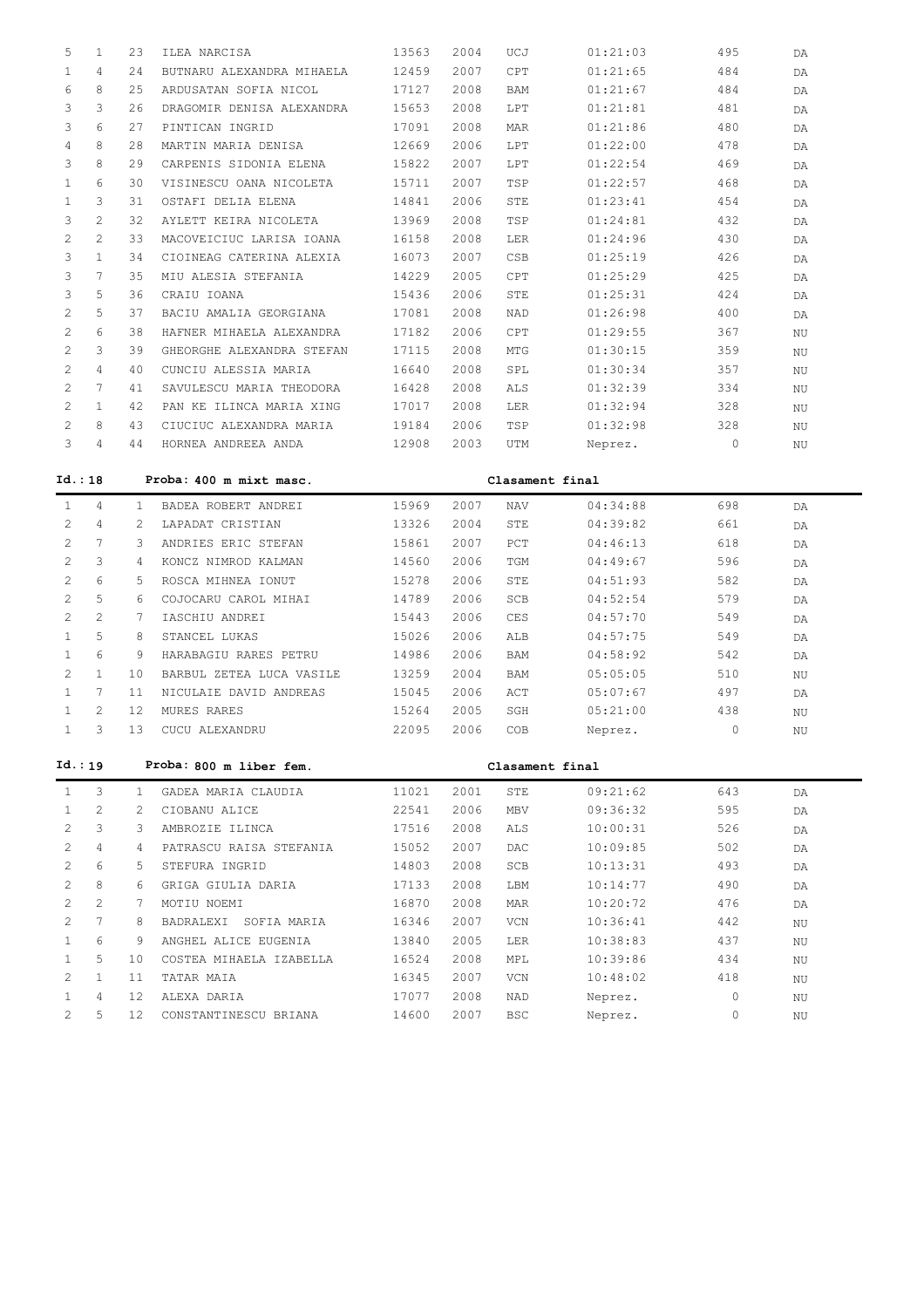| | | | | | | | | | |
|---|---|---|---|---|---|---|---|---|---|
| 5 | 1 | 23 | ILEA NARCISA | 13563 | 2004 | UCJ | 01:21:03 | 495 | DA |
| 1 | 4 | 24 | BUTNARU ALEXANDRA MIHAELA | 12459 | 2007 | CPT | 01:21:65 | 484 | DA |
| 6 | 8 | 25 | ARDUSATAN SOFIA NICOL | 17127 | 2008 | BAM | 01:21:67 | 484 | DA |
| 3 | 3 | 26 | DRAGOMIR DENISA ALEXANDRA | 15653 | 2008 | LPT | 01:21:81 | 481 | DA |
| 3 | 6 | 27 | PINTICAN INGRID | 17091 | 2008 | MAR | 01:21:86 | 480 | DA |
| 4 | 8 | 28 | MARTIN MARIA DENISA | 12669 | 2006 | LPT | 01:22:00 | 478 | DA |
| 3 | 8 | 29 | CARPENIS SIDONIA ELENA | 15822 | 2007 | LPT | 01:22:54 | 469 | DA |
| 1 | 6 | 30 | VISINESCU OANA NICOLETA | 15711 | 2007 | TSP | 01:22:57 | 468 | DA |
| 1 | 3 | 31 | OSTAFI DELIA ELENA | 14841 | 2006 | STE | 01:23:41 | 454 | DA |
| 3 | 2 | 32 | AYLETT KEIRA NICOLETA | 13969 | 2008 | TSP | 01:24:81 | 432 | DA |
| 2 | 2 | 33 | MACOVEICIUC LARISA IOANA | 16158 | 2008 | LER | 01:24:96 | 430 | DA |
| 3 | 1 | 34 | CIOINEAG CATERINA ALEXIA | 16073 | 2007 | CSB | 01:25:19 | 426 | DA |
| 3 | 7 | 35 | MIU ALESIA STEFANIA | 14229 | 2005 | CPT | 01:25:29 | 425 | DA |
| 3 | 5 | 36 | CRAIU IOANA | 15436 | 2006 | STE | 01:25:31 | 424 | DA |
| 2 | 5 | 37 | BACIU AMALIA GEORGIANA | 17081 | 2008 | NAD | 01:26:98 | 400 | DA |
| 2 | 6 | 38 | HAFNER MIHAELA ALEXANDRA | 17182 | 2006 | CPT | 01:29:55 | 367 | NU |
| 2 | 3 | 39 | GHEORGHE ALEXANDRA STEFAN | 17115 | 2008 | MTG | 01:30:15 | 359 | NU |
| 2 | 4 | 40 | CUNCIU ALESSIA MARIA | 16640 | 2008 | SPL | 01:30:34 | 357 | NU |
| 2 | 7 | 41 | SAVULESCU MARIA THEODORA | 16428 | 2008 | ALS | 01:32:39 | 334 | NU |
| 2 | 1 | 42 | PAN KE ILINCA MARIA XING | 17017 | 2008 | LER | 01:32:94 | 328 | NU |
| 2 | 8 | 43 | CIUCIUC ALEXANDRA MARIA | 19184 | 2006 | TSP | 01:32:98 | 328 | NU |
| 3 | 4 | 44 | HORNEA ANDREEA ANDA | 12908 | 2003 | UTM | Neprez. | 0 | NU |

**Id.:18 Proba: 400 m mixt masc. Clasament final**

| | | | | | | | | | |
|---|---|---|---|---|---|---|---|---|---|
| 1 | 4 | 1 | BADEA ROBERT ANDREI | 15969 | 2007 | NAV | 04:34:88 | 698 | DA |
| 2 | 4 | 2 | LAPADAT CRISTIAN | 13326 | 2004 | STE | 04:39:82 | 661 | DA |
| 2 | 7 | 3 | ANDRIES ERIC STEFAN | 15861 | 2007 | PCT | 04:46:13 | 618 | DA |
| 2 | 3 | 4 | KONCZ NIMROD KALMAN | 14560 | 2006 | TGM | 04:49:67 | 596 | DA |
| 2 | 6 | 5 | ROSCA MIHNEA IONUT | 15278 | 2006 | STE | 04:51:93 | 582 | DA |
| 2 | 5 | 6 | COJOCARU CAROL MIHAI | 14789 | 2006 | SCB | 04:52:54 | 579 | DA |
| 2 | 2 | 7 | IASCHIU ANDREI | 15443 | 2006 | CES | 04:57:70 | 549 | DA |
| 1 | 5 | 8 | STANCEL LUKAS | 15026 | 2006 | ALB | 04:57:75 | 549 | DA |
| 1 | 6 | 9 | HARABAGIU RARES PETRU | 14986 | 2006 | BAM | 04:58:92 | 542 | DA |
| 2 | 1 | 10 | BARBUL ZETEA LUCA VASILE | 13259 | 2004 | BAM | 05:05:05 | 510 | NU |
| 1 | 7 | 11 | NICULAIE DAVID ANDREAS | 15045 | 2006 | ACT | 05:07:67 | 497 | DA |
| 1 | 2 | 12 | MURES RARES | 15264 | 2005 | SGH | 05:21:00 | 438 | NU |
| 1 | 3 | 13 | CUCU ALEXANDRU | 22095 | 2006 | COB | Neprez. | 0 | NU |

**Id.:19 Proba: 800 m liber fem. Clasament final**

| | | | | | | | | | |
|---|---|---|---|---|---|---|---|---|---|
| 1 | 3 | 1 | GADEA MARIA CLAUDIA | 11021 | 2001 | STE | 09:21:62 | 643 | DA |
| 1 | 2 | 2 | CIOBANU ALICE | 22541 | 2006 | MBV | 09:36:32 | 595 | DA |
| 2 | 3 | 3 | AMBROZIE ILINCA | 17516 | 2008 | ALS | 10:00:31 | 526 | DA |
| 2 | 4 | 4 | PATRASCU RAISA STEFANIA | 15052 | 2007 | DAC | 10:09:85 | 502 | DA |
| 2 | 6 | 5 | STEFURA INGRID | 14803 | 2008 | SCB | 10:13:31 | 493 | DA |
| 2 | 8 | 6 | GRIGA GIULIA DARIA | 17133 | 2008 | LBM | 10:14:77 | 490 | DA |
| 2 | 2 | 7 | MOTIU NOEMI | 16870 | 2008 | MAR | 10:20:72 | 476 | DA |
| 2 | 7 | 8 | BADRALEXI SOFIA MARIA | 16346 | 2007 | VCN | 10:36:41 | 442 | NU |
| 1 | 6 | 9 | ANGHEL ALICE EUGENIA | 13840 | 2005 | LER | 10:38:83 | 437 | NU |
| 1 | 5 | 10 | COSTEA MIHAELA IZABELLA | 16524 | 2008 | MPL | 10:39:86 | 434 | NU |
| 2 | 1 | 11 | TATAR MAIA | 16345 | 2007 | VCN | 10:48:02 | 418 | NU |
| 1 | 4 | 12 | ALEXA DARIA | 17077 | 2008 | NAD | Neprez. | 0 | NU |
| 2 | 5 | 12 | CONSTANTINESCU BRIANA | 14600 | 2007 | BSC | Neprez. | 0 | NU |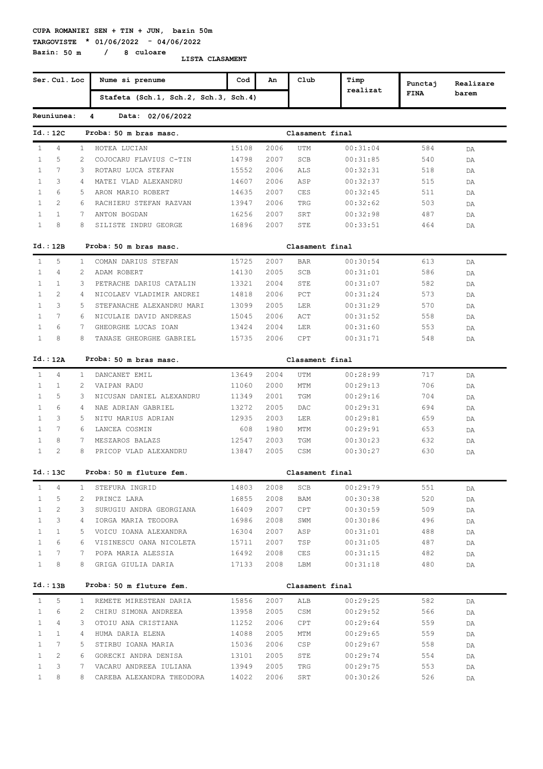**CUPA ROMANIEI SEN + TIN + JUN, bazin 50m**

**TARGOVISTE * 01/06/2022 - 04/06/2022**

**Bazin: 50 m / 8 culoare**

**LISTA CLASAMENT**

| Ser. | Cul. | Loc | Nume si prenume / Stafeta (Sch.1, Sch.2, Sch.3, Sch.4) | Cod | An | Club | Timp realizat | Punctaj FINA | Realizare barem |
|---|---|---|---|---|---|---|---|---|---|

**Reuniunea: 4 Data: 02/06/2022**

**Id.:12C Proba: 50 m bras masc. Clasament final**

| Ser. | Cul. | Loc | Nume si prenume | Cod | An | Club | Timp realizat | Punctaj FINA | Realizare barem |
|---|---|---|---|---|---|---|---|---|---|
| 1 | 4 | 1 | HOTEA LUCIAN | 15108 | 2006 | UTM | 00:31:04 | 584 | DA |
| 1 | 5 | 2 | COJOCARU FLAVIUS C-TIN | 14798 | 2007 | SCB | 00:31:85 | 540 | DA |
| 1 | 7 | 3 | ROTARU LUCA STEFAN | 15552 | 2006 | ALS | 00:32:31 | 518 | DA |
| 1 | 3 | 4 | MATEI VLAD ALEXANDRU | 14607 | 2006 | ASP | 00:32:37 | 515 | DA |
| 1 | 6 | 5 | ARON MARIO ROBERT | 14635 | 2007 | CES | 00:32:45 | 511 | DA |
| 1 | 2 | 6 | RACHIERU STEFAN RAZVAN | 13947 | 2006 | TRG | 00:32:62 | 503 | DA |
| 1 | 1 | 7 | ANTON BOGDAN | 16256 | 2007 | SRT | 00:32:98 | 487 | DA |
| 1 | 8 | 8 | SILISTE INDRU GEORGE | 16896 | 2007 | STE | 00:33:51 | 464 | DA |

**Id.:12B Proba: 50 m bras masc. Clasament final**

| Ser. | Cul. | Loc | Nume si prenume | Cod | An | Club | Timp realizat | Punctaj FINA | Realizare barem |
|---|---|---|---|---|---|---|---|---|---|
| 1 | 5 | 1 | COMAN DARIUS STEFAN | 15725 | 2007 | BAR | 00:30:54 | 613 | DA |
| 1 | 4 | 2 | ADAM ROBERT | 14130 | 2005 | SCB | 00:31:01 | 586 | DA |
| 1 | 1 | 3 | PETRACHE DARIUS CATALIN | 13321 | 2004 | STE | 00:31:07 | 582 | DA |
| 1 | 2 | 4 | NICOLAEV VLADIMIR ANDREI | 14818 | 2006 | PCT | 00:31:24 | 573 | DA |
| 1 | 3 | 5 | STEFANACHE ALEXANDRU MARI | 13099 | 2005 | LER | 00:31:29 | 570 | DA |
| 1 | 7 | 6 | NICULAIE DAVID ANDREAS | 15045 | 2006 | ACT | 00:31:52 | 558 | DA |
| 1 | 6 | 7 | GHEORGHE LUCAS IOAN | 13424 | 2004 | LER | 00:31:60 | 553 | DA |
| 1 | 8 | 8 | TANASE GHEORGHE GABRIEL | 15735 | 2006 | CPT | 00:31:71 | 548 | DA |

**Id.:12A Proba: 50 m bras masc. Clasament final**

| Ser. | Cul. | Loc | Nume si prenume | Cod | An | Club | Timp realizat | Punctaj FINA | Realizare barem |
|---|---|---|---|---|---|---|---|---|---|
| 1 | 4 | 1 | DANCANET EMIL | 13649 | 2004 | UTM | 00:28:99 | 717 | DA |
| 1 | 1 | 2 | VAIPAN RADU | 11060 | 2000 | MTM | 00:29:13 | 706 | DA |
| 1 | 5 | 3 | NICUSAN DANIEL ALEXANDRU | 11349 | 2001 | TGM | 00:29:16 | 704 | DA |
| 1 | 6 | 4 | NAE ADRIAN GABRIEL | 13272 | 2005 | DAC | 00:29:31 | 694 | DA |
| 1 | 3 | 5 | NITU MARIUS ADRIAN | 12935 | 2003 | LER | 00:29:81 | 659 | DA |
| 1 | 7 | 6 | LANCEA COSMIN | 608 | 1980 | MTM | 00:29:91 | 653 | DA |
| 1 | 8 | 7 | MESZAROS BALAZS | 12547 | 2003 | TGM | 00:30:23 | 632 | DA |
| 1 | 2 | 8 | PRICOP VLAD ALEXANDRU | 13847 | 2005 | CSM | 00:30:27 | 630 | DA |

**Id.:13C Proba: 50 m fluture fem. Clasament final**

| Ser. | Cul. | Loc | Nume si prenume | Cod | An | Club | Timp realizat | Punctaj FINA | Realizare barem |
|---|---|---|---|---|---|---|---|---|---|
| 1 | 4 | 1 | STEFURA INGRID | 14803 | 2008 | SCB | 00:29:79 | 551 | DA |
| 1 | 5 | 2 | PRINCZ LARA | 16855 | 2008 | BAM | 00:30:38 | 520 | DA |
| 1 | 2 | 3 | SURUGIU ANDRA GEORGIANA | 16409 | 2007 | CPT | 00:30:59 | 509 | DA |
| 1 | 3 | 4 | IORGA MARIA TEODORA | 16986 | 2008 | SWM | 00:30:86 | 496 | DA |
| 1 | 1 | 5 | VOICU IOANA ALEXANDRA | 16304 | 2007 | ASP | 00:31:01 | 488 | DA |
| 1 | 6 | 6 | VISINESCU OANA NICOLETA | 15711 | 2007 | TSP | 00:31:05 | 487 | DA |
| 1 | 7 | 7 | POPA MARIA ALESSIA | 16492 | 2008 | CES | 00:31:15 | 482 | DA |
| 1 | 8 | 8 | GRIGA GIULIA DARIA | 17133 | 2008 | LBM | 00:31:18 | 480 | DA |

**Id.:13B Proba: 50 m fluture fem. Clasament final**

| Ser. | Cul. | Loc | Nume si prenume | Cod | An | Club | Timp realizat | Punctaj FINA | Realizare barem |
|---|---|---|---|---|---|---|---|---|---|
| 1 | 5 | 1 | REMETE MIRESTEAN DARIA | 15856 | 2007 | ALB | 00:29:25 | 582 | DA |
| 1 | 6 | 2 | CHIRU SIMONA ANDREEA | 13958 | 2005 | CSM | 00:29:52 | 566 | DA |
| 1 | 4 | 3 | OTOIU ANA CRISTIANA | 11252 | 2006 | CPT | 00:29:64 | 559 | DA |
| 1 | 1 | 4 | HUMA DARIA ELENA | 14088 | 2005 | MTM | 00:29:65 | 559 | DA |
| 1 | 7 | 5 | STIRBU IOANA MARIA | 15036 | 2006 | CSP | 00:29:67 | 558 | DA |
| 1 | 2 | 6 | GORECKI ANDRA DENISA | 13101 | 2005 | STE | 00:29:74 | 554 | DA |
| 1 | 3 | 7 | VACARU ANDREEA IULIANA | 13949 | 2005 | TRG | 00:29:75 | 553 | DA |
| 1 | 8 | 8 | CAREBA ALEXANDRA THEODORA | 14022 | 2006 | SRT | 00:30:26 | 526 | DA |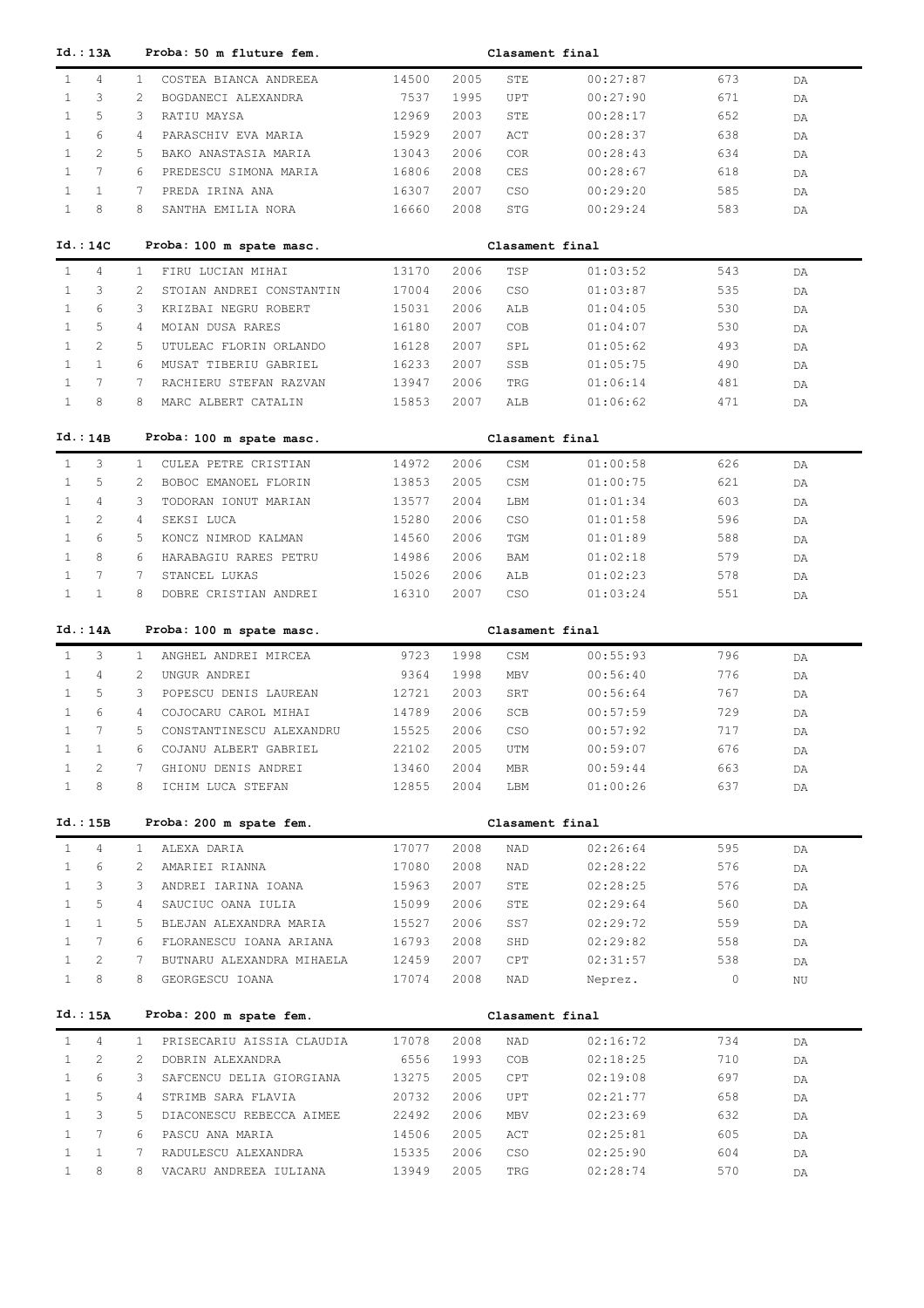**Id.:13A** **Proba: 50 m fluture fem.** **Clasament final**

| | | | | | | | | | |
|---|---|---|---|---|---|---|---|---|---|
| 1 | 4 | 1 | COSTEA BIANCA ANDREEA | 14500 | 2005 | STE | 00:27:87 | 673 | DA |
| 1 | 3 | 2 | BOGDANECI ALEXANDRA | 7537 | 1995 | UPT | 00:27:90 | 671 | DA |
| 1 | 5 | 3 | RATIU MAYSA | 12969 | 2003 | STE | 00:28:17 | 652 | DA |
| 1 | 6 | 4 | PARASCHIV EVA MARIA | 15929 | 2007 | ACT | 00:28:37 | 638 | DA |
| 1 | 2 | 5 | BAKO ANASTASIA MARIA | 13043 | 2006 | COR | 00:28:43 | 634 | DA |
| 1 | 7 | 6 | PREDESCU SIMONA MARIA | 16806 | 2008 | CES | 00:28:67 | 618 | DA |
| 1 | 1 | 7 | PREDA IRINA ANA | 16307 | 2007 | CSO | 00:29:20 | 585 | DA |
| 1 | 8 | 8 | SANTHA EMILIA NORA | 16660 | 2008 | STG | 00:29:24 | 583 | DA |

**Id.:14C** **Proba: 100 m spate masc.** **Clasament final**

| | | | | | | | | | |
|---|---|---|---|---|---|---|---|---|---|
| 1 | 4 | 1 | FIRU LUCIAN MIHAI | 13170 | 2006 | TSP | 01:03:52 | 543 | DA |
| 1 | 3 | 2 | STOIAN ANDREI CONSTANTIN | 17004 | 2006 | CSO | 01:03:87 | 535 | DA |
| 1 | 6 | 3 | KRIZBAI NEGRU ROBERT | 15031 | 2006 | ALB | 01:04:05 | 530 | DA |
| 1 | 5 | 4 | MOIAN DUSA RARES | 16180 | 2007 | COB | 01:04:07 | 530 | DA |
| 1 | 2 | 5 | UTULEAC FLORIN ORLANDO | 16128 | 2007 | SPL | 01:05:62 | 493 | DA |
| 1 | 1 | 6 | MUSAT TIBERIU GABRIEL | 16233 | 2007 | SSB | 01:05:75 | 490 | DA |
| 1 | 7 | 7 | RACHIERU STEFAN RAZVAN | 13947 | 2006 | TRG | 01:06:14 | 481 | DA |
| 1 | 8 | 8 | MARC ALBERT CATALIN | 15853 | 2007 | ALB | 01:06:62 | 471 | DA |

**Id.:14B** **Proba: 100 m spate masc.** **Clasament final**

| | | | | | | | | | |
|---|---|---|---|---|---|---|---|---|---|
| 1 | 3 | 1 | CULEA PETRE CRISTIAN | 14972 | 2006 | CSM | 01:00:58 | 626 | DA |
| 1 | 5 | 2 | BOBOC EMANOEL FLORIN | 13853 | 2005 | CSM | 01:00:75 | 621 | DA |
| 1 | 4 | 3 | TODORAN IONUT MARIAN | 13577 | 2004 | LBM | 01:01:34 | 603 | DA |
| 1 | 2 | 4 | SEKSI LUCA | 15280 | 2006 | CSO | 01:01:58 | 596 | DA |
| 1 | 6 | 5 | KONCZ NIMROD KALMAN | 14560 | 2006 | TGM | 01:01:89 | 588 | DA |
| 1 | 8 | 6 | HARABAGIU RARES PETRU | 14986 | 2006 | BAM | 01:02:18 | 579 | DA |
| 1 | 7 | 7 | STANCEL LUKAS | 15026 | 2006 | ALB | 01:02:23 | 578 | DA |
| 1 | 1 | 8 | DOBRE CRISTIAN ANDREI | 16310 | 2007 | CSO | 01:03:24 | 551 | DA |

**Id.:14A** **Proba: 100 m spate masc.** **Clasament final**

| | | | | | | | | | |
|---|---|---|---|---|---|---|---|---|---|
| 1 | 3 | 1 | ANGHEL ANDREI MIRCEA | 9723 | 1998 | CSM | 00:55:93 | 796 | DA |
| 1 | 4 | 2 | UNGUR ANDREI | 9364 | 1998 | MBV | 00:56:40 | 776 | DA |
| 1 | 5 | 3 | POPESCU DENIS LAUREAN | 12721 | 2003 | SRT | 00:56:64 | 767 | DA |
| 1 | 6 | 4 | COJOCARU CAROL MIHAI | 14789 | 2006 | SCB | 00:57:59 | 729 | DA |
| 1 | 7 | 5 | CONSTANTINESCU ALEXANDRU | 15525 | 2006 | CSO | 00:57:92 | 717 | DA |
| 1 | 1 | 6 | COJANU ALBERT GABRIEL | 22102 | 2005 | UTM | 00:59:07 | 676 | DA |
| 1 | 2 | 7 | GHIONU DENIS ANDREI | 13460 | 2004 | MBR | 00:59:44 | 663 | DA |
| 1 | 8 | 8 | ICHIM LUCA STEFAN | 12855 | 2004 | LBM | 01:00:26 | 637 | DA |

**Id.:15B** **Proba: 200 m spate fem.** **Clasament final**

| | | | | | | | | | |
|---|---|---|---|---|---|---|---|---|---|
| 1 | 4 | 1 | ALEXA DARIA | 17077 | 2008 | NAD | 02:26:64 | 595 | DA |
| 1 | 6 | 2 | AMARIEI RIANNA | 17080 | 2008 | NAD | 02:28:22 | 576 | DA |
| 1 | 3 | 3 | ANDREI IARINA IOANA | 15963 | 2007 | STE | 02:28:25 | 576 | DA |
| 1 | 5 | 4 | SAUCIUC OANA IULIA | 15099 | 2006 | STE | 02:29:64 | 560 | DA |
| 1 | 1 | 5 | BLEJAN ALEXANDRA MARIA | 15527 | 2006 | SS7 | 02:29:72 | 559 | DA |
| 1 | 7 | 6 | FLORANESCU IOANA ARIANA | 16793 | 2008 | SHD | 02:29:82 | 558 | DA |
| 1 | 2 | 7 | BUTNARU ALEXANDRA MIHAELA | 12459 | 2007 | CPT | 02:31:57 | 538 | DA |
| 1 | 8 | 8 | GEORGESCU IOANA | 17074 | 2008 | NAD | Neprez. | 0 | NU |

**Id.:15A** **Proba: 200 m spate fem.** **Clasament final**

| | | | | | | | | | |
|---|---|---|---|---|---|---|---|---|---|
| 1 | 4 | 1 | PRISECARIU AISSIA CLAUDIA | 17078 | 2008 | NAD | 02:16:72 | 734 | DA |
| 1 | 2 | 2 | DOBRIN ALEXANDRA | 6556 | 1993 | COB | 02:18:25 | 710 | DA |
| 1 | 6 | 3 | SAFCENCU DELIA GIORGIANA | 13275 | 2005 | CPT | 02:19:08 | 697 | DA |
| 1 | 5 | 4 | STRIMB SARA FLAVIA | 20732 | 2006 | UPT | 02:21:77 | 658 | DA |
| 1 | 3 | 5 | DIACONESCU REBECCA AIMEE | 22492 | 2006 | MBV | 02:23:69 | 632 | DA |
| 1 | 7 | 6 | PASCU ANA MARIA | 14506 | 2005 | ACT | 02:25:81 | 605 | DA |
| 1 | 1 | 7 | RADULESCU ALEXANDRA | 15335 | 2006 | CSO | 02:25:90 | 604 | DA |
| 1 | 8 | 8 | VACARU ANDREEA IULIANA | 13949 | 2005 | TRG | 02:28:74 | 570 | DA |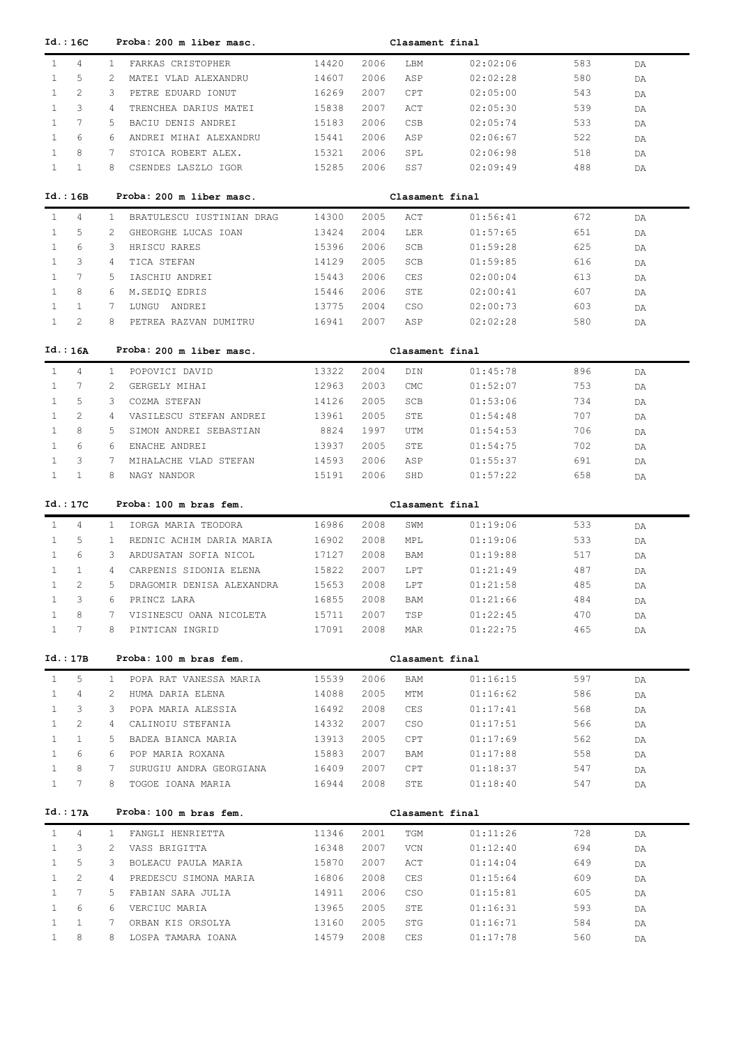**Id.:16C** **Proba: 200 m liber masc.** **Clasament final**

| | | | | | | | | | |
|---|---|---|---|---|---|---|---|---|---|
| 1 | 4 | 1 | FARKAS CRISTOPHER | 14420 | 2006 | LBM | 02:02:06 | 583 | DA |
| 1 | 5 | 2 | MATEI VLAD ALEXANDRU | 14607 | 2006 | ASP | 02:02:28 | 580 | DA |
| 1 | 2 | 3 | PETRE EDUARD IONUT | 16269 | 2007 | CPT | 02:05:00 | 543 | DA |
| 1 | 3 | 4 | TRENCHEA DARIUS MATEI | 15838 | 2007 | ACT | 02:05:30 | 539 | DA |
| 1 | 7 | 5 | BACIU DENIS ANDREI | 15183 | 2006 | CSB | 02:05:74 | 533 | DA |
| 1 | 6 | 6 | ANDREI MIHAI ALEXANDRU | 15441 | 2006 | ASP | 02:06:67 | 522 | DA |
| 1 | 8 | 7 | STOICA ROBERT ALEX. | 15321 | 2006 | SPL | 02:06:98 | 518 | DA |
| 1 | 1 | 8 | CSENDES LASZLO IGOR | 15285 | 2006 | SS7 | 02:09:49 | 488 | DA |

**Id.:16B** **Proba: 200 m liber masc.** **Clasament final**

| | | | | | | | | | |
|---|---|---|---|---|---|---|---|---|---|
| 1 | 4 | 1 | BRATULESCU IUSTINIAN DRAG | 14300 | 2005 | ACT | 01:56:41 | 672 | DA |
| 1 | 5 | 2 | GHEORGHE LUCAS IOAN | 13424 | 2004 | LER | 01:57:65 | 651 | DA |
| 1 | 6 | 3 | HRISCU RARES | 15396 | 2006 | SCB | 01:59:28 | 625 | DA |
| 1 | 3 | 4 | TICA STEFAN | 14129 | 2005 | SCB | 01:59:85 | 616 | DA |
| 1 | 7 | 5 | IASCHIU ANDREI | 15443 | 2006 | CES | 02:00:04 | 613 | DA |
| 1 | 8 | 6 | M.SEDIQ EDRIS | 15446 | 2006 | STE | 02:00:41 | 607 | DA |
| 1 | 1 | 7 | LUNGU ANDREI | 13775 | 2004 | CSO | 02:00:73 | 603 | DA |
| 1 | 2 | 8 | PETREA RAZVAN DUMITRU | 16941 | 2007 | ASP | 02:02:28 | 580 | DA |

**Id.:16A** **Proba: 200 m liber masc.** **Clasament final**

| | | | | | | | | | |
|---|---|---|---|---|---|---|---|---|---|
| 1 | 4 | 1 | POPOVICI DAVID | 13322 | 2004 | DIN | 01:45:78 | 896 | DA |
| 1 | 7 | 2 | GERGELY MIHAI | 12963 | 2003 | CMC | 01:52:07 | 753 | DA |
| 1 | 5 | 3 | COZMA STEFAN | 14126 | 2005 | SCB | 01:53:06 | 734 | DA |
| 1 | 2 | 4 | VASILESCU STEFAN ANDREI | 13961 | 2005 | STE | 01:54:48 | 707 | DA |
| 1 | 8 | 5 | SIMON ANDREI SEBASTIAN | 8824 | 1997 | UTM | 01:54:53 | 706 | DA |
| 1 | 6 | 6 | ENACHE ANDREI | 13937 | 2005 | STE | 01:54:75 | 702 | DA |
| 1 | 3 | 7 | MIHALACHE VLAD STEFAN | 14593 | 2006 | ASP | 01:55:37 | 691 | DA |
| 1 | 1 | 8 | NAGY NANDOR | 15191 | 2006 | SHD | 01:57:22 | 658 | DA |

**Id.:17C** **Proba: 100 m bras fem.** **Clasament final**

| | | | | | | | | | |
|---|---|---|---|---|---|---|---|---|---|
| 1 | 4 | 1 | IORGA MARIA TEODORA | 16986 | 2008 | SWM | 01:19:06 | 533 | DA |
| 1 | 5 | 1 | REDNIC ACHIM DARIA MARIA | 16902 | 2008 | MPL | 01:19:06 | 533 | DA |
| 1 | 6 | 3 | ARDUSATAN SOFIA NICOL | 17127 | 2008 | BAM | 01:19:88 | 517 | DA |
| 1 | 1 | 4 | CARPENIS SIDONIA ELENA | 15822 | 2007 | LPT | 01:21:49 | 487 | DA |
| 1 | 2 | 5 | DRAGOMIR DENISA ALEXANDRA | 15653 | 2008 | LPT | 01:21:58 | 485 | DA |
| 1 | 3 | 6 | PRINCZ LARA | 16855 | 2008 | BAM | 01:21:66 | 484 | DA |
| 1 | 8 | 7 | VISINESCU OANA NICOLETA | 15711 | 2007 | TSP | 01:22:45 | 470 | DA |
| 1 | 7 | 8 | PINTICAN INGRID | 17091 | 2008 | MAR | 01:22:75 | 465 | DA |

**Id.:17B** **Proba: 100 m bras fem.** **Clasament final**

| | | | | | | | | | |
|---|---|---|---|---|---|---|---|---|---|
| 1 | 5 | 1 | POPA RAT VANESSA MARIA | 15539 | 2006 | BAM | 01:16:15 | 597 | DA |
| 1 | 4 | 2 | HUMA DARIA ELENA | 14088 | 2005 | MTM | 01:16:62 | 586 | DA |
| 1 | 3 | 3 | POPA MARIA ALESSIA | 16492 | 2008 | CES | 01:17:41 | 568 | DA |
| 1 | 2 | 4 | CALINOIU STEFANIA | 14332 | 2007 | CSO | 01:17:51 | 566 | DA |
| 1 | 1 | 5 | BADEA BIANCA MARIA | 13913 | 2005 | CPT | 01:17:69 | 562 | DA |
| 1 | 6 | 6 | POP MARIA ROXANA | 15883 | 2007 | BAM | 01:17:88 | 558 | DA |
| 1 | 8 | 7 | SURUGIU ANDRA GEORGIANA | 16409 | 2007 | CPT | 01:18:37 | 547 | DA |
| 1 | 7 | 8 | TOGOE IOANA MARIA | 16944 | 2008 | STE | 01:18:40 | 547 | DA |

**Id.:17A** **Proba: 100 m bras fem.** **Clasament final**

| | | | | | | | | | |
|---|---|---|---|---|---|---|---|---|---|
| 1 | 4 | 1 | FANGLI HENRIETTA | 11346 | 2001 | TGM | 01:11:26 | 728 | DA |
| 1 | 3 | 2 | VASS BRIGITTA | 16348 | 2007 | VCN | 01:12:40 | 694 | DA |
| 1 | 5 | 3 | BOLEACU PAULA MARIA | 15870 | 2007 | ACT | 01:14:04 | 649 | DA |
| 1 | 2 | 4 | PREDESCU SIMONA MARIA | 16806 | 2008 | CES | 01:15:64 | 609 | DA |
| 1 | 7 | 5 | FABIAN SARA JULIA | 14911 | 2006 | CSO | 01:15:81 | 605 | DA |
| 1 | 6 | 6 | VERCIUC MARIA | 13965 | 2005 | STE | 01:16:31 | 593 | DA |
| 1 | 1 | 7 | ORBAN KIS ORSOLYA | 13160 | 2005 | STG | 01:16:71 | 584 | DA |
| 1 | 8 | 8 | LOSPA TAMARA IOANA | 14579 | 2008 | CES | 01:17:78 | 560 | DA |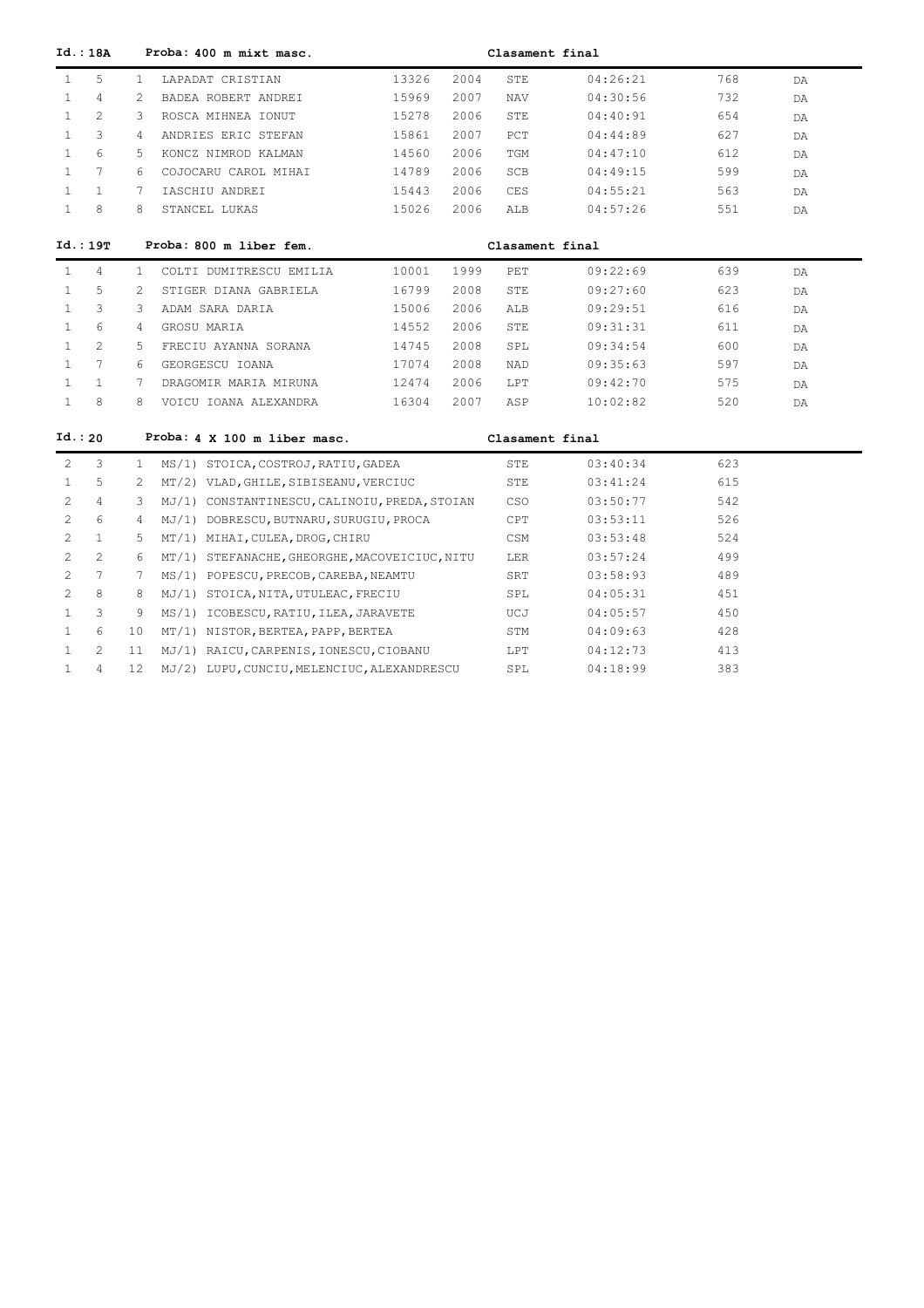**Id.: 18A** **Proba: 400 m mixt masc.** **Clasament final**

| | | | | | | | | | |
|---|---|---|---|---|---|---|---|---|---|
| 1 | 5 | 1 | LAPADAT CRISTIAN | 13326 | 2004 | STE | 04:26:21 | 768 | DA |
| 1 | 4 | 2 | BADEA ROBERT ANDREI | 15969 | 2007 | NAV | 04:30:56 | 732 | DA |
| 1 | 2 | 3 | ROSCA MIHNEA IONUT | 15278 | 2006 | STE | 04:40:91 | 654 | DA |
| 1 | 3 | 4 | ANDRIES ERIC STEFAN | 15861 | 2007 | PCT | 04:44:89 | 627 | DA |
| 1 | 6 | 5 | KONCZ NIMROD KALMAN | 14560 | 2006 | TGM | 04:47:10 | 612 | DA |
| 1 | 7 | 6 | COJOCARU CAROL MIHAI | 14789 | 2006 | SCB | 04:49:15 | 599 | DA |
| 1 | 1 | 7 | IASCHIU ANDREI | 15443 | 2006 | CES | 04:55:21 | 563 | DA |
| 1 | 8 | 8 | STANCEL LUKAS | 15026 | 2006 | ALB | 04:57:26 | 551 | DA |

**Id.: 19T** **Proba: 800 m liber fem.** **Clasament final**

| | | | | | | | | | |
|---|---|---|---|---|---|---|---|---|---|
| 1 | 4 | 1 | COLTI DUMITRESCU EMILIA | 10001 | 1999 | PET | 09:22:69 | 639 | DA |
| 1 | 5 | 2 | STIGER DIANA GABRIELA | 16799 | 2008 | STE | 09:27:60 | 623 | DA |
| 1 | 3 | 3 | ADAM SARA DARIA | 15006 | 2006 | ALB | 09:29:51 | 616 | DA |
| 1 | 6 | 4 | GROSU MARIA | 14552 | 2006 | STE | 09:31:31 | 611 | DA |
| 1 | 2 | 5 | FRECIU AYANNA SORANA | 14745 | 2008 | SPL | 09:34:54 | 600 | DA |
| 1 | 7 | 6 | GEORGESCU IOANA | 17074 | 2008 | NAD | 09:35:63 | 597 | DA |
| 1 | 1 | 7 | DRAGOMIR MARIA MIRUNA | 12474 | 2006 | LPT | 09:42:70 | 575 | DA |
| 1 | 8 | 8 | VOICU IOANA ALEXANDRA | 16304 | 2007 | ASP | 10:02:82 | 520 | DA |

**Id.: 20** **Proba: 4 X 100 m liber masc.** **Clasament final**

| | | | | | | |
|---|---|---|---|---|---|---|
| 2 | 3 | 1 | MS/1) STOICA,COSTROJ,RATIU,GADEA | STE | 03:40:34 | 623 |
| 1 | 5 | 2 | MT/2) VLAD,GHILE,SIBISEANU,VERCIUC | STE | 03:41:24 | 615 |
| 2 | 4 | 3 | MJ/1) CONSTANTINESCU,CALINOIU,PREDA,STOIAN | CSO | 03:50:77 | 542 |
| 2 | 6 | 4 | MJ/1) DOBRESCU,BUTNARU,SURUGIU,PROCA | CPT | 03:53:11 | 526 |
| 2 | 1 | 5 | MT/1) MIHAI,CULEA,DROG,CHIRU | CSM | 03:53:48 | 524 |
| 2 | 2 | 6 | MT/1) STEFANACHE,GHEORGHE,MACOVEICIUC,NITU | LER | 03:57:24 | 499 |
| 2 | 7 | 7 | MS/1) POPESCU,PRECOB,CAREBA,NEAMTU | SRT | 03:58:93 | 489 |
| 2 | 8 | 8 | MJ/1) STOICA,NITA,UTULEAC,FRECIU | SPL | 04:05:31 | 451 |
| 1 | 3 | 9 | MS/1) ICOBESCU,RATIU,ILEA,JARAVETE | UCJ | 04:05:57 | 450 |
| 1 | 6 | 10 | MT/1) NISTOR,BERTEA,PAPP,BERTEA | STM | 04:09:63 | 428 |
| 1 | 2 | 11 | MJ/1) RAICU,CARPENIS,IONESCU,CIOBANU | LPT | 04:12:73 | 413 |
| 1 | 4 | 12 | MJ/2) LUPU,CUNCIU,MELENCIUC,ALEXANDRESCU | SPL | 04:18:99 | 383 |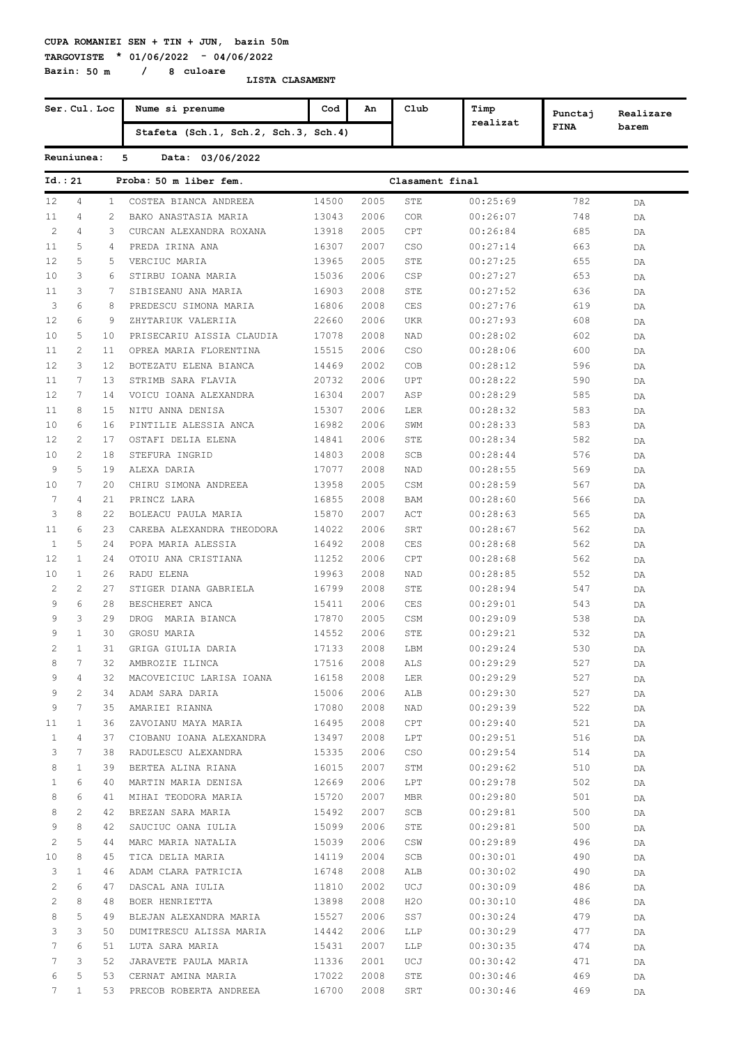**CUPA ROMANIEI SEN + TIN + JUN, bazin 50m**

**TARGOVISTE * 01/06/2022 - 04/06/2022**

**Bazin: 50 m / 8 culoare**

**LISTA CLASAMENT**

| Ser. | Cul. | Loc | Nume si prenume / Stafeta (Sch.1, Sch.2, Sch.3, Sch.4) | Cod | An | Club | Timp realizat | Punctaj FINA | Realizare barem |
|---|---|---|---|---|---|---|---|---|---|

**Reuniunea: 5 Data: 03/06/2022**

**Id.: 21 Proba: 50 m liber fem. Clasament final**

| Ser. | Cul. | Loc | Nume si prenume | Cod | An | Club | Timp realizat | Punctaj FINA | Realizare barem |
|---|---|---|---|---|---|---|---|---|---|
| 12 | 4 | 1 | COSTEA BIANCA ANDREEA | 14500 | 2005 | STE | 00:25:69 | 782 | DA |
| 11 | 4 | 2 | BAKO ANASTASIA MARIA | 13043 | 2006 | COR | 00:26:07 | 748 | DA |
| 2 | 4 | 3 | CURCAN ALEXANDRA ROXANA | 13918 | 2005 | CPT | 00:26:84 | 685 | DA |
| 11 | 5 | 4 | PREDA IRINA ANA | 16307 | 2007 | CSO | 00:27:14 | 663 | DA |
| 12 | 5 | 5 | VERCIUC MARIA | 13965 | 2005 | STE | 00:27:25 | 655 | DA |
| 10 | 3 | 6 | STIRBU IOANA MARIA | 15036 | 2006 | CSP | 00:27:27 | 653 | DA |
| 11 | 3 | 7 | SIBISEANU ANA MARIA | 16903 | 2008 | STE | 00:27:52 | 636 | DA |
| 3 | 6 | 8 | PREDESCU SIMONA MARIA | 16806 | 2008 | CES | 00:27:76 | 619 | DA |
| 12 | 6 | 9 | ZHYTARIUK VALERIIA | 22660 | 2006 | UKR | 00:27:93 | 608 | DA |
| 10 | 5 | 10 | PRISECARIU AISSIA CLAUDIA | 17078 | 2008 | NAD | 00:28:02 | 602 | DA |
| 11 | 2 | 11 | OPREA MARIA FLORENTINA | 15515 | 2006 | CSO | 00:28:06 | 600 | DA |
| 12 | 3 | 12 | BOTEZATU ELENA BIANCA | 14469 | 2002 | COB | 00:28:12 | 596 | DA |
| 11 | 7 | 13 | STRIMB SARA FLAVIA | 20732 | 2006 | UPT | 00:28:22 | 590 | DA |
| 12 | 7 | 14 | VOICU IOANA ALEXANDRA | 16304 | 2007 | ASP | 00:28:29 | 585 | DA |
| 11 | 8 | 15 | NITU ANNA DENISA | 15307 | 2006 | LER | 00:28:32 | 583 | DA |
| 10 | 6 | 16 | PINTILIE ALESSIA ANCA | 16982 | 2006 | SWM | 00:28:33 | 583 | DA |
| 12 | 2 | 17 | OSTAFI DELIA ELENA | 14841 | 2006 | STE | 00:28:34 | 582 | DA |
| 10 | 2 | 18 | STEFURA INGRID | 14803 | 2008 | SCB | 00:28:44 | 576 | DA |
| 9 | 5 | 19 | ALEXA DARIA | 17077 | 2008 | NAD | 00:28:55 | 569 | DA |
| 10 | 7 | 20 | CHIRU SIMONA ANDREEA | 13958 | 2005 | CSM | 00:28:59 | 567 | DA |
| 7 | 4 | 21 | PRINCZ LARA | 16855 | 2008 | BAM | 00:28:60 | 566 | DA |
| 3 | 8 | 22 | BOLEACU PAULA MARIA | 15870 | 2007 | ACT | 00:28:63 | 565 | DA |
| 11 | 6 | 23 | CAREBA ALEXANDRA THEODORA | 14022 | 2006 | SRT | 00:28:67 | 562 | DA |
| 1 | 5 | 24 | POPA MARIA ALESSIA | 16492 | 2008 | CES | 00:28:68 | 562 | DA |
| 12 | 1 | 24 | OTOIU ANA CRISTIANA | 11252 | 2006 | CPT | 00:28:68 | 562 | DA |
| 10 | 1 | 26 | RADU ELENA | 19963 | 2008 | NAD | 00:28:85 | 552 | DA |
| 2 | 2 | 27 | STIGER DIANA GABRIELA | 16799 | 2008 | STE | 00:28:94 | 547 | DA |
| 9 | 6 | 28 | BESCHERET ANCA | 15411 | 2006 | CES | 00:29:01 | 543 | DA |
| 9 | 3 | 29 | DROG MARIA BIANCA | 17870 | 2005 | CSM | 00:29:09 | 538 | DA |
| 9 | 1 | 30 | GROSU MARIA | 14552 | 2006 | STE | 00:29:21 | 532 | DA |
| 2 | 1 | 31 | GRIGA GIULIA DARIA | 17133 | 2008 | LBM | 00:29:24 | 530 | DA |
| 8 | 7 | 32 | AMBROZIE ILINCA | 17516 | 2008 | ALS | 00:29:29 | 527 | DA |
| 9 | 4 | 32 | MACOVEICIUC LARISA IOANA | 16158 | 2008 | LER | 00:29:29 | 527 | DA |
| 9 | 2 | 34 | ADAM SARA DARIA | 15006 | 2006 | ALB | 00:29:30 | 527 | DA |
| 9 | 7 | 35 | AMARIEI RIANNA | 17080 | 2008 | NAD | 00:29:39 | 522 | DA |
| 11 | 1 | 36 | ZAVOIANU MAYA MARIA | 16495 | 2008 | CPT | 00:29:40 | 521 | DA |
| 1 | 4 | 37 | CIOBANU IOANA ALEXANDRA | 13497 | 2008 | LPT | 00:29:51 | 516 | DA |
| 3 | 7 | 38 | RADULESCU ALEXANDRA | 15335 | 2006 | CSO | 00:29:54 | 514 | DA |
| 8 | 1 | 39 | BERTEA ALINA RIANA | 16015 | 2007 | STM | 00:29:62 | 510 | DA |
| 1 | 6 | 40 | MARTIN MARIA DENISA | 12669 | 2006 | LPT | 00:29:78 | 502 | DA |
| 8 | 6 | 41 | MIHAI TEODORA MARIA | 15720 | 2007 | MBR | 00:29:80 | 501 | DA |
| 8 | 2 | 42 | BREZAN SARA MARIA | 15492 | 2007 | SCB | 00:29:81 | 500 | DA |
| 9 | 8 | 42 | SAUCIUC OANA IULIA | 15099 | 2006 | STE | 00:29:81 | 500 | DA |
| 2 | 5 | 44 | MARC MARIA NATALIA | 15039 | 2006 | CSW | 00:29:89 | 496 | DA |
| 10 | 8 | 45 | TICA DELIA MARIA | 14119 | 2004 | SCB | 00:30:01 | 490 | DA |
| 3 | 1 | 46 | ADAM CLARA PATRICIA | 16748 | 2008 | ALB | 00:30:02 | 490 | DA |
| 2 | 6 | 47 | DASCAL ANA IULIA | 11810 | 2002 | UCJ | 00:30:09 | 486 | DA |
| 2 | 8 | 48 | BOER HENRIETTA | 13898 | 2008 | H2O | 00:30:10 | 486 | DA |
| 8 | 5 | 49 | BLEJAN ALEXANDRA MARIA | 15527 | 2006 | SS7 | 00:30:24 | 479 | DA |
| 3 | 3 | 50 | DUMITRESCU ALISSA MARIA | 14442 | 2006 | LLP | 00:30:29 | 477 | DA |
| 7 | 6 | 51 | LUTA SARA MARIA | 15431 | 2007 | LLP | 00:30:35 | 474 | DA |
| 7 | 3 | 52 | JARAVETE PAULA MARIA | 11336 | 2001 | UCJ | 00:30:42 | 471 | DA |
| 6 | 5 | 53 | CERNAT AMINA MARIA | 17022 | 2008 | STE | 00:30:46 | 469 | DA |
| 7 | 1 | 53 | PRECOB ROBERTA ANDREEA | 16700 | 2008 | SRT | 00:30:46 | 469 | DA |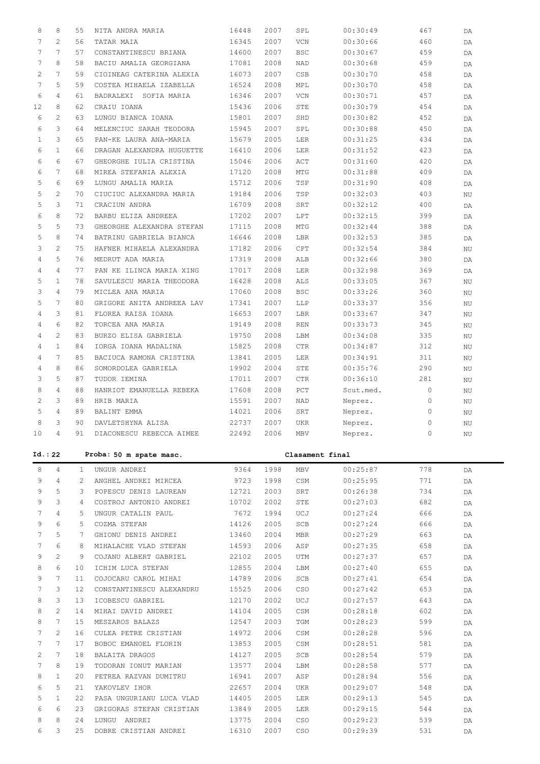| | | | | | | | | | |
|---|---|---|---|---|---|---|---|---|---|
| 8 | 8 | 55 | NITA ANDRA MARIA | 16448 | 2007 | SPL | 00:30:49 | 467 | DA |
| 7 | 2 | 56 | TATAR MAIA | 16345 | 2007 | VCN | 00:30:66 | 460 | DA |
| 7 | 7 | 57 | CONSTANTINESCU BRIANA | 14600 | 2007 | BSC | 00:30:67 | 459 | DA |
| 7 | 8 | 58 | BACIU AMALIA GEORGIANA | 17081 | 2008 | NAD | 00:30:68 | 459 | DA |
| 2 | 7 | 59 | CIOINEAG CATERINA ALEXIA | 16073 | 2007 | CSB | 00:30:70 | 458 | DA |
| 7 | 5 | 59 | COSTEA MIHAELA IZABELLA | 16524 | 2008 | MPL | 00:30:70 | 458 | DA |
| 6 | 4 | 61 | BADRALEXI SOFIA MARIA | 16346 | 2007 | VCN | 00:30:71 | 457 | DA |
| 12 | 8 | 62 | CRAIU IOANA | 15436 | 2006 | STE | 00:30:79 | 454 | DA |
| 6 | 2 | 63 | LUNGU BIANCA IOANA | 15801 | 2007 | SHD | 00:30:82 | 452 | DA |
| 6 | 3 | 64 | MELENCIUC SARAH TEODORA | 15945 | 2007 | SPL | 00:30:88 | 450 | DA |
| 1 | 3 | 65 | PAN-KE LAURA ANA-MARIA | 15679 | 2005 | LER | 00:31:25 | 434 | DA |
| 6 | 1 | 66 | DRAGAN ALEXANDRA HUGUETTE | 16410 | 2006 | LER | 00:31:52 | 423 | DA |
| 6 | 6 | 67 | GHEORGHE IULIA CRISTINA | 15046 | 2006 | ACT | 00:31:60 | 420 | DA |
| 6 | 7 | 68 | MIREA STEFANIA ALEXIA | 17120 | 2008 | MTG | 00:31:88 | 409 | DA |
| 5 | 6 | 69 | LUNGU AMALIA MARIA | 15712 | 2006 | TSP | 00:31:90 | 408 | DA |
| 5 | 2 | 70 | CIUCIUC ALEXANDRA MARIA | 19184 | 2006 | TSP | 00:32:03 | 403 | NU |
| 5 | 3 | 71 | CRACIUN ANDRA | 16709 | 2008 | SRT | 00:32:12 | 400 | DA |
| 6 | 8 | 72 | BARBU ELIZA ANDREEA | 17202 | 2007 | LPT | 00:32:15 | 399 | DA |
| 5 | 5 | 73 | GHEORGHE ALEXANDRA STEFAN | 17115 | 2008 | MTG | 00:32:44 | 388 | DA |
| 5 | 8 | 74 | BATRINU GABRIELA BIANCA | 16646 | 2008 | LBR | 00:32:53 | 385 | DA |
| 3 | 2 | 75 | HAFNER MIHAELA ALEXANDRA | 17182 | 2006 | CPT | 00:32:54 | 384 | NU |
| 4 | 5 | 76 | MEDRUT ADA MARIA | 17319 | 2008 | ALB | 00:32:66 | 380 | DA |
| 4 | 4 | 77 | PAN KE ILINCA MARIA XING | 17017 | 2008 | LER | 00:32:98 | 369 | DA |
| 5 | 1 | 78 | SAVULESCU MARIA THEODORA | 16428 | 2008 | ALS | 00:33:05 | 367 | NU |
| 3 | 4 | 79 | MICLEA ANA MARIA | 17060 | 2008 | BSC | 00:33:26 | 360 | NU |
| 5 | 7 | 80 | GRIGORE ANITA ANDREEA LAV | 17341 | 2007 | LLP | 00:33:37 | 356 | NU |
| 4 | 3 | 81 | FLOREA RAISA IOANA | 16653 | 2007 | LBR | 00:33:67 | 347 | NU |
| 4 | 6 | 82 | TORCEA ANA MARIA | 19149 | 2008 | REN | 00:33:73 | 345 | NU |
| 4 | 2 | 83 | BURZO ELISA GABRIELA | 19750 | 2008 | LBM | 00:34:08 | 335 | NU |
| 4 | 1 | 84 | IORGA IOANA MADALINA | 15825 | 2008 | CTR | 00:34:87 | 312 | NU |
| 4 | 7 | 85 | BACIUCA RAMONA CRISTINA | 13841 | 2005 | LER | 00:34:91 | 311 | NU |
| 4 | 8 | 86 | SOMORDOLEA GABRIELA | 19902 | 2004 | STE | 00:35:76 | 290 | NU |
| 3 | 5 | 87 | TUDOR IEMINA | 17011 | 2007 | CTR | 00:36:10 | 281 | NU |
| 8 | 4 | 88 | HANRIOT EMANUELLA REBEKA | 17608 | 2008 | PCT | Scut.med. | 0 | NU |
| 2 | 3 | 89 | HRIB MARIA | 15591 | 2007 | NAD | Neprez. | 0 | NU |
| 5 | 4 | 89 | BALINT EMMA | 14021 | 2006 | SRT | Neprez. | 0 | NU |
| 8 | 3 | 90 | DAVLETSHYNA ALISA | 22737 | 2007 | UKR | Neprez. | 0 | NU |
| 10 | 4 | 91 | DIACONESCU REBECCA AIMEE | 22492 | 2006 | MBV | Neprez. | 0 | NU |

**Id.: 22 Proba: 50 m spate masc. Clasament final**

| | | | | | | | | | |
|---|---|---|---|---|---|---|---|---|---|
| 8 | 4 | 1 | UNGUR ANDREI | 9364 | 1998 | MBV | 00:25:87 | 778 | DA |
| 9 | 4 | 2 | ANGHEL ANDREI MIRCEA | 9723 | 1998 | CSM | 00:25:95 | 771 | DA |
| 9 | 5 | 3 | POPESCU DENIS LAUREAN | 12721 | 2003 | SRT | 00:26:38 | 734 | DA |
| 9 | 3 | 4 | COSTROJ ANTONIO ANDREI | 10702 | 2002 | STE | 00:27:03 | 682 | DA |
| 7 | 4 | 5 | UNGUR CATALIN PAUL | 7672 | 1994 | UCJ | 00:27:24 | 666 | DA |
| 9 | 6 | 5 | COZMA STEFAN | 14126 | 2005 | SCB | 00:27:24 | 666 | DA |
| 7 | 5 | 7 | GHIONU DENIS ANDREI | 13460 | 2004 | MBR | 00:27:29 | 663 | DA |
| 7 | 6 | 8 | MIHALACHE VLAD STEFAN | 14593 | 2006 | ASP | 00:27:35 | 658 | DA |
| 9 | 2 | 9 | COJANU ALBERT GABRIEL | 22102 | 2005 | UTM | 00:27:37 | 657 | DA |
| 8 | 6 | 10 | ICHIM LUCA STEFAN | 12855 | 2004 | LBM | 00:27:40 | 655 | DA |
| 9 | 7 | 11 | COJOCARU CAROL MIHAI | 14789 | 2006 | SCB | 00:27:41 | 654 | DA |
| 7 | 3 | 12 | CONSTANTINESCU ALEXANDRU | 15525 | 2006 | CSO | 00:27:42 | 653 | DA |
| 8 | 3 | 13 | ICOBESCU GABRIEL | 12170 | 2002 | UCJ | 00:27:57 | 643 | DA |
| 8 | 2 | 14 | MIHAI DAVID ANDREI | 14104 | 2005 | CSM | 00:28:18 | 602 | DA |
| 8 | 7 | 15 | MESZAROS BALAZS | 12547 | 2003 | TGM | 00:28:23 | 599 | DA |
| 7 | 2 | 16 | CULEA PETRE CRISTIAN | 14972 | 2006 | CSM | 00:28:28 | 596 | DA |
| 7 | 7 | 17 | BOBOC EMANOEL FLORIN | 13853 | 2005 | CSM | 00:28:51 | 581 | DA |
| 2 | 7 | 18 | BALAITA DRAGOS | 14127 | 2005 | SCB | 00:28:54 | 579 | DA |
| 7 | 8 | 19 | TODORAN IONUT MARIAN | 13577 | 2004 | LBM | 00:28:58 | 577 | DA |
| 8 | 1 | 20 | PETREA RAZVAN DUMITRU | 16941 | 2007 | ASP | 00:28:94 | 556 | DA |
| 6 | 5 | 21 | YAKOVLEV IHOR | 22657 | 2004 | UKR | 00:29:07 | 548 | DA |
| 5 | 1 | 22 | PASA UNGURIANU LUCA VLAD | 14405 | 2005 | LER | 00:29:13 | 545 | DA |
| 6 | 6 | 23 | GRIGORAS STEFAN CRISTIAN | 13849 | 2005 | LER | 00:29:15 | 544 | DA |
| 8 | 8 | 24 | LUNGU ANDREI | 13775 | 2004 | CSO | 00:29:23 | 539 | DA |
| 6 | 3 | 25 | DOBRE CRISTIAN ANDREI | 16310 | 2007 | CSO | 00:29:39 | 531 | DA |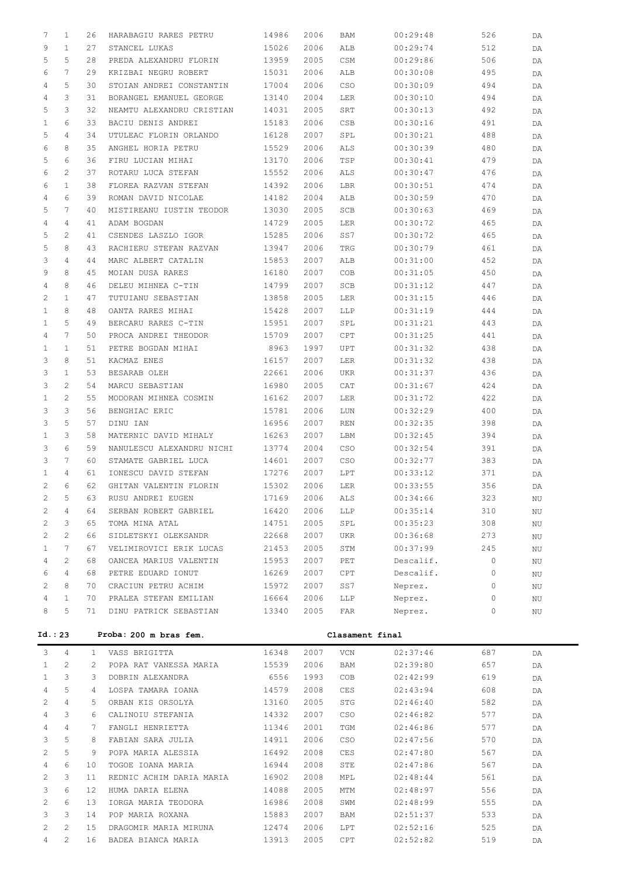| | | | | | | | | | |
|---|---|---|---|---|---|---|---|---|---|
| 7 | 1 | 26 | HARABAGIU RARES PETRU | 14986 | 2006 | BAM | 00:29:48 | 526 | DA |
| 9 | 1 | 27 | STANCEL LUKAS | 15026 | 2006 | ALB | 00:29:74 | 512 | DA |
| 5 | 5 | 28 | PREDA ALEXANDRU FLORIN | 13959 | 2005 | CSM | 00:29:86 | 506 | DA |
| 6 | 7 | 29 | KRIZBAI NEGRU ROBERT | 15031 | 2006 | ALB | 00:30:08 | 495 | DA |
| 4 | 5 | 30 | STOIAN ANDREI CONSTANTIN | 17004 | 2006 | CSO | 00:30:09 | 494 | DA |
| 4 | 3 | 31 | BORANGEL EMANUEL GEORGE | 13140 | 2004 | LER | 00:30:10 | 494 | DA |
| 5 | 3 | 32 | NEAMTU ALEXANDRU CRISTIAN | 14031 | 2005 | SRT | 00:30:13 | 492 | DA |
| 1 | 6 | 33 | BACIU DENIS ANDREI | 15183 | 2006 | CSB | 00:30:16 | 491 | DA |
| 5 | 4 | 34 | UTULEAC FLORIN ORLANDO | 16128 | 2007 | SPL | 00:30:21 | 488 | DA |
| 6 | 8 | 35 | ANGHEL HORIA PETRU | 15529 | 2006 | ALS | 00:30:39 | 480 | DA |
| 5 | 6 | 36 | FIRU LUCIAN MIHAI | 13170 | 2006 | TSP | 00:30:41 | 479 | DA |
| 6 | 2 | 37 | ROTARU LUCA STEFAN | 15552 | 2006 | ALS | 00:30:47 | 476 | DA |
| 6 | 1 | 38 | FLOREA RAZVAN STEFAN | 14392 | 2006 | LBR | 00:30:51 | 474 | DA |
| 4 | 6 | 39 | ROMAN DAVID NICOLAE | 14182 | 2004 | ALB | 00:30:59 | 470 | DA |
| 5 | 7 | 40 | MISTIREANU IUSTIN TEODOR | 13030 | 2005 | SCB | 00:30:63 | 469 | DA |
| 4 | 4 | 41 | ADAM BOGDAN | 14729 | 2005 | LER | 00:30:72 | 465 | DA |
| 5 | 2 | 41 | CSENDES LASZLO IGOR | 15285 | 2006 | SS7 | 00:30:72 | 465 | DA |
| 5 | 8 | 43 | RACHIERU STEFAN RAZVAN | 13947 | 2006 | TRG | 00:30:79 | 461 | DA |
| 3 | 4 | 44 | MARC ALBERT CATALIN | 15853 | 2007 | ALB | 00:31:00 | 452 | DA |
| 9 | 8 | 45 | MOIAN DUSA RARES | 16180 | 2007 | COB | 00:31:05 | 450 | DA |
| 4 | 8 | 46 | DELEU MIHNEA C-TIN | 14799 | 2007 | SCB | 00:31:12 | 447 | DA |
| 2 | 1 | 47 | TUTUIANU SEBASTIAN | 13858 | 2005 | LER | 00:31:15 | 446 | DA |
| 1 | 8 | 48 | OANTA RARES MIHAI | 15428 | 2007 | LLP | 00:31:19 | 444 | DA |
| 1 | 5 | 49 | BERCARU RARES C-TIN | 15951 | 2007 | SPL | 00:31:21 | 443 | DA |
| 4 | 7 | 50 | PROCA ANDREI THEODOR | 15709 | 2007 | CPT | 00:31:25 | 441 | DA |
| 1 | 1 | 51 | PETRE BOGDAN MIHAI | 8963 | 1997 | UPT | 00:31:32 | 438 | DA |
| 3 | 8 | 51 | KACMAZ ENES | 16157 | 2007 | LER | 00:31:32 | 438 | DA |
| 3 | 1 | 53 | BESARAB OLEH | 22661 | 2006 | UKR | 00:31:37 | 436 | DA |
| 3 | 2 | 54 | MARCU SEBASTIAN | 16980 | 2005 | CAT | 00:31:67 | 424 | DA |
| 1 | 2 | 55 | MODORAN MIHNEA COSMIN | 16162 | 2007 | LER | 00:31:72 | 422 | DA |
| 3 | 3 | 56 | BENGHIAC ERIC | 15781 | 2006 | LUN | 00:32:29 | 400 | DA |
| 3 | 5 | 57 | DINU IAN | 16956 | 2007 | REN | 00:32:35 | 398 | DA |
| 1 | 3 | 58 | MATERNIC DAVID MIHALY | 16263 | 2007 | LBM | 00:32:45 | 394 | DA |
| 3 | 6 | 59 | NANULESCU ALEXANDRU NICHI | 13774 | 2004 | CSO | 00:32:54 | 391 | DA |
| 3 | 7 | 60 | STAMATE GABRIEL LUCA | 14601 | 2007 | CSO | 00:32:77 | 383 | DA |
| 1 | 4 | 61 | IONESCU DAVID STEFAN | 17276 | 2007 | LPT | 00:33:12 | 371 | DA |
| 2 | 6 | 62 | GHITAN VALENTIN FLORIN | 15302 | 2006 | LER | 00:33:55 | 356 | DA |
| 2 | 5 | 63 | RUSU ANDREI EUGEN | 17169 | 2006 | ALS | 00:34:66 | 323 | NU |
| 2 | 4 | 64 | SERBAN ROBERT GABRIEL | 16420 | 2006 | LLP | 00:35:14 | 310 | NU |
| 2 | 3 | 65 | TOMA MINA ATAL | 14751 | 2005 | SPL | 00:35:23 | 308 | NU |
| 2 | 2 | 66 | SIDLETSKYI OLEKSANDR | 22668 | 2007 | UKR | 00:36:68 | 273 | NU |
| 1 | 7 | 67 | VELIMIROVICI ERIK LUCAS | 21453 | 2005 | STM | 00:37:99 | 245 | NU |
| 4 | 2 | 68 | OANCEA MARIUS VALENTIN | 15953 | 2007 | PET | Descalif. | 0 | NU |
| 6 | 4 | 68 | PETRE EDUARD IONUT | 16269 | 2007 | CPT | Descalif. | 0 | NU |
| 2 | 8 | 70 | CRACIUN PETRU ACHIM | 15972 | 2007 | SS7 | Neprez. | 0 | NU |
| 4 | 1 | 70 | PRALEA STEFAN EMILIAN | 16664 | 2006 | LLP | Neprez. | 0 | NU |
| 8 | 5 | 71 | DINU PATRICK SEBASTIAN | 13340 | 2005 | FAR | Neprez. | 0 | NU |

**Id.: 23 Proba: 200 m bras fem. Clasament final**

| | | | | | | | | | |
|---|---|---|---|---|---|---|---|---|---|
| 3 | 4 | 1 | VASS BRIGITTA | 16348 | 2007 | VCN | 02:37:46 | 687 | DA |
| 1 | 2 | 2 | POPA RAT VANESSA MARIA | 15539 | 2006 | BAM | 02:39:80 | 657 | DA |
| 1 | 3 | 3 | DOBRIN ALEXANDRA | 6556 | 1993 | COB | 02:42:99 | 619 | DA |
| 4 | 5 | 4 | LOSPA TAMARA IOANA | 14579 | 2008 | CES | 02:43:94 | 608 | DA |
| 2 | 4 | 5 | ORBAN KIS ORSOLYA | 13160 | 2005 | STG | 02:46:40 | 582 | DA |
| 4 | 3 | 6 | CALINOIU STEFANIA | 14332 | 2007 | CSO | 02:46:82 | 577 | DA |
| 4 | 4 | 7 | FANGLI HENRIETTA | 11346 | 2001 | TGM | 02:46:86 | 577 | DA |
| 3 | 5 | 8 | FABIAN SARA JULIA | 14911 | 2006 | CSO | 02:47:56 | 570 | DA |
| 2 | 5 | 9 | POPA MARIA ALESSIA | 16492 | 2008 | CES | 02:47:80 | 567 | DA |
| 4 | 6 | 10 | TOGOE IOANA MARIA | 16944 | 2008 | STE | 02:47:86 | 567 | DA |
| 2 | 3 | 11 | REDNIC ACHIM DARIA MARIA | 16902 | 2008 | MPL | 02:48:44 | 561 | DA |
| 3 | 6 | 12 | HUMA DARIA ELENA | 14088 | 2005 | MTM | 02:48:97 | 556 | DA |
| 2 | 6 | 13 | IORGA MARIA TEODORA | 16986 | 2008 | SWM | 02:48:99 | 555 | DA |
| 3 | 3 | 14 | POP MARIA ROXANA | 15883 | 2007 | BAM | 02:51:37 | 533 | DA |
| 2 | 2 | 15 | DRAGOMIR MARIA MIRUNA | 12474 | 2006 | LPT | 02:52:16 | 525 | DA |
| 4 | 2 | 16 | BADEA BIANCA MARIA | 13913 | 2005 | CPT | 02:52:82 | 519 | DA |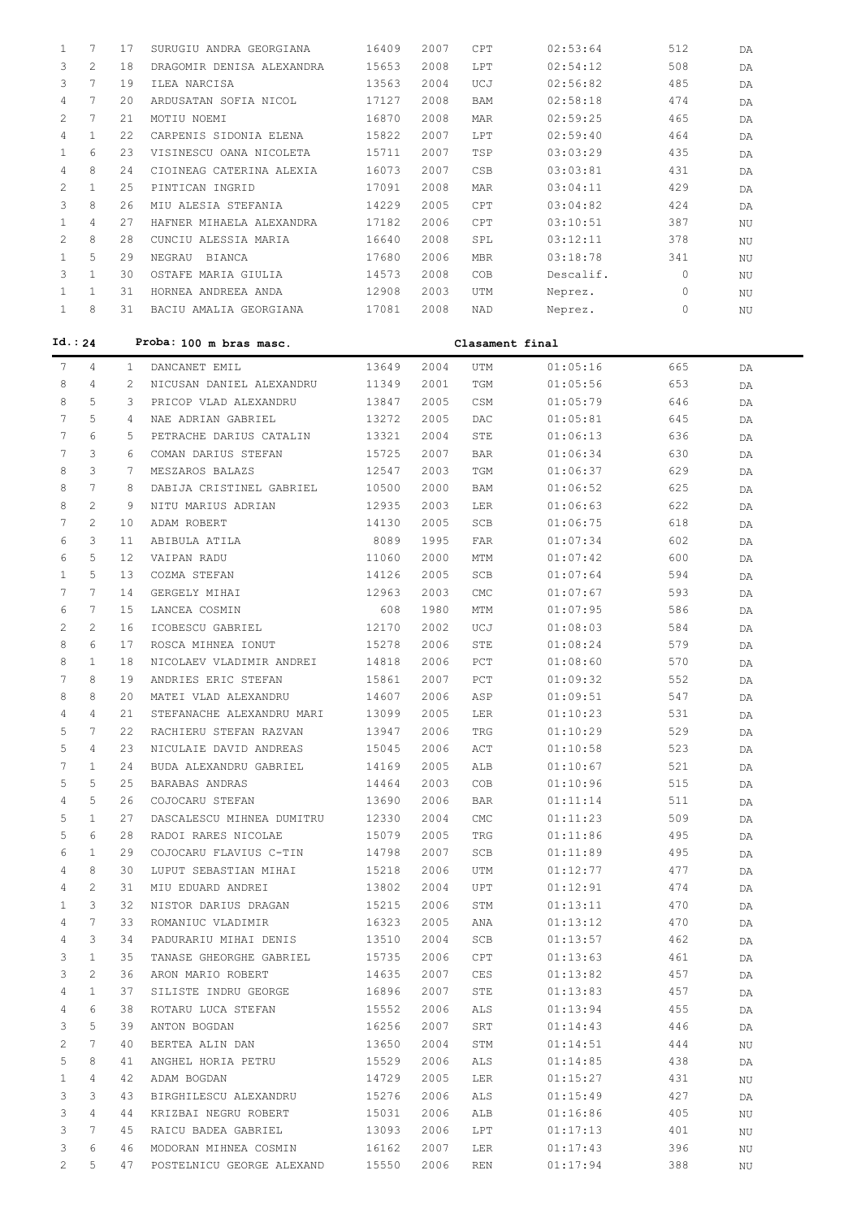| | | | | | | | | | |
|---|---|---|---|---|---|---|---|---|---|
| 1 | 7 | 17 | SURUGIU ANDRA GEORGIANA | 16409 | 2007 | CPT | 02:53:64 | 512 | DA |
| 3 | 2 | 18 | DRAGOMIR DENISA ALEXANDRA | 15653 | 2008 | LPT | 02:54:12 | 508 | DA |
| 3 | 7 | 19 | ILEA NARCISA | 13563 | 2004 | UCJ | 02:56:82 | 485 | DA |
| 4 | 7 | 20 | ARDUSATAN SOFIA NICOL | 17127 | 2008 | BAM | 02:58:18 | 474 | DA |
| 2 | 7 | 21 | MOTIU NOEMI | 16870 | 2008 | MAR | 02:59:25 | 465 | DA |
| 4 | 1 | 22 | CARPENIS SIDONIA ELENA | 15822 | 2007 | LPT | 02:59:40 | 464 | DA |
| 1 | 6 | 23 | VISINESCU OANA NICOLETA | 15711 | 2007 | TSP | 03:03:29 | 435 | DA |
| 4 | 8 | 24 | CIOINEAG CATERINA ALEXIA | 16073 | 2007 | CSB | 03:03:81 | 431 | DA |
| 2 | 1 | 25 | PINTICAN INGRID | 17091 | 2008 | MAR | 03:04:11 | 429 | DA |
| 3 | 8 | 26 | MIU ALESIA STEFANIA | 14229 | 2005 | CPT | 03:04:82 | 424 | DA |
| 1 | 4 | 27 | HAFNER MIHAELA ALEXANDRA | 17182 | 2006 | CPT | 03:10:51 | 387 | NU |
| 2 | 8 | 28 | CUNCIU ALESSIA MARIA | 16640 | 2008 | SPL | 03:12:11 | 378 | NU |
| 1 | 5 | 29 | NEGRAU BIANCA | 17680 | 2006 | MBR | 03:18:78 | 341 | NU |
| 3 | 1 | 30 | OSTAFE MARIA GIULIA | 14573 | 2008 | COB | Descalif. | 0 | NU |
| 1 | 1 | 31 | HORNEA ANDREEA ANDA | 12908 | 2003 | UTM | Neprez. | 0 | NU |
| 1 | 8 | 31 | BACIU AMALIA GEORGIANA | 17081 | 2008 | NAD | Neprez. | 0 | NU |

**Id.: 24 Proba: 100 m bras masc. Clasament final**

| | | | | | | | | | |
|---|---|---|---|---|---|---|---|---|---|
| 7 | 4 | 1 | DANCANET EMIL | 13649 | 2004 | UTM | 01:05:16 | 665 | DA |
| 8 | 4 | 2 | NICUSAN DANIEL ALEXANDRU | 11349 | 2001 | TGM | 01:05:56 | 653 | DA |
| 8 | 5 | 3 | PRICOP VLAD ALEXANDRU | 13847 | 2005 | CSM | 01:05:79 | 646 | DA |
| 7 | 5 | 4 | NAE ADRIAN GABRIEL | 13272 | 2005 | DAC | 01:05:81 | 645 | DA |
| 7 | 6 | 5 | PETRACHE DARIUS CATALIN | 13321 | 2004 | STE | 01:06:13 | 636 | DA |
| 7 | 3 | 6 | COMAN DARIUS STEFAN | 15725 | 2007 | BAR | 01:06:34 | 630 | DA |
| 8 | 3 | 7 | MESZAROS BALAZS | 12547 | 2003 | TGM | 01:06:37 | 629 | DA |
| 8 | 7 | 8 | DABIJA CRISTINEL GABRIEL | 10500 | 2000 | BAM | 01:06:52 | 625 | DA |
| 8 | 2 | 9 | NITU MARIUS ADRIAN | 12935 | 2003 | LER | 01:06:63 | 622 | DA |
| 7 | 2 | 10 | ADAM ROBERT | 14130 | 2005 | SCB | 01:06:75 | 618 | DA |
| 6 | 3 | 11 | ABIBULA ATILA | 8089 | 1995 | FAR | 01:07:34 | 602 | DA |
| 6 | 5 | 12 | VAIPAN RADU | 11060 | 2000 | MTM | 01:07:42 | 600 | DA |
| 1 | 5 | 13 | COZMA STEFAN | 14126 | 2005 | SCB | 01:07:64 | 594 | DA |
| 7 | 7 | 14 | GERGELY MIHAI | 12963 | 2003 | CMC | 01:07:67 | 593 | DA |
| 6 | 7 | 15 | LANCEA COSMIN | 608 | 1980 | MTM | 01:07:95 | 586 | DA |
| 2 | 2 | 16 | ICOBESCU GABRIEL | 12170 | 2002 | UCJ | 01:08:03 | 584 | DA |
| 8 | 6 | 17 | ROSCA MIHNEA IONUT | 15278 | 2006 | STE | 01:08:24 | 579 | DA |
| 8 | 1 | 18 | NICOLAEV VLADIMIR ANDREI | 14818 | 2006 | PCT | 01:08:60 | 570 | DA |
| 7 | 8 | 19 | ANDRIES ERIC STEFAN | 15861 | 2007 | PCT | 01:09:32 | 552 | DA |
| 8 | 8 | 20 | MATEI VLAD ALEXANDRU | 14607 | 2006 | ASP | 01:09:51 | 547 | DA |
| 4 | 4 | 21 | STEFANACHE ALEXANDRU MARI | 13099 | 2005 | LER | 01:10:23 | 531 | DA |
| 5 | 7 | 22 | RACHIERU STEFAN RAZVAN | 13947 | 2006 | TRG | 01:10:29 | 529 | DA |
| 5 | 4 | 23 | NICULAIE DAVID ANDREAS | 15045 | 2006 | ACT | 01:10:58 | 523 | DA |
| 7 | 1 | 24 | BUDA ALEXANDRU GABRIEL | 14169 | 2005 | ALB | 01:10:67 | 521 | DA |
| 5 | 5 | 25 | BARABAS ANDRAS | 14464 | 2003 | COB | 01:10:96 | 515 | DA |
| 4 | 5 | 26 | COJOCARU STEFAN | 13690 | 2006 | BAR | 01:11:14 | 511 | DA |
| 5 | 1 | 27 | DASCALESCU MIHNEA DUMITRU | 12330 | 2004 | CMC | 01:11:23 | 509 | DA |
| 5 | 6 | 28 | RADOI RARES NICOLAE | 15079 | 2005 | TRG | 01:11:86 | 495 | DA |
| 6 | 1 | 29 | COJOCARU FLAVIUS C-TIN | 14798 | 2007 | SCB | 01:11:89 | 495 | DA |
| 4 | 8 | 30 | LUPUT SEBASTIAN MIHAI | 15218 | 2006 | UTM | 01:12:77 | 477 | DA |
| 4 | 2 | 31 | MIU EDUARD ANDREI | 13802 | 2004 | UPT | 01:12:91 | 474 | DA |
| 1 | 3 | 32 | NISTOR DARIUS DRAGAN | 15215 | 2006 | STM | 01:13:11 | 470 | DA |
| 4 | 7 | 33 | ROMANIUC VLADIMIR | 16323 | 2005 | ANA | 01:13:12 | 470 | DA |
| 4 | 3 | 34 | PADURARIU MIHAI DENIS | 13510 | 2004 | SCB | 01:13:57 | 462 | DA |
| 3 | 1 | 35 | TANASE GHEORGHE GABRIEL | 15735 | 2006 | CPT | 01:13:63 | 461 | DA |
| 3 | 2 | 36 | ARON MARIO ROBERT | 14635 | 2007 | CES | 01:13:82 | 457 | DA |
| 4 | 1 | 37 | SILISTE INDRU GEORGE | 16896 | 2007 | STE | 01:13:83 | 457 | DA |
| 4 | 6 | 38 | ROTARU LUCA STEFAN | 15552 | 2006 | ALS | 01:13:94 | 455 | DA |
| 3 | 5 | 39 | ANTON BOGDAN | 16256 | 2007 | SRT | 01:14:43 | 446 | DA |
| 2 | 7 | 40 | BERTEA ALIN DAN | 13650 | 2004 | STM | 01:14:51 | 444 | NU |
| 5 | 8 | 41 | ANGHEL HORIA PETRU | 15529 | 2006 | ALS | 01:14:85 | 438 | DA |
| 1 | 4 | 42 | ADAM BOGDAN | 14729 | 2005 | LER | 01:15:27 | 431 | NU |
| 3 | 3 | 43 | BIRGHILESCU ALEXANDRU | 15276 | 2006 | ALS | 01:15:49 | 427 | DA |
| 3 | 4 | 44 | KRIZBAI NEGRU ROBERT | 15031 | 2006 | ALB | 01:16:86 | 405 | NU |
| 3 | 7 | 45 | RAICU BADEA GABRIEL | 13093 | 2006 | LPT | 01:17:13 | 401 | NU |
| 3 | 6 | 46 | MODORAN MIHNEA COSMIN | 16162 | 2007 | LER | 01:17:43 | 396 | NU |
| 2 | 5 | 47 | POSTELNICU GEORGE ALEXAND | 15550 | 2006 | REN | 01:17:94 | 388 | NU |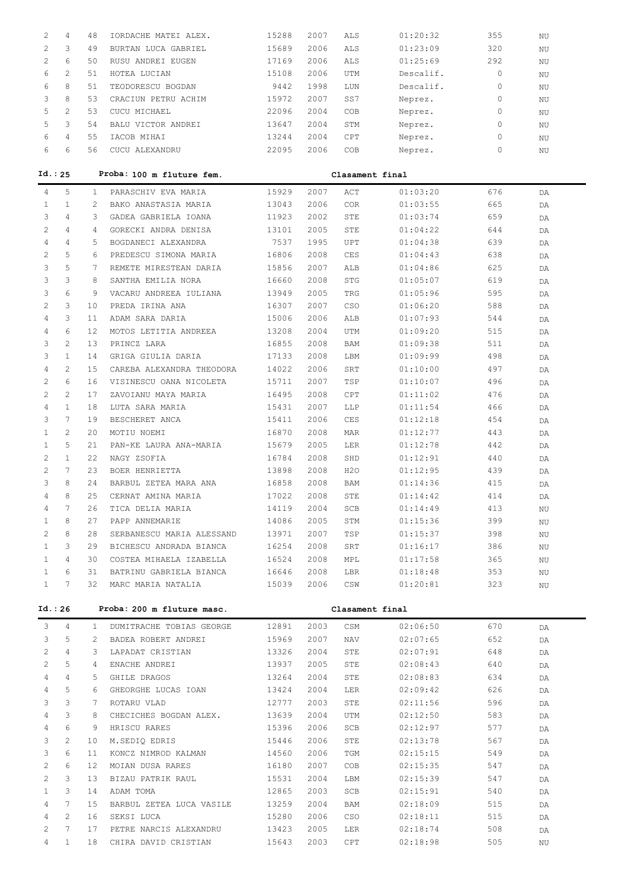| | | | | | | | | | |
|---|---|---|---|---|---|---|---|---|---|
| 2 | 4 | 48 | IORDACHE MATEI ALEX. | 15288 | 2007 | ALS | 01:20:32 | 355 | NU |
| 2 | 3 | 49 | BURTAN LUCA GABRIEL | 15689 | 2006 | ALS | 01:23:09 | 320 | NU |
| 2 | 6 | 50 | RUSU ANDREI EUGEN | 17169 | 2006 | ALS | 01:25:69 | 292 | NU |
| 6 | 2 | 51 | HOTEA LUCIAN | 15108 | 2006 | UTM | Descalif. | 0 | NU |
| 6 | 8 | 51 | TEODORESCU BOGDAN | 9442 | 1998 | LUN | Descalif. | 0 | NU |
| 3 | 8 | 53 | CRACIUN PETRU ACHIM | 15972 | 2007 | SS7 | Neprez. | 0 | NU |
| 5 | 2 | 53 | CUCU MICHAEL | 22096 | 2004 | COB | Neprez. | 0 | NU |
| 5 | 3 | 54 | BALU VICTOR ANDREI | 13647 | 2004 | STM | Neprez. | 0 | NU |
| 6 | 4 | 55 | IACOB MIHAI | 13244 | 2004 | CPT | Neprez. | 0 | NU |
| 6 | 6 | 56 | CUCU ALEXANDRU | 22095 | 2006 | COB | Neprez. | 0 | NU |

**Id.: 25 Proba: 100 m fluture fem. Clasament final**

| | | | | | | | | | |
|---|---|---|---|---|---|---|---|---|---|
| 4 | 5 | 1 | PARASCHIV EVA MARIA | 15929 | 2007 | ACT | 01:03:20 | 676 | DA |
| 1 | 1 | 2 | BAKO ANASTASIA MARIA | 13043 | 2006 | COR | 01:03:55 | 665 | DA |
| 3 | 4 | 3 | GADEA GABRIELA IOANA | 11923 | 2002 | STE | 01:03:74 | 659 | DA |
| 2 | 4 | 4 | GORECKI ANDRA DENISA | 13101 | 2005 | STE | 01:04:22 | 644 | DA |
| 4 | 4 | 5 | BOGDANECI ALEXANDRA | 7537 | 1995 | UPT | 01:04:38 | 639 | DA |
| 2 | 5 | 6 | PREDESCU SIMONA MARIA | 16806 | 2008 | CES | 01:04:43 | 638 | DA |
| 3 | 5 | 7 | REMETE MIRESTEAN DARIA | 15856 | 2007 | ALB | 01:04:86 | 625 | DA |
| 3 | 3 | 8 | SANTHA EMILIA NORA | 16660 | 2008 | STG | 01:05:07 | 619 | DA |
| 3 | 6 | 9 | VACARU ANDREEA IULIANA | 13949 | 2005 | TRG | 01:05:96 | 595 | DA |
| 2 | 3 | 10 | PREDA IRINA ANA | 16307 | 2007 | CSO | 01:06:20 | 588 | DA |
| 4 | 3 | 11 | ADAM SARA DARIA | 15006 | 2006 | ALB | 01:07:93 | 544 | DA |
| 4 | 6 | 12 | MOTOS LETITIA ANDREEA | 13208 | 2004 | UTM | 01:09:20 | 515 | DA |
| 3 | 2 | 13 | PRINCZ LARA | 16855 | 2008 | BAM | 01:09:38 | 511 | DA |
| 3 | 1 | 14 | GRIGA GIULIA DARIA | 17133 | 2008 | LBM | 01:09:99 | 498 | DA |
| 4 | 2 | 15 | CAREBA ALEXANDRA THEODORA | 14022 | 2006 | SRT | 01:10:00 | 497 | DA |
| 2 | 6 | 16 | VISINESCU OANA NICOLETA | 15711 | 2007 | TSP | 01:10:07 | 496 | DA |
| 2 | 2 | 17 | ZAVOIANU MAYA MARIA | 16495 | 2008 | CPT | 01:11:02 | 476 | DA |
| 4 | 1 | 18 | LUTA SARA MARIA | 15431 | 2007 | LLP | 01:11:54 | 466 | DA |
| 3 | 7 | 19 | BESCHERET ANCA | 15411 | 2006 | CES | 01:12:18 | 454 | DA |
| 1 | 2 | 20 | MOTIU NOEMI | 16870 | 2008 | MAR | 01:12:77 | 443 | DA |
| 1 | 5 | 21 | PAN-KE LAURA ANA-MARIA | 15679 | 2005 | LER | 01:12:78 | 442 | DA |
| 2 | 1 | 22 | NAGY ZSOFIA | 16784 | 2008 | SHD | 01:12:91 | 440 | DA |
| 2 | 7 | 23 | BOER HENRIETTA | 13898 | 2008 | H2O | 01:12:95 | 439 | DA |
| 3 | 8 | 24 | BARBUL ZETEA MARA ANA | 16858 | 2008 | BAM | 01:14:36 | 415 | DA |
| 4 | 8 | 25 | CERNAT AMINA MARIA | 17022 | 2008 | STE | 01:14:42 | 414 | DA |
| 4 | 7 | 26 | TICA DELIA MARIA | 14119 | 2004 | SCB | 01:14:49 | 413 | NU |
| 1 | 8 | 27 | PAPP ANNEMARIE | 14086 | 2005 | STM | 01:15:36 | 399 | NU |
| 2 | 8 | 28 | SERBANESCU MARIA ALESSAND | 13971 | 2007 | TSP | 01:15:37 | 398 | NU |
| 1 | 3 | 29 | BICHESCU ANDRADA BIANCA | 16254 | 2008 | SRT | 01:16:17 | 386 | NU |
| 1 | 4 | 30 | COSTEA MIHAELA IZABELLA | 16524 | 2008 | MPL | 01:17:58 | 365 | NU |
| 1 | 6 | 31 | BATRINU GABRIELA BIANCA | 16646 | 2008 | LBR | 01:18:48 | 353 | NU |
| 1 | 7 | 32 | MARC MARIA NATALIA | 15039 | 2006 | CSW | 01:20:81 | 323 | NU |

**Id.: 26 Proba: 200 m fluture masc. Clasament final**

| | | | | | | | | | |
|---|---|---|---|---|---|---|---|---|---|
| 3 | 4 | 1 | DUMITRACHE TOBIAS GEORGE | 12891 | 2003 | CSM | 02:06:50 | 670 | DA |
| 3 | 5 | 2 | BADEA ROBERT ANDREI | 15969 | 2007 | NAV | 02:07:65 | 652 | DA |
| 2 | 4 | 3 | LAPADAT CRISTIAN | 13326 | 2004 | STE | 02:07:91 | 648 | DA |
| 2 | 5 | 4 | ENACHE ANDREI | 13937 | 2005 | STE | 02:08:43 | 640 | DA |
| 4 | 4 | 5 | GHILE DRAGOS | 13264 | 2004 | STE | 02:08:83 | 634 | DA |
| 4 | 5 | 6 | GHEORGHE LUCAS IOAN | 13424 | 2004 | LER | 02:09:42 | 626 | DA |
| 3 | 3 | 7 | ROTARU VLAD | 12777 | 2003 | STE | 02:11:56 | 596 | DA |
| 4 | 3 | 8 | CHECICHES BOGDAN ALEX. | 13639 | 2004 | UTM | 02:12:50 | 583 | DA |
| 4 | 6 | 9 | HRISCU RARES | 15396 | 2006 | SCB | 02:12:97 | 577 | DA |
| 3 | 2 | 10 | M.SEDIQ EDRIS | 15446 | 2006 | STE | 02:13:78 | 567 | DA |
| 3 | 6 | 11 | KONCZ NIMROD KALMAN | 14560 | 2006 | TGM | 02:15:15 | 549 | DA |
| 2 | 6 | 12 | MOIAN DUSA RARES | 16180 | 2007 | COB | 02:15:35 | 547 | DA |
| 2 | 3 | 13 | BIZAU PATRIK RAUL | 15531 | 2004 | LBM | 02:15:39 | 547 | DA |
| 1 | 3 | 14 | ADAM TOMA | 12865 | 2003 | SCB | 02:15:91 | 540 | DA |
| 4 | 7 | 15 | BARBUL ZETEA LUCA VASILE | 13259 | 2004 | BAM | 02:18:09 | 515 | DA |
| 4 | 2 | 16 | SEKSI LUCA | 15280 | 2006 | CSO | 02:18:11 | 515 | DA |
| 2 | 7 | 17 | PETRE NARCIS ALEXANDRU | 13423 | 2005 | LER | 02:18:74 | 508 | DA |
| 4 | 1 | 18 | CHIRA DAVID CRISTIAN | 15643 | 2003 | CPT | 02:18:98 | 505 | NU |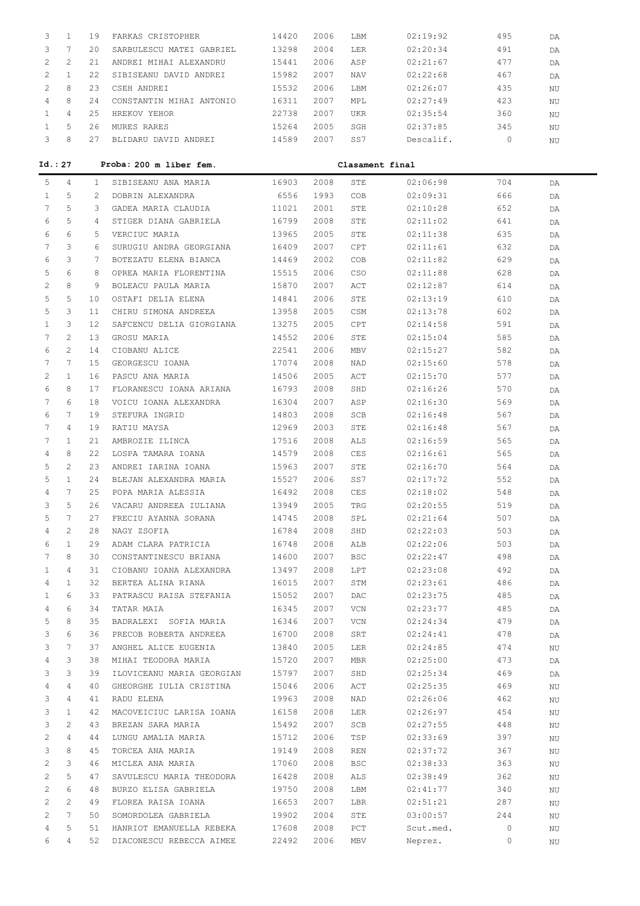| | | | | | | | | | |
|---|---|---|---|---|---|---|---|---|---|
| 3 | 1 | 19 | FARKAS CRISTOPHER | 14420 | 2006 | LBM | 02:19:92 | 495 | DA |
| 3 | 7 | 20 | SARBULESCU MATEI GABRIEL | 13298 | 2004 | LER | 02:20:34 | 491 | DA |
| 2 | 2 | 21 | ANDREI MIHAI ALEXANDRU | 15441 | 2006 | ASP | 02:21:67 | 477 | DA |
| 2 | 1 | 22 | SIBISEANU DAVID ANDREI | 15982 | 2007 | NAV | 02:22:68 | 467 | DA |
| 2 | 8 | 23 | CSEH ANDREI | 15532 | 2006 | LBM | 02:26:07 | 435 | NU |
| 4 | 8 | 24 | CONSTANTIN MIHAI ANTONIO | 16311 | 2007 | MPL | 02:27:49 | 423 | NU |
| 1 | 4 | 25 | HREKOV YEHOR | 22738 | 2007 | UKR | 02:35:54 | 360 | NU |
| 1 | 5 | 26 | MURES RARES | 15264 | 2005 | SGH | 02:37:85 | 345 | NU |
| 3 | 8 | 27 | BLIDARU DAVID ANDREI | 14589 | 2007 | SS7 | Descalif. | 0 | NU |

**Id.: 27 Proba: 200 m liber fem. Clasament final**

| | | | | | | | | | |
|---|---|---|---|---|---|---|---|---|---|
| 5 | 4 | 1 | SIBISEANU ANA MARIA | 16903 | 2008 | STE | 02:06:98 | 704 | DA |
| 1 | 5 | 2 | DOBRIN ALEXANDRA | 6556 | 1993 | COB | 02:09:31 | 666 | DA |
| 7 | 5 | 3 | GADEA MARIA CLAUDIA | 11021 | 2001 | STE | 02:10:28 | 652 | DA |
| 6 | 5 | 4 | STIGER DIANA GABRIELA | 16799 | 2008 | STE | 02:11:02 | 641 | DA |
| 6 | 6 | 5 | VERCIUC MARIA | 13965 | 2005 | STE | 02:11:38 | 635 | DA |
| 7 | 3 | 6 | SURUGIU ANDRA GEORGIANA | 16409 | 2007 | CPT | 02:11:61 | 632 | DA |
| 6 | 3 | 7 | BOTEZATU ELENA BIANCA | 14469 | 2002 | COB | 02:11:82 | 629 | DA |
| 5 | 6 | 8 | OPREA MARIA FLORENTINA | 15515 | 2006 | CSO | 02:11:88 | 628 | DA |
| 2 | 8 | 9 | BOLEACU PAULA MARIA | 15870 | 2007 | ACT | 02:12:87 | 614 | DA |
| 5 | 5 | 10 | OSTAFI DELIA ELENA | 14841 | 2006 | STE | 02:13:19 | 610 | DA |
| 5 | 3 | 11 | CHIRU SIMONA ANDREEA | 13958 | 2005 | CSM | 02:13:78 | 602 | DA |
| 1 | 3 | 12 | SAFCENCU DELIA GIORGIANA | 13275 | 2005 | CPT | 02:14:58 | 591 | DA |
| 7 | 2 | 13 | GROSU MARIA | 14552 | 2006 | STE | 02:15:04 | 585 | DA |
| 6 | 2 | 14 | CIOBANU ALICE | 22541 | 2006 | MBV | 02:15:27 | 582 | DA |
| 7 | 7 | 15 | GEORGESCU IOANA | 17074 | 2008 | NAD | 02:15:60 | 578 | DA |
| 2 | 1 | 16 | PASCU ANA MARIA | 14506 | 2005 | ACT | 02:15:70 | 577 | DA |
| 6 | 8 | 17 | FLORANESCU IOANA ARIANA | 16793 | 2008 | SHD | 02:16:26 | 570 | DA |
| 7 | 6 | 18 | VOICU IOANA ALEXANDRA | 16304 | 2007 | ASP | 02:16:30 | 569 | DA |
| 6 | 7 | 19 | STEFURA INGRID | 14803 | 2008 | SCB | 02:16:48 | 567 | DA |
| 7 | 4 | 19 | RATIU MAYSA | 12969 | 2003 | STE | 02:16:48 | 567 | DA |
| 7 | 1 | 21 | AMBROZIE ILINCA | 17516 | 2008 | ALS | 02:16:59 | 565 | DA |
| 4 | 8 | 22 | LOSPA TAMARA IOANA | 14579 | 2008 | CES | 02:16:61 | 565 | DA |
| 5 | 2 | 23 | ANDREI IARINA IOANA | 15963 | 2007 | STE | 02:16:70 | 564 | DA |
| 5 | 1 | 24 | BLEJAN ALEXANDRA MARIA | 15527 | 2006 | SS7 | 02:17:72 | 552 | DA |
| 4 | 7 | 25 | POPA MARIA ALESSIA | 16492 | 2008 | CES | 02:18:02 | 548 | DA |
| 3 | 5 | 26 | VACARU ANDREEA IULIANA | 13949 | 2005 | TRG | 02:20:55 | 519 | DA |
| 5 | 7 | 27 | FRECIU AYANNA SORANA | 14745 | 2008 | SPL | 02:21:64 | 507 | DA |
| 4 | 2 | 28 | NAGY ZSOFIA | 16784 | 2008 | SHD | 02:22:03 | 503 | DA |
| 6 | 1 | 29 | ADAM CLARA PATRICIA | 16748 | 2008 | ALB | 02:22:06 | 503 | DA |
| 7 | 8 | 30 | CONSTANTINESCU BRIANA | 14600 | 2007 | BSC | 02:22:47 | 498 | DA |
| 1 | 4 | 31 | CIOBANU IOANA ALEXANDRA | 13497 | 2008 | LPT | 02:23:08 | 492 | DA |
| 4 | 1 | 32 | BERTEA ALINA RIANA | 16015 | 2007 | STM | 02:23:61 | 486 | DA |
| 1 | 6 | 33 | PATRASCU RAISA STEFANIA | 15052 | 2007 | DAC | 02:23:75 | 485 | DA |
| 4 | 6 | 34 | TATAR MAIA | 16345 | 2007 | VCN | 02:23:77 | 485 | DA |
| 5 | 8 | 35 | BADRALEXI SOFIA MARIA | 16346 | 2007 | VCN | 02:24:34 | 479 | DA |
| 3 | 6 | 36 | PRECOB ROBERTA ANDREEA | 16700 | 2008 | SRT | 02:24:41 | 478 | DA |
| 3 | 7 | 37 | ANGHEL ALICE EUGENIA | 13840 | 2005 | LER | 02:24:85 | 474 | NU |
| 4 | 3 | 38 | MIHAI TEODORA MARIA | 15720 | 2007 | MBR | 02:25:00 | 473 | DA |
| 3 | 3 | 39 | ILOVICEANU MARIA GEORGIAN | 15797 | 2007 | SHD | 02:25:34 | 469 | DA |
| 4 | 4 | 40 | GHEORGHE IULIA CRISTINA | 15046 | 2006 | ACT | 02:25:35 | 469 | NU |
| 3 | 4 | 41 | RADU ELENA | 19963 | 2008 | NAD | 02:26:06 | 462 | NU |
| 3 | 1 | 42 | MACOVEICIUC LARISA IOANA | 16158 | 2008 | LER | 02:26:97 | 454 | NU |
| 3 | 2 | 43 | BREZAN SARA MARIA | 15492 | 2007 | SCB | 02:27:55 | 448 | NU |
| 2 | 4 | 44 | LUNGU AMALIA MARIA | 15712 | 2006 | TSP | 02:33:69 | 397 | NU |
| 3 | 8 | 45 | TORCEA ANA MARIA | 19149 | 2008 | REN | 02:37:72 | 367 | NU |
| 2 | 3 | 46 | MICLEA ANA MARIA | 17060 | 2008 | BSC | 02:38:33 | 363 | NU |
| 2 | 5 | 47 | SAVULESCU MARIA THEODORA | 16428 | 2008 | ALS | 02:38:49 | 362 | NU |
| 2 | 6 | 48 | BURZO ELISA GABRIELA | 19750 | 2008 | LBM | 02:41:77 | 340 | NU |
| 2 | 2 | 49 | FLOREA RAISA IOANA | 16653 | 2007 | LBR | 02:51:21 | 287 | NU |
| 2 | 7 | 50 | SOMORDOLEA GABRIELA | 19902 | 2004 | STE | 03:00:57 | 244 | NU |
| 4 | 5 | 51 | HANRIOT EMANUELLA REBEKA | 17608 | 2008 | PCT | Scut.med. | 0 | NU |
| 6 | 4 | 52 | DIACONESCU REBECCA AIMEE | 22492 | 2006 | MBV | Neprez. | 0 | NU |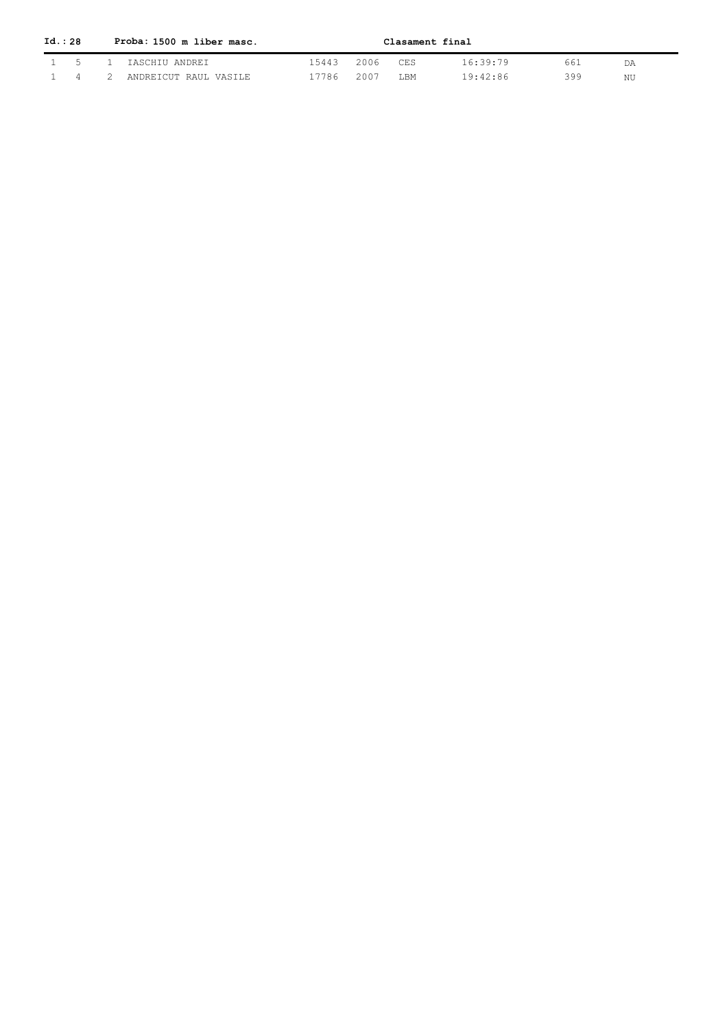**Id.: 28** **Proba: 1500 m liber masc.** **Clasament final**

| | | | | | | | | | |
|---|---|---|---|---|---|---|---|---|---|
| 1 | 5 | 1 | IASCHIU ANDREI | 15443 | 2006 | CES | 16:39:79 | 661 | DA |
| 1 | 4 | 2 | ANDREICUT RAUL VASILE | 17786 | 2007 | LBM | 19:42:86 | 399 | NU |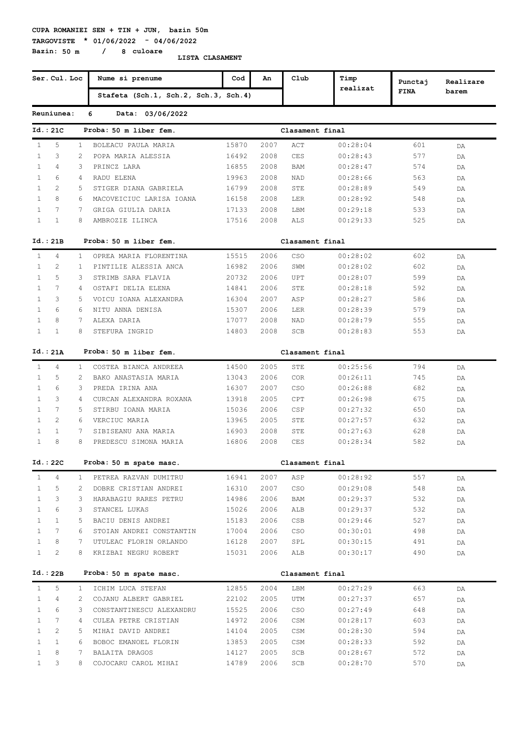**CUPA ROMANIEI SEN + TIN + JUN, bazin 50m**

**TARGOVISTE * 01/06/2022 - 04/06/2022**

**Bazin: 50 m / 8 culoare**

**LISTA CLASAMENT**

| Ser. | Cul. | Loc | Nume si prenume / Stafeta (Sch.1, Sch.2, Sch.3, Sch.4) | Cod | An | Club | Timp realizat | Punctaj FINA | Realizare barem |
|---|---|---|---|---|---|---|---|---|---|

**Reuniunea: 6 Data: 03/06/2022**

**Id.: 21C Proba: 50 m liber fem. Clasament final**

| Ser. | Cul. | Loc | Nume si prenume | Cod | An | Club | Timp realizat | Punctaj FINA | Realizare barem |
|---|---|---|---|---|---|---|---|---|---|
| 1 | 5 | 1 | BOLEACU PAULA MARIA | 15870 | 2007 | ACT | 00:28:04 | 601 | DA |
| 1 | 3 | 2 | POPA MARIA ALESSIA | 16492 | 2008 | CES | 00:28:43 | 577 | DA |
| 1 | 4 | 3 | PRINCZ LARA | 16855 | 2008 | BAM | 00:28:47 | 574 | DA |
| 1 | 6 | 4 | RADU ELENA | 19963 | 2008 | NAD | 00:28:66 | 563 | DA |
| 1 | 2 | 5 | STIGER DIANA GABRIELA | 16799 | 2008 | STE | 00:28:89 | 549 | DA |
| 1 | 8 | 6 | MACOVEICIUC LARISA IOANA | 16158 | 2008 | LER | 00:28:92 | 548 | DA |
| 1 | 7 | 7 | GRIGA GIULIA DARIA | 17133 | 2008 | LBM | 00:29:18 | 533 | DA |
| 1 | 1 | 8 | AMBROZIE ILINCA | 17516 | 2008 | ALS | 00:29:33 | 525 | DA |

**Id.: 21B Proba: 50 m liber fem. Clasament final**

| Ser. | Cul. | Loc | Nume si prenume | Cod | An | Club | Timp realizat | Punctaj FINA | Realizare barem |
|---|---|---|---|---|---|---|---|---|---|
| 1 | 4 | 1 | OPREA MARIA FLORENTINA | 15515 | 2006 | CSO | 00:28:02 | 602 | DA |
| 1 | 2 | 1 | PINTILIE ALESSIA ANCA | 16982 | 2006 | SWM | 00:28:02 | 602 | DA |
| 1 | 5 | 3 | STRIMB SARA FLAVIA | 20732 | 2006 | UPT | 00:28:07 | 599 | DA |
| 1 | 7 | 4 | OSTAFI DELIA ELENA | 14841 | 2006 | STE | 00:28:18 | 592 | DA |
| 1 | 3 | 5 | VOICU IOANA ALEXANDRA | 16304 | 2007 | ASP | 00:28:27 | 586 | DA |
| 1 | 6 | 6 | NITU ANNA DENISA | 15307 | 2006 | LER | 00:28:39 | 579 | DA |
| 1 | 8 | 7 | ALEXA DARIA | 17077 | 2008 | NAD | 00:28:79 | 555 | DA |
| 1 | 1 | 8 | STEFURA INGRID | 14803 | 2008 | SCB | 00:28:83 | 553 | DA |

**Id.: 21A Proba: 50 m liber fem. Clasament final**

| Ser. | Cul. | Loc | Nume si prenume | Cod | An | Club | Timp realizat | Punctaj FINA | Realizare barem |
|---|---|---|---|---|---|---|---|---|---|
| 1 | 4 | 1 | COSTEA BIANCA ANDREEA | 14500 | 2005 | STE | 00:25:56 | 794 | DA |
| 1 | 5 | 2 | BAKO ANASTASIA MARIA | 13043 | 2006 | COR | 00:26:11 | 745 | DA |
| 1 | 6 | 3 | PREDA IRINA ANA | 16307 | 2007 | CSO | 00:26:88 | 682 | DA |
| 1 | 3 | 4 | CURCAN ALEXANDRA ROXANA | 13918 | 2005 | CPT | 00:26:98 | 675 | DA |
| 1 | 7 | 5 | STIRBU IOANA MARIA | 15036 | 2006 | CSP | 00:27:32 | 650 | DA |
| 1 | 2 | 6 | VERCIUC MARIA | 13965 | 2005 | STE | 00:27:57 | 632 | DA |
| 1 | 1 | 7 | SIBISEANU ANA MARIA | 16903 | 2008 | STE | 00:27:63 | 628 | DA |
| 1 | 8 | 8 | PREDESCU SIMONA MARIA | 16806 | 2008 | CES | 00:28:34 | 582 | DA |

**Id.: 22C Proba: 50 m spate masc. Clasament final**

| Ser. | Cul. | Loc | Nume si prenume | Cod | An | Club | Timp realizat | Punctaj FINA | Realizare barem |
|---|---|---|---|---|---|---|---|---|---|
| 1 | 4 | 1 | PETREA RAZVAN DUMITRU | 16941 | 2007 | ASP | 00:28:92 | 557 | DA |
| 1 | 5 | 2 | DOBRE CRISTIAN ANDREI | 16310 | 2007 | CSO | 00:29:08 | 548 | DA |
| 1 | 3 | 3 | HARABAGIU RARES PETRU | 14986 | 2006 | BAM | 00:29:37 | 532 | DA |
| 1 | 6 | 3 | STANCEL LUKAS | 15026 | 2006 | ALB | 00:29:37 | 532 | DA |
| 1 | 1 | 5 | BACIU DENIS ANDREI | 15183 | 2006 | CSB | 00:29:46 | 527 | DA |
| 1 | 7 | 6 | STOIAN ANDREI CONSTANTIN | 17004 | 2006 | CSO | 00:30:01 | 498 | DA |
| 1 | 8 | 7 | UTULEAC FLORIN ORLANDO | 16128 | 2007 | SPL | 00:30:15 | 491 | DA |
| 1 | 2 | 8 | KRIZBAI NEGRU ROBERT | 15031 | 2006 | ALB | 00:30:17 | 490 | DA |

**Id.: 22B Proba: 50 m spate masc. Clasament final**

| Ser. | Cul. | Loc | Nume si prenume | Cod | An | Club | Timp realizat | Punctaj FINA | Realizare barem |
|---|---|---|---|---|---|---|---|---|---|
| 1 | 5 | 1 | ICHIM LUCA STEFAN | 12855 | 2004 | LBM | 00:27:29 | 663 | DA |
| 1 | 4 | 2 | COJANU ALBERT GABRIEL | 22102 | 2005 | UTM | 00:27:37 | 657 | DA |
| 1 | 6 | 3 | CONSTANTINESCU ALEXANDRU | 15525 | 2006 | CSO | 00:27:49 | 648 | DA |
| 1 | 7 | 4 | CULEA PETRE CRISTIAN | 14972 | 2006 | CSM | 00:28:17 | 603 | DA |
| 1 | 2 | 5 | MIHAI DAVID ANDREI | 14104 | 2005 | CSM | 00:28:30 | 594 | DA |
| 1 | 1 | 6 | BOBOC EMANOEL FLORIN | 13853 | 2005 | CSM | 00:28:33 | 592 | DA |
| 1 | 8 | 7 | BALAITA DRAGOS | 14127 | 2005 | SCB | 00:28:67 | 572 | DA |
| 1 | 3 | 8 | COJOCARU CAROL MIHAI | 14789 | 2006 | SCB | 00:28:70 | 570 | DA |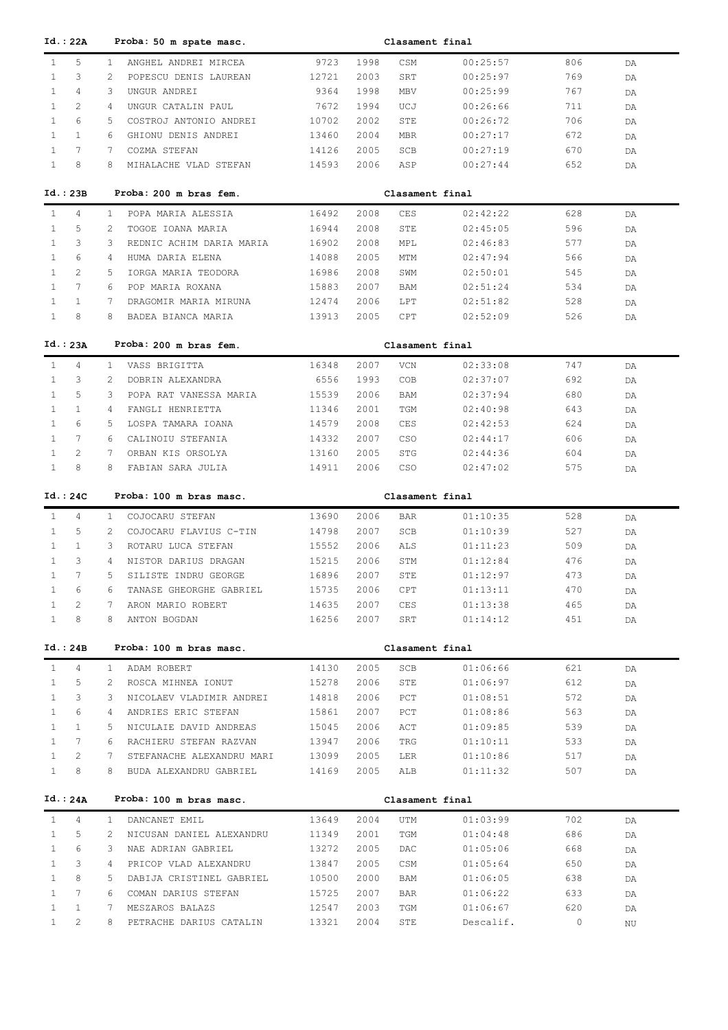**Id.: 22A** **Proba: 50 m spate masc.** **Clasament final**

| | | | | | | | | | |
|---|---|---|---|---|---|---|---|---|---|
| 1 | 5 | 1 | ANGHEL ANDREI MIRCEA | 9723 | 1998 | CSM | 00:25:57 | 806 | DA |
| 1 | 3 | 2 | POPESCU DENIS LAUREAN | 12721 | 2003 | SRT | 00:25:97 | 769 | DA |
| 1 | 4 | 3 | UNGUR ANDREI | 9364 | 1998 | MBV | 00:25:99 | 767 | DA |
| 1 | 2 | 4 | UNGUR CATALIN PAUL | 7672 | 1994 | UCJ | 00:26:66 | 711 | DA |
| 1 | 6 | 5 | COSTROJ ANTONIO ANDREI | 10702 | 2002 | STE | 00:26:72 | 706 | DA |
| 1 | 1 | 6 | GHIONU DENIS ANDREI | 13460 | 2004 | MBR | 00:27:17 | 672 | DA |
| 1 | 7 | 7 | COZMA STEFAN | 14126 | 2005 | SCB | 00:27:19 | 670 | DA |
| 1 | 8 | 8 | MIHALACHE VLAD STEFAN | 14593 | 2006 | ASP | 00:27:44 | 652 | DA |

**Id.: 23B** **Proba: 200 m bras fem.** **Clasament final**

| | | | | | | | | | |
|---|---|---|---|---|---|---|---|---|---|
| 1 | 4 | 1 | POPA MARIA ALESSIA | 16492 | 2008 | CES | 02:42:22 | 628 | DA |
| 1 | 5 | 2 | TOGOE IOANA MARIA | 16944 | 2008 | STE | 02:45:05 | 596 | DA |
| 1 | 3 | 3 | REDNIC ACHIM DARIA MARIA | 16902 | 2008 | MPL | 02:46:83 | 577 | DA |
| 1 | 6 | 4 | HUMA DARIA ELENA | 14088 | 2005 | MTM | 02:47:94 | 566 | DA |
| 1 | 2 | 5 | IORGA MARIA TEODORA | 16986 | 2008 | SWM | 02:50:01 | 545 | DA |
| 1 | 7 | 6 | POP MARIA ROXANA | 15883 | 2007 | BAM | 02:51:24 | 534 | DA |
| 1 | 1 | 7 | DRAGOMIR MARIA MIRUNA | 12474 | 2006 | LPT | 02:51:82 | 528 | DA |
| 1 | 8 | 8 | BADEA BIANCA MARIA | 13913 | 2005 | CPT | 02:52:09 | 526 | DA |

**Id.: 23A** **Proba: 200 m bras fem.** **Clasament final**

| | | | | | | | | | |
|---|---|---|---|---|---|---|---|---|---|
| 1 | 4 | 1 | VASS BRIGITTA | 16348 | 2007 | VCN | 02:33:08 | 747 | DA |
| 1 | 3 | 2 | DOBRIN ALEXANDRA | 6556 | 1993 | COB | 02:37:07 | 692 | DA |
| 1 | 5 | 3 | POPA RAT VANESSA MARIA | 15539 | 2006 | BAM | 02:37:94 | 680 | DA |
| 1 | 1 | 4 | FANGLI HENRIETTA | 11346 | 2001 | TGM | 02:40:98 | 643 | DA |
| 1 | 6 | 5 | LOSPA TAMARA IOANA | 14579 | 2008 | CES | 02:42:53 | 624 | DA |
| 1 | 7 | 6 | CALINOIU STEFANIA | 14332 | 2007 | CSO | 02:44:17 | 606 | DA |
| 1 | 2 | 7 | ORBAN KIS ORSOLYA | 13160 | 2005 | STG | 02:44:36 | 604 | DA |
| 1 | 8 | 8 | FABIAN SARA JULIA | 14911 | 2006 | CSO | 02:47:02 | 575 | DA |

**Id.: 24C** **Proba: 100 m bras masc.** **Clasament final**

| | | | | | | | | | |
|---|---|---|---|---|---|---|---|---|---|
| 1 | 4 | 1 | COJOCARU STEFAN | 13690 | 2006 | BAR | 01:10:35 | 528 | DA |
| 1 | 5 | 2 | COJOCARU FLAVIUS C-TIN | 14798 | 2007 | SCB | 01:10:39 | 527 | DA |
| 1 | 1 | 3 | ROTARU LUCA STEFAN | 15552 | 2006 | ALS | 01:11:23 | 509 | DA |
| 1 | 3 | 4 | NISTOR DARIUS DRAGAN | 15215 | 2006 | STM | 01:12:84 | 476 | DA |
| 1 | 7 | 5 | SILISTE INDRU GEORGE | 16896 | 2007 | STE | 01:12:97 | 473 | DA |
| 1 | 6 | 6 | TANASE GHEORGHE GABRIEL | 15735 | 2006 | CPT | 01:13:11 | 470 | DA |
| 1 | 2 | 7 | ARON MARIO ROBERT | 14635 | 2007 | CES | 01:13:38 | 465 | DA |
| 1 | 8 | 8 | ANTON BOGDAN | 16256 | 2007 | SRT | 01:14:12 | 451 | DA |

**Id.: 24B** **Proba: 100 m bras masc.** **Clasament final**

| | | | | | | | | | |
|---|---|---|---|---|---|---|---|---|---|
| 1 | 4 | 1 | ADAM ROBERT | 14130 | 2005 | SCB | 01:06:66 | 621 | DA |
| 1 | 5 | 2 | ROSCA MIHNEA IONUT | 15278 | 2006 | STE | 01:06:97 | 612 | DA |
| 1 | 3 | 3 | NICOLAEV VLADIMIR ANDREI | 14818 | 2006 | PCT | 01:08:51 | 572 | DA |
| 1 | 6 | 4 | ANDRIES ERIC STEFAN | 15861 | 2007 | PCT | 01:08:86 | 563 | DA |
| 1 | 1 | 5 | NICULAIE DAVID ANDREAS | 15045 | 2006 | ACT | 01:09:85 | 539 | DA |
| 1 | 7 | 6 | RACHIERU STEFAN RAZVAN | 13947 | 2006 | TRG | 01:10:11 | 533 | DA |
| 1 | 2 | 7 | STEFANACHE ALEXANDRU MARI | 13099 | 2005 | LER | 01:10:86 | 517 | DA |
| 1 | 8 | 8 | BUDA ALEXANDRU GABRIEL | 14169 | 2005 | ALB | 01:11:32 | 507 | DA |

**Id.: 24A** **Proba: 100 m bras masc.** **Clasament final**

| | | | | | | | | | |
|---|---|---|---|---|---|---|---|---|---|
| 1 | 4 | 1 | DANCANET EMIL | 13649 | 2004 | UTM | 01:03:99 | 702 | DA |
| 1 | 5 | 2 | NICUSAN DANIEL ALEXANDRU | 11349 | 2001 | TGM | 01:04:48 | 686 | DA |
| 1 | 6 | 3 | NAE ADRIAN GABRIEL | 13272 | 2005 | DAC | 01:05:06 | 668 | DA |
| 1 | 3 | 4 | PRICOP VLAD ALEXANDRU | 13847 | 2005 | CSM | 01:05:64 | 650 | DA |
| 1 | 8 | 5 | DABIJA CRISTINEL GABRIEL | 10500 | 2000 | BAM | 01:06:05 | 638 | DA |
| 1 | 7 | 6 | COMAN DARIUS STEFAN | 15725 | 2007 | BAR | 01:06:22 | 633 | DA |
| 1 | 1 | 7 | MESZAROS BALAZS | 12547 | 2003 | TGM | 01:06:67 | 620 | DA |
| 1 | 2 | 8 | PETRACHE DARIUS CATALIN | 13321 | 2004 | STE | Descalif. | 0 | NU |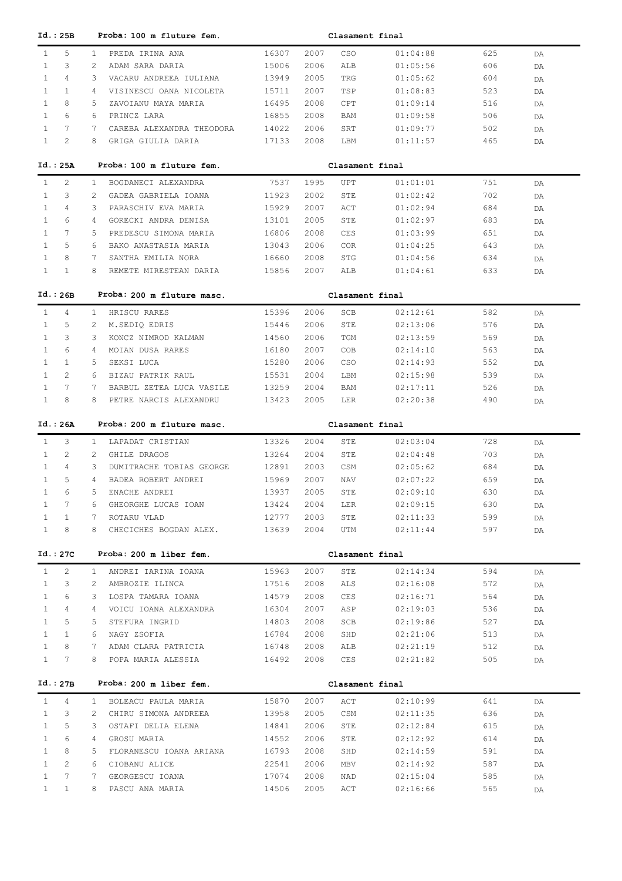**Id.: 25B** **Proba: 100 m fluture fem.** **Clasament final**

| | | | | | | | | | |
|---|---|---|---|---|---|---|---|---|---|
| 1 | 5 | 1 | PREDA IRINA ANA | 16307 | 2007 | CSO | 01:04:88 | 625 | DA |
| 1 | 3 | 2 | ADAM SARA DARIA | 15006 | 2006 | ALB | 01:05:56 | 606 | DA |
| 1 | 4 | 3 | VACARU ANDREEA IULIANA | 13949 | 2005 | TRG | 01:05:62 | 604 | DA |
| 1 | 1 | 4 | VISINESCU OANA NICOLETA | 15711 | 2007 | TSP | 01:08:83 | 523 | DA |
| 1 | 8 | 5 | ZAVOIANU MAYA MARIA | 16495 | 2008 | CPT | 01:09:14 | 516 | DA |
| 1 | 6 | 6 | PRINCZ LARA | 16855 | 2008 | BAM | 01:09:58 | 506 | DA |
| 1 | 7 | 7 | CAREBA ALEXANDRA THEODORA | 14022 | 2006 | SRT | 01:09:77 | 502 | DA |
| 1 | 2 | 8 | GRIGA GIULIA DARIA | 17133 | 2008 | LBM | 01:11:57 | 465 | DA |

**Id.: 25A** **Proba: 100 m fluture fem.** **Clasament final**

| | | | | | | | | | |
|---|---|---|---|---|---|---|---|---|---|
| 1 | 2 | 1 | BOGDANECI ALEXANDRA | 7537 | 1995 | UPT | 01:01:01 | 751 | DA |
| 1 | 3 | 2 | GADEA GABRIELA IOANA | 11923 | 2002 | STE | 01:02:42 | 702 | DA |
| 1 | 4 | 3 | PARASCHIV EVA MARIA | 15929 | 2007 | ACT | 01:02:94 | 684 | DA |
| 1 | 6 | 4 | GORECKI ANDRA DENISA | 13101 | 2005 | STE | 01:02:97 | 683 | DA |
| 1 | 7 | 5 | PREDESCU SIMONA MARIA | 16806 | 2008 | CES | 01:03:99 | 651 | DA |
| 1 | 5 | 6 | BAKO ANASTASIA MARIA | 13043 | 2006 | COR | 01:04:25 | 643 | DA |
| 1 | 8 | 7 | SANTHA EMILIA NORA | 16660 | 2008 | STG | 01:04:56 | 634 | DA |
| 1 | 1 | 8 | REMETE MIRESTEAN DARIA | 15856 | 2007 | ALB | 01:04:61 | 633 | DA |

**Id.: 26B** **Proba: 200 m fluture masc.** **Clasament final**

| | | | | | | | | | |
|---|---|---|---|---|---|---|---|---|---|
| 1 | 4 | 1 | HRISCU RARES | 15396 | 2006 | SCB | 02:12:61 | 582 | DA |
| 1 | 5 | 2 | M.SEDIQ EDRIS | 15446 | 2006 | STE | 02:13:06 | 576 | DA |
| 1 | 3 | 3 | KONCZ NIMROD KALMAN | 14560 | 2006 | TGM | 02:13:59 | 569 | DA |
| 1 | 6 | 4 | MOIAN DUSA RARES | 16180 | 2007 | COB | 02:14:10 | 563 | DA |
| 1 | 1 | 5 | SEKSI LUCA | 15280 | 2006 | CSO | 02:14:93 | 552 | DA |
| 1 | 2 | 6 | BIZAU PATRIK RAUL | 15531 | 2004 | LBM | 02:15:98 | 539 | DA |
| 1 | 7 | 7 | BARBUL ZETEA LUCA VASILE | 13259 | 2004 | BAM | 02:17:11 | 526 | DA |
| 1 | 8 | 8 | PETRE NARCIS ALEXANDRU | 13423 | 2005 | LER | 02:20:38 | 490 | DA |

**Id.: 26A** **Proba: 200 m fluture masc.** **Clasament final**

| | | | | | | | | | |
|---|---|---|---|---|---|---|---|---|---|
| 1 | 3 | 1 | LAPADAT CRISTIAN | 13326 | 2004 | STE | 02:03:04 | 728 | DA |
| 1 | 2 | 2 | GHILE DRAGOS | 13264 | 2004 | STE | 02:04:48 | 703 | DA |
| 1 | 4 | 3 | DUMITRACHE TOBIAS GEORGE | 12891 | 2003 | CSM | 02:05:62 | 684 | DA |
| 1 | 5 | 4 | BADEA ROBERT ANDREI | 15969 | 2007 | NAV | 02:07:22 | 659 | DA |
| 1 | 6 | 5 | ENACHE ANDREI | 13937 | 2005 | STE | 02:09:10 | 630 | DA |
| 1 | 7 | 6 | GHEORGHE LUCAS IOAN | 13424 | 2004 | LER | 02:09:15 | 630 | DA |
| 1 | 1 | 7 | ROTARU VLAD | 12777 | 2003 | STE | 02:11:33 | 599 | DA |
| 1 | 8 | 8 | CHECICHES BOGDAN ALEX. | 13639 | 2004 | UTM | 02:11:44 | 597 | DA |

**Id.: 27C** **Proba: 200 m liber fem.** **Clasament final**

| | | | | | | | | | |
|---|---|---|---|---|---|---|---|---|---|
| 1 | 2 | 1 | ANDREI IARINA IOANA | 15963 | 2007 | STE | 02:14:34 | 594 | DA |
| 1 | 3 | 2 | AMBROZIE ILINCA | 17516 | 2008 | ALS | 02:16:08 | 572 | DA |
| 1 | 6 | 3 | LOSPA TAMARA IOANA | 14579 | 2008 | CES | 02:16:71 | 564 | DA |
| 1 | 4 | 4 | VOICU IOANA ALEXANDRA | 16304 | 2007 | ASP | 02:19:03 | 536 | DA |
| 1 | 5 | 5 | STEFURA INGRID | 14803 | 2008 | SCB | 02:19:86 | 527 | DA |
| 1 | 1 | 6 | NAGY ZSOFIA | 16784 | 2008 | SHD | 02:21:06 | 513 | DA |
| 1 | 8 | 7 | ADAM CLARA PATRICIA | 16748 | 2008 | ALB | 02:21:19 | 512 | DA |
| 1 | 7 | 8 | POPA MARIA ALESSIA | 16492 | 2008 | CES | 02:21:82 | 505 | DA |

**Id.: 27B** **Proba: 200 m liber fem.** **Clasament final**

| | | | | | | | | | |
|---|---|---|---|---|---|---|---|---|---|
| 1 | 4 | 1 | BOLEACU PAULA MARIA | 15870 | 2007 | ACT | 02:10:99 | 641 | DA |
| 1 | 3 | 2 | CHIRU SIMONA ANDREEA | 13958 | 2005 | CSM | 02:11:35 | 636 | DA |
| 1 | 5 | 3 | OSTAFI DELIA ELENA | 14841 | 2006 | STE | 02:12:84 | 615 | DA |
| 1 | 6 | 4 | GROSU MARIA | 14552 | 2006 | STE | 02:12:92 | 614 | DA |
| 1 | 8 | 5 | FLORANESCU IOANA ARIANA | 16793 | 2008 | SHD | 02:14:59 | 591 | DA |
| 1 | 2 | 6 | CIOBANU ALICE | 22541 | 2006 | MBV | 02:14:92 | 587 | DA |
| 1 | 7 | 7 | GEORGESCU IOANA | 17074 | 2008 | NAD | 02:15:04 | 585 | DA |
| 1 | 1 | 8 | PASCU ANA MARIA | 14506 | 2005 | ACT | 02:16:66 | 565 | DA |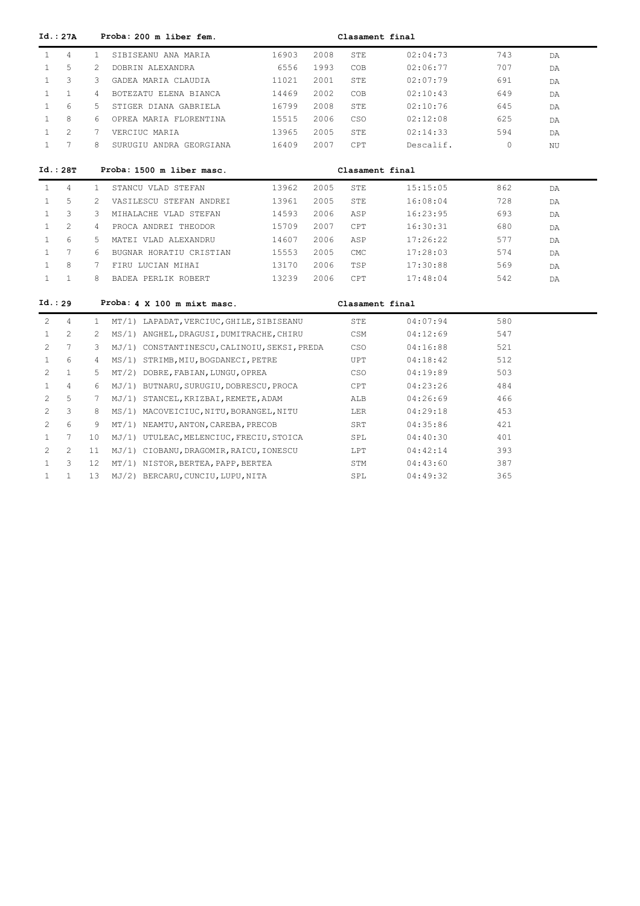**Id.: 27A** **Proba: 200 m liber fem.** **Clasament final**

| | | | | | | | | | |
|---|---|---|---|---|---|---|---|---|---|
| 1 | 4 | 1 | SIBISEANU ANA MARIA | 16903 | 2008 | STE | 02:04:73 | 743 | DA |
| 1 | 5 | 2 | DOBRIN ALEXANDRA | 6556 | 1993 | COB | 02:06:77 | 707 | DA |
| 1 | 3 | 3 | GADEA MARIA CLAUDIA | 11021 | 2001 | STE | 02:07:79 | 691 | DA |
| 1 | 1 | 4 | BOTEZATU ELENA BIANCA | 14469 | 2002 | COB | 02:10:43 | 649 | DA |
| 1 | 6 | 5 | STIGER DIANA GABRIELA | 16799 | 2008 | STE | 02:10:76 | 645 | DA |
| 1 | 8 | 6 | OPREA MARIA FLORENTINA | 15515 | 2006 | CSO | 02:12:08 | 625 | DA |
| 1 | 2 | 7 | VERCIUC MARIA | 13965 | 2005 | STE | 02:14:33 | 594 | DA |
| 1 | 7 | 8 | SURUGIU ANDRA GEORGIANA | 16409 | 2007 | CPT | Descalif. | 0 | NU |

**Id.: 28T** **Proba: 1500 m liber masc.** **Clasament final**

| | | | | | | | | | |
|---|---|---|---|---|---|---|---|---|---|
| 1 | 4 | 1 | STANCU VLAD STEFAN | 13962 | 2005 | STE | 15:15:05 | 862 | DA |
| 1 | 5 | 2 | VASILESCU STEFAN ANDREI | 13961 | 2005 | STE | 16:08:04 | 728 | DA |
| 1 | 3 | 3 | MIHALACHE VLAD STEFAN | 14593 | 2006 | ASP | 16:23:95 | 693 | DA |
| 1 | 2 | 4 | PROCA ANDREI THEODOR | 15709 | 2007 | CPT | 16:30:31 | 680 | DA |
| 1 | 6 | 5 | MATEI VLAD ALEXANDRU | 14607 | 2006 | ASP | 17:26:22 | 577 | DA |
| 1 | 7 | 6 | BUGNAR HORATIU CRISTIAN | 15553 | 2005 | CMC | 17:28:03 | 574 | DA |
| 1 | 8 | 7 | FIRU LUCIAN MIHAI | 13170 | 2006 | TSP | 17:30:88 | 569 | DA |
| 1 | 1 | 8 | BADEA PERLIK ROBERT | 13239 | 2006 | CPT | 17:48:04 | 542 | DA |

**Id.: 29** **Proba: 4 X 100 m mixt masc.** **Clasament final**

| | | | | | | |
|---|---|---|---|---|---|---|
| 2 | 4 | 1 | MT/1) LAPADAT, VERCIUC, GHILE, SIBISEANU | STE | 04:07:94 | 580 |
| 1 | 2 | 2 | MS/1) ANGHEL, DRAGUSI, DUMITRACHE, CHIRU | CSM | 04:12:69 | 547 |
| 2 | 7 | 3 | MJ/1) CONSTANTINESCU, CALINOIU, SEKSI, PREDA | CSO | 04:16:88 | 521 |
| 1 | 6 | 4 | MS/1) STRIMB, MIU, BOGDANECI, PETRE | UPT | 04:18:42 | 512 |
| 2 | 1 | 5 | MT/2) DOBRE, FABIAN, LUNGU, OPREA | CSO | 04:19:89 | 503 |
| 1 | 4 | 6 | MJ/1) BUTNARU, SURUGIU, DOBRESCU, PROCA | CPT | 04:23:26 | 484 |
| 2 | 5 | 7 | MJ/1) STANCEL, KRIZBAI, REMETE, ADAM | ALB | 04:26:69 | 466 |
| 2 | 3 | 8 | MS/1) MACOVEICIUC, NITU, BORANGEL, NITU | LER | 04:29:18 | 453 |
| 2 | 6 | 9 | MT/1) NEAMTU, ANTON, CAREBA, PRECOB | SRT | 04:35:86 | 421 |
| 1 | 7 | 10 | MJ/1) UTULEAC, MELENCIUC, FRECIU, STOICA | SPL | 04:40:30 | 401 |
| 2 | 2 | 11 | MJ/1) CIOBANU, DRAGOMIR, RAICU, IONESCU | LPT | 04:42:14 | 393 |
| 1 | 3 | 12 | MT/1) NISTOR, BERTEA, PAPP, BERTEA | STM | 04:43:60 | 387 |
| 1 | 1 | 13 | MJ/2) BERCARU, CUNCIU, LUPU, NITA | SPL | 04:49:32 | 365 |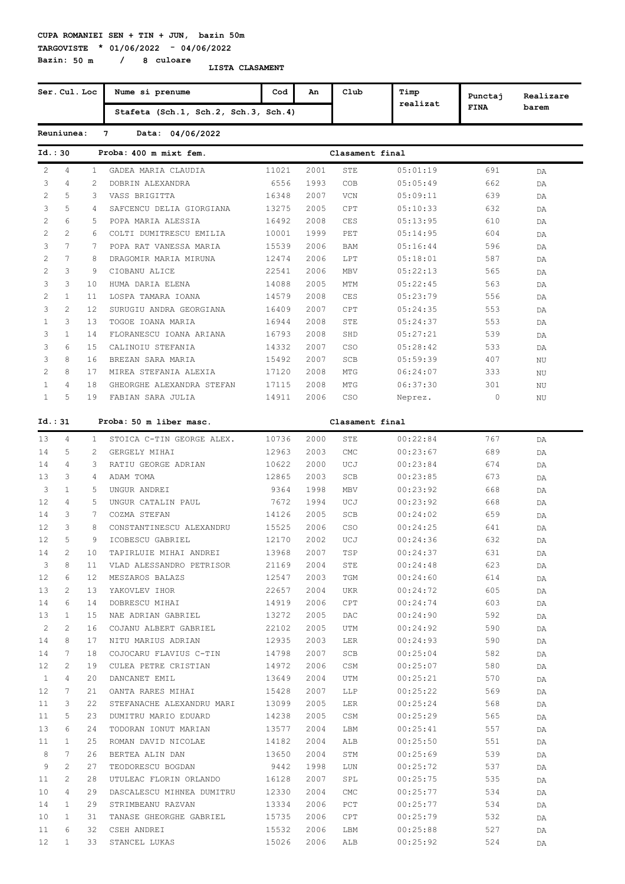**CUPA ROMANIEI SEN + TIN + JUN, bazin 50m**

**TARGOVISTE * 01/06/2022 - 04/06/2022**

**Bazin: 50 m / 8 culoare**

**LISTA CLASAMENT**

| Ser. | Cul. | Loc | Nume si prenume / Stafeta (Sch.1, Sch.2, Sch.3, Sch.4) | Cod | An | Club | Timp realizat | Punctaj FINA | Realizare barem |
|---|---|---|---|---|---|---|---|---|---|

**Reuniunea: 7 Data: 04/06/2022**

**Id.: 30 Proba: 400 m mixt fem. Clasament final**

| Ser. | Cul. | Loc | Nume si prenume | Cod | An | Club | Timp realizat | Punctaj FINA | Realizare barem |
|---|---|---|---|---|---|---|---|---|---|
| 2 | 4 | 1 | GADEA MARIA CLAUDIA | 11021 | 2001 | STE | 05:01:19 | 691 | DA |
| 3 | 4 | 2 | DOBRIN ALEXANDRA | 6556 | 1993 | COB | 05:05:49 | 662 | DA |
| 2 | 5 | 3 | VASS BRIGITTA | 16348 | 2007 | VCN | 05:09:11 | 639 | DA |
| 3 | 5 | 4 | SAFCENCU DELIA GIORGIANA | 13275 | 2005 | CPT | 05:10:33 | 632 | DA |
| 2 | 6 | 5 | POPA MARIA ALESSIA | 16492 | 2008 | CES | 05:13:95 | 610 | DA |
| 2 | 2 | 6 | COLTI DUMITRESCU EMILIA | 10001 | 1999 | PET | 05:14:95 | 604 | DA |
| 3 | 7 | 7 | POPA RAT VANESSA MARIA | 15539 | 2006 | BAM | 05:16:44 | 596 | DA |
| 2 | 7 | 8 | DRAGOMIR MARIA MIRUNA | 12474 | 2006 | LPT | 05:18:01 | 587 | DA |
| 2 | 3 | 9 | CIOBANU ALICE | 22541 | 2006 | MBV | 05:22:13 | 565 | DA |
| 3 | 3 | 10 | HUMA DARIA ELENA | 14088 | 2005 | MTM | 05:22:45 | 563 | DA |
| 2 | 1 | 11 | LOSPA TAMARA IOANA | 14579 | 2008 | CES | 05:23:79 | 556 | DA |
| 3 | 2 | 12 | SURUGIU ANDRA GEORGIANA | 16409 | 2007 | CPT | 05:24:35 | 553 | DA |
| 1 | 3 | 13 | TOGOE IOANA MARIA | 16944 | 2008 | STE | 05:24:37 | 553 | DA |
| 3 | 1 | 14 | FLORANESCU IOANA ARIANA | 16793 | 2008 | SHD | 05:27:21 | 539 | DA |
| 3 | 6 | 15 | CALINOIU STEFANIA | 14332 | 2007 | CSO | 05:28:42 | 533 | DA |
| 3 | 8 | 16 | BREZAN SARA MARIA | 15492 | 2007 | SCB | 05:59:39 | 407 | NU |
| 2 | 8 | 17 | MIREA STEFANIA ALEXIA | 17120 | 2008 | MTG | 06:24:07 | 333 | NU |
| 1 | 4 | 18 | GHEORGHE ALEXANDRA STEFAN | 17115 | 2008 | MTG | 06:37:30 | 301 | NU |
| 1 | 5 | 19 | FABIAN SARA JULIA | 14911 | 2006 | CSO | Neprez. | 0 | NU |

**Id.: 31 Proba: 50 m liber masc. Clasament final**

| Ser. | Cul. | Loc | Nume si prenume | Cod | An | Club | Timp realizat | Punctaj FINA | Realizare barem |
|---|---|---|---|---|---|---|---|---|---|
| 13 | 4 | 1 | STOICA C-TIN GEORGE ALEX. | 10736 | 2000 | STE | 00:22:84 | 767 | DA |
| 14 | 5 | 2 | GERGELY MIHAI | 12963 | 2003 | CMC | 00:23:67 | 689 | DA |
| 14 | 4 | 3 | RATIU GEORGE ADRIAN | 10622 | 2000 | UCJ | 00:23:84 | 674 | DA |
| 13 | 3 | 4 | ADAM TOMA | 12865 | 2003 | SCB | 00:23:85 | 673 | DA |
| 3 | 1 | 5 | UNGUR ANDREI | 9364 | 1998 | MBV | 00:23:92 | 668 | DA |
| 12 | 4 | 5 | UNGUR CATALIN PAUL | 7672 | 1994 | UCJ | 00:23:92 | 668 | DA |
| 14 | 3 | 7 | COZMA STEFAN | 14126 | 2005 | SCB | 00:24:02 | 659 | DA |
| 12 | 3 | 8 | CONSTANTINESCU ALEXANDRU | 15525 | 2006 | CSO | 00:24:25 | 641 | DA |
| 12 | 5 | 9 | ICOBESCU GABRIEL | 12170 | 2002 | UCJ | 00:24:36 | 632 | DA |
| 14 | 2 | 10 | TAPIRLUIE MIHAI ANDREI | 13968 | 2007 | TSP | 00:24:37 | 631 | DA |
| 3 | 8 | 11 | VLAD ALESSANDRO PETRISOR | 21169 | 2004 | STE | 00:24:48 | 623 | DA |
| 12 | 6 | 12 | MESZAROS BALAZS | 12547 | 2003 | TGM | 00:24:60 | 614 | DA |
| 13 | 2 | 13 | YAKOVLEV IHOR | 22657 | 2004 | UKR | 00:24:72 | 605 | DA |
| 14 | 6 | 14 | DOBRESCU MIHAI | 14919 | 2006 | CPT | 00:24:74 | 603 | DA |
| 13 | 1 | 15 | NAE ADRIAN GABRIEL | 13272 | 2005 | DAC | 00:24:90 | 592 | DA |
| 2 | 2 | 16 | COJANU ALBERT GABRIEL | 22102 | 2005 | UTM | 00:24:92 | 590 | DA |
| 14 | 8 | 17 | NITU MARIUS ADRIAN | 12935 | 2003 | LER | 00:24:93 | 590 | DA |
| 14 | 7 | 18 | COJOCARU FLAVIUS C-TIN | 14798 | 2007 | SCB | 00:25:04 | 582 | DA |
| 12 | 2 | 19 | CULEA PETRE CRISTIAN | 14972 | 2006 | CSM | 00:25:07 | 580 | DA |
| 1 | 4 | 20 | DANCANET EMIL | 13649 | 2004 | UTM | 00:25:21 | 570 | DA |
| 12 | 7 | 21 | OANTA RARES MIHAI | 15428 | 2007 | LLP | 00:25:22 | 569 | DA |
| 11 | 3 | 22 | STEFANACHE ALEXANDRU MARI | 13099 | 2005 | LER | 00:25:24 | 568 | DA |
| 11 | 5 | 23 | DUMITRU MARIO EDUARD | 14238 | 2005 | CSM | 00:25:29 | 565 | DA |
| 13 | 6 | 24 | TODORAN IONUT MARIAN | 13577 | 2004 | LBM | 00:25:41 | 557 | DA |
| 11 | 1 | 25 | ROMAN DAVID NICOLAE | 14182 | 2004 | ALB | 00:25:50 | 551 | DA |
| 8 | 7 | 26 | BERTEA ALIN DAN | 13650 | 2004 | STM | 00:25:69 | 539 | DA |
| 9 | 2 | 27 | TEODORESCU BOGDAN | 9442 | 1998 | LUN | 00:25:72 | 537 | DA |
| 11 | 2 | 28 | UTULEAC FLORIN ORLANDO | 16128 | 2007 | SPL | 00:25:75 | 535 | DA |
| 10 | 4 | 29 | DASCALESCU MIHNEA DUMITRU | 12330 | 2004 | CMC | 00:25:77 | 534 | DA |
| 14 | 1 | 29 | STRIMBEANU RAZVAN | 13334 | 2006 | PCT | 00:25:77 | 534 | DA |
| 10 | 1 | 31 | TANASE GHEORGHE GABRIEL | 15735 | 2006 | CPT | 00:25:79 | 532 | DA |
| 11 | 6 | 32 | CSEH ANDREI | 15532 | 2006 | LBM | 00:25:88 | 527 | DA |
| 12 | 1 | 33 | STANCEL LUKAS | 15026 | 2006 | ALB | 00:25:92 | 524 | DA |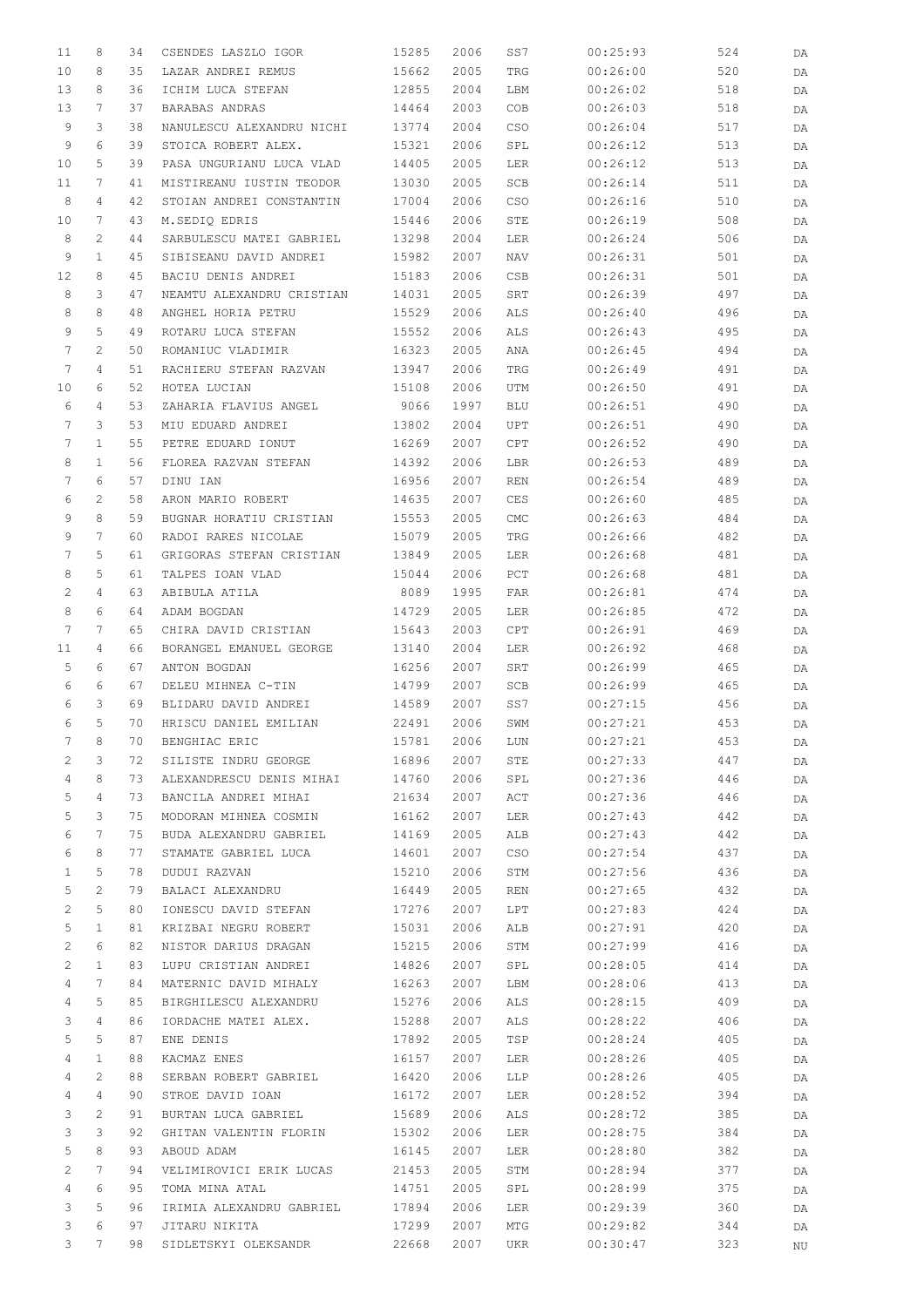| | | | | | | | | | |
|---|---|---|---|---|---|---|---|---|---|
| 11 | 8 | 34 | CSENDES LASZLO IGOR | 15285 | 2006 | SS7 | 00:25:93 | 524 | DA |
| 10 | 8 | 35 | LAZAR ANDREI REMUS | 15662 | 2005 | TRG | 00:26:00 | 520 | DA |
| 13 | 8 | 36 | ICHIM LUCA STEFAN | 12855 | 2004 | LBM | 00:26:02 | 518 | DA |
| 13 | 7 | 37 | BARABAS ANDRAS | 14464 | 2003 | COB | 00:26:03 | 518 | DA |
| 9 | 3 | 38 | NANULESCU ALEXANDRU NICHI | 13774 | 2004 | CSO | 00:26:04 | 517 | DA |
| 9 | 6 | 39 | STOICA ROBERT ALEX. | 15321 | 2006 | SPL | 00:26:12 | 513 | DA |
| 10 | 5 | 39 | PASA UNGURIANU LUCA VLAD | 14405 | 2005 | LER | 00:26:12 | 513 | DA |
| 11 | 7 | 41 | MISTIREANU IUSTIN TEODOR | 13030 | 2005 | SCB | 00:26:14 | 511 | DA |
| 8 | 4 | 42 | STOIAN ANDREI CONSTANTIN | 17004 | 2006 | CSO | 00:26:16 | 510 | DA |
| 10 | 7 | 43 | M.SEDIQ EDRIS | 15446 | 2006 | STE | 00:26:19 | 508 | DA |
| 8 | 2 | 44 | SARBULESCU MATEI GABRIEL | 13298 | 2004 | LER | 00:26:24 | 506 | DA |
| 9 | 1 | 45 | SIBISEANU DAVID ANDREI | 15982 | 2007 | NAV | 00:26:31 | 501 | DA |
| 12 | 8 | 45 | BACIU DENIS ANDREI | 15183 | 2006 | CSB | 00:26:31 | 501 | DA |
| 8 | 3 | 47 | NEAMTU ALEXANDRU CRISTIAN | 14031 | 2005 | SRT | 00:26:39 | 497 | DA |
| 8 | 8 | 48 | ANGHEL HORIA PETRU | 15529 | 2006 | ALS | 00:26:40 | 496 | DA |
| 9 | 5 | 49 | ROTARU LUCA STEFAN | 15552 | 2006 | ALS | 00:26:43 | 495 | DA |
| 7 | 2 | 50 | ROMANIUC VLADIMIR | 16323 | 2005 | ANA | 00:26:45 | 494 | DA |
| 7 | 4 | 51 | RACHIERU STEFAN RAZVAN | 13947 | 2006 | TRG | 00:26:49 | 491 | DA |
| 10 | 6 | 52 | HOTEA LUCIAN | 15108 | 2006 | UTM | 00:26:50 | 491 | DA |
| 6 | 4 | 53 | ZAHARIA FLAVIUS ANGEL | 9066 | 1997 | BLU | 00:26:51 | 490 | DA |
| 7 | 3 | 53 | MIU EDUARD ANDREI | 13802 | 2004 | UPT | 00:26:51 | 490 | DA |
| 7 | 1 | 55 | PETRE EDUARD IONUT | 16269 | 2007 | CPT | 00:26:52 | 490 | DA |
| 8 | 1 | 56 | FLOREA RAZVAN STEFAN | 14392 | 2006 | LBR | 00:26:53 | 489 | DA |
| 7 | 6 | 57 | DINU IAN | 16956 | 2007 | REN | 00:26:54 | 489 | DA |
| 6 | 2 | 58 | ARON MARIO ROBERT | 14635 | 2007 | CES | 00:26:60 | 485 | DA |
| 9 | 8 | 59 | BUGNAR HORATIU CRISTIAN | 15553 | 2005 | CMC | 00:26:63 | 484 | DA |
| 9 | 7 | 60 | RADOI RARES NICOLAE | 15079 | 2005 | TRG | 00:26:66 | 482 | DA |
| 7 | 5 | 61 | GRIGORAS STEFAN CRISTIAN | 13849 | 2005 | LER | 00:26:68 | 481 | DA |
| 8 | 5 | 61 | TALPES IOAN VLAD | 15044 | 2006 | PCT | 00:26:68 | 481 | DA |
| 2 | 4 | 63 | ABIBULA ATILA | 8089 | 1995 | FAR | 00:26:81 | 474 | DA |
| 8 | 6 | 64 | ADAM BOGDAN | 14729 | 2005 | LER | 00:26:85 | 472 | DA |
| 7 | 7 | 65 | CHIRA DAVID CRISTIAN | 15643 | 2003 | CPT | 00:26:91 | 469 | DA |
| 11 | 4 | 66 | BORANGEL EMANUEL GEORGE | 13140 | 2004 | LER | 00:26:92 | 468 | DA |
| 5 | 6 | 67 | ANTON BOGDAN | 16256 | 2007 | SRT | 00:26:99 | 465 | DA |
| 6 | 6 | 67 | DELEU MIHNEA C-TIN | 14799 | 2007 | SCB | 00:26:99 | 465 | DA |
| 6 | 3 | 69 | BLIDARU DAVID ANDREI | 14589 | 2007 | SS7 | 00:27:15 | 456 | DA |
| 6 | 5 | 70 | HRISCU DANIEL EMILIAN | 22491 | 2006 | SWM | 00:27:21 | 453 | DA |
| 7 | 8 | 70 | BENGHIAC ERIC | 15781 | 2006 | LUN | 00:27:21 | 453 | DA |
| 2 | 3 | 72 | SILISTE INDRU GEORGE | 16896 | 2007 | STE | 00:27:33 | 447 | DA |
| 4 | 8 | 73 | ALEXANDRESCU DENIS MIHAI | 14760 | 2006 | SPL | 00:27:36 | 446 | DA |
| 5 | 4 | 73 | BANCILA ANDREI MIHAI | 21634 | 2007 | ACT | 00:27:36 | 446 | DA |
| 5 | 3 | 75 | MODORAN MIHNEA COSMIN | 16162 | 2007 | LER | 00:27:43 | 442 | DA |
| 6 | 7 | 75 | BUDA ALEXANDRU GABRIEL | 14169 | 2005 | ALB | 00:27:43 | 442 | DA |
| 6 | 8 | 77 | STAMATE GABRIEL LUCA | 14601 | 2007 | CSO | 00:27:54 | 437 | DA |
| 1 | 5 | 78 | DUDUI RAZVAN | 15210 | 2006 | STM | 00:27:56 | 436 | DA |
| 5 | 2 | 79 | BALACI ALEXANDRU | 16449 | 2005 | REN | 00:27:65 | 432 | DA |
| 2 | 5 | 80 | IONESCU DAVID STEFAN | 17276 | 2007 | LPT | 00:27:83 | 424 | DA |
| 5 | 1 | 81 | KRIZBAI NEGRU ROBERT | 15031 | 2006 | ALB | 00:27:91 | 420 | DA |
| 2 | 6 | 82 | NISTOR DARIUS DRAGAN | 15215 | 2006 | STM | 00:27:99 | 416 | DA |
| 2 | 1 | 83 | LUPU CRISTIAN ANDREI | 14826 | 2007 | SPL | 00:28:05 | 414 | DA |
| 4 | 7 | 84 | MATERNIC DAVID MIHALY | 16263 | 2007 | LBM | 00:28:06 | 413 | DA |
| 4 | 5 | 85 | BIRGHILESCU ALEXANDRU | 15276 | 2006 | ALS | 00:28:15 | 409 | DA |
| 3 | 4 | 86 | IORDACHE MATEI ALEX. | 15288 | 2007 | ALS | 00:28:22 | 406 | DA |
| 5 | 5 | 87 | ENE DENIS | 17892 | 2005 | TSP | 00:28:24 | 405 | DA |
| 4 | 1 | 88 | KACMAZ ENES | 16157 | 2007 | LER | 00:28:26 | 405 | DA |
| 4 | 2 | 88 | SERBAN ROBERT GABRIEL | 16420 | 2006 | LLP | 00:28:26 | 405 | DA |
| 4 | 4 | 90 | STROE DAVID IOAN | 16172 | 2007 | LER | 00:28:52 | 394 | DA |
| 3 | 2 | 91 | BURTAN LUCA GABRIEL | 15689 | 2006 | ALS | 00:28:72 | 385 | DA |
| 3 | 3 | 92 | GHITAN VALENTIN FLORIN | 15302 | 2006 | LER | 00:28:75 | 384 | DA |
| 5 | 8 | 93 | ABOUD ADAM | 16145 | 2007 | LER | 00:28:80 | 382 | DA |
| 2 | 7 | 94 | VELIMIROVICI ERIK LUCAS | 21453 | 2005 | STM | 00:28:94 | 377 | DA |
| 4 | 6 | 95 | TOMA MINA ATAL | 14751 | 2005 | SPL | 00:28:99 | 375 | DA |
| 3 | 5 | 96 | IRIMIA ALEXANDRU GABRIEL | 17894 | 2006 | LER | 00:29:39 | 360 | DA |
| 3 | 6 | 97 | JITARU NIKITA | 17299 | 2007 | MTG | 00:29:82 | 344 | DA |
| 3 | 7 | 98 | SIDLETSKYI OLEKSANDR | 22668 | 2007 | UKR | 00:30:47 | 323 | NU |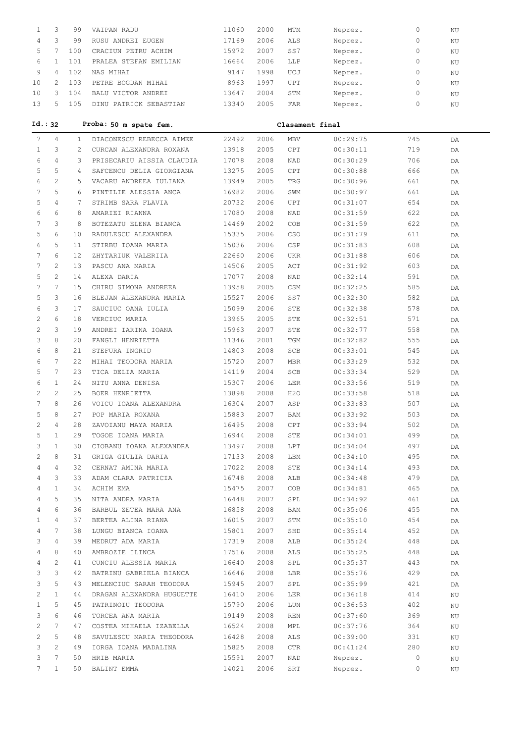| | | | | | | | | | |
|---|---|---|---|---|---|---|---|---|---|
| 1 | 3 | 99 | VAIPAN RADU | 11060 | 2000 | MTM | Neprez. | 0 | NU |
| 4 | 3 | 99 | RUSU ANDREI EUGEN | 17169 | 2006 | ALS | Neprez. | 0 | NU |
| 5 | 7 | 100 | CRACIUN PETRU ACHIM | 15972 | 2007 | SS7 | Neprez. | 0 | NU |
| 6 | 1 | 101 | PRALEA STEFAN EMILIAN | 16664 | 2006 | LLP | Neprez. | 0 | NU |
| 9 | 4 | 102 | NAS MIHAI | 9147 | 1998 | UCJ | Neprez. | 0 | NU |
| 10 | 2 | 103 | PETRE BOGDAN MIHAI | 8963 | 1997 | UPT | Neprez. | 0 | NU |
| 10 | 3 | 104 | BALU VICTOR ANDREI | 13647 | 2004 | STM | Neprez. | 0 | NU |
| 13 | 5 | 105 | DINU PATRICK SEBASTIAN | 13340 | 2005 | FAR | Neprez. | 0 | NU |

**Id.: 32 Proba: 50 m spate fem. Clasament final**

| | | | | | | | | | |
|---|---|---|---|---|---|---|---|---|---|
| 7 | 4 | 1 | DIACONESCU REBECCA AIMEE | 22492 | 2006 | MBV | 00:29:75 | 745 | DA |
| 1 | 3 | 2 | CURCAN ALEXANDRA ROXANA | 13918 | 2005 | CPT | 00:30:11 | 719 | DA |
| 6 | 4 | 3 | PRISECARIU AISSIA CLAUDIA | 17078 | 2008 | NAD | 00:30:29 | 706 | DA |
| 5 | 5 | 4 | SAFCENCU DELIA GIORGIANA | 13275 | 2005 | CPT | 00:30:88 | 666 | DA |
| 6 | 2 | 5 | VACARU ANDREEA IULIANA | 13949 | 2005 | TRG | 00:30:96 | 661 | DA |
| 7 | 5 | 6 | PINTILIE ALESSIA ANCA | 16982 | 2006 | SWM | 00:30:97 | 661 | DA |
| 5 | 4 | 7 | STRIMB SARA FLAVIA | 20732 | 2006 | UPT | 00:31:07 | 654 | DA |
| 6 | 6 | 8 | AMARIEI RIANNA | 17080 | 2008 | NAD | 00:31:59 | 622 | DA |
| 7 | 3 | 8 | BOTEZATU ELENA BIANCA | 14469 | 2002 | COB | 00:31:59 | 622 | DA |
| 5 | 6 | 10 | RADULESCU ALEXANDRA | 15335 | 2006 | CSO | 00:31:79 | 611 | DA |
| 6 | 5 | 11 | STIRBU IOANA MARIA | 15036 | 2006 | CSP | 00:31:83 | 608 | DA |
| 7 | 6 | 12 | ZHYTARIUK VALERIIA | 22660 | 2006 | UKR | 00:31:88 | 606 | DA |
| 7 | 2 | 13 | PASCU ANA MARIA | 14506 | 2005 | ACT | 00:31:92 | 603 | DA |
| 5 | 2 | 14 | ALEXA DARIA | 17077 | 2008 | NAD | 00:32:14 | 591 | DA |
| 7 | 7 | 15 | CHIRU SIMONA ANDREEA | 13958 | 2005 | CSM | 00:32:25 | 585 | DA |
| 5 | 3 | 16 | BLEJAN ALEXANDRA MARIA | 15527 | 2006 | SS7 | 00:32:30 | 582 | DA |
| 6 | 3 | 17 | SAUCIUC OANA IULIA | 15099 | 2006 | STE | 00:32:38 | 578 | DA |
| 2 | 6 | 18 | VERCIUC MARIA | 13965 | 2005 | STE | 00:32:51 | 571 | DA |
| 2 | 3 | 19 | ANDREI IARINA IOANA | 15963 | 2007 | STE | 00:32:77 | 558 | DA |
| 3 | 8 | 20 | FANGLI HENRIETTA | 11346 | 2001 | TGM | 00:32:82 | 555 | DA |
| 6 | 8 | 21 | STEFURA INGRID | 14803 | 2008 | SCB | 00:33:01 | 545 | DA |
| 6 | 7 | 22 | MIHAI TEODORA MARIA | 15720 | 2007 | MBR | 00:33:29 | 532 | DA |
| 5 | 7 | 23 | TICA DELIA MARIA | 14119 | 2004 | SCB | 00:33:34 | 529 | DA |
| 6 | 1 | 24 | NITU ANNA DENISA | 15307 | 2006 | LER | 00:33:56 | 519 | DA |
| 2 | 2 | 25 | BOER HENRIETTA | 13898 | 2008 | H2O | 00:33:58 | 518 | DA |
| 7 | 8 | 26 | VOICU IOANA ALEXANDRA | 16304 | 2007 | ASP | 00:33:83 | 507 | DA |
| 5 | 8 | 27 | POP MARIA ROXANA | 15883 | 2007 | BAM | 00:33:92 | 503 | DA |
| 2 | 4 | 28 | ZAVOIANU MAYA MARIA | 16495 | 2008 | CPT | 00:33:94 | 502 | DA |
| 5 | 1 | 29 | TOGOE IOANA MARIA | 16944 | 2008 | STE | 00:34:01 | 499 | DA |
| 3 | 1 | 30 | CIOBANU IOANA ALEXANDRA | 13497 | 2008 | LPT | 00:34:04 | 497 | DA |
| 2 | 8 | 31 | GRIGA GIULIA DARIA | 17133 | 2008 | LBM | 00:34:10 | 495 | DA |
| 4 | 4 | 32 | CERNAT AMINA MARIA | 17022 | 2008 | STE | 00:34:14 | 493 | DA |
| 4 | 3 | 33 | ADAM CLARA PATRICIA | 16748 | 2008 | ALB | 00:34:48 | 479 | DA |
| 4 | 1 | 34 | ACHIM EMA | 15475 | 2007 | COB | 00:34:81 | 465 | DA |
| 4 | 5 | 35 | NITA ANDRA MARIA | 16448 | 2007 | SPL | 00:34:92 | 461 | DA |
| 4 | 6 | 36 | BARBUL ZETEA MARA ANA | 16858 | 2008 | BAM | 00:35:06 | 455 | DA |
| 1 | 4 | 37 | BERTEA ALINA RIANA | 16015 | 2007 | STM | 00:35:10 | 454 | DA |
| 4 | 7 | 38 | LUNGU BIANCA IOANA | 15801 | 2007 | SHD | 00:35:14 | 452 | DA |
| 3 | 4 | 39 | MEDRUT ADA MARIA | 17319 | 2008 | ALB | 00:35:24 | 448 | DA |
| 4 | 8 | 40 | AMBROZIE ILINCA | 17516 | 2008 | ALS | 00:35:25 | 448 | DA |
| 4 | 2 | 41 | CUNCIU ALESSIA MARIA | 16640 | 2008 | SPL | 00:35:37 | 443 | DA |
| 3 | 3 | 42 | BATRINU GABRIELA BIANCA | 16646 | 2008 | LBR | 00:35:76 | 429 | DA |
| 3 | 5 | 43 | MELENCIUC SARAH TEODORA | 15945 | 2007 | SPL | 00:35:99 | 421 | DA |
| 2 | 1 | 44 | DRAGAN ALEXANDRA HUGUETTE | 16410 | 2006 | LER | 00:36:18 | 414 | NU |
| 1 | 5 | 45 | PATRINOIU TEODORA | 15790 | 2006 | LUN | 00:36:53 | 402 | NU |
| 3 | 6 | 46 | TORCEA ANA MARIA | 19149 | 2008 | REN | 00:37:60 | 369 | NU |
| 2 | 7 | 47 | COSTEA MIHAELA IZABELLA | 16524 | 2008 | MPL | 00:37:76 | 364 | NU |
| 2 | 5 | 48 | SAVULESCU MARIA THEODORA | 16428 | 2008 | ALS | 00:39:00 | 331 | NU |
| 3 | 2 | 49 | IORGA IOANA MADALINA | 15825 | 2008 | CTR | 00:41:24 | 280 | NU |
| 3 | 7 | 50 | HRIB MARIA | 15591 | 2007 | NAD | Neprez. | 0 | NU |
| 7 | 1 | 50 | BALINT EMMA | 14021 | 2006 | SRT | Neprez. | 0 | NU |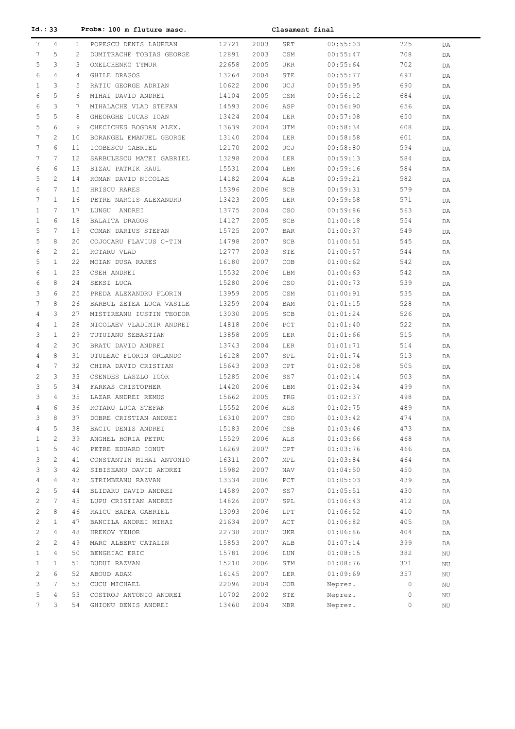**Id.: 33 Proba: 100 m fluture masc. Clasament final**

| | | | | | | | | | |
|---|---|---|---|---|---|---|---|---|---|
| 7 | 4 | 1 | POPESCU DENIS LAUREAN | 12721 | 2003 | SRT | 00:55:03 | 725 | DA |
| 7 | 5 | 2 | DUMITRACHE TOBIAS GEORGE | 12891 | 2003 | CSM | 00:55:47 | 708 | DA |
| 5 | 3 | 3 | OMELCHENKO TYMUR | 22658 | 2005 | UKR | 00:55:64 | 702 | DA |
| 6 | 4 | 4 | GHILE DRAGOS | 13264 | 2004 | STE | 00:55:77 | 697 | DA |
| 1 | 3 | 5 | RATIU GEORGE ADRIAN | 10622 | 2000 | UCJ | 00:55:95 | 690 | DA |
| 6 | 5 | 6 | MIHAI DAVID ANDREI | 14104 | 2005 | CSM | 00:56:12 | 684 | DA |
| 6 | 3 | 7 | MIHALACHE VLAD STEFAN | 14593 | 2006 | ASP | 00:56:90 | 656 | DA |
| 5 | 5 | 8 | GHEORGHE LUCAS IOAN | 13424 | 2004 | LER | 00:57:08 | 650 | DA |
| 5 | 6 | 9 | CHECICHES BOGDAN ALEX. | 13639 | 2004 | UTM | 00:58:34 | 608 | DA |
| 7 | 2 | 10 | BORANGEL EMANUEL GEORGE | 13140 | 2004 | LER | 00:58:58 | 601 | DA |
| 7 | 6 | 11 | ICOBESCU GABRIEL | 12170 | 2002 | UCJ | 00:58:80 | 594 | DA |
| 7 | 7 | 12 | SARBULESCU MATEI GABRIEL | 13298 | 2004 | LER | 00:59:13 | 584 | DA |
| 6 | 6 | 13 | BIZAU PATRIK RAUL | 15531 | 2004 | LBM | 00:59:16 | 584 | DA |
| 5 | 2 | 14 | ROMAN DAVID NICOLAE | 14182 | 2004 | ALB | 00:59:21 | 582 | DA |
| 6 | 7 | 15 | HRISCU RARES | 15396 | 2006 | SCB | 00:59:31 | 579 | DA |
| 7 | 1 | 16 | PETRE NARCIS ALEXANDRU | 13423 | 2005 | LER | 00:59:58 | 571 | DA |
| 1 | 7 | 17 | LUNGU ANDREI | 13775 | 2004 | CSO | 00:59:86 | 563 | DA |
| 1 | 6 | 18 | BALAITA DRAGOS | 14127 | 2005 | SCB | 01:00:18 | 554 | DA |
| 5 | 7 | 19 | COMAN DARIUS STEFAN | 15725 | 2007 | BAR | 01:00:37 | 549 | DA |
| 5 | 8 | 20 | COJOCARU FLAVIUS C-TIN | 14798 | 2007 | SCB | 01:00:51 | 545 | DA |
| 6 | 2 | 21 | ROTARU VLAD | 12777 | 2003 | STE | 01:00:57 | 544 | DA |
| 5 | 1 | 22 | MOIAN DUSA RARES | 16180 | 2007 | COB | 01:00:62 | 542 | DA |
| 6 | 1 | 23 | CSEH ANDREI | 15532 | 2006 | LBM | 01:00:63 | 542 | DA |
| 6 | 8 | 24 | SEKSI LUCA | 15280 | 2006 | CSO | 01:00:73 | 539 | DA |
| 3 | 6 | 25 | PREDA ALEXANDRU FLORIN | 13959 | 2005 | CSM | 01:00:91 | 535 | DA |
| 7 | 8 | 26 | BARBUL ZETEA LUCA VASILE | 13259 | 2004 | BAM | 01:01:15 | 528 | DA |
| 4 | 3 | 27 | MISTIREANU IUSTIN TEODOR | 13030 | 2005 | SCB | 01:01:24 | 526 | DA |
| 4 | 1 | 28 | NICOLAEV VLADIMIR ANDREI | 14818 | 2006 | PCT | 01:01:40 | 522 | DA |
| 3 | 1 | 29 | TUTUIANU SEBASTIAN | 13858 | 2005 | LER | 01:01:66 | 515 | DA |
| 4 | 2 | 30 | BRATU DAVID ANDREI | 13743 | 2004 | LER | 01:01:71 | 514 | DA |
| 4 | 8 | 31 | UTULEAC FLORIN ORLANDO | 16128 | 2007 | SPL | 01:01:74 | 513 | DA |
| 4 | 7 | 32 | CHIRA DAVID CRISTIAN | 15643 | 2003 | CPT | 01:02:08 | 505 | DA |
| 2 | 3 | 33 | CSENDES LASZLO IGOR | 15285 | 2006 | SS7 | 01:02:14 | 503 | DA |
| 3 | 5 | 34 | FARKAS CRISTOPHER | 14420 | 2006 | LBM | 01:02:34 | 499 | DA |
| 3 | 4 | 35 | LAZAR ANDREI REMUS | 15662 | 2005 | TRG | 01:02:37 | 498 | DA |
| 4 | 6 | 36 | ROTARU LUCA STEFAN | 15552 | 2006 | ALS | 01:02:75 | 489 | DA |
| 3 | 8 | 37 | DOBRE CRISTIAN ANDREI | 16310 | 2007 | CSO | 01:03:42 | 474 | DA |
| 4 | 5 | 38 | BACIU DENIS ANDREI | 15183 | 2006 | CSB | 01:03:46 | 473 | DA |
| 1 | 2 | 39 | ANGHEL HORIA PETRU | 15529 | 2006 | ALS | 01:03:66 | 468 | DA |
| 1 | 5 | 40 | PETRE EDUARD IONUT | 16269 | 2007 | CPT | 01:03:76 | 466 | DA |
| 3 | 2 | 41 | CONSTANTIN MIHAI ANTONIO | 16311 | 2007 | MPL | 01:03:84 | 464 | DA |
| 3 | 3 | 42 | SIBISEANU DAVID ANDREI | 15982 | 2007 | NAV | 01:04:50 | 450 | DA |
| 4 | 4 | 43 | STRIMBEANU RAZVAN | 13334 | 2006 | PCT | 01:05:03 | 439 | DA |
| 2 | 5 | 44 | BLIDARU DAVID ANDREI | 14589 | 2007 | SS7 | 01:05:51 | 430 | DA |
| 2 | 7 | 45 | LUPU CRISTIAN ANDREI | 14826 | 2007 | SPL | 01:06:43 | 412 | DA |
| 2 | 8 | 46 | RAICU BADEA GABRIEL | 13093 | 2006 | LPT | 01:06:52 | 410 | DA |
| 2 | 1 | 47 | BANCILA ANDREI MIHAI | 21634 | 2007 | ACT | 01:06:82 | 405 | DA |
| 2 | 4 | 48 | HREKOV YEHOR | 22738 | 2007 | UKR | 01:06:86 | 404 | DA |
| 2 | 2 | 49 | MARC ALBERT CATALIN | 15853 | 2007 | ALB | 01:07:14 | 399 | DA |
| 1 | 4 | 50 | BENGHIAC ERIC | 15781 | 2006 | LUN | 01:08:15 | 382 | NU |
| 1 | 1 | 51 | DUDUI RAZVAN | 15210 | 2006 | STM | 01:08:76 | 371 | NU |
| 2 | 6 | 52 | ABOUD ADAM | 16145 | 2007 | LER | 01:09:69 | 357 | NU |
| 3 | 7 | 53 | CUCU MICHAEL | 22096 | 2004 | COB | Neprez. | 0 | NU |
| 5 | 4 | 53 | COSTROJ ANTONIO ANDREI | 10702 | 2002 | STE | Neprez. | 0 | NU |
| 7 | 3 | 54 | GHIONU DENIS ANDREI | 13460 | 2004 | MBR | Neprez. | 0 | NU |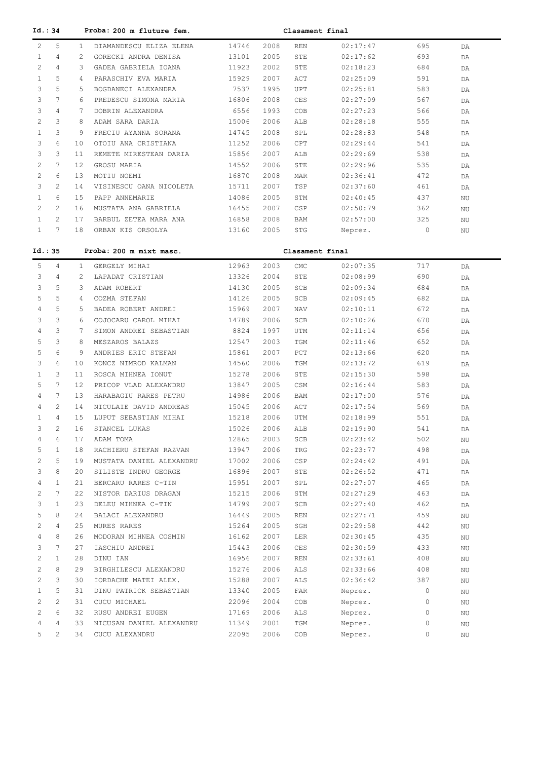**Id.: 34 Proba: 200 m fluture fem. Clasament final**

| | | | | | | | | | |
|---|---|---|---|---|---|---|---|---|---|
| 2 | 5 | 1 | DIAMANDESCU ELIZA ELENA | 14746 | 2008 | REN | 02:17:47 | 695 | DA |
| 1 | 4 | 2 | GORECKI ANDRA DENISA | 13101 | 2005 | STE | 02:17:62 | 693 | DA |
| 2 | 4 | 3 | GADEA GABRIELA IOANA | 11923 | 2002 | STE | 02:18:23 | 684 | DA |
| 1 | 5 | 4 | PARASCHIV EVA MARIA | 15929 | 2007 | ACT | 02:25:09 | 591 | DA |
| 3 | 5 | 5 | BOGDANECI ALEXANDRA | 7537 | 1995 | UPT | 02:25:81 | 583 | DA |
| 3 | 7 | 6 | PREDESCU SIMONA MARIA | 16806 | 2008 | CES | 02:27:09 | 567 | DA |
| 3 | 4 | 7 | DOBRIN ALEXANDRA | 6556 | 1993 | COB | 02:27:23 | 566 | DA |
| 2 | 3 | 8 | ADAM SARA DARIA | 15006 | 2006 | ALB | 02:28:18 | 555 | DA |
| 1 | 3 | 9 | FRECIU AYANNA SORANA | 14745 | 2008 | SPL | 02:28:83 | 548 | DA |
| 3 | 6 | 10 | OTOIU ANA CRISTIANA | 11252 | 2006 | CPT | 02:29:44 | 541 | DA |
| 3 | 3 | 11 | REMETE MIRESTEAN DARIA | 15856 | 2007 | ALB | 02:29:69 | 538 | DA |
| 2 | 7 | 12 | GROSU MARIA | 14552 | 2006 | STE | 02:29:96 | 535 | DA |
| 2 | 6 | 13 | MOTIU NOEMI | 16870 | 2008 | MAR | 02:36:41 | 472 | DA |
| 3 | 2 | 14 | VISINESCU OANA NICOLETA | 15711 | 2007 | TSP | 02:37:60 | 461 | DA |
| 1 | 6 | 15 | PAPP ANNEMARIE | 14086 | 2005 | STM | 02:40:45 | 437 | NU |
| 2 | 2 | 16 | MUSTATA ANA GABRIELA | 16455 | 2007 | CSP | 02:50:79 | 362 | NU |
| 1 | 2 | 17 | BARBUL ZETEA MARA ANA | 16858 | 2008 | BAM | 02:57:00 | 325 | NU |
| 1 | 7 | 18 | ORBAN KIS ORSOLYA | 13160 | 2005 | STG | Neprez. | 0 | NU |

**Id.: 35 Proba: 200 m mixt masc. Clasament final**

| | | | | | | | | | |
|---|---|---|---|---|---|---|---|---|---|
| 5 | 4 | 1 | GERGELY MIHAI | 12963 | 2003 | CMC | 02:07:35 | 717 | DA |
| 3 | 4 | 2 | LAPADAT CRISTIAN | 13326 | 2004 | STE | 02:08:99 | 690 | DA |
| 3 | 5 | 3 | ADAM ROBERT | 14130 | 2005 | SCB | 02:09:34 | 684 | DA |
| 5 | 5 | 4 | COZMA STEFAN | 14126 | 2005 | SCB | 02:09:45 | 682 | DA |
| 4 | 5 | 5 | BADEA ROBERT ANDREI | 15969 | 2007 | NAV | 02:10:11 | 672 | DA |
| 3 | 3 | 6 | COJOCARU CAROL MIHAI | 14789 | 2006 | SCB | 02:10:26 | 670 | DA |
| 4 | 3 | 7 | SIMON ANDREI SEBASTIAN | 8824 | 1997 | UTM | 02:11:14 | 656 | DA |
| 5 | 3 | 8 | MESZAROS BALAZS | 12547 | 2003 | TGM | 02:11:46 | 652 | DA |
| 5 | 6 | 9 | ANDRIES ERIC STEFAN | 15861 | 2007 | PCT | 02:13:66 | 620 | DA |
| 3 | 6 | 10 | KONCZ NIMROD KALMAN | 14560 | 2006 | TGM | 02:13:72 | 619 | DA |
| 1 | 3 | 11 | ROSCA MIHNEA IONUT | 15278 | 2006 | STE | 02:15:30 | 598 | DA |
| 5 | 7 | 12 | PRICOP VLAD ALEXANDRU | 13847 | 2005 | CSM | 02:16:44 | 583 | DA |
| 4 | 7 | 13 | HARABAGIU RARES PETRU | 14986 | 2006 | BAM | 02:17:00 | 576 | DA |
| 4 | 2 | 14 | NICULAIE DAVID ANDREAS | 15045 | 2006 | ACT | 02:17:54 | 569 | DA |
| 1 | 4 | 15 | LUPUT SEBASTIAN MIHAI | 15218 | 2006 | UTM | 02:18:99 | 551 | DA |
| 3 | 2 | 16 | STANCEL LUKAS | 15026 | 2006 | ALB | 02:19:90 | 541 | DA |
| 4 | 6 | 17 | ADAM TOMA | 12865 | 2003 | SCB | 02:23:42 | 502 | NU |
| 5 | 1 | 18 | RACHIERU STEFAN RAZVAN | 13947 | 2006 | TRG | 02:23:77 | 498 | DA |
| 2 | 5 | 19 | MUSTATA DANIEL ALEXANDRU | 17002 | 2006 | CSP | 02:24:42 | 491 | DA |
| 3 | 8 | 20 | SILISTE INDRU GEORGE | 16896 | 2007 | STE | 02:26:52 | 471 | DA |
| 4 | 1 | 21 | BERCARU RARES C-TIN | 15951 | 2007 | SPL | 02:27:07 | 465 | DA |
| 2 | 7 | 22 | NISTOR DARIUS DRAGAN | 15215 | 2006 | STM | 02:27:29 | 463 | DA |
| 3 | 1 | 23 | DELEU MIHNEA C-TIN | 14799 | 2007 | SCB | 02:27:40 | 462 | DA |
| 5 | 8 | 24 | BALACI ALEXANDRU | 16449 | 2005 | REN | 02:27:71 | 459 | NU |
| 2 | 4 | 25 | MURES RARES | 15264 | 2005 | SGH | 02:29:58 | 442 | NU |
| 4 | 8 | 26 | MODORAN MIHNEA COSMIN | 16162 | 2007 | LER | 02:30:45 | 435 | NU |
| 3 | 7 | 27 | IASCHIU ANDREI | 15443 | 2006 | CES | 02:30:59 | 433 | NU |
| 2 | 1 | 28 | DINU IAN | 16956 | 2007 | REN | 02:33:61 | 408 | NU |
| 2 | 8 | 29 | BIRGHILESCU ALEXANDRU | 15276 | 2006 | ALS | 02:33:66 | 408 | NU |
| 2 | 3 | 30 | IORDACHE MATEI ALEX. | 15288 | 2007 | ALS | 02:36:42 | 387 | NU |
| 1 | 5 | 31 | DINU PATRICK SEBASTIAN | 13340 | 2005 | FAR | Neprez. | 0 | NU |
| 2 | 2 | 31 | CUCU MICHAEL | 22096 | 2004 | COB | Neprez. | 0 | NU |
| 2 | 6 | 32 | RUSU ANDREI EUGEN | 17169 | 2006 | ALS | Neprez. | 0 | NU |
| 4 | 4 | 33 | NICUSAN DANIEL ALEXANDRU | 11349 | 2001 | TGM | Neprez. | 0 | NU |
| 5 | 2 | 34 | CUCU ALEXANDRU | 22095 | 2006 | COB | Neprez. | 0 | NU |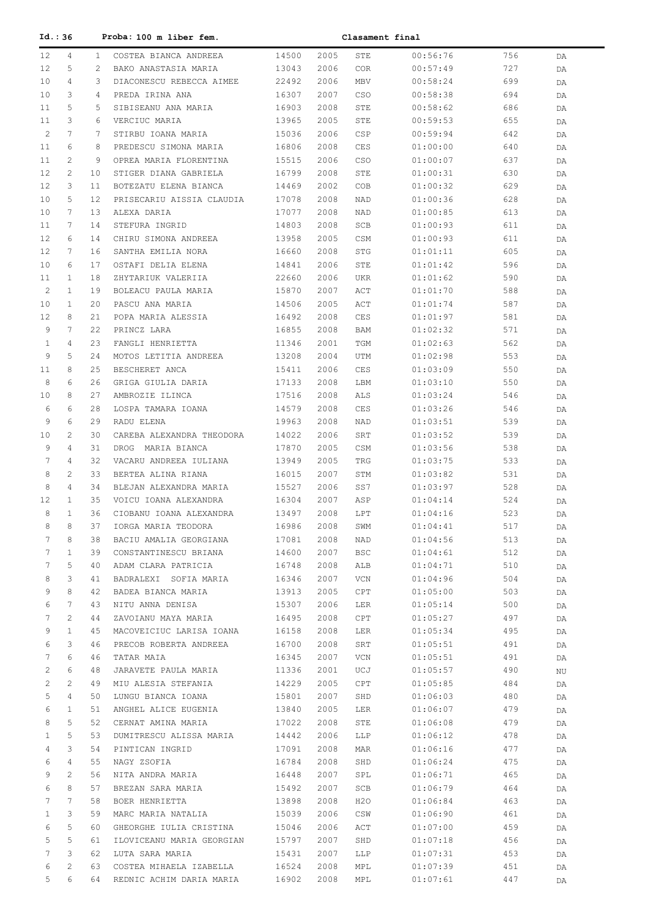**Id.: 36 Proba: 100 m liber fem. Clasament final**

| | | | | | | | | | |
|---|---|---|---|---|---|---|---|---|---|
| 12 | 4 | 1 | COSTEA BIANCA ANDREEA | 14500 | 2005 | STE | 00:56:76 | 756 | DA |
| 12 | 5 | 2 | BAKO ANASTASIA MARIA | 13043 | 2006 | COR | 00:57:49 | 727 | DA |
| 10 | 4 | 3 | DIACONESCU REBECCA AIMEE | 22492 | 2006 | MBV | 00:58:24 | 699 | DA |
| 10 | 3 | 4 | PREDA IRINA ANA | 16307 | 2007 | CSO | 00:58:38 | 694 | DA |
| 11 | 5 | 5 | SIBISEANU ANA MARIA | 16903 | 2008 | STE | 00:58:62 | 686 | DA |
| 11 | 3 | 6 | VERCIUC MARIA | 13965 | 2005 | STE | 00:59:53 | 655 | DA |
| 2 | 7 | 7 | STIRBU IOANA MARIA | 15036 | 2006 | CSP | 00:59:94 | 642 | DA |
| 11 | 6 | 8 | PREDESCU SIMONA MARIA | 16806 | 2008 | CES | 01:00:00 | 640 | DA |
| 11 | 2 | 9 | OPREA MARIA FLORENTINA | 15515 | 2006 | CSO | 01:00:07 | 637 | DA |
| 12 | 2 | 10 | STIGER DIANA GABRIELA | 16799 | 2008 | STE | 01:00:31 | 630 | DA |
| 12 | 3 | 11 | BOTEZATU ELENA BIANCA | 14469 | 2002 | COB | 01:00:32 | 629 | DA |
| 10 | 5 | 12 | PRISECARIU AISSIA CLAUDIA | 17078 | 2008 | NAD | 01:00:36 | 628 | DA |
| 10 | 7 | 13 | ALEXA DARIA | 17077 | 2008 | NAD | 01:00:85 | 613 | DA |
| 11 | 7 | 14 | STEFURA INGRID | 14803 | 2008 | SCB | 01:00:93 | 611 | DA |
| 12 | 6 | 14 | CHIRU SIMONA ANDREEA | 13958 | 2005 | CSM | 01:00:93 | 611 | DA |
| 12 | 7 | 16 | SANTHA EMILIA NORA | 16660 | 2008 | STG | 01:01:11 | 605 | DA |
| 10 | 6 | 17 | OSTAFI DELIA ELENA | 14841 | 2006 | STE | 01:01:42 | 596 | DA |
| 11 | 1 | 18 | ZHYTARIUK VALERIIA | 22660 | 2006 | UKR | 01:01:62 | 590 | DA |
| 2 | 1 | 19 | BOLEACU PAULA MARIA | 15870 | 2007 | ACT | 01:01:70 | 588 | DA |
| 10 | 1 | 20 | PASCU ANA MARIA | 14506 | 2005 | ACT | 01:01:74 | 587 | DA |
| 12 | 8 | 21 | POPA MARIA ALESSIA | 16492 | 2008 | CES | 01:01:97 | 581 | DA |
| 9 | 7 | 22 | PRINCZ LARA | 16855 | 2008 | BAM | 01:02:32 | 571 | DA |
| 1 | 4 | 23 | FANGLI HENRIETTA | 11346 | 2001 | TGM | 01:02:63 | 562 | DA |
| 9 | 5 | 24 | MOTOS LETITIA ANDREEA | 13208 | 2004 | UTM | 01:02:98 | 553 | DA |
| 11 | 8 | 25 | BESCHERET ANCA | 15411 | 2006 | CES | 01:03:09 | 550 | DA |
| 8 | 6 | 26 | GRIGA GIULIA DARIA | 17133 | 2008 | LBM | 01:03:10 | 550 | DA |
| 10 | 8 | 27 | AMBROZIE ILINCA | 17516 | 2008 | ALS | 01:03:24 | 546 | DA |
| 6 | 6 | 28 | LOSPA TAMARA IOANA | 14579 | 2008 | CES | 01:03:26 | 546 | DA |
| 9 | 6 | 29 | RADU ELENA | 19963 | 2008 | NAD | 01:03:51 | 539 | DA |
| 10 | 2 | 30 | CAREBA ALEXANDRA THEODORA | 14022 | 2006 | SRT | 01:03:52 | 539 | DA |
| 9 | 4 | 31 | DROG MARIA BIANCA | 17870 | 2005 | CSM | 01:03:56 | 538 | DA |
| 7 | 4 | 32 | VACARU ANDREEA IULIANA | 13949 | 2005 | TRG | 01:03:75 | 533 | DA |
| 8 | 2 | 33 | BERTEA ALINA RIANA | 16015 | 2007 | STM | 01:03:82 | 531 | DA |
| 8 | 4 | 34 | BLEJAN ALEXANDRA MARIA | 15527 | 2006 | SS7 | 01:03:97 | 528 | DA |
| 12 | 1 | 35 | VOICU IOANA ALEXANDRA | 16304 | 2007 | ASP | 01:04:14 | 524 | DA |
| 8 | 1 | 36 | CIOBANU IOANA ALEXANDRA | 13497 | 2008 | LPT | 01:04:16 | 523 | DA |
| 8 | 8 | 37 | IORGA MARIA TEODORA | 16986 | 2008 | SWM | 01:04:41 | 517 | DA |
| 7 | 8 | 38 | BACIU AMALIA GEORGIANA | 17081 | 2008 | NAD | 01:04:56 | 513 | DA |
| 7 | 1 | 39 | CONSTANTINESCU BRIANA | 14600 | 2007 | BSC | 01:04:61 | 512 | DA |
| 7 | 5 | 40 | ADAM CLARA PATRICIA | 16748 | 2008 | ALB | 01:04:71 | 510 | DA |
| 8 | 3 | 41 | BADRALEXI SOFIA MARIA | 16346 | 2007 | VCN | 01:04:96 | 504 | DA |
| 9 | 8 | 42 | BADEA BIANCA MARIA | 13913 | 2005 | CPT | 01:05:00 | 503 | DA |
| 6 | 7 | 43 | NITU ANNA DENISA | 15307 | 2006 | LER | 01:05:14 | 500 | DA |
| 7 | 2 | 44 | ZAVOIANU MAYA MARIA | 16495 | 2008 | CPT | 01:05:27 | 497 | DA |
| 9 | 1 | 45 | MACOVEICIUC LARISA IOANA | 16158 | 2008 | LER | 01:05:34 | 495 | DA |
| 6 | 3 | 46 | PRECOB ROBERTA ANDREEA | 16700 | 2008 | SRT | 01:05:51 | 491 | DA |
| 7 | 6 | 46 | TATAR MAIA | 16345 | 2007 | VCN | 01:05:51 | 491 | DA |
| 2 | 6 | 48 | JARAVETE PAULA MARIA | 11336 | 2001 | UCJ | 01:05:57 | 490 | NU |
| 2 | 2 | 49 | MIU ALESIA STEFANIA | 14229 | 2005 | CPT | 01:05:85 | 484 | DA |
| 5 | 4 | 50 | LUNGU BIANCA IOANA | 15801 | 2007 | SHD | 01:06:03 | 480 | DA |
| 6 | 1 | 51 | ANGHEL ALICE EUGENIA | 13840 | 2005 | LER | 01:06:07 | 479 | DA |
| 8 | 5 | 52 | CERNAT AMINA MARIA | 17022 | 2008 | STE | 01:06:08 | 479 | DA |
| 1 | 5 | 53 | DUMITRESCU ALISSA MARIA | 14442 | 2006 | LLP | 01:06:12 | 478 | DA |
| 4 | 3 | 54 | PINTICAN INGRID | 17091 | 2008 | MAR | 01:06:16 | 477 | DA |
| 6 | 4 | 55 | NAGY ZSOFIA | 16784 | 2008 | SHD | 01:06:24 | 475 | DA |
| 9 | 2 | 56 | NITA ANDRA MARIA | 16448 | 2007 | SPL | 01:06:71 | 465 | DA |
| 6 | 8 | 57 | BREZAN SARA MARIA | 15492 | 2007 | SCB | 01:06:79 | 464 | DA |
| 7 | 7 | 58 | BOER HENRIETTA | 13898 | 2008 | H2O | 01:06:84 | 463 | DA |
| 1 | 3 | 59 | MARC MARIA NATALIA | 15039 | 2006 | CSW | 01:06:90 | 461 | DA |
| 6 | 5 | 60 | GHEORGHE IULIA CRISTINA | 15046 | 2006 | ACT | 01:07:00 | 459 | DA |
| 5 | 5 | 61 | ILOVICEANU MARIA GEORGIAN | 15797 | 2007 | SHD | 01:07:18 | 456 | DA |
| 7 | 3 | 62 | LUTA SARA MARIA | 15431 | 2007 | LLP | 01:07:31 | 453 | DA |
| 6 | 2 | 63 | COSTEA MIHAELA IZABELLA | 16524 | 2008 | MPL | 01:07:39 | 451 | DA |
| 5 | 6 | 64 | REDNIC ACHIM DARIA MARIA | 16902 | 2008 | MPL | 01:07:61 | 447 | DA |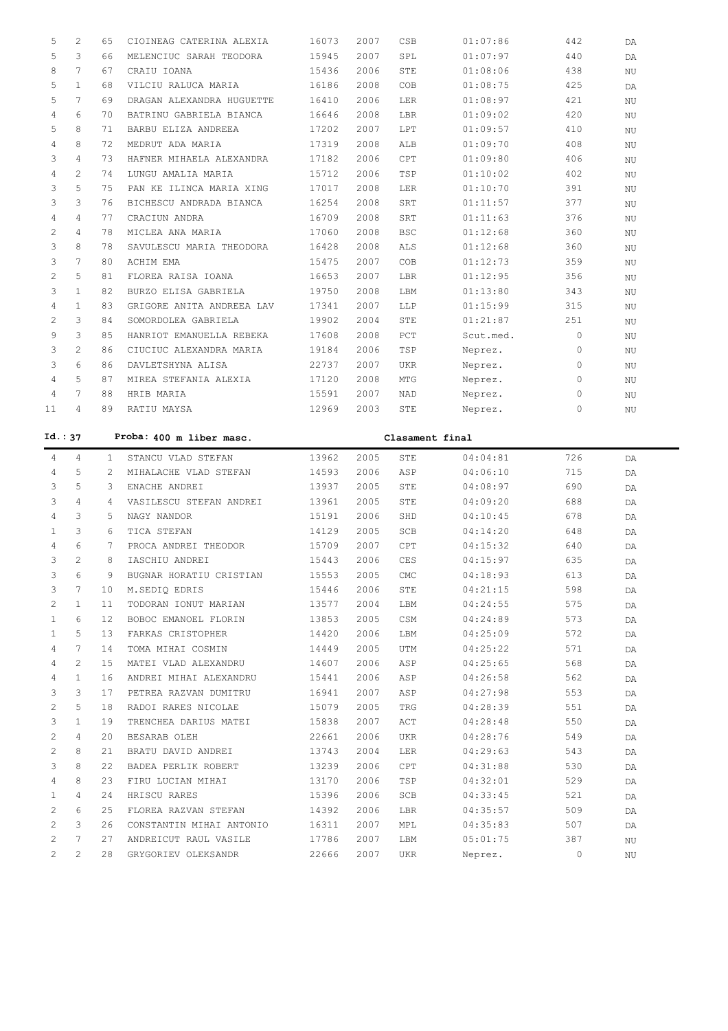| | | | | | | | | | |
|---|---|---|---|---|---|---|---|---|---|
| 5 | 2 | 65 | CIOINEAG CATERINA ALEXIA | 16073 | 2007 | CSB | 01:07:86 | 442 | DA |
| 5 | 3 | 66 | MELENCIUC SARAH TEODORA | 15945 | 2007 | SPL | 01:07:97 | 440 | DA |
| 8 | 7 | 67 | CRAIU IOANA | 15436 | 2006 | STE | 01:08:06 | 438 | NU |
| 5 | 1 | 68 | VILCIU RALUCA MARIA | 16186 | 2008 | COB | 01:08:75 | 425 | DA |
| 5 | 7 | 69 | DRAGAN ALEXANDRA HUGUETTE | 16410 | 2006 | LER | 01:08:97 | 421 | NU |
| 4 | 6 | 70 | BATRINU GABRIELA BIANCA | 16646 | 2008 | LBR | 01:09:02 | 420 | NU |
| 5 | 8 | 71 | BARBU ELIZA ANDREEA | 17202 | 2007 | LPT | 01:09:57 | 410 | NU |
| 4 | 8 | 72 | MEDRUT ADA MARIA | 17319 | 2008 | ALB | 01:09:70 | 408 | NU |
| 3 | 4 | 73 | HAFNER MIHAELA ALEXANDRA | 17182 | 2006 | CPT | 01:09:80 | 406 | NU |
| 4 | 2 | 74 | LUNGU AMALIA MARIA | 15712 | 2006 | TSP | 01:10:02 | 402 | NU |
| 3 | 5 | 75 | PAN KE ILINCA MARIA XING | 17017 | 2008 | LER | 01:10:70 | 391 | NU |
| 3 | 3 | 76 | BICHESCU ANDRADA BIANCA | 16254 | 2008 | SRT | 01:11:57 | 377 | NU |
| 4 | 4 | 77 | CRACIUN ANDRA | 16709 | 2008 | SRT | 01:11:63 | 376 | NU |
| 2 | 4 | 78 | MICLEA ANA MARIA | 17060 | 2008 | BSC | 01:12:68 | 360 | NU |
| 3 | 8 | 78 | SAVULESCU MARIA THEODORA | 16428 | 2008 | ALS | 01:12:68 | 360 | NU |
| 3 | 7 | 80 | ACHIM EMA | 15475 | 2007 | COB | 01:12:73 | 359 | NU |
| 2 | 5 | 81 | FLOREA RAISA IOANA | 16653 | 2007 | LBR | 01:12:95 | 356 | NU |
| 3 | 1 | 82 | BURZO ELISA GABRIELA | 19750 | 2008 | LBM | 01:13:80 | 343 | NU |
| 4 | 1 | 83 | GRIGORE ANITA ANDREEA LAV | 17341 | 2007 | LLP | 01:15:99 | 315 | NU |
| 2 | 3 | 84 | SOMORDOLEA GABRIELA | 19902 | 2004 | STE | 01:21:87 | 251 | NU |
| 9 | 3 | 85 | HANRIOT EMANUELLA REBEKA | 17608 | 2008 | PCT | Scut.med. | 0 | NU |
| 3 | 2 | 86 | CIUCIUC ALEXANDRA MARIA | 19184 | 2006 | TSP | Neprez. | 0 | NU |
| 3 | 6 | 86 | DAVLETSHYNA ALISA | 22737 | 2007 | UKR | Neprez. | 0 | NU |
| 4 | 5 | 87 | MIREA STEFANIA ALEXIA | 17120 | 2008 | MTG | Neprez. | 0 | NU |
| 4 | 7 | 88 | HRIB MARIA | 15591 | 2007 | NAD | Neprez. | 0 | NU |
| 11 | 4 | 89 | RATIU MAYSA | 12969 | 2003 | STE | Neprez. | 0 | NU |

**Id.: 37  Proba: 400 m liber masc.  Clasament final**

| | | | | | | | | | |
|---|---|---|---|---|---|---|---|---|---|
| 4 | 4 | 1 | STANCU VLAD STEFAN | 13962 | 2005 | STE | 04:04:81 | 726 | DA |
| 4 | 5 | 2 | MIHALACHE VLAD STEFAN | 14593 | 2006 | ASP | 04:06:10 | 715 | DA |
| 3 | 5 | 3 | ENACHE ANDREI | 13937 | 2005 | STE | 04:08:97 | 690 | DA |
| 3 | 4 | 4 | VASILESCU STEFAN ANDREI | 13961 | 2005 | STE | 04:09:20 | 688 | DA |
| 4 | 3 | 5 | NAGY NANDOR | 15191 | 2006 | SHD | 04:10:45 | 678 | DA |
| 1 | 3 | 6 | TICA STEFAN | 14129 | 2005 | SCB | 04:14:20 | 648 | DA |
| 4 | 6 | 7 | PROCA ANDREI THEODOR | 15709 | 2007 | CPT | 04:15:32 | 640 | DA |
| 3 | 2 | 8 | IASCHIU ANDREI | 15443 | 2006 | CES | 04:15:97 | 635 | DA |
| 3 | 6 | 9 | BUGNAR HORATIU CRISTIAN | 15553 | 2005 | CMC | 04:18:93 | 613 | DA |
| 3 | 7 | 10 | M.SEDIQ EDRIS | 15446 | 2006 | STE | 04:21:15 | 598 | DA |
| 2 | 1 | 11 | TODORAN IONUT MARIAN | 13577 | 2004 | LBM | 04:24:55 | 575 | DA |
| 1 | 6 | 12 | BOBOC EMANOEL FLORIN | 13853 | 2005 | CSM | 04:24:89 | 573 | DA |
| 1 | 5 | 13 | FARKAS CRISTOPHER | 14420 | 2006 | LBM | 04:25:09 | 572 | DA |
| 4 | 7 | 14 | TOMA MIHAI COSMIN | 14449 | 2005 | UTM | 04:25:22 | 571 | DA |
| 4 | 2 | 15 | MATEI VLAD ALEXANDRU | 14607 | 2006 | ASP | 04:25:65 | 568 | DA |
| 4 | 1 | 16 | ANDREI MIHAI ALEXANDRU | 15441 | 2006 | ASP | 04:26:58 | 562 | DA |
| 3 | 3 | 17 | PETREA RAZVAN DUMITRU | 16941 | 2007 | ASP | 04:27:98 | 553 | DA |
| 2 | 5 | 18 | RADOI RARES NICOLAE | 15079 | 2005 | TRG | 04:28:39 | 551 | DA |
| 3 | 1 | 19 | TRENCHEA DARIUS MATEI | 15838 | 2007 | ACT | 04:28:48 | 550 | DA |
| 2 | 4 | 20 | BESARAB OLEH | 22661 | 2006 | UKR | 04:28:76 | 549 | DA |
| 2 | 8 | 21 | BRATU DAVID ANDREI | 13743 | 2004 | LER | 04:29:63 | 543 | DA |
| 3 | 8 | 22 | BADEA PERLIK ROBERT | 13239 | 2006 | CPT | 04:31:88 | 530 | DA |
| 4 | 8 | 23 | FIRU LUCIAN MIHAI | 13170 | 2006 | TSP | 04:32:01 | 529 | DA |
| 1 | 4 | 24 | HRISCU RARES | 15396 | 2006 | SCB | 04:33:45 | 521 | DA |
| 2 | 6 | 25 | FLOREA RAZVAN STEFAN | 14392 | 2006 | LBR | 04:35:57 | 509 | DA |
| 2 | 3 | 26 | CONSTANTIN MIHAI ANTONIO | 16311 | 2007 | MPL | 04:35:83 | 507 | DA |
| 2 | 7 | 27 | ANDREICUT RAUL VASILE | 17786 | 2007 | LBM | 05:01:75 | 387 | NU |
| 2 | 2 | 28 | GRYGORIEV OLEKSANDR | 22666 | 2007 | UKR | Neprez. | 0 | NU |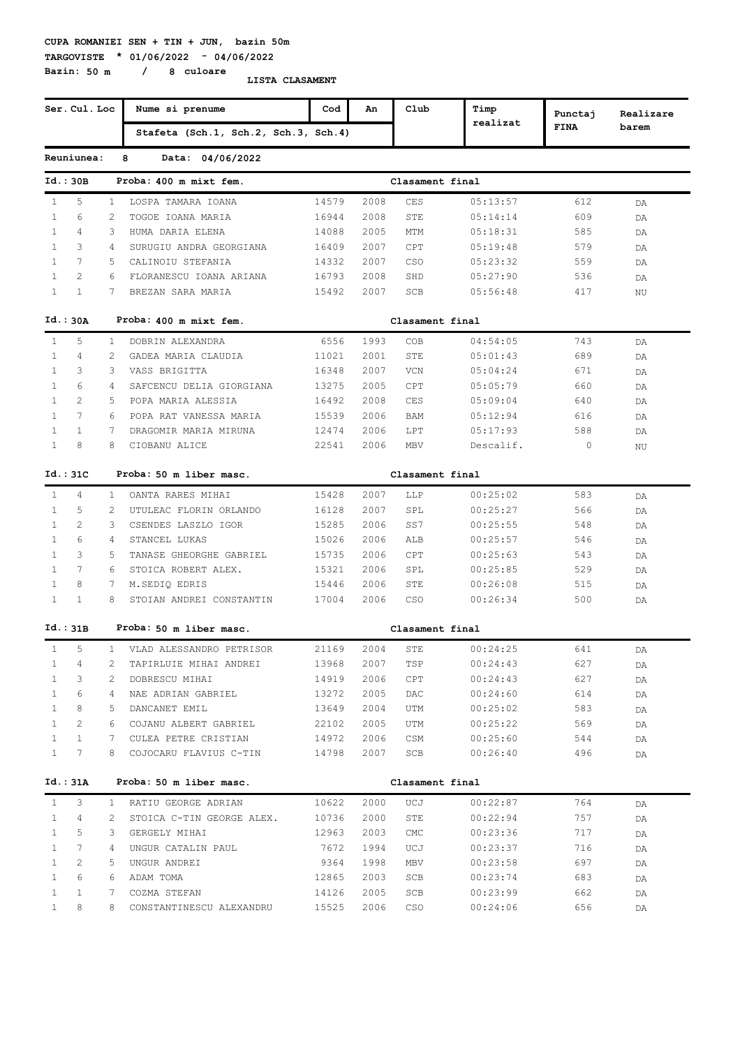**CUPA ROMANIEI SEN + TIN + JUN, bazin 50m**

**TARGOVISTE * 01/06/2022 - 04/06/2022**

**Bazin: 50 m / 8 culoare**

**LISTA CLASAMENT**

| Ser. | Cul. | Loc | Nume si prenume / Stafeta (Sch.1, Sch.2, Sch.3, Sch.4) | Cod | An | Club | Timp realizat | Punctaj FINA | Realizare barem |
|---|---|---|---|---|---|---|---|---|---|

**Reuniunea: 8 Data: 04/06/2022**

**Id.: 30B Proba: 400 m mixt fem. Clasament final**

| Ser. | Cul. | Loc | Nume si prenume | Cod | An | Club | Timp realizat | Punctaj FINA | Realizare barem |
|---|---|---|---|---|---|---|---|---|---|
| 1 | 5 | 1 | LOSPA TAMARA IOANA | 14579 | 2008 | CES | 05:13:57 | 612 | DA |
| 1 | 6 | 2 | TOGOE IOANA MARIA | 16944 | 2008 | STE | 05:14:14 | 609 | DA |
| 1 | 4 | 3 | HUMA DARIA ELENA | 14088 | 2005 | MTM | 05:18:31 | 585 | DA |
| 1 | 3 | 4 | SURUGIU ANDRA GEORGIANA | 16409 | 2007 | CPT | 05:19:48 | 579 | DA |
| 1 | 7 | 5 | CALINOIU STEFANIA | 14332 | 2007 | CSO | 05:23:32 | 559 | DA |
| 1 | 2 | 6 | FLORANESCU IOANA ARIANA | 16793 | 2008 | SHD | 05:27:90 | 536 | DA |
| 1 | 1 | 7 | BREZAN SARA MARIA | 15492 | 2007 | SCB | 05:56:48 | 417 | NU |

**Id.: 30A Proba: 400 m mixt fem. Clasament final**

| Ser. | Cul. | Loc | Nume si prenume | Cod | An | Club | Timp realizat | Punctaj FINA | Realizare barem |
|---|---|---|---|---|---|---|---|---|---|
| 1 | 5 | 1 | DOBRIN ALEXANDRA | 6556 | 1993 | COB | 04:54:05 | 743 | DA |
| 1 | 4 | 2 | GADEA MARIA CLAUDIA | 11021 | 2001 | STE | 05:01:43 | 689 | DA |
| 1 | 3 | 3 | VASS BRIGITTA | 16348 | 2007 | VCN | 05:04:24 | 671 | DA |
| 1 | 6 | 4 | SAFCENCU DELIA GIORGIANA | 13275 | 2005 | CPT | 05:05:79 | 660 | DA |
| 1 | 2 | 5 | POPA MARIA ALESSIA | 16492 | 2008 | CES | 05:09:04 | 640 | DA |
| 1 | 7 | 6 | POPA RAT VANESSA MARIA | 15539 | 2006 | BAM | 05:12:94 | 616 | DA |
| 1 | 1 | 7 | DRAGOMIR MARIA MIRUNA | 12474 | 2006 | LPT | 05:17:93 | 588 | DA |
| 1 | 8 | 8 | CIOBANU ALICE | 22541 | 2006 | MBV | Descalif. | 0 | NU |

**Id.: 31C Proba: 50 m liber masc. Clasament final**

| Ser. | Cul. | Loc | Nume si prenume | Cod | An | Club | Timp realizat | Punctaj FINA | Realizare barem |
|---|---|---|---|---|---|---|---|---|---|
| 1 | 4 | 1 | OANTA RARES MIHAI | 15428 | 2007 | LLP | 00:25:02 | 583 | DA |
| 1 | 5 | 2 | UTULEAC FLORIN ORLANDO | 16128 | 2007 | SPL | 00:25:27 | 566 | DA |
| 1 | 2 | 3 | CSENDES LASZLO IGOR | 15285 | 2006 | SS7 | 00:25:55 | 548 | DA |
| 1 | 6 | 4 | STANCEL LUKAS | 15026 | 2006 | ALB | 00:25:57 | 546 | DA |
| 1 | 3 | 5 | TANASE GHEORGHE GABRIEL | 15735 | 2006 | CPT | 00:25:63 | 543 | DA |
| 1 | 7 | 6 | STOICA ROBERT ALEX. | 15321 | 2006 | SPL | 00:25:85 | 529 | DA |
| 1 | 8 | 7 | M.SEDIQ EDRIS | 15446 | 2006 | STE | 00:26:08 | 515 | DA |
| 1 | 1 | 8 | STOIAN ANDREI CONSTANTIN | 17004 | 2006 | CSO | 00:26:34 | 500 | DA |

**Id.: 31B Proba: 50 m liber masc. Clasament final**

| Ser. | Cul. | Loc | Nume si prenume | Cod | An | Club | Timp realizat | Punctaj FINA | Realizare barem |
|---|---|---|---|---|---|---|---|---|---|
| 1 | 5 | 1 | VLAD ALESSANDRO PETRISOR | 21169 | 2004 | STE | 00:24:25 | 641 | DA |
| 1 | 4 | 2 | TAPIRLUIE MIHAI ANDREI | 13968 | 2007 | TSP | 00:24:43 | 627 | DA |
| 1 | 3 | 2 | DOBRESCU MIHAI | 14919 | 2006 | CPT | 00:24:43 | 627 | DA |
| 1 | 6 | 4 | NAE ADRIAN GABRIEL | 13272 | 2005 | DAC | 00:24:60 | 614 | DA |
| 1 | 8 | 5 | DANCANET EMIL | 13649 | 2004 | UTM | 00:25:02 | 583 | DA |
| 1 | 2 | 6 | COJANU ALBERT GABRIEL | 22102 | 2005 | UTM | 00:25:22 | 569 | DA |
| 1 | 1 | 7 | CULEA PETRE CRISTIAN | 14972 | 2006 | CSM | 00:25:60 | 544 | DA |
| 1 | 7 | 8 | COJOCARU FLAVIUS C-TIN | 14798 | 2007 | SCB | 00:26:40 | 496 | DA |

**Id.: 31A Proba: 50 m liber masc. Clasament final**

| Ser. | Cul. | Loc | Nume si prenume | Cod | An | Club | Timp realizat | Punctaj FINA | Realizare barem |
|---|---|---|---|---|---|---|---|---|---|
| 1 | 3 | 1 | RATIU GEORGE ADRIAN | 10622 | 2000 | UCJ | 00:22:87 | 764 | DA |
| 1 | 4 | 2 | STOICA C-TIN GEORGE ALEX. | 10736 | 2000 | STE | 00:22:94 | 757 | DA |
| 1 | 5 | 3 | GERGELY MIHAI | 12963 | 2003 | CMC | 00:23:36 | 717 | DA |
| 1 | 7 | 4 | UNGUR CATALIN PAUL | 7672 | 1994 | UCJ | 00:23:37 | 716 | DA |
| 1 | 2 | 5 | UNGUR ANDREI | 9364 | 1998 | MBV | 00:23:58 | 697 | DA |
| 1 | 6 | 6 | ADAM TOMA | 12865 | 2003 | SCB | 00:23:74 | 683 | DA |
| 1 | 1 | 7 | COZMA STEFAN | 14126 | 2005 | SCB | 00:23:99 | 662 | DA |
| 1 | 8 | 8 | CONSTANTINESCU ALEXANDRU | 15525 | 2006 | CSO | 00:24:06 | 656 | DA |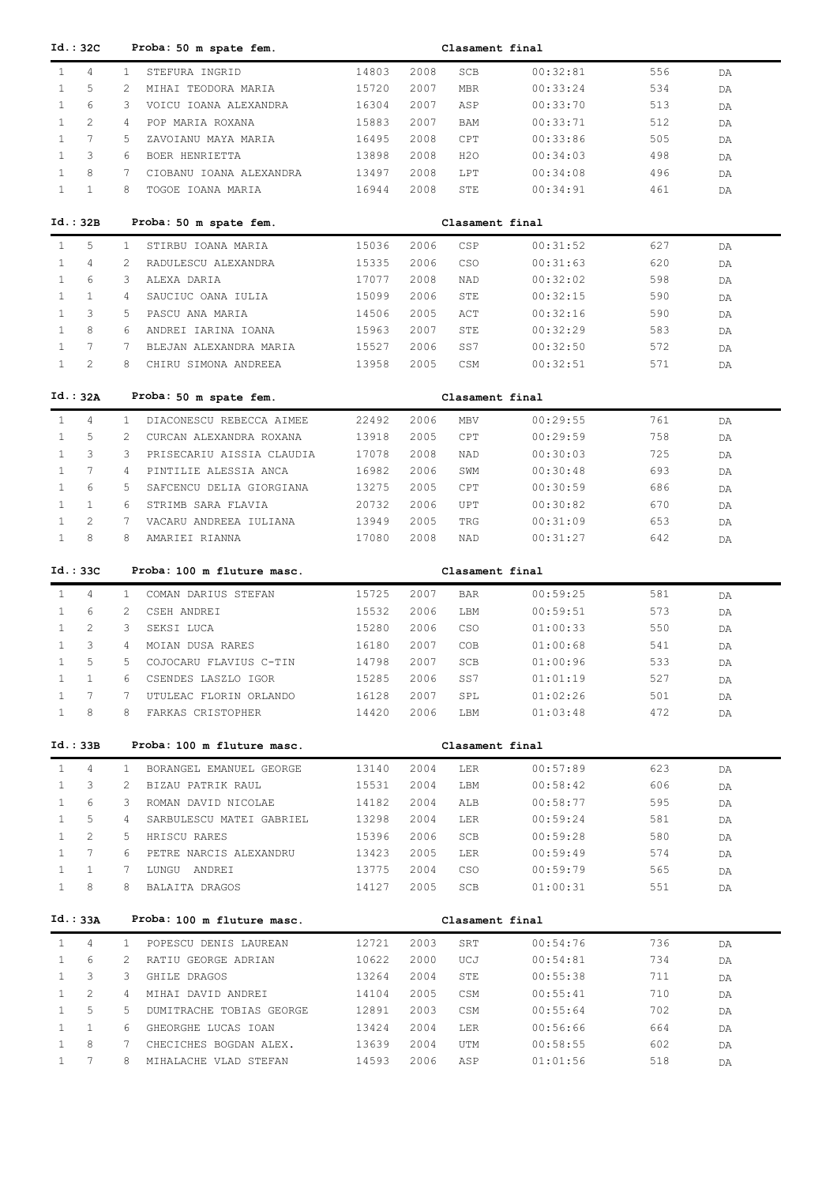**Id.: 32C** **Proba: 50 m spate fem.** **Clasament final**

| | | | | | | | | | |
|---|---|---|---|---|---|---|---|---|---|
| 1 | 4 | 1 | STEFURA INGRID | 14803 | 2008 | SCB | 00:32:81 | 556 | DA |
| 1 | 5 | 2 | MIHAI TEODORA MARIA | 15720 | 2007 | MBR | 00:33:24 | 534 | DA |
| 1 | 6 | 3 | VOICU IOANA ALEXANDRA | 16304 | 2007 | ASP | 00:33:70 | 513 | DA |
| 1 | 2 | 4 | POP MARIA ROXANA | 15883 | 2007 | BAM | 00:33:71 | 512 | DA |
| 1 | 7 | 5 | ZAVOIANU MAYA MARIA | 16495 | 2008 | CPT | 00:33:86 | 505 | DA |
| 1 | 3 | 6 | BOER HENRIETTA | 13898 | 2008 | H2O | 00:34:03 | 498 | DA |
| 1 | 8 | 7 | CIOBANU IOANA ALEXANDRA | 13497 | 2008 | LPT | 00:34:08 | 496 | DA |
| 1 | 1 | 8 | TOGOE IOANA MARIA | 16944 | 2008 | STE | 00:34:91 | 461 | DA |

**Id.: 32B** **Proba: 50 m spate fem.** **Clasament final**

| | | | | | | | | | |
|---|---|---|---|---|---|---|---|---|---|
| 1 | 5 | 1 | STIRBU IOANA MARIA | 15036 | 2006 | CSP | 00:31:52 | 627 | DA |
| 1 | 4 | 2 | RADULESCU ALEXANDRA | 15335 | 2006 | CSO | 00:31:63 | 620 | DA |
| 1 | 6 | 3 | ALEXA DARIA | 17077 | 2008 | NAD | 00:32:02 | 598 | DA |
| 1 | 1 | 4 | SAUCIUC OANA IULIA | 15099 | 2006 | STE | 00:32:15 | 590 | DA |
| 1 | 3 | 5 | PASCU ANA MARIA | 14506 | 2005 | ACT | 00:32:16 | 590 | DA |
| 1 | 8 | 6 | ANDREI IARINA IOANA | 15963 | 2007 | STE | 00:32:29 | 583 | DA |
| 1 | 7 | 7 | BLEJAN ALEXANDRA MARIA | 15527 | 2006 | SS7 | 00:32:50 | 572 | DA |
| 1 | 2 | 8 | CHIRU SIMONA ANDREEA | 13958 | 2005 | CSM | 00:32:51 | 571 | DA |

**Id.: 32A** **Proba: 50 m spate fem.** **Clasament final**

| | | | | | | | | | |
|---|---|---|---|---|---|---|---|---|---|
| 1 | 4 | 1 | DIACONESCU REBECCA AIMEE | 22492 | 2006 | MBV | 00:29:55 | 761 | DA |
| 1 | 5 | 2 | CURCAN ALEXANDRA ROXANA | 13918 | 2005 | CPT | 00:29:59 | 758 | DA |
| 1 | 3 | 3 | PRISECARIU AISSIA CLAUDIA | 17078 | 2008 | NAD | 00:30:03 | 725 | DA |
| 1 | 7 | 4 | PINTILIE ALESSIA ANCA | 16982 | 2006 | SWM | 00:30:48 | 693 | DA |
| 1 | 6 | 5 | SAFCENCU DELIA GIORGIANA | 13275 | 2005 | CPT | 00:30:59 | 686 | DA |
| 1 | 1 | 6 | STRIMB SARA FLAVIA | 20732 | 2006 | UPT | 00:30:82 | 670 | DA |
| 1 | 2 | 7 | VACARU ANDREEA IULIANA | 13949 | 2005 | TRG | 00:31:09 | 653 | DA |
| 1 | 8 | 8 | AMARIEI RIANNA | 17080 | 2008 | NAD | 00:31:27 | 642 | DA |

**Id.: 33C** **Proba: 100 m fluture masc.** **Clasament final**

| | | | | | | | | | |
|---|---|---|---|---|---|---|---|---|---|
| 1 | 4 | 1 | COMAN DARIUS STEFAN | 15725 | 2007 | BAR | 00:59:25 | 581 | DA |
| 1 | 6 | 2 | CSEH ANDREI | 15532 | 2006 | LBM | 00:59:51 | 573 | DA |
| 1 | 2 | 3 | SEKSI LUCA | 15280 | 2006 | CSO | 01:00:33 | 550 | DA |
| 1 | 3 | 4 | MOIAN DUSA RARES | 16180 | 2007 | COB | 01:00:68 | 541 | DA |
| 1 | 5 | 5 | COJOCARU FLAVIUS C-TIN | 14798 | 2007 | SCB | 01:00:96 | 533 | DA |
| 1 | 1 | 6 | CSENDES LASZLO IGOR | 15285 | 2006 | SS7 | 01:01:19 | 527 | DA |
| 1 | 7 | 7 | UTULEAC FLORIN ORLANDO | 16128 | 2007 | SPL | 01:02:26 | 501 | DA |
| 1 | 8 | 8 | FARKAS CRISTOPHER | 14420 | 2006 | LBM | 01:03:48 | 472 | DA |

**Id.: 33B** **Proba: 100 m fluture masc.** **Clasament final**

| | | | | | | | | | |
|---|---|---|---|---|---|---|---|---|---|
| 1 | 4 | 1 | BORANGEL EMANUEL GEORGE | 13140 | 2004 | LER | 00:57:89 | 623 | DA |
| 1 | 3 | 2 | BIZAU PATRIK RAUL | 15531 | 2004 | LBM | 00:58:42 | 606 | DA |
| 1 | 6 | 3 | ROMAN DAVID NICOLAE | 14182 | 2004 | ALB | 00:58:77 | 595 | DA |
| 1 | 5 | 4 | SARBULESCU MATEI GABRIEL | 13298 | 2004 | LER | 00:59:24 | 581 | DA |
| 1 | 2 | 5 | HRISCU RARES | 15396 | 2006 | SCB | 00:59:28 | 580 | DA |
| 1 | 7 | 6 | PETRE NARCIS ALEXANDRU | 13423 | 2005 | LER | 00:59:49 | 574 | DA |
| 1 | 1 | 7 | LUNGU ANDREI | 13775 | 2004 | CSO | 00:59:79 | 565 | DA |
| 1 | 8 | 8 | BALAITA DRAGOS | 14127 | 2005 | SCB | 01:00:31 | 551 | DA |

**Id.: 33A** **Proba: 100 m fluture masc.** **Clasament final**

| | | | | | | | | | |
|---|---|---|---|---|---|---|---|---|---|
| 1 | 4 | 1 | POPESCU DENIS LAUREAN | 12721 | 2003 | SRT | 00:54:76 | 736 | DA |
| 1 | 6 | 2 | RATIU GEORGE ADRIAN | 10622 | 2000 | UCJ | 00:54:81 | 734 | DA |
| 1 | 3 | 3 | GHILE DRAGOS | 13264 | 2004 | STE | 00:55:38 | 711 | DA |
| 1 | 2 | 4 | MIHAI DAVID ANDREI | 14104 | 2005 | CSM | 00:55:41 | 710 | DA |
| 1 | 5 | 5 | DUMITRACHE TOBIAS GEORGE | 12891 | 2003 | CSM | 00:55:64 | 702 | DA |
| 1 | 1 | 6 | GHEORGHE LUCAS IOAN | 13424 | 2004 | LER | 00:56:66 | 664 | DA |
| 1 | 8 | 7 | CHECICHES BOGDAN ALEX. | 13639 | 2004 | UTM | 00:58:55 | 602 | DA |
| 1 | 7 | 8 | MIHALACHE VLAD STEFAN | 14593 | 2006 | ASP | 01:01:56 | 518 | DA |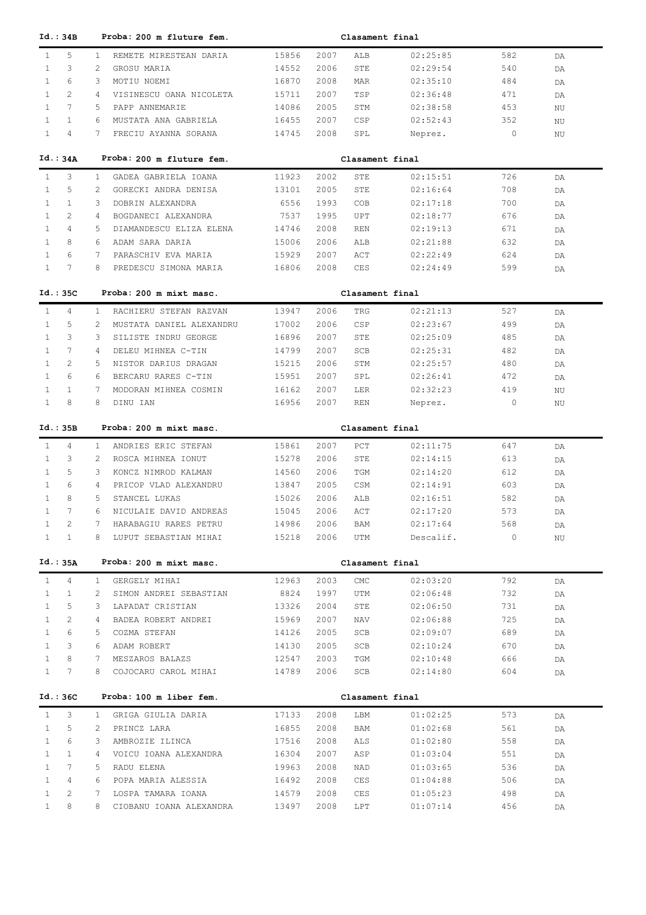**Id.: 34B** **Proba: 200 m fluture fem.** **Clasament final**

| | | | | | | | | | |
|---|---|---|---|---|---|---|---|---|---|
| 1 | 5 | 1 | REMETE MIRESTEAN DARIA | 15856 | 2007 | ALB | 02:25:85 | 582 | DA |
| 1 | 3 | 2 | GROSU MARIA | 14552 | 2006 | STE | 02:29:54 | 540 | DA |
| 1 | 6 | 3 | MOTIU NOEMI | 16870 | 2008 | MAR | 02:35:10 | 484 | DA |
| 1 | 2 | 4 | VISINESCU OANA NICOLETA | 15711 | 2007 | TSP | 02:36:48 | 471 | DA |
| 1 | 7 | 5 | PAPP ANNEMARIE | 14086 | 2005 | STM | 02:38:58 | 453 | NU |
| 1 | 1 | 6 | MUSTATA ANA GABRIELA | 16455 | 2007 | CSP | 02:52:43 | 352 | NU |
| 1 | 4 | 7 | FRECIU AYANNA SORANA | 14745 | 2008 | SPL | Neprez. | 0 | NU |

**Id.: 34A** **Proba: 200 m fluture fem.** **Clasament final**

| | | | | | | | | | |
|---|---|---|---|---|---|---|---|---|---|
| 1 | 3 | 1 | GADEA GABRIELA IOANA | 11923 | 2002 | STE | 02:15:51 | 726 | DA |
| 1 | 5 | 2 | GORECKI ANDRA DENISA | 13101 | 2005 | STE | 02:16:64 | 708 | DA |
| 1 | 1 | 3 | DOBRIN ALEXANDRA | 6556 | 1993 | COB | 02:17:18 | 700 | DA |
| 1 | 2 | 4 | BOGDANECI ALEXANDRA | 7537 | 1995 | UPT | 02:18:77 | 676 | DA |
| 1 | 4 | 5 | DIAMANDESCU ELIZA ELENA | 14746 | 2008 | REN | 02:19:13 | 671 | DA |
| 1 | 8 | 6 | ADAM SARA DARIA | 15006 | 2006 | ALB | 02:21:88 | 632 | DA |
| 1 | 6 | 7 | PARASCHIV EVA MARIA | 15929 | 2007 | ACT | 02:22:49 | 624 | DA |
| 1 | 7 | 8 | PREDESCU SIMONA MARIA | 16806 | 2008 | CES | 02:24:49 | 599 | DA |

**Id.: 35C** **Proba: 200 m mixt masc.** **Clasament final**

| | | | | | | | | | |
|---|---|---|---|---|---|---|---|---|---|
| 1 | 4 | 1 | RACHIERU STEFAN RAZVAN | 13947 | 2006 | TRG | 02:21:13 | 527 | DA |
| 1 | 5 | 2 | MUSTATA DANIEL ALEXANDRU | 17002 | 2006 | CSP | 02:23:67 | 499 | DA |
| 1 | 3 | 3 | SILISTE INDRU GEORGE | 16896 | 2007 | STE | 02:25:09 | 485 | DA |
| 1 | 7 | 4 | DELEU MIHNEA C-TIN | 14799 | 2007 | SCB | 02:25:31 | 482 | DA |
| 1 | 2 | 5 | NISTOR DARIUS DRAGAN | 15215 | 2006 | STM | 02:25:57 | 480 | DA |
| 1 | 6 | 6 | BERCARU RARES C-TIN | 15951 | 2007 | SPL | 02:26:41 | 472 | DA |
| 1 | 1 | 7 | MODORAN MIHNEA COSMIN | 16162 | 2007 | LER | 02:32:23 | 419 | NU |
| 1 | 8 | 8 | DINU IAN | 16956 | 2007 | REN | Neprez. | 0 | NU |

**Id.: 35B** **Proba: 200 m mixt masc.** **Clasament final**

| | | | | | | | | | |
|---|---|---|---|---|---|---|---|---|---|
| 1 | 4 | 1 | ANDRIES ERIC STEFAN | 15861 | 2007 | PCT | 02:11:75 | 647 | DA |
| 1 | 3 | 2 | ROSCA MIHNEA IONUT | 15278 | 2006 | STE | 02:14:15 | 613 | DA |
| 1 | 5 | 3 | KONCZ NIMROD KALMAN | 14560 | 2006 | TGM | 02:14:20 | 612 | DA |
| 1 | 6 | 4 | PRICOP VLAD ALEXANDRU | 13847 | 2005 | CSM | 02:14:91 | 603 | DA |
| 1 | 8 | 5 | STANCEL LUKAS | 15026 | 2006 | ALB | 02:16:51 | 582 | DA |
| 1 | 7 | 6 | NICULAIE DAVID ANDREAS | 15045 | 2006 | ACT | 02:17:20 | 573 | DA |
| 1 | 2 | 7 | HARABAGIU RARES PETRU | 14986 | 2006 | BAM | 02:17:64 | 568 | DA |
| 1 | 1 | 8 | LUPUT SEBASTIAN MIHAI | 15218 | 2006 | UTM | Descalif. | 0 | NU |

**Id.: 35A** **Proba: 200 m mixt masc.** **Clasament final**

| | | | | | | | | | |
|---|---|---|---|---|---|---|---|---|---|
| 1 | 4 | 1 | GERGELY MIHAI | 12963 | 2003 | CMC | 02:03:20 | 792 | DA |
| 1 | 1 | 2 | SIMON ANDREI SEBASTIAN | 8824 | 1997 | UTM | 02:06:48 | 732 | DA |
| 1 | 5 | 3 | LAPADAT CRISTIAN | 13326 | 2004 | STE | 02:06:50 | 731 | DA |
| 1 | 2 | 4 | BADEA ROBERT ANDREI | 15969 | 2007 | NAV | 02:06:88 | 725 | DA |
| 1 | 6 | 5 | COZMA STEFAN | 14126 | 2005 | SCB | 02:09:07 | 689 | DA |
| 1 | 3 | 6 | ADAM ROBERT | 14130 | 2005 | SCB | 02:10:24 | 670 | DA |
| 1 | 8 | 7 | MESZAROS BALAZS | 12547 | 2003 | TGM | 02:10:48 | 666 | DA |
| 1 | 7 | 8 | COJOCARU CAROL MIHAI | 14789 | 2006 | SCB | 02:14:80 | 604 | DA |

**Id.: 36C** **Proba: 100 m liber fem.** **Clasament final**

| | | | | | | | | | |
|---|---|---|---|---|---|---|---|---|---|
| 1 | 3 | 1 | GRIGA GIULIA DARIA | 17133 | 2008 | LBM | 01:02:25 | 573 | DA |
| 1 | 5 | 2 | PRINCZ LARA | 16855 | 2008 | BAM | 01:02:68 | 561 | DA |
| 1 | 6 | 3 | AMBROZIE ILINCA | 17516 | 2008 | ALS | 01:02:80 | 558 | DA |
| 1 | 1 | 4 | VOICU IOANA ALEXANDRA | 16304 | 2007 | ASP | 01:03:04 | 551 | DA |
| 1 | 7 | 5 | RADU ELENA | 19963 | 2008 | NAD | 01:03:65 | 536 | DA |
| 1 | 4 | 6 | POPA MARIA ALESSIA | 16492 | 2008 | CES | 01:04:88 | 506 | DA |
| 1 | 2 | 7 | LOSPA TAMARA IOANA | 14579 | 2008 | CES | 01:05:23 | 498 | DA |
| 1 | 8 | 8 | CIOBANU IOANA ALEXANDRA | 13497 | 2008 | LPT | 01:07:14 | 456 | DA |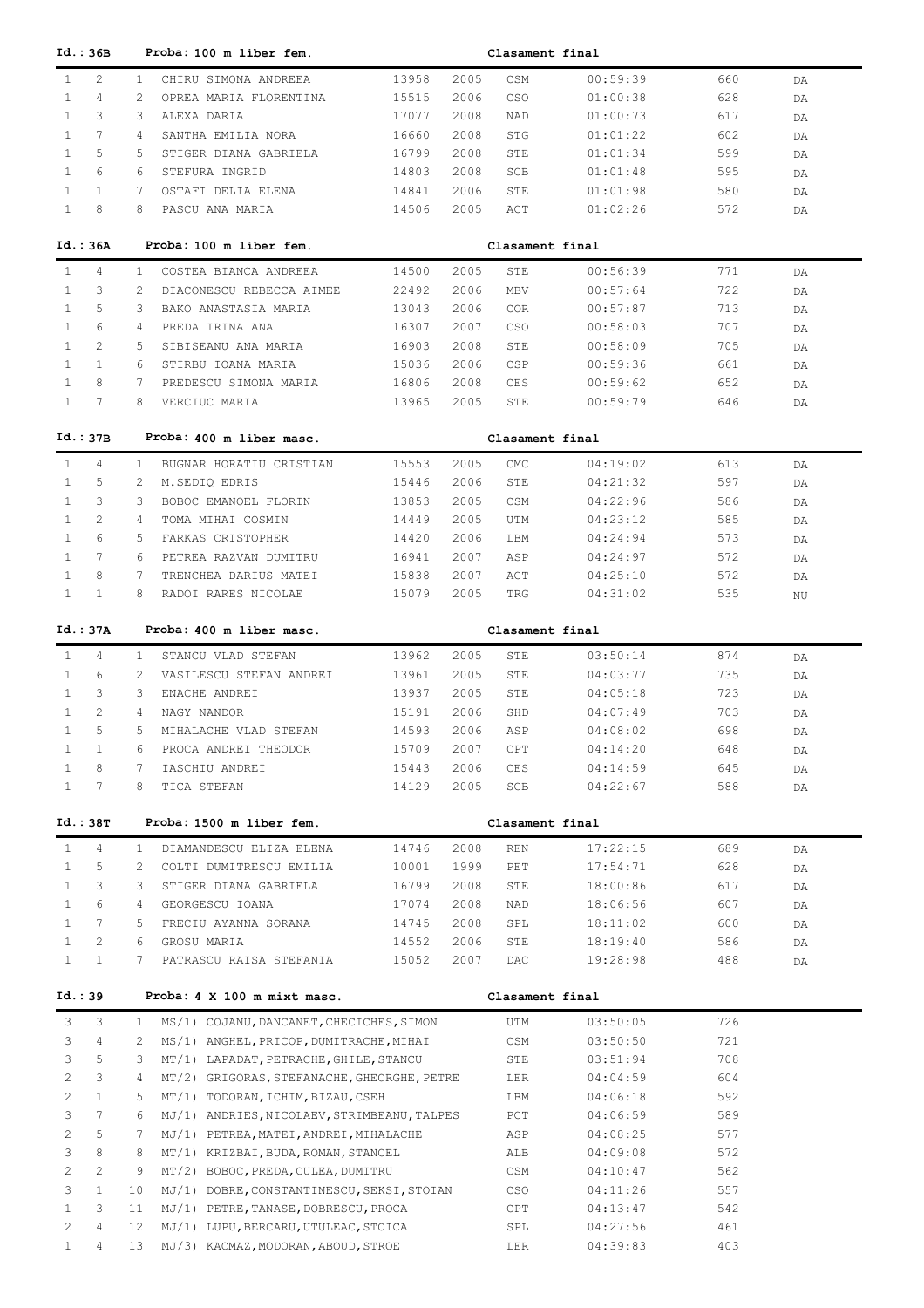**Id.: 36B** **Proba: 100 m liber fem.** **Clasament final**

| | | | | | | | | | |
|---|---|---|---|---|---|---|---|---|---|
| 1 | 2 | 1 | CHIRU SIMONA ANDREEA | 13958 | 2005 | CSM | 00:59:39 | 660 | DA |
| 1 | 4 | 2 | OPREA MARIA FLORENTINA | 15515 | 2006 | CSO | 01:00:38 | 628 | DA |
| 1 | 3 | 3 | ALEXA DARIA | 17077 | 2008 | NAD | 01:00:73 | 617 | DA |
| 1 | 7 | 4 | SANTHA EMILIA NORA | 16660 | 2008 | STG | 01:01:22 | 602 | DA |
| 1 | 5 | 5 | STIGER DIANA GABRIELA | 16799 | 2008 | STE | 01:01:34 | 599 | DA |
| 1 | 6 | 6 | STEFURA INGRID | 14803 | 2008 | SCB | 01:01:48 | 595 | DA |
| 1 | 1 | 7 | OSTAFI DELIA ELENA | 14841 | 2006 | STE | 01:01:98 | 580 | DA |
| 1 | 8 | 8 | PASCU ANA MARIA | 14506 | 2005 | ACT | 01:02:26 | 572 | DA |

**Id.: 36A** **Proba: 100 m liber fem.** **Clasament final**

| | | | | | | | | | |
|---|---|---|---|---|---|---|---|---|---|
| 1 | 4 | 1 | COSTEA BIANCA ANDREEA | 14500 | 2005 | STE | 00:56:39 | 771 | DA |
| 1 | 3 | 2 | DIACONESCU REBECCA AIMEE | 22492 | 2006 | MBV | 00:57:64 | 722 | DA |
| 1 | 5 | 3 | BAKO ANASTASIA MARIA | 13043 | 2006 | COR | 00:57:87 | 713 | DA |
| 1 | 6 | 4 | PREDA IRINA ANA | 16307 | 2007 | CSO | 00:58:03 | 707 | DA |
| 1 | 2 | 5 | SIBISEANU ANA MARIA | 16903 | 2008 | STE | 00:58:09 | 705 | DA |
| 1 | 1 | 6 | STIRBU IOANA MARIA | 15036 | 2006 | CSP | 00:59:36 | 661 | DA |
| 1 | 8 | 7 | PREDESCU SIMONA MARIA | 16806 | 2008 | CES | 00:59:62 | 652 | DA |
| 1 | 7 | 8 | VERCIUC MARIA | 13965 | 2005 | STE | 00:59:79 | 646 | DA |

**Id.: 37B** **Proba: 400 m liber masc.** **Clasament final**

| | | | | | | | | | |
|---|---|---|---|---|---|---|---|---|---|
| 1 | 4 | 1 | BUGNAR HORATIU CRISTIAN | 15553 | 2005 | CMC | 04:19:02 | 613 | DA |
| 1 | 5 | 2 | M.SEDIQ EDRIS | 15446 | 2006 | STE | 04:21:32 | 597 | DA |
| 1 | 3 | 3 | BOBOC EMANOEL FLORIN | 13853 | 2005 | CSM | 04:22:96 | 586 | DA |
| 1 | 2 | 4 | TOMA MIHAI COSMIN | 14449 | 2005 | UTM | 04:23:12 | 585 | DA |
| 1 | 6 | 5 | FARKAS CRISTOPHER | 14420 | 2006 | LBM | 04:24:94 | 573 | DA |
| 1 | 7 | 6 | PETREA RAZVAN DUMITRU | 16941 | 2007 | ASP | 04:24:97 | 572 | DA |
| 1 | 8 | 7 | TRENCHEA DARIUS MATEI | 15838 | 2007 | ACT | 04:25:10 | 572 | DA |
| 1 | 1 | 8 | RADOI RARES NICOLAE | 15079 | 2005 | TRG | 04:31:02 | 535 | NU |

**Id.: 37A** **Proba: 400 m liber masc.** **Clasament final**

| | | | | | | | | | |
|---|---|---|---|---|---|---|---|---|---|
| 1 | 4 | 1 | STANCU VLAD STEFAN | 13962 | 2005 | STE | 03:50:14 | 874 | DA |
| 1 | 6 | 2 | VASILESCU STEFAN ANDREI | 13961 | 2005 | STE | 04:03:77 | 735 | DA |
| 1 | 3 | 3 | ENACHE ANDREI | 13937 | 2005 | STE | 04:05:18 | 723 | DA |
| 1 | 2 | 4 | NAGY NANDOR | 15191 | 2006 | SHD | 04:07:49 | 703 | DA |
| 1 | 5 | 5 | MIHALACHE VLAD STEFAN | 14593 | 2006 | ASP | 04:08:02 | 698 | DA |
| 1 | 1 | 6 | PROCA ANDREI THEODOR | 15709 | 2007 | CPT | 04:14:20 | 648 | DA |
| 1 | 8 | 7 | IASCHIU ANDREI | 15443 | 2006 | CES | 04:14:59 | 645 | DA |
| 1 | 7 | 8 | TICA STEFAN | 14129 | 2005 | SCB | 04:22:67 | 588 | DA |

**Id.: 38T** **Proba: 1500 m liber fem.** **Clasament final**

| | | | | | | | | | |
|---|---|---|---|---|---|---|---|---|---|
| 1 | 4 | 1 | DIAMANDESCU ELIZA ELENA | 14746 | 2008 | REN | 17:22:15 | 689 | DA |
| 1 | 5 | 2 | COLTI DUMITRESCU EMILIA | 10001 | 1999 | PET | 17:54:71 | 628 | DA |
| 1 | 3 | 3 | STIGER DIANA GABRIELA | 16799 | 2008 | STE | 18:00:86 | 617 | DA |
| 1 | 6 | 4 | GEORGESCU IOANA | 17074 | 2008 | NAD | 18:06:56 | 607 | DA |
| 1 | 7 | 5 | FRECIU AYANNA SORANA | 14745 | 2008 | SPL | 18:11:02 | 600 | DA |
| 1 | 2 | 6 | GROSU MARIA | 14552 | 2006 | STE | 18:19:40 | 586 | DA |
| 1 | 1 | 7 | PATRASCU RAISA STEFANIA | 15052 | 2007 | DAC | 19:28:98 | 488 | DA |

**Id.: 39** **Proba: 4 X 100 m mixt masc.** **Clasament final**

| | | | | | | |
|---|---|---|---|---|---|---|
| 3 | 3 | 1 | MS/1) COJANU,DANCANET,CHECICHES,SIMON | UTM | 03:50:05 | 726 |
| 3 | 4 | 2 | MS/1) ANGHEL,PRICOP,DUMITRACHE,MIHAI | CSM | 03:50:50 | 721 |
| 3 | 5 | 3 | MT/1) LAPADAT,PETRACHE,GHILE,STANCU | STE | 03:51:94 | 708 |
| 2 | 3 | 4 | MT/2) GRIGORAS,STEFANACHE,GHEORGHE,PETRE | LER | 04:04:59 | 604 |
| 2 | 1 | 5 | MT/1) TODORAN,ICHIM,BIZAU,CSEH | LBM | 04:06:18 | 592 |
| 3 | 7 | 6 | MJ/1) ANDRIES,NICOLAEV,STRIMBEANU,TALPES | PCT | 04:06:59 | 589 |
| 2 | 5 | 7 | MJ/1) PETREA,MATEI,ANDREI,MIHALACHE | ASP | 04:08:25 | 577 |
| 3 | 8 | 8 | MT/1) KRIZBAI,BUDA,ROMAN,STANCEL | ALB | 04:09:08 | 572 |
| 2 | 2 | 9 | MT/2) BOBOC,PREDA,CULEA,DUMITRU | CSM | 04:10:47 | 562 |
| 3 | 1 | 10 | MJ/1) DOBRE,CONSTANTINESCU,SEKSI,STOIAN | CSO | 04:11:26 | 557 |
| 1 | 3 | 11 | MJ/1) PETRE,TANASE,DOBRESCU,PROCA | CPT | 04:13:47 | 542 |
| 2 | 4 | 12 | MJ/1) LUPU,BERCARU,UTULEAC,STOICA | SPL | 04:27:56 | 461 |
| 1 | 4 | 13 | MJ/3) KACMAZ,MODORAN,ABOUD,STROE | LER | 04:39:83 | 403 |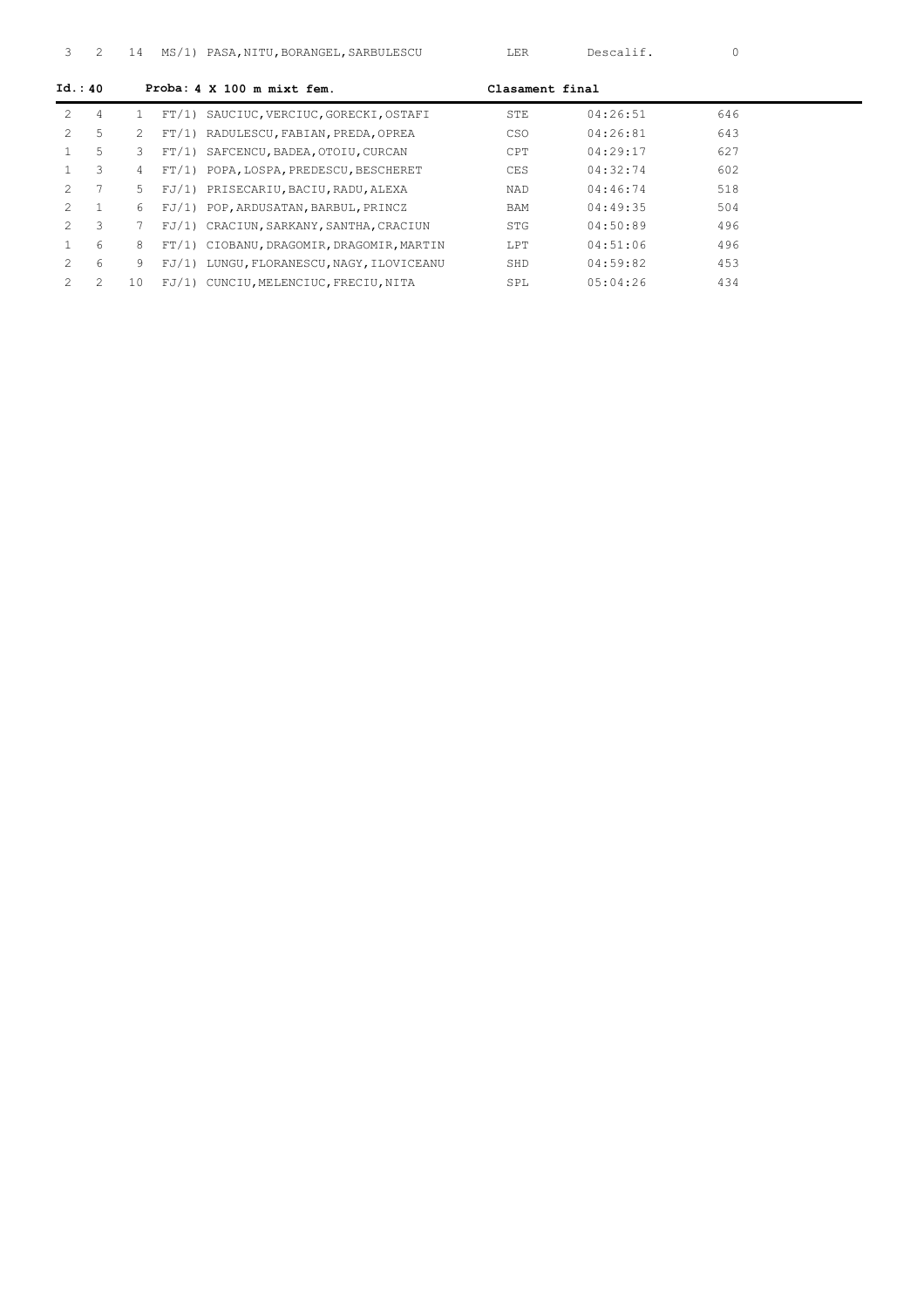| | | | | | | | |
|---|---|---|---|---|---|---|---|
| 3 | 2 | 14 | MS/1) | PASA,NITU,BORANGEL,SARBULESCU | LER | Descalif. | 0 |

**Id.: 40 Proba: 4 X 100 m mixt fem. Clasament final**

| | | | | | | | |
|---|---|---|---|---|---|---|---|
| 2 | 4 | 1 | FT/1) | SAUCIUC,VERCIUC,GORECKI,OSTAFI | STE | 04:26:51 | 646 |
| 2 | 5 | 2 | FT/1) | RADULESCU,FABIAN,PREDA,OPREA | CSO | 04:26:81 | 643 |
| 1 | 5 | 3 | FT/1) | SAFCENCU,BADEA,OTOIU,CURCAN | CPT | 04:29:17 | 627 |
| 1 | 3 | 4 | FT/1) | POPA,LOSPA,PREDESCU,BESCHERET | CES | 04:32:74 | 602 |
| 2 | 7 | 5 | FJ/1) | PRISECARIU,BACIU,RADU,ALEXA | NAD | 04:46:74 | 518 |
| 2 | 1 | 6 | FJ/1) | POP,ARDUSATAN,BARBUL,PRINCZ | BAM | 04:49:35 | 504 |
| 2 | 3 | 7 | FJ/1) | CRACIUN,SARKANY,SANTHA,CRACIUN | STG | 04:50:89 | 496 |
| 1 | 6 | 8 | FT/1) | CIOBANU,DRAGOMIR,DRAGOMIR,MARTIN | LPT | 04:51:06 | 496 |
| 2 | 6 | 9 | FJ/1) | LUNGU,FLORANESCU,NAGY,ILOVICEANU | SHD | 04:59:82 | 453 |
| 2 | 2 | 10 | FJ/1) | CUNCIU,MELENCIUC,FRECIU,NITA | SPL | 05:04:26 | 434 |